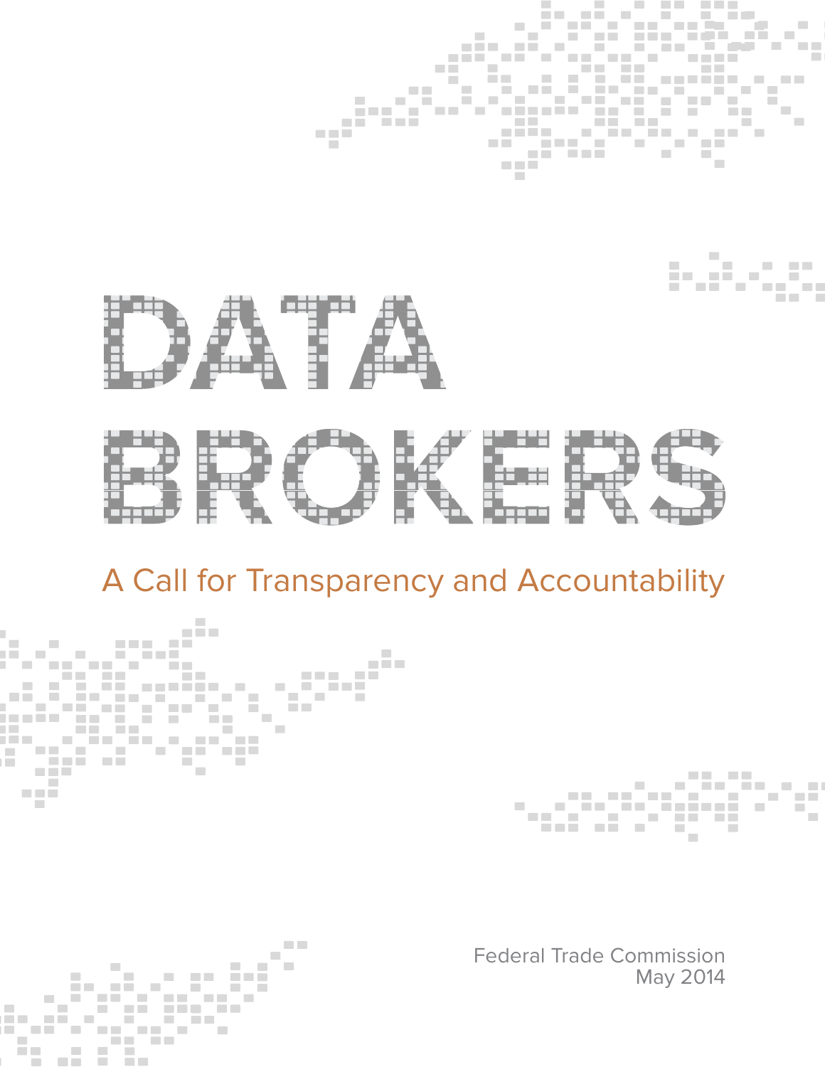# DATA BROKERS

## A Call for Transparency and Accountability

Federal Trade Commission
May 2014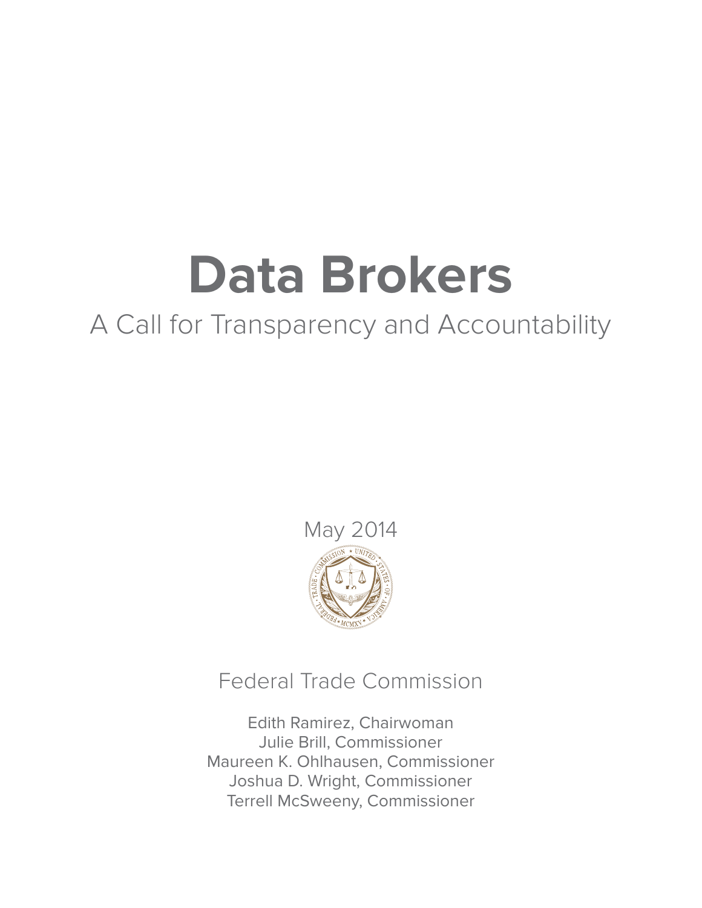# Data Brokers

## A Call for Transparency and Accountability

May 2014

Federal Trade Commission

Edith Ramirez, Chairwoman
Julie Brill, Commissioner
Maureen K. Ohlhausen, Commissioner
Joshua D. Wright, Commissioner
Terrell McSweeny, Commissioner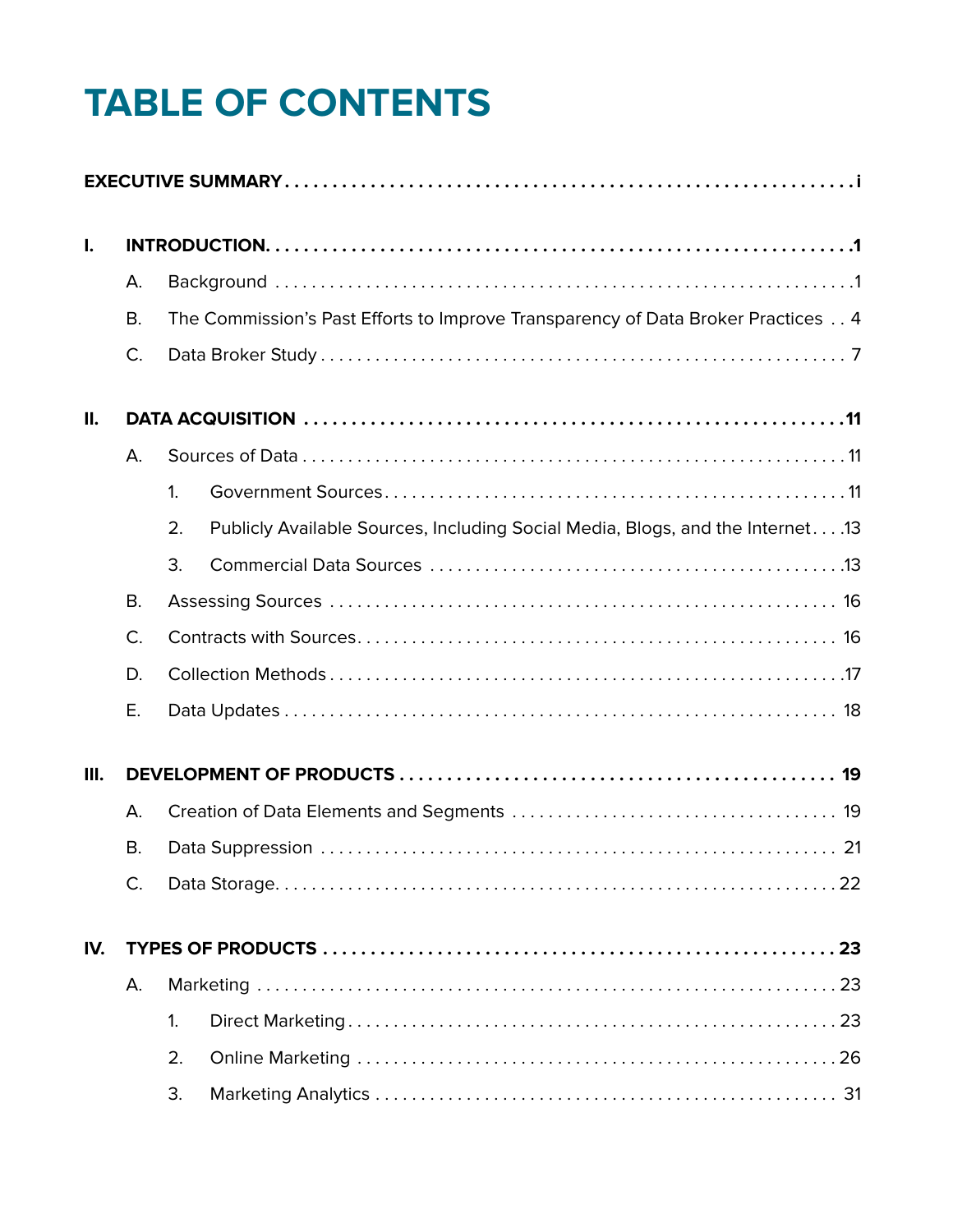# TABLE OF CONTENTS

**EXECUTIVE SUMMARY** . . . . . . . . . . . . . . . . . . . . . . . . . . . . . . . . . . . . . . . . . . . . . . . . . . . . . . . . . . . . i

**I. INTRODUCTION** . . . . . . . . . . . . . . . . . . . . . . . . . . . . . . . . . . . . . . . . . . . . . . . . . . . . . . . . . . . . 1

- A. Background . . . . . . . . . . . . . . . . . . . . . . . . . . . . . . . . . . . . . . . . . . . . . . . . . . . . . . . . . . . . 1
- B. The Commission's Past Efforts to Improve Transparency of Data Broker Practices . . 4
- C. Data Broker Study . . . . . . . . . . . . . . . . . . . . . . . . . . . . . . . . . . . . . . . . . . . . . . . . . . . . . . . 7

**II. DATA ACQUISITION** . . . . . . . . . . . . . . . . . . . . . . . . . . . . . . . . . . . . . . . . . . . . . . . . . . . . . . 11

- A. Sources of Data . . . . . . . . . . . . . . . . . . . . . . . . . . . . . . . . . . . . . . . . . . . . . . . . . . . . . . . . 11
  - 1. Government Sources . . . . . . . . . . . . . . . . . . . . . . . . . . . . . . . . . . . . . . . . . . . . . . . . . 11
  - 2. Publicly Available Sources, Including Social Media, Blogs, and the Internet . . . . 13
  - 3. Commercial Data Sources . . . . . . . . . . . . . . . . . . . . . . . . . . . . . . . . . . . . . . . . . . . . 13
- B. Assessing Sources . . . . . . . . . . . . . . . . . . . . . . . . . . . . . . . . . . . . . . . . . . . . . . . . . . . . . 16
- C. Contracts with Sources . . . . . . . . . . . . . . . . . . . . . . . . . . . . . . . . . . . . . . . . . . . . . . . . . . 16
- D. Collection Methods . . . . . . . . . . . . . . . . . . . . . . . . . . . . . . . . . . . . . . . . . . . . . . . . . . . . . 17
- E. Data Updates . . . . . . . . . . . . . . . . . . . . . . . . . . . . . . . . . . . . . . . . . . . . . . . . . . . . . . . . . 18

**III. DEVELOPMENT OF PRODUCTS** . . . . . . . . . . . . . . . . . . . . . . . . . . . . . . . . . . . . . . . . . . . . . . 19

- A. Creation of Data Elements and Segments . . . . . . . . . . . . . . . . . . . . . . . . . . . . . . . . . . . 19
- B. Data Suppression . . . . . . . . . . . . . . . . . . . . . . . . . . . . . . . . . . . . . . . . . . . . . . . . . . . . . . 21
- C. Data Storage . . . . . . . . . . . . . . . . . . . . . . . . . . . . . . . . . . . . . . . . . . . . . . . . . . . . . . . . . 22

**IV. TYPES OF PRODUCTS** . . . . . . . . . . . . . . . . . . . . . . . . . . . . . . . . . . . . . . . . . . . . . . . . . . . . . 23

- A. Marketing . . . . . . . . . . . . . . . . . . . . . . . . . . . . . . . . . . . . . . . . . . . . . . . . . . . . . . . . . . . . 23
  - 1. Direct Marketing . . . . . . . . . . . . . . . . . . . . . . . . . . . . . . . . . . . . . . . . . . . . . . . . . . . . 23
  - 2. Online Marketing . . . . . . . . . . . . . . . . . . . . . . . . . . . . . . . . . . . . . . . . . . . . . . . . . . . . 26
  - 3. Marketing Analytics . . . . . . . . . . . . . . . . . . . . . . . . . . . . . . . . . . . . . . . . . . . . . . . . . . 31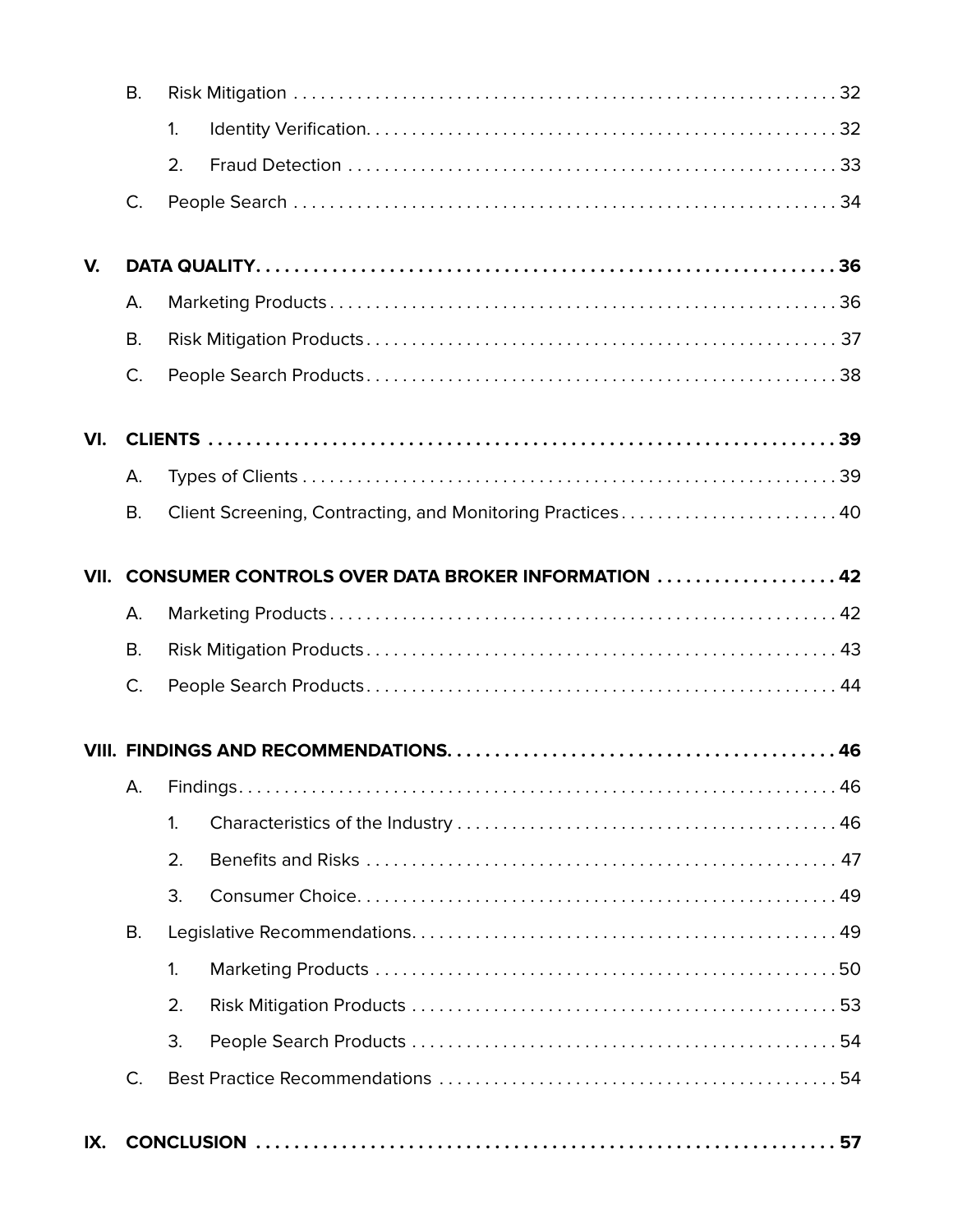- B. Risk Mitigation . . . . . 32
  - 1. Identity Verification. . . . . 32
  - 2. Fraud Detection . . . . . 33
- C. People Search . . . . . 34

**V. DATA QUALITY. . . . . 36**

- A. Marketing Products . . . . . 36
- B. Risk Mitigation Products . . . . . 37
- C. People Search Products . . . . . 38

**VI. CLIENTS . . . . . 39**

- A. Types of Clients . . . . . 39
- B. Client Screening, Contracting, and Monitoring Practices . . . . . 40

**VII. CONSUMER CONTROLS OVER DATA BROKER INFORMATION . . . . . 42**

- A. Marketing Products . . . . . 42
- B. Risk Mitigation Products . . . . . 43
- C. People Search Products . . . . . 44

**VIII. FINDINGS AND RECOMMENDATIONS. . . . . 46**

- A. Findings . . . . . 46
  - 1. Characteristics of the Industry . . . . . 46
  - 2. Benefits and Risks . . . . . 47
  - 3. Consumer Choice. . . . . 49
- B. Legislative Recommendations. . . . . 49
  - 1. Marketing Products . . . . . 50
  - 2. Risk Mitigation Products . . . . . 53
  - 3. People Search Products . . . . . 54
- C. Best Practice Recommendations . . . . . 54

**IX. CONCLUSION . . . . . 57**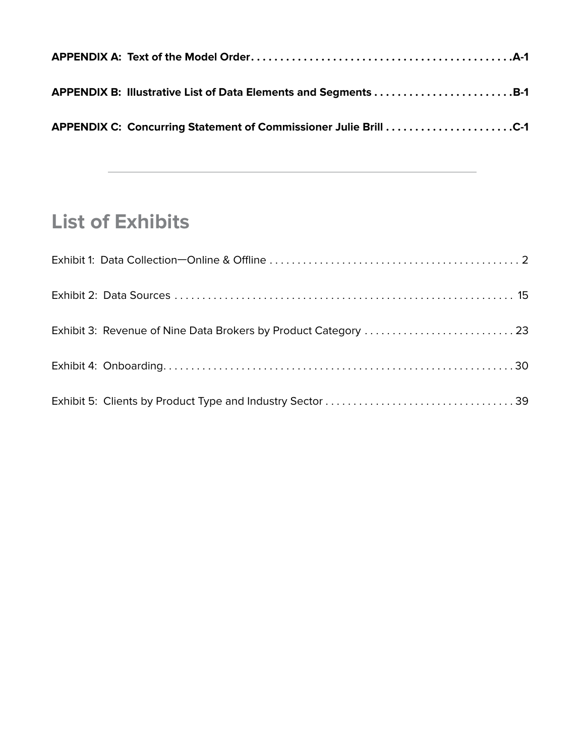**APPENDIX A: Text of the Model Order** . . . . . . . . . . . . . . . . . . . . . . . . . . . . . . . . . . . . . . . . . . . . **A-1**

**APPENDIX B: Illustrative List of Data Elements and Segments** . . . . . . . . . . . . . . . . . . . . . . . . **B-1**

**APPENDIX C: Concurring Statement of Commissioner Julie Brill** . . . . . . . . . . . . . . . . . . . . . . **C-1**

---

## List of Exhibits

Exhibit 1: Data Collection—Online & Offline . . . . . . . . . . . . . . . . . . . . . . . . . . . . . . . . . . . . . . . . . . . . . 2

Exhibit 2: Data Sources . . . . . . . . . . . . . . . . . . . . . . . . . . . . . . . . . . . . . . . . . . . . . . . . . . . . . . . . . . . . . 15

Exhibit 3: Revenue of Nine Data Brokers by Product Category . . . . . . . . . . . . . . . . . . . . . . . . . . . 23

Exhibit 4: Onboarding. . . . . . . . . . . . . . . . . . . . . . . . . . . . . . . . . . . . . . . . . . . . . . . . . . . . . . . . . . . . . . 30

Exhibit 5: Clients by Product Type and Industry Sector . . . . . . . . . . . . . . . . . . . . . . . . . . . . . . . . . 39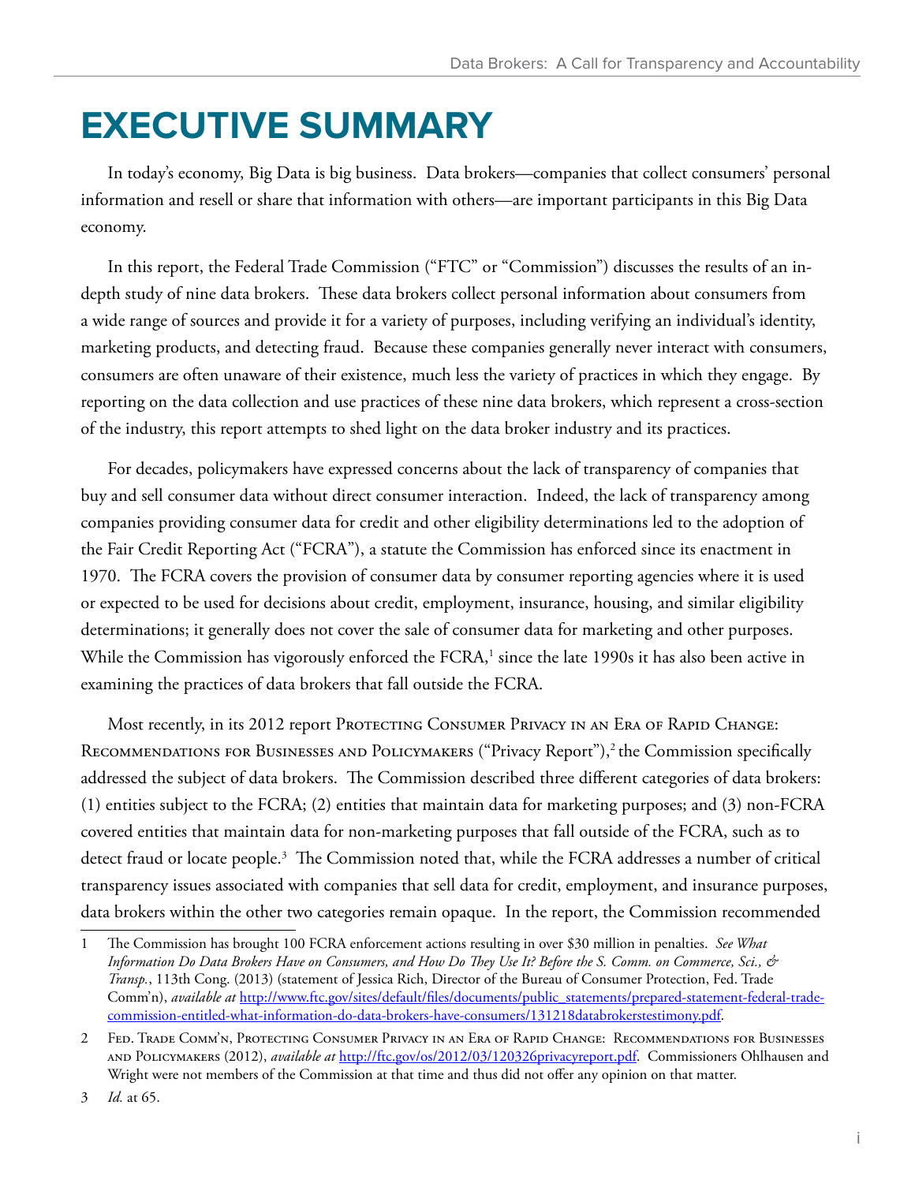# EXECUTIVE SUMMARY

In today's economy, Big Data is big business. Data brokers—companies that collect consumers' personal information and resell or share that information with others—are important participants in this Big Data economy.

In this report, the Federal Trade Commission ("FTC" or "Commission") discusses the results of an in-depth study of nine data brokers. These data brokers collect personal information about consumers from a wide range of sources and provide it for a variety of purposes, including verifying an individual's identity, marketing products, and detecting fraud. Because these companies generally never interact with consumers, consumers are often unaware of their existence, much less the variety of practices in which they engage. By reporting on the data collection and use practices of these nine data brokers, which represent a cross-section of the industry, this report attempts to shed light on the data broker industry and its practices.

For decades, policymakers have expressed concerns about the lack of transparency of companies that buy and sell consumer data without direct consumer interaction. Indeed, the lack of transparency among companies providing consumer data for credit and other eligibility determinations led to the adoption of the Fair Credit Reporting Act ("FCRA"), a statute the Commission has enforced since its enactment in 1970. The FCRA covers the provision of consumer data by consumer reporting agencies where it is used or expected to be used for decisions about credit, employment, insurance, housing, and similar eligibility determinations; it generally does not cover the sale of consumer data for marketing and other purposes. While the Commission has vigorously enforced the FCRA,[1] since the late 1990s it has also been active in examining the practices of data brokers that fall outside the FCRA.

Most recently, in its 2012 report Protecting Consumer Privacy in an Era of Rapid Change: Recommendations for Businesses and Policymakers ("Privacy Report"),[2] the Commission specifically addressed the subject of data brokers. The Commission described three different categories of data brokers: (1) entities subject to the FCRA; (2) entities that maintain data for marketing purposes; and (3) non-FCRA covered entities that maintain data for non-marketing purposes that fall outside of the FCRA, such as to detect fraud or locate people.[3] The Commission noted that, while the FCRA addresses a number of critical transparency issues associated with companies that sell data for credit, employment, and insurance purposes, data brokers within the other two categories remain opaque. In the report, the Commission recommended

---

1 The Commission has brought 100 FCRA enforcement actions resulting in over $30 million in penalties. *See What Information Do Data Brokers Have on Consumers, and How Do They Use It? Before the S. Comm. on Commerce, Sci., & Transp.*, 113th Cong. (2013) (statement of Jessica Rich, Director of the Bureau of Consumer Protection, Fed. Trade Comm'n), *available at* http://www.ftc.gov/sites/default/files/documents/public_statements/prepared-statement-federal-trade-commission-entitled-what-information-do-data-brokers-have-consumers/131218databrokerstestimony.pdf.

2 Fed. Trade Comm'n, Protecting Consumer Privacy in an Era of Rapid Change: Recommendations for Businesses and Policymakers (2012), *available at* http://ftc.gov/os/2012/03/120326privacyreport.pdf. Commissioners Ohlhausen and Wright were not members of the Commission at that time and thus did not offer any opinion on that matter.

3 *Id.* at 65.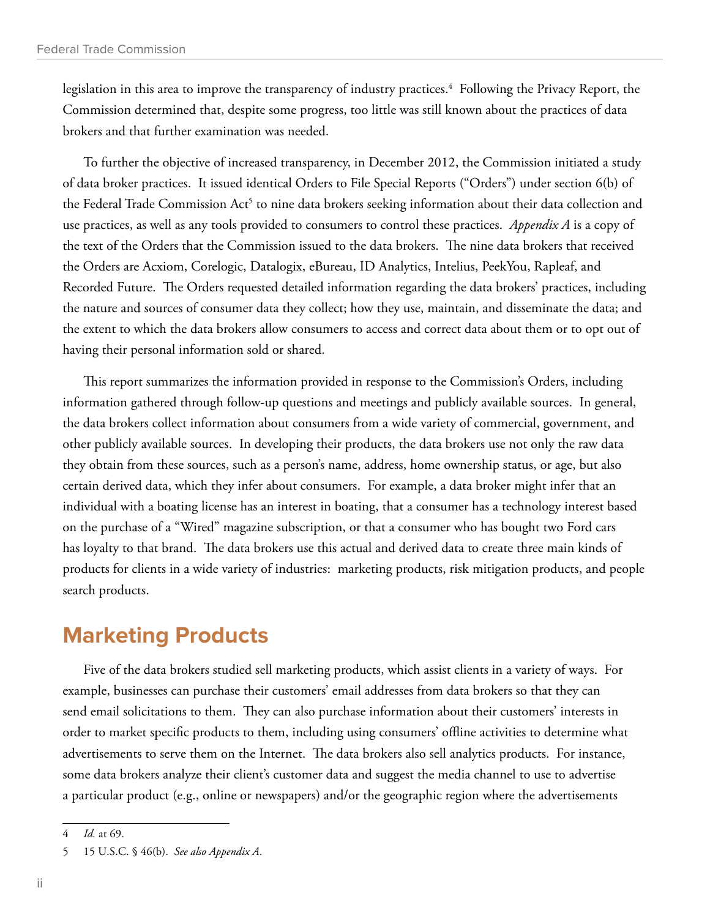legislation in this area to improve the transparency of industry practices.[4] Following the Privacy Report, the Commission determined that, despite some progress, too little was still known about the practices of data brokers and that further examination was needed.

To further the objective of increased transparency, in December 2012, the Commission initiated a study of data broker practices. It issued identical Orders to File Special Reports ("Orders") under section 6(b) of the Federal Trade Commission Act[5] to nine data brokers seeking information about their data collection and use practices, as well as any tools provided to consumers to control these practices. *Appendix A* is a copy of the text of the Orders that the Commission issued to the data brokers. The nine data brokers that received the Orders are Acxiom, Corelogic, Datalogix, eBureau, ID Analytics, Intelius, PeekYou, Rapleaf, and Recorded Future. The Orders requested detailed information regarding the data brokers' practices, including the nature and sources of consumer data they collect; how they use, maintain, and disseminate the data; and the extent to which the data brokers allow consumers to access and correct data about them or to opt out of having their personal information sold or shared.

This report summarizes the information provided in response to the Commission's Orders, including information gathered through follow-up questions and meetings and publicly available sources. In general, the data brokers collect information about consumers from a wide variety of commercial, government, and other publicly available sources. In developing their products, the data brokers use not only the raw data they obtain from these sources, such as a person's name, address, home ownership status, or age, but also certain derived data, which they infer about consumers. For example, a data broker might infer that an individual with a boating license has an interest in boating, that a consumer has a technology interest based on the purchase of a "Wired" magazine subscription, or that a consumer who has bought two Ford cars has loyalty to that brand. The data brokers use this actual and derived data to create three main kinds of products for clients in a wide variety of industries: marketing products, risk mitigation products, and people search products.

## Marketing Products

Five of the data brokers studied sell marketing products, which assist clients in a variety of ways. For example, businesses can purchase their customers' email addresses from data brokers so that they can send email solicitations to them. They can also purchase information about their customers' interests in order to market specific products to them, including using consumers' offline activities to determine what advertisements to serve them on the Internet. The data brokers also sell analytics products. For instance, some data brokers analyze their client's customer data and suggest the media channel to use to advertise a particular product (e.g., online or newspapers) and/or the geographic region where the advertisements

---

4 *Id.* at 69.

5 15 U.S.C. § 46(b). *See also Appendix A.*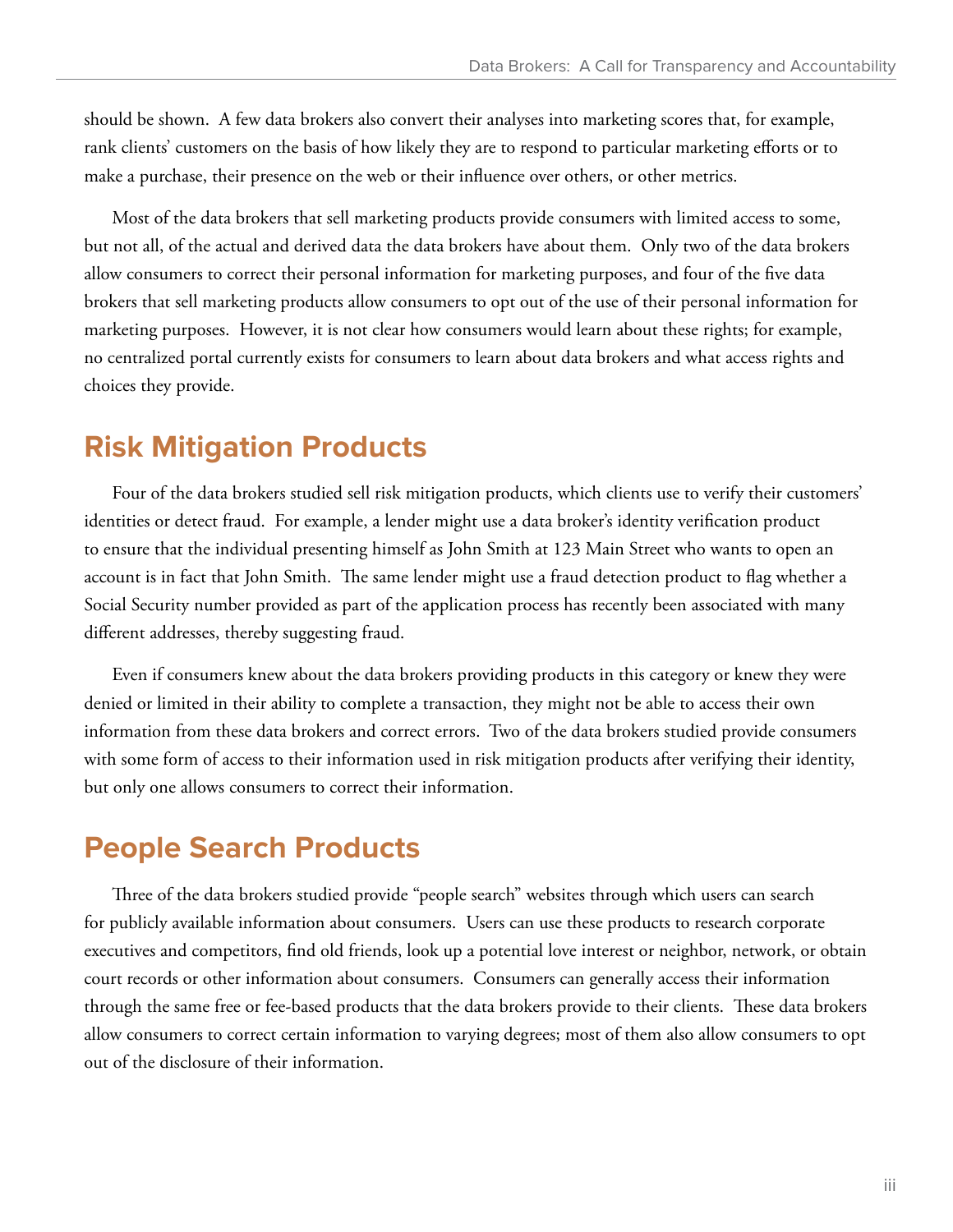should be shown. A few data brokers also convert their analyses into marketing scores that, for example, rank clients' customers on the basis of how likely they are to respond to particular marketing efforts or to make a purchase, their presence on the web or their influence over others, or other metrics.

Most of the data brokers that sell marketing products provide consumers with limited access to some, but not all, of the actual and derived data the data brokers have about them. Only two of the data brokers allow consumers to correct their personal information for marketing purposes, and four of the five data brokers that sell marketing products allow consumers to opt out of the use of their personal information for marketing purposes. However, it is not clear how consumers would learn about these rights; for example, no centralized portal currently exists for consumers to learn about data brokers and what access rights and choices they provide.

## Risk Mitigation Products

Four of the data brokers studied sell risk mitigation products, which clients use to verify their customers' identities or detect fraud. For example, a lender might use a data broker's identity verification product to ensure that the individual presenting himself as John Smith at 123 Main Street who wants to open an account is in fact that John Smith. The same lender might use a fraud detection product to flag whether a Social Security number provided as part of the application process has recently been associated with many different addresses, thereby suggesting fraud.

Even if consumers knew about the data brokers providing products in this category or knew they were denied or limited in their ability to complete a transaction, they might not be able to access their own information from these data brokers and correct errors. Two of the data brokers studied provide consumers with some form of access to their information used in risk mitigation products after verifying their identity, but only one allows consumers to correct their information.

## People Search Products

Three of the data brokers studied provide "people search" websites through which users can search for publicly available information about consumers. Users can use these products to research corporate executives and competitors, find old friends, look up a potential love interest or neighbor, network, or obtain court records or other information about consumers. Consumers can generally access their information through the same free or fee-based products that the data brokers provide to their clients. These data brokers allow consumers to correct certain information to varying degrees; most of them also allow consumers to opt out of the disclosure of their information.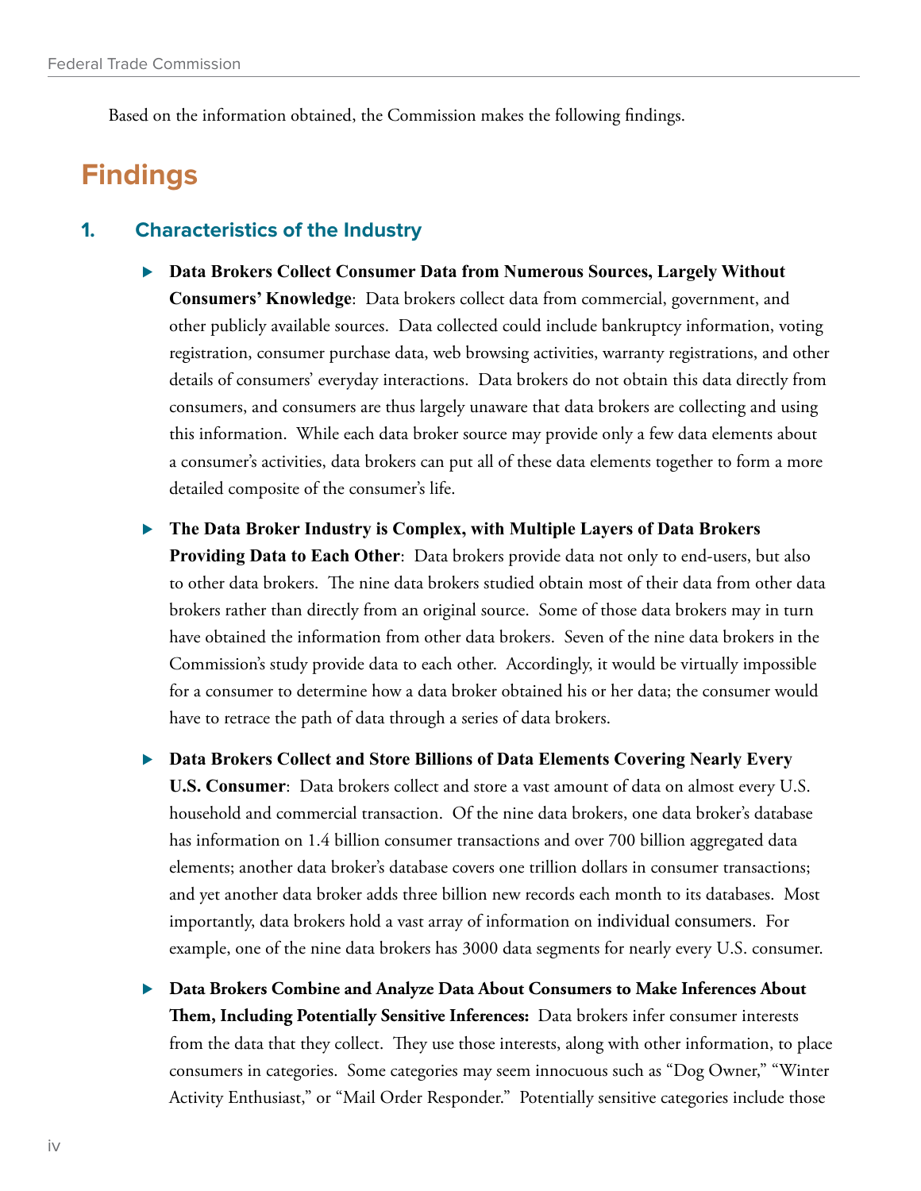Based on the information obtained, the Commission makes the following findings.

## Findings

### 1. Characteristics of the Industry

- **Data Brokers Collect Consumer Data from Numerous Sources, Largely Without Consumers' Knowledge**: Data brokers collect data from commercial, government, and other publicly available sources. Data collected could include bankruptcy information, voting registration, consumer purchase data, web browsing activities, warranty registrations, and other details of consumers' everyday interactions. Data brokers do not obtain this data directly from consumers, and consumers are thus largely unaware that data brokers are collecting and using this information. While each data broker source may provide only a few data elements about a consumer's activities, data brokers can put all of these data elements together to form a more detailed composite of the consumer's life.

- **The Data Broker Industry is Complex, with Multiple Layers of Data Brokers Providing Data to Each Other**: Data brokers provide data not only to end-users, but also to other data brokers. The nine data brokers studied obtain most of their data from other data brokers rather than directly from an original source. Some of those data brokers may in turn have obtained the information from other data brokers. Seven of the nine data brokers in the Commission's study provide data to each other. Accordingly, it would be virtually impossible for a consumer to determine how a data broker obtained his or her data; the consumer would have to retrace the path of data through a series of data brokers.

- **Data Brokers Collect and Store Billions of Data Elements Covering Nearly Every U.S. Consumer**: Data brokers collect and store a vast amount of data on almost every U.S. household and commercial transaction. Of the nine data brokers, one data broker's database has information on 1.4 billion consumer transactions and over 700 billion aggregated data elements; another data broker's database covers one trillion dollars in consumer transactions; and yet another data broker adds three billion new records each month to its databases. Most importantly, data brokers hold a vast array of information on individual consumers. For example, one of the nine data brokers has 3000 data segments for nearly every U.S. consumer.

- **Data Brokers Combine and Analyze Data About Consumers to Make Inferences About Them, Including Potentially Sensitive Inferences:** Data brokers infer consumer interests from the data that they collect. They use those interests, along with other information, to place consumers in categories. Some categories may seem innocuous such as "Dog Owner," "Winter Activity Enthusiast," or "Mail Order Responder." Potentially sensitive categories include those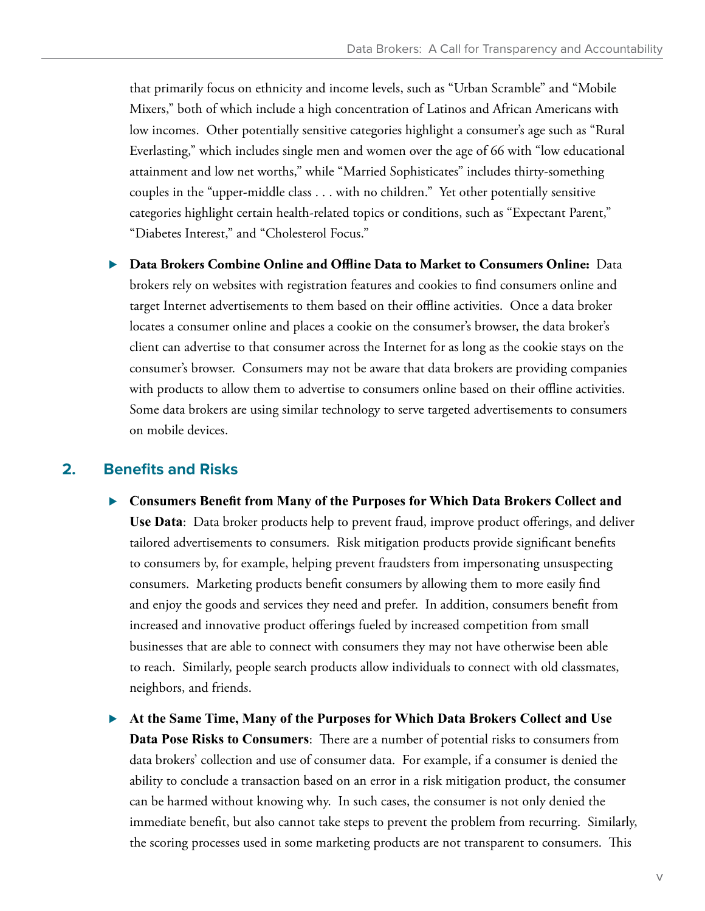that primarily focus on ethnicity and income levels, such as "Urban Scramble" and "Mobile Mixers," both of which include a high concentration of Latinos and African Americans with low incomes. Other potentially sensitive categories highlight a consumer's age such as "Rural Everlasting," which includes single men and women over the age of 66 with "low educational attainment and low net worths," while "Married Sophisticates" includes thirty-something couples in the "upper-middle class . . . with no children." Yet other potentially sensitive categories highlight certain health-related topics or conditions, such as "Expectant Parent," "Diabetes Interest," and "Cholesterol Focus."

- **Data Brokers Combine Online and Offline Data to Market to Consumers Online:** Data brokers rely on websites with registration features and cookies to find consumers online and target Internet advertisements to them based on their offline activities. Once a data broker locates a consumer online and places a cookie on the consumer's browser, the data broker's client can advertise to that consumer across the Internet for as long as the cookie stays on the consumer's browser. Consumers may not be aware that data brokers are providing companies with products to allow them to advertise to consumers online based on their offline activities. Some data brokers are using similar technology to serve targeted advertisements to consumers on mobile devices.

## 2. Benefits and Risks

- **Consumers Benefit from Many of the Purposes for Which Data Brokers Collect and Use Data**: Data broker products help to prevent fraud, improve product offerings, and deliver tailored advertisements to consumers. Risk mitigation products provide significant benefits to consumers by, for example, helping prevent fraudsters from impersonating unsuspecting consumers. Marketing products benefit consumers by allowing them to more easily find and enjoy the goods and services they need and prefer. In addition, consumers benefit from increased and innovative product offerings fueled by increased competition from small businesses that are able to connect with consumers they may not have otherwise been able to reach. Similarly, people search products allow individuals to connect with old classmates, neighbors, and friends.

- **At the Same Time, Many of the Purposes for Which Data Brokers Collect and Use Data Pose Risks to Consumers**: There are a number of potential risks to consumers from data brokers' collection and use of consumer data. For example, if a consumer is denied the ability to conclude a transaction based on an error in a risk mitigation product, the consumer can be harmed without knowing why. In such cases, the consumer is not only denied the immediate benefit, but also cannot take steps to prevent the problem from recurring. Similarly, the scoring processes used in some marketing products are not transparent to consumers. This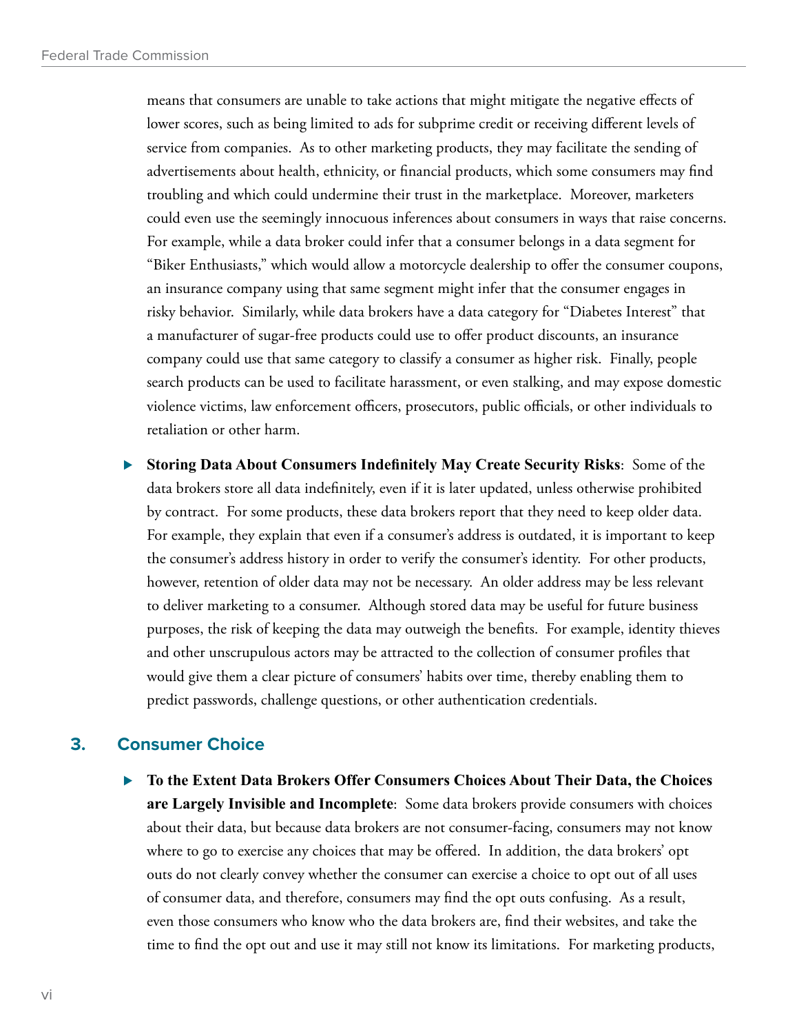means that consumers are unable to take actions that might mitigate the negative effects of lower scores, such as being limited to ads for subprime credit or receiving different levels of service from companies. As to other marketing products, they may facilitate the sending of advertisements about health, ethnicity, or financial products, which some consumers may find troubling and which could undermine their trust in the marketplace. Moreover, marketers could even use the seemingly innocuous inferences about consumers in ways that raise concerns. For example, while a data broker could infer that a consumer belongs in a data segment for "Biker Enthusiasts," which would allow a motorcycle dealership to offer the consumer coupons, an insurance company using that same segment might infer that the consumer engages in risky behavior. Similarly, while data brokers have a data category for "Diabetes Interest" that a manufacturer of sugar-free products could use to offer product discounts, an insurance company could use that same category to classify a consumer as higher risk. Finally, people search products can be used to facilitate harassment, or even stalking, and may expose domestic violence victims, law enforcement officers, prosecutors, public officials, or other individuals to retaliation or other harm.

- **Storing Data About Consumers Indefinitely May Create Security Risks**: Some of the data brokers store all data indefinitely, even if it is later updated, unless otherwise prohibited by contract. For some products, these data brokers report that they need to keep older data. For example, they explain that even if a consumer's address is outdated, it is important to keep the consumer's address history in order to verify the consumer's identity. For other products, however, retention of older data may not be necessary. An older address may be less relevant to deliver marketing to a consumer. Although stored data may be useful for future business purposes, the risk of keeping the data may outweigh the benefits. For example, identity thieves and other unscrupulous actors may be attracted to the collection of consumer profiles that would give them a clear picture of consumers' habits over time, thereby enabling them to predict passwords, challenge questions, or other authentication credentials.

## 3. Consumer Choice

- **To the Extent Data Brokers Offer Consumers Choices About Their Data, the Choices are Largely Invisible and Incomplete**: Some data brokers provide consumers with choices about their data, but because data brokers are not consumer-facing, consumers may not know where to go to exercise any choices that may be offered. In addition, the data brokers' opt outs do not clearly convey whether the consumer can exercise a choice to opt out of all uses of consumer data, and therefore, consumers may find the opt outs confusing. As a result, even those consumers who know who the data brokers are, find their websites, and take the time to find the opt out and use it may still not know its limitations. For marketing products,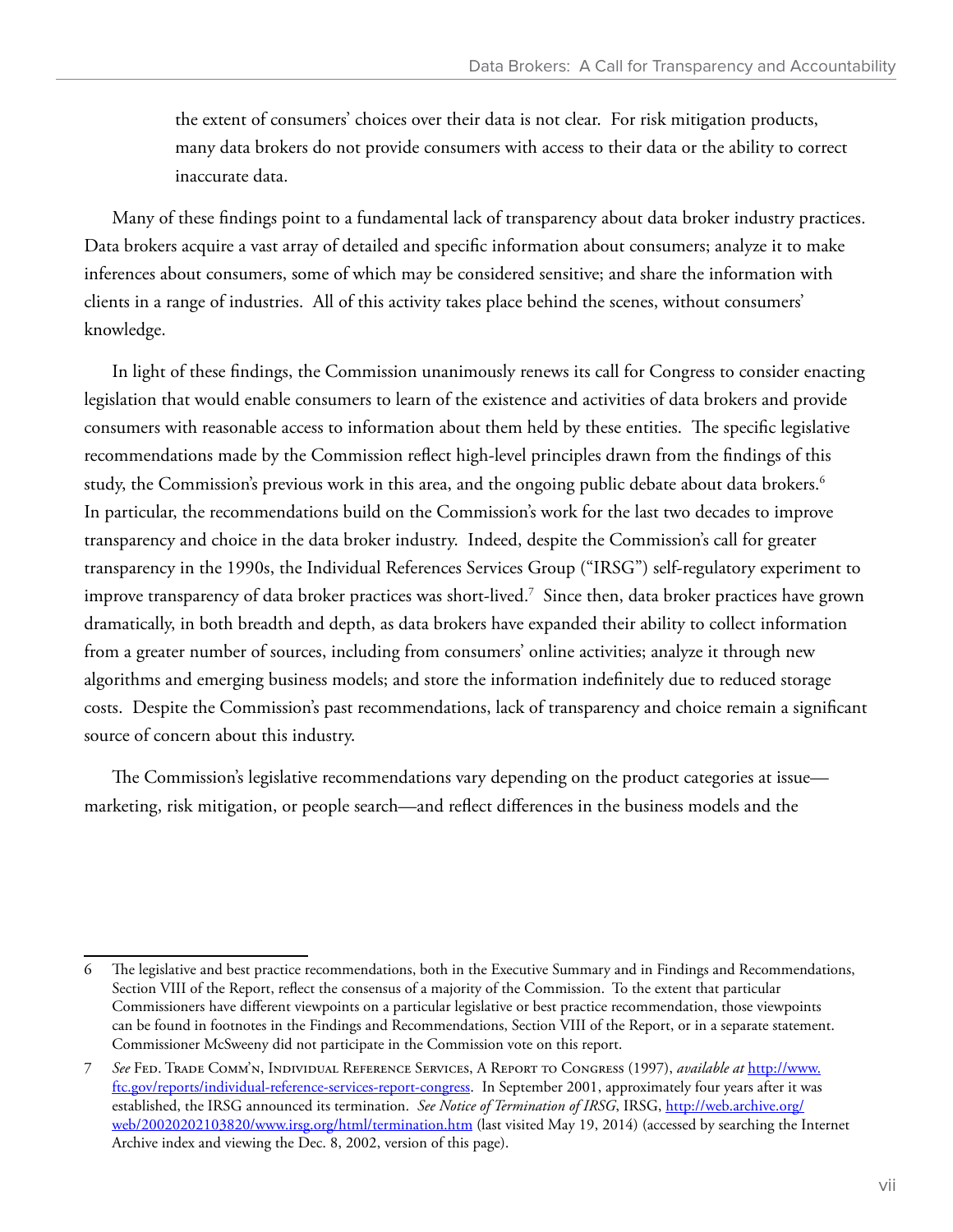the extent of consumers' choices over their data is not clear. For risk mitigation products, many data brokers do not provide consumers with access to their data or the ability to correct inaccurate data.

Many of these findings point to a fundamental lack of transparency about data broker industry practices. Data brokers acquire a vast array of detailed and specific information about consumers; analyze it to make inferences about consumers, some of which may be considered sensitive; and share the information with clients in a range of industries. All of this activity takes place behind the scenes, without consumers' knowledge.

In light of these findings, the Commission unanimously renews its call for Congress to consider enacting legislation that would enable consumers to learn of the existence and activities of data brokers and provide consumers with reasonable access to information about them held by these entities. The specific legislative recommendations made by the Commission reflect high-level principles drawn from the findings of this study, the Commission's previous work in this area, and the ongoing public debate about data brokers.[6] In particular, the recommendations build on the Commission's work for the last two decades to improve transparency and choice in the data broker industry. Indeed, despite the Commission's call for greater transparency in the 1990s, the Individual References Services Group ("IRSG") self-regulatory experiment to improve transparency of data broker practices was short-lived.[7] Since then, data broker practices have grown dramatically, in both breadth and depth, as data brokers have expanded their ability to collect information from a greater number of sources, including from consumers' online activities; analyze it through new algorithms and emerging business models; and store the information indefinitely due to reduced storage costs. Despite the Commission's past recommendations, lack of transparency and choice remain a significant source of concern about this industry.

The Commission's legislative recommendations vary depending on the product categories at issue—marketing, risk mitigation, or people search—and reflect differences in the business models and the

---

6 The legislative and best practice recommendations, both in the Executive Summary and in Findings and Recommendations, Section VIII of the Report, reflect the consensus of a majority of the Commission. To the extent that particular Commissioners have different viewpoints on a particular legislative or best practice recommendation, those viewpoints can be found in footnotes in the Findings and Recommendations, Section VIII of the Report, or in a separate statement. Commissioner McSweeny did not participate in the Commission vote on this report.

7 *See* Fed. Trade Comm'n, Individual Reference Services, A Report to Congress (1997), *available at* http://www.ftc.gov/reports/individual-reference-services-report-congress. In September 2001, approximately four years after it was established, the IRSG announced its termination. *See Notice of Termination of IRSG*, IRSG, http://web.archive.org/web/20020202103820/www.irsg.org/html/termination.htm (last visited May 19, 2014) (accessed by searching the Internet Archive index and viewing the Dec. 8, 2002, version of this page).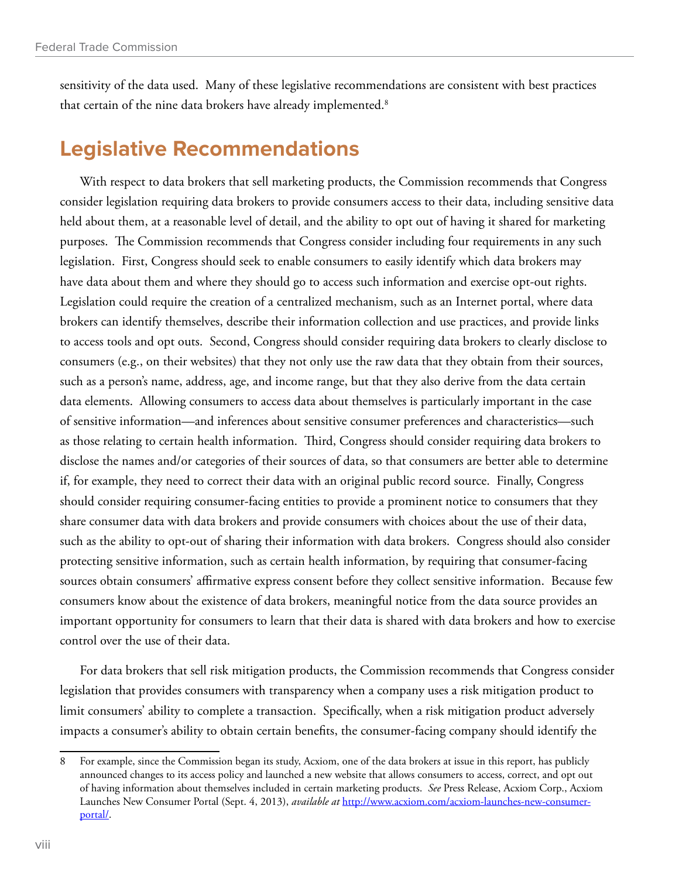sensitivity of the data used. Many of these legislative recommendations are consistent with best practices that certain of the nine data brokers have already implemented.[8]

## Legislative Recommendations

With respect to data brokers that sell marketing products, the Commission recommends that Congress consider legislation requiring data brokers to provide consumers access to their data, including sensitive data held about them, at a reasonable level of detail, and the ability to opt out of having it shared for marketing purposes. The Commission recommends that Congress consider including four requirements in any such legislation. First, Congress should seek to enable consumers to easily identify which data brokers may have data about them and where they should go to access such information and exercise opt-out rights. Legislation could require the creation of a centralized mechanism, such as an Internet portal, where data brokers can identify themselves, describe their information collection and use practices, and provide links to access tools and opt outs. Second, Congress should consider requiring data brokers to clearly disclose to consumers (e.g., on their websites) that they not only use the raw data that they obtain from their sources, such as a person's name, address, age, and income range, but that they also derive from the data certain data elements. Allowing consumers to access data about themselves is particularly important in the case of sensitive information—and inferences about sensitive consumer preferences and characteristics—such as those relating to certain health information. Third, Congress should consider requiring data brokers to disclose the names and/or categories of their sources of data, so that consumers are better able to determine if, for example, they need to correct their data with an original public record source. Finally, Congress should consider requiring consumer-facing entities to provide a prominent notice to consumers that they share consumer data with data brokers and provide consumers with choices about the use of their data, such as the ability to opt-out of sharing their information with data brokers. Congress should also consider protecting sensitive information, such as certain health information, by requiring that consumer-facing sources obtain consumers' affirmative express consent before they collect sensitive information. Because few consumers know about the existence of data brokers, meaningful notice from the data source provides an important opportunity for consumers to learn that their data is shared with data brokers and how to exercise control over the use of their data.

For data brokers that sell risk mitigation products, the Commission recommends that Congress consider legislation that provides consumers with transparency when a company uses a risk mitigation product to limit consumers' ability to complete a transaction. Specifically, when a risk mitigation product adversely impacts a consumer's ability to obtain certain benefits, the consumer-facing company should identify the

---

8 For example, since the Commission began its study, Acxiom, one of the data brokers at issue in this report, has publicly announced changes to its access policy and launched a new website that allows consumers to access, correct, and opt out of having information about themselves included in certain marketing products. *See* Press Release, Acxiom Corp., Acxiom Launches New Consumer Portal (Sept. 4, 2013), *available at* http://www.acxiom.com/acxiom-launches-new-consumer-portal/.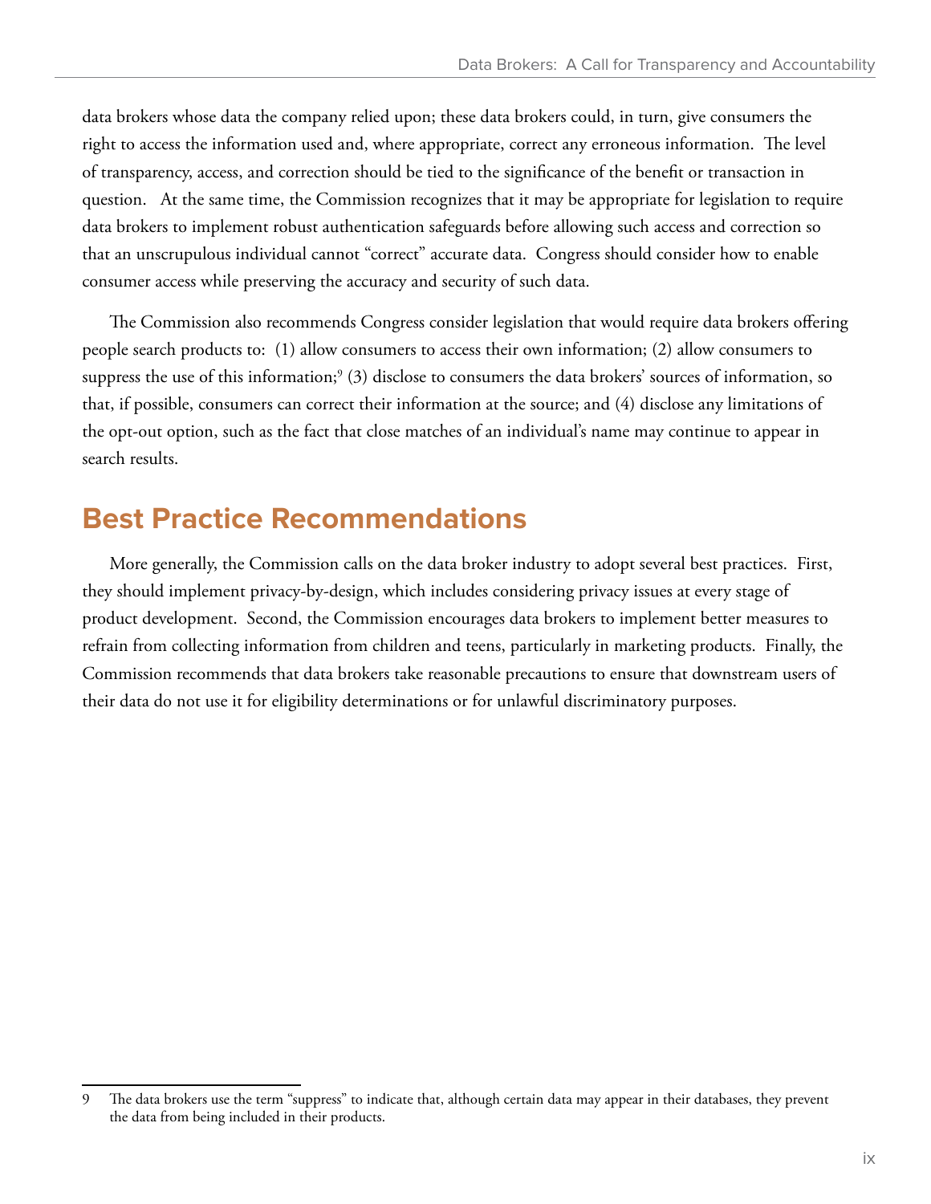data brokers whose data the company relied upon; these data brokers could, in turn, give consumers the right to access the information used and, where appropriate, correct any erroneous information. The level of transparency, access, and correction should be tied to the significance of the benefit or transaction in question. At the same time, the Commission recognizes that it may be appropriate for legislation to require data brokers to implement robust authentication safeguards before allowing such access and correction so that an unscrupulous individual cannot "correct" accurate data. Congress should consider how to enable consumer access while preserving the accuracy and security of such data.

The Commission also recommends Congress consider legislation that would require data brokers offering people search products to: (1) allow consumers to access their own information; (2) allow consumers to suppress the use of this information;[9] (3) disclose to consumers the data brokers' sources of information, so that, if possible, consumers can correct their information at the source; and (4) disclose any limitations of the opt-out option, such as the fact that close matches of an individual's name may continue to appear in search results.

## Best Practice Recommendations

More generally, the Commission calls on the data broker industry to adopt several best practices. First, they should implement privacy-by-design, which includes considering privacy issues at every stage of product development. Second, the Commission encourages data brokers to implement better measures to refrain from collecting information from children and teens, particularly in marketing products. Finally, the Commission recommends that data brokers take reasonable precautions to ensure that downstream users of their data do not use it for eligibility determinations or for unlawful discriminatory purposes.

---

9 The data brokers use the term "suppress" to indicate that, although certain data may appear in their databases, they prevent the data from being included in their products.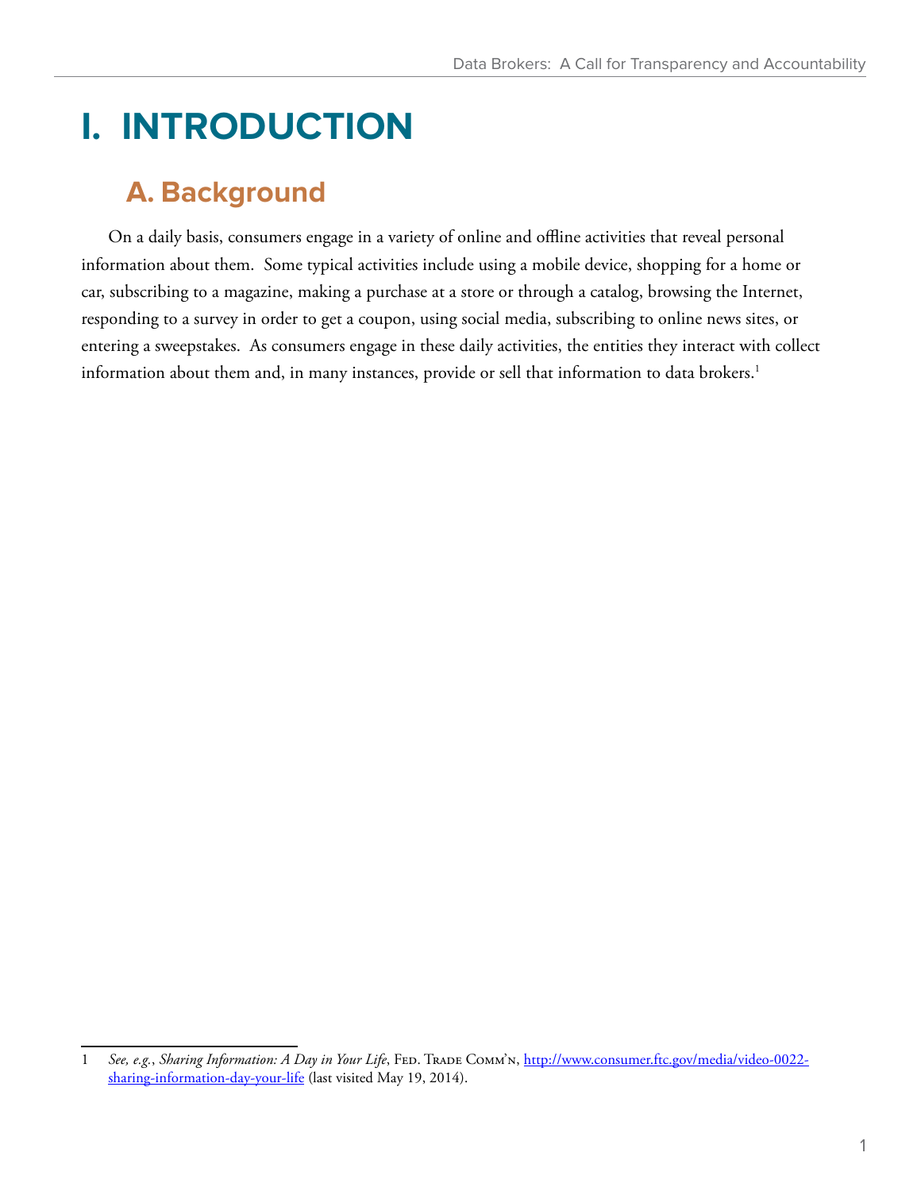# I. INTRODUCTION

## A. Background

On a daily basis, consumers engage in a variety of online and offline activities that reveal personal information about them. Some typical activities include using a mobile device, shopping for a home or car, subscribing to a magazine, making a purchase at a store or through a catalog, browsing the Internet, responding to a survey in order to get a coupon, using social media, subscribing to online news sites, or entering a sweepstakes. As consumers engage in these daily activities, the entities they interact with collect information about them and, in many instances, provide or sell that information to data brokers.[1]

---

1 *See, e.g.*, *Sharing Information: A Day in Your Life*, Fed. Trade Comm'n, http://www.consumer.ftc.gov/media/video-0022-sharing-information-day-your-life (last visited May 19, 2014).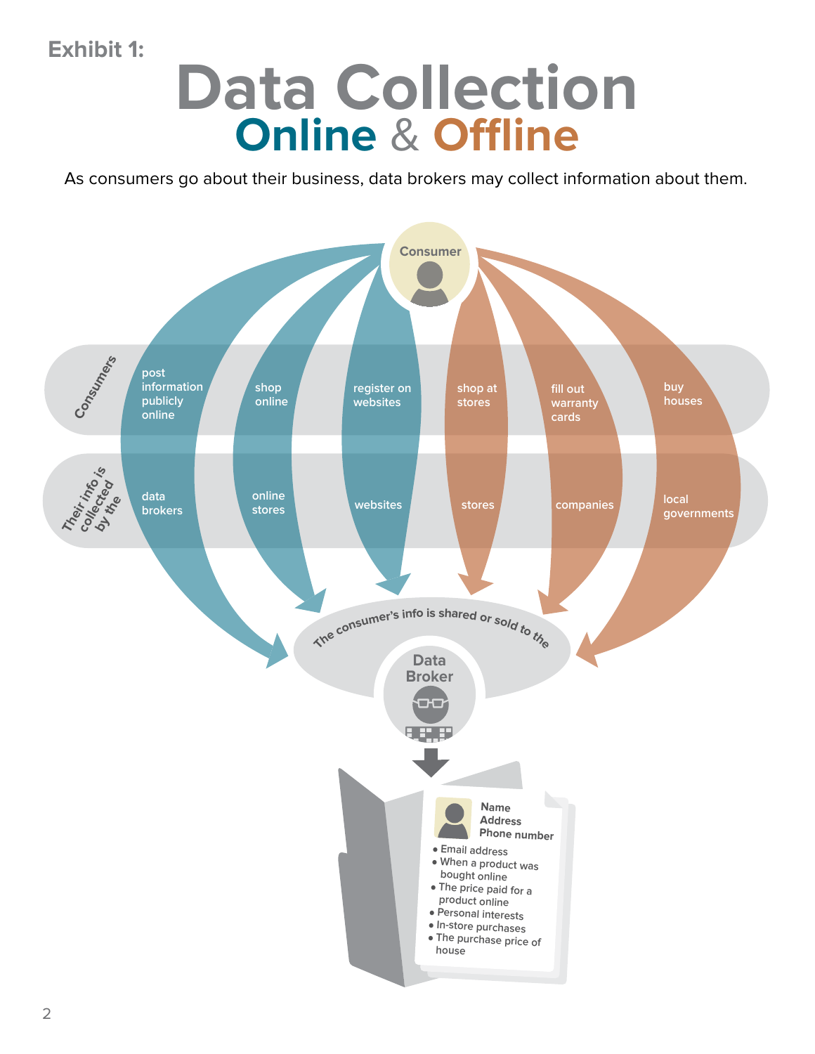Exhibit 1:

# Data Collection Online & Offline

As consumers go about their business, data brokers may collect information about them.

| Consumers | post information publicly online | shop online | register on websites | shop at stores | fill out warranty cards | buy houses |
|---|---|---|---|---|---|---|
| Their info is collected by the | data brokers | online stores | websites | stores | companies | local governments |

The consumer's info is shared or sold to the

**Data Broker**

**Name**
**Address**
**Phone number**

- Email address
- When a product was bought online
- The price paid for a product online
- Personal interests
- In-store purchases
- The purchase price of house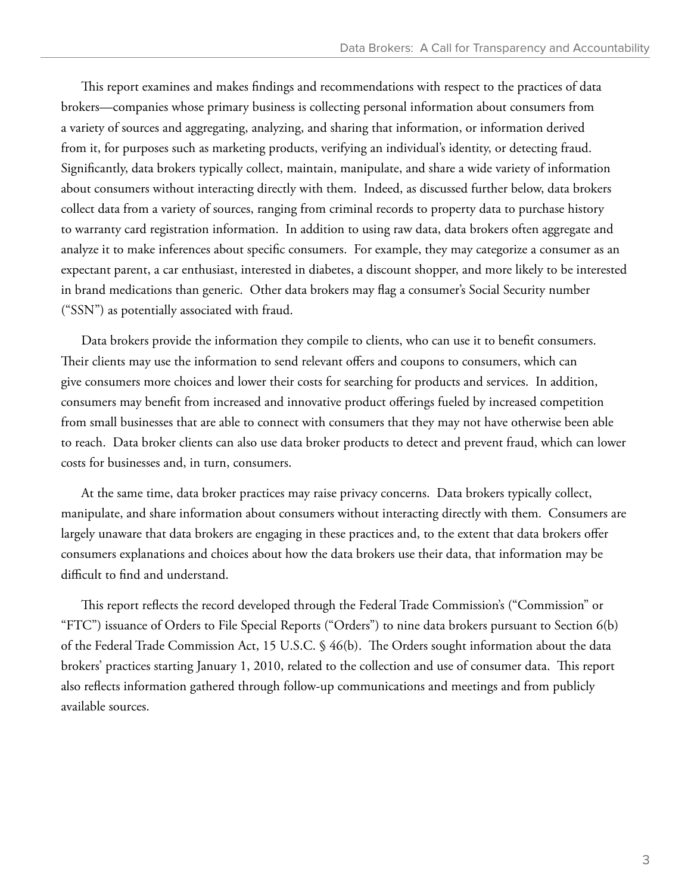This report examines and makes findings and recommendations with respect to the practices of data brokers—companies whose primary business is collecting personal information about consumers from a variety of sources and aggregating, analyzing, and sharing that information, or information derived from it, for purposes such as marketing products, verifying an individual's identity, or detecting fraud. Significantly, data brokers typically collect, maintain, manipulate, and share a wide variety of information about consumers without interacting directly with them. Indeed, as discussed further below, data brokers collect data from a variety of sources, ranging from criminal records to property data to purchase history to warranty card registration information. In addition to using raw data, data brokers often aggregate and analyze it to make inferences about specific consumers. For example, they may categorize a consumer as an expectant parent, a car enthusiast, interested in diabetes, a discount shopper, and more likely to be interested in brand medications than generic. Other data brokers may flag a consumer's Social Security number ("SSN") as potentially associated with fraud.

Data brokers provide the information they compile to clients, who can use it to benefit consumers. Their clients may use the information to send relevant offers and coupons to consumers, which can give consumers more choices and lower their costs for searching for products and services. In addition, consumers may benefit from increased and innovative product offerings fueled by increased competition from small businesses that are able to connect with consumers that they may not have otherwise been able to reach. Data broker clients can also use data broker products to detect and prevent fraud, which can lower costs for businesses and, in turn, consumers.

At the same time, data broker practices may raise privacy concerns. Data brokers typically collect, manipulate, and share information about consumers without interacting directly with them. Consumers are largely unaware that data brokers are engaging in these practices and, to the extent that data brokers offer consumers explanations and choices about how the data brokers use their data, that information may be difficult to find and understand.

This report reflects the record developed through the Federal Trade Commission's ("Commission" or "FTC") issuance of Orders to File Special Reports ("Orders") to nine data brokers pursuant to Section 6(b) of the Federal Trade Commission Act, 15 U.S.C. § 46(b). The Orders sought information about the data brokers' practices starting January 1, 2010, related to the collection and use of consumer data. This report also reflects information gathered through follow-up communications and meetings and from publicly available sources.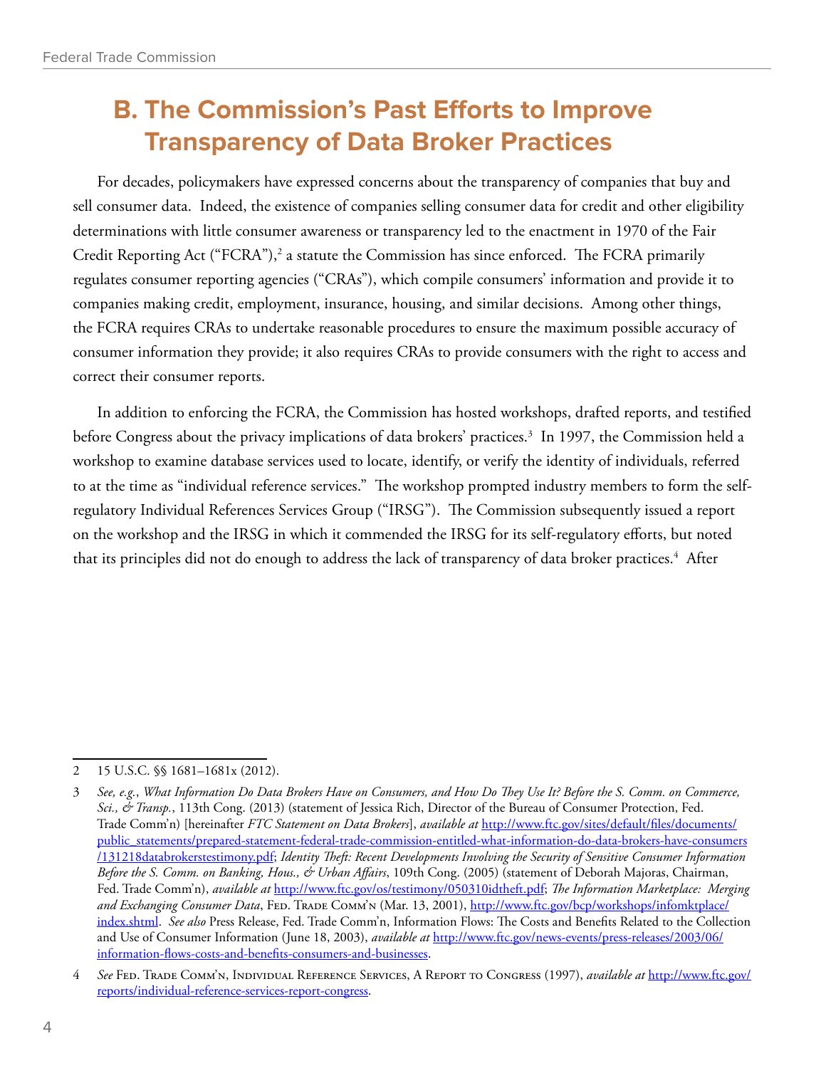## B. The Commission's Past Efforts to Improve Transparency of Data Broker Practices

For decades, policymakers have expressed concerns about the transparency of companies that buy and sell consumer data. Indeed, the existence of companies selling consumer data for credit and other eligibility determinations with little consumer awareness or transparency led to the enactment in 1970 of the Fair Credit Reporting Act ("FCRA"),[2] a statute the Commission has since enforced. The FCRA primarily regulates consumer reporting agencies ("CRAs"), which compile consumers' information and provide it to companies making credit, employment, insurance, housing, and similar decisions. Among other things, the FCRA requires CRAs to undertake reasonable procedures to ensure the maximum possible accuracy of consumer information they provide; it also requires CRAs to provide consumers with the right to access and correct their consumer reports.

In addition to enforcing the FCRA, the Commission has hosted workshops, drafted reports, and testified before Congress about the privacy implications of data brokers' practices.[3] In 1997, the Commission held a workshop to examine database services used to locate, identify, or verify the identity of individuals, referred to at the time as "individual reference services." The workshop prompted industry members to form the self-regulatory Individual References Services Group ("IRSG"). The Commission subsequently issued a report on the workshop and the IRSG in which it commended the IRSG for its self-regulatory efforts, but noted that its principles did not do enough to address the lack of transparency of data broker practices.[4] After

---

2 15 U.S.C. §§ 1681–1681x (2012).

3 *See, e.g.*, *What Information Do Data Brokers Have on Consumers, and How Do They Use It? Before the S. Comm. on Commerce, Sci., & Transp.*, 113th Cong. (2013) (statement of Jessica Rich, Director of the Bureau of Consumer Protection, Fed. Trade Comm'n) [hereinafter *FTC Statement on Data Brokers*], *available at* http://www.ftc.gov/sites/default/files/documents/public_statements/prepared-statement-federal-trade-commission-entitled-what-information-do-data-brokers-have-consumers/131218databrokerstestimony.pdf; *Identity Theft: Recent Developments Involving the Security of Sensitive Consumer Information Before the S. Comm. on Banking, Hous., & Urban Affairs*, 109th Cong. (2005) (statement of Deborah Majoras, Chairman, Fed. Trade Comm'n), *available at* http://www.ftc.gov/os/testimony/050310idtheft.pdf; *The Information Marketplace: Merging and Exchanging Consumer Data*, Fed. Trade Comm'n (Mar. 13, 2001), http://www.ftc.gov/bcp/workshops/infomktplace/index.shtml. *See also* Press Release, Fed. Trade Comm'n, Information Flows: The Costs and Benefits Related to the Collection and Use of Consumer Information (June 18, 2003), *available at* http://www.ftc.gov/news-events/press-releases/2003/06/information-flows-costs-and-benefits-consumers-and-businesses.

4 *See* Fed. Trade Comm'n, Individual Reference Services, A Report to Congress (1997), *available at* http://www.ftc.gov/reports/individual-reference-services-report-congress.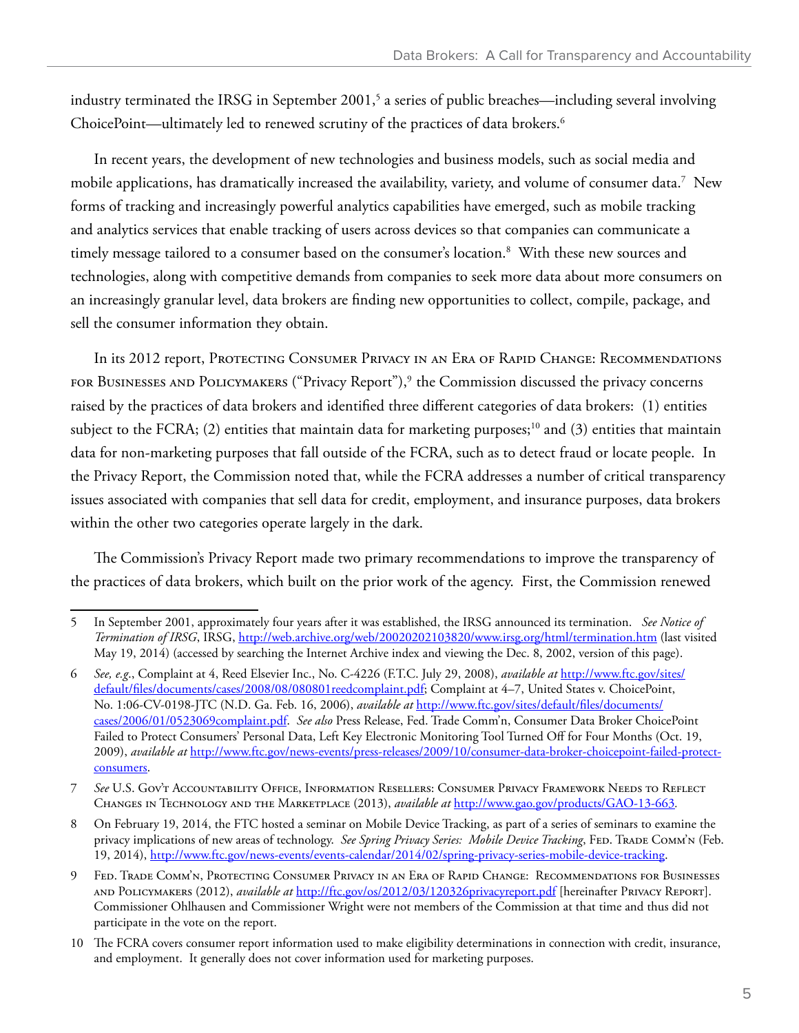industry terminated the IRSG in September 2001,[5] a series of public breaches—including several involving ChoicePoint—ultimately led to renewed scrutiny of the practices of data brokers.[6]

In recent years, the development of new technologies and business models, such as social media and mobile applications, has dramatically increased the availability, variety, and volume of consumer data.[7] New forms of tracking and increasingly powerful analytics capabilities have emerged, such as mobile tracking and analytics services that enable tracking of users across devices so that companies can communicate a timely message tailored to a consumer based on the consumer's location.[8] With these new sources and technologies, along with competitive demands from companies to seek more data about more consumers on an increasingly granular level, data brokers are finding new opportunities to collect, compile, package, and sell the consumer information they obtain.

In its 2012 report, Protecting Consumer Privacy in an Era of Rapid Change: Recommendations for Businesses and Policymakers ("Privacy Report"),[9] the Commission discussed the privacy concerns raised by the practices of data brokers and identified three different categories of data brokers: (1) entities subject to the FCRA; (2) entities that maintain data for marketing purposes;[10] and (3) entities that maintain data for non-marketing purposes that fall outside of the FCRA, such as to detect fraud or locate people. In the Privacy Report, the Commission noted that, while the FCRA addresses a number of critical transparency issues associated with companies that sell data for credit, employment, and insurance purposes, data brokers within the other two categories operate largely in the dark.

The Commission's Privacy Report made two primary recommendations to improve the transparency of the practices of data brokers, which built on the prior work of the agency. First, the Commission renewed

---

5 In September 2001, approximately four years after it was established, the IRSG announced its termination. *See Notice of Termination of IRSG*, IRSG, http://web.archive.org/web/20020202103820/www.irsg.org/html/termination.htm (last visited May 19, 2014) (accessed by searching the Internet Archive index and viewing the Dec. 8, 2002, version of this page).

6 *See, e.g.*, Complaint at 4, Reed Elsevier Inc., No. C-4226 (F.T.C. July 29, 2008), *available at* http://www.ftc.gov/sites/default/files/documents/cases/2008/08/080801reedcomplaint.pdf; Complaint at 4–7, United States v. ChoicePoint, No. 1:06-CV-0198-JTC (N.D. Ga. Feb. 16, 2006), *available at* http://www.ftc.gov/sites/default/files/documents/cases/2006/01/0523069complaint.pdf. *See also* Press Release, Fed. Trade Comm'n, Consumer Data Broker ChoicePoint Failed to Protect Consumers' Personal Data, Left Key Electronic Monitoring Tool Turned Off for Four Months (Oct. 19, 2009), *available at* http://www.ftc.gov/news-events/press-releases/2009/10/consumer-data-broker-choicepoint-failed-protect-consumers.

7 *See* U.S. Gov't Accountability Office, Information Resellers: Consumer Privacy Framework Needs to Reflect Changes in Technology and the Marketplace (2013), *available at* http://www.gao.gov/products/GAO-13-663.

8 On February 19, 2014, the FTC hosted a seminar on Mobile Device Tracking, as part of a series of seminars to examine the privacy implications of new areas of technology. *See Spring Privacy Series: Mobile Device Tracking*, Fed. Trade Comm'n (Feb. 19, 2014), http://www.ftc.gov/news-events/events-calendar/2014/02/spring-privacy-series-mobile-device-tracking.

9 Fed. Trade Comm'n, Protecting Consumer Privacy in an Era of Rapid Change: Recommendations for Businesses and Policymakers (2012), *available at* http://ftc.gov/os/2012/03/120326privacyreport.pdf [hereinafter Privacy Report]. Commissioner Ohlhausen and Commissioner Wright were not members of the Commission at that time and thus did not participate in the vote on the report.

10 The FCRA covers consumer report information used to make eligibility determinations in connection with credit, insurance, and employment. It generally does not cover information used for marketing purposes.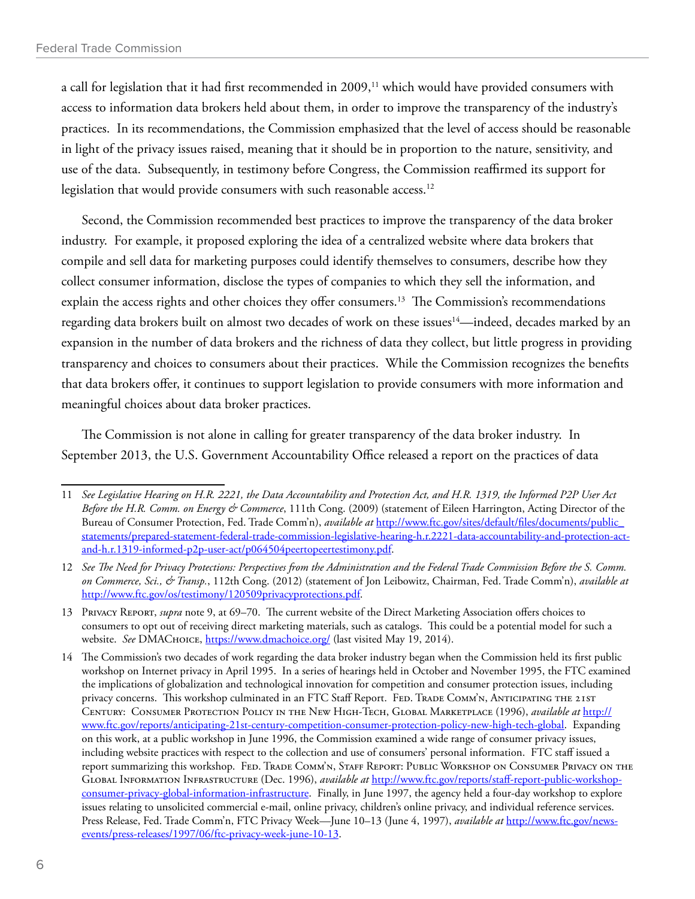a call for legislation that it had first recommended in 2009,[11] which would have provided consumers with access to information data brokers held about them, in order to improve the transparency of the industry's practices. In its recommendations, the Commission emphasized that the level of access should be reasonable in light of the privacy issues raised, meaning that it should be in proportion to the nature, sensitivity, and use of the data. Subsequently, in testimony before Congress, the Commission reaffirmed its support for legislation that would provide consumers with such reasonable access.[12]

Second, the Commission recommended best practices to improve the transparency of the data broker industry. For example, it proposed exploring the idea of a centralized website where data brokers that compile and sell data for marketing purposes could identify themselves to consumers, describe how they collect consumer information, disclose the types of companies to which they sell the information, and explain the access rights and other choices they offer consumers.[13] The Commission's recommendations regarding data brokers built on almost two decades of work on these issues[14]—indeed, decades marked by an expansion in the number of data brokers and the richness of data they collect, but little progress in providing transparency and choices to consumers about their practices. While the Commission recognizes the benefits that data brokers offer, it continues to support legislation to provide consumers with more information and meaningful choices about data broker practices.

The Commission is not alone in calling for greater transparency of the data broker industry. In September 2013, the U.S. Government Accountability Office released a report on the practices of data

---

11 *See Legislative Hearing on H.R. 2221, the Data Accountability and Protection Act, and H.R. 1319, the Informed P2P User Act Before the H.R. Comm. on Energy & Commerce*, 111th Cong. (2009) (statement of Eileen Harrington, Acting Director of the Bureau of Consumer Protection, Fed. Trade Comm'n), *available at* http://www.ftc.gov/sites/default/files/documents/public_statements/prepared-statement-federal-trade-commission-legislative-hearing-h.r.2221-data-accountability-and-protection-act-and-h.r.1319-informed-p2p-user-act/p064504peertopeertestimony.pdf.

12 *See The Need for Privacy Protections: Perspectives from the Administration and the Federal Trade Commission Before the S. Comm. on Commerce, Sci., & Transp.*, 112th Cong. (2012) (statement of Jon Leibowitz, Chairman, Fed. Trade Comm'n), *available at* http://www.ftc.gov/os/testimony/120509privacyprotections.pdf.

13 Privacy Report, *supra* note 9, at 69–70. The current website of the Direct Marketing Association offers choices to consumers to opt out of receiving direct marketing materials, such as catalogs. This could be a potential model for such a website. *See* DMAChoice, https://www.dmachoice.org/ (last visited May 19, 2014).

14 The Commission's two decades of work regarding the data broker industry began when the Commission held its first public workshop on Internet privacy in April 1995. In a series of hearings held in October and November 1995, the FTC examined the implications of globalization and technological innovation for competition and consumer protection issues, including privacy concerns. This workshop culminated in an FTC Staff Report. Fed. Trade Comm'n, Anticipating the 21st Century: Consumer Protection Policy in the New High-Tech, Global Marketplace (1996), *available at* http://www.ftc.gov/reports/anticipating-21st-century-competition-consumer-protection-policy-new-high-tech-global. Expanding on this work, at a public workshop in June 1996, the Commission examined a wide range of consumer privacy issues, including website practices with respect to the collection and use of consumers' personal information. FTC staff issued a report summarizing this workshop. Fed. Trade Comm'n, Staff Report: Public Workshop on Consumer Privacy on the Global Information Infrastructure (Dec. 1996), *available at* http://www.ftc.gov/reports/staff-report-public-workshop-consumer-privacy-global-information-infrastructure. Finally, in June 1997, the agency held a four-day workshop to explore issues relating to unsolicited commercial e-mail, online privacy, children's online privacy, and individual reference services. Press Release, Fed. Trade Comm'n, FTC Privacy Week—June 10–13 (June 4, 1997), *available at* http://www.ftc.gov/news-events/press-releases/1997/06/ftc-privacy-week-june-10-13.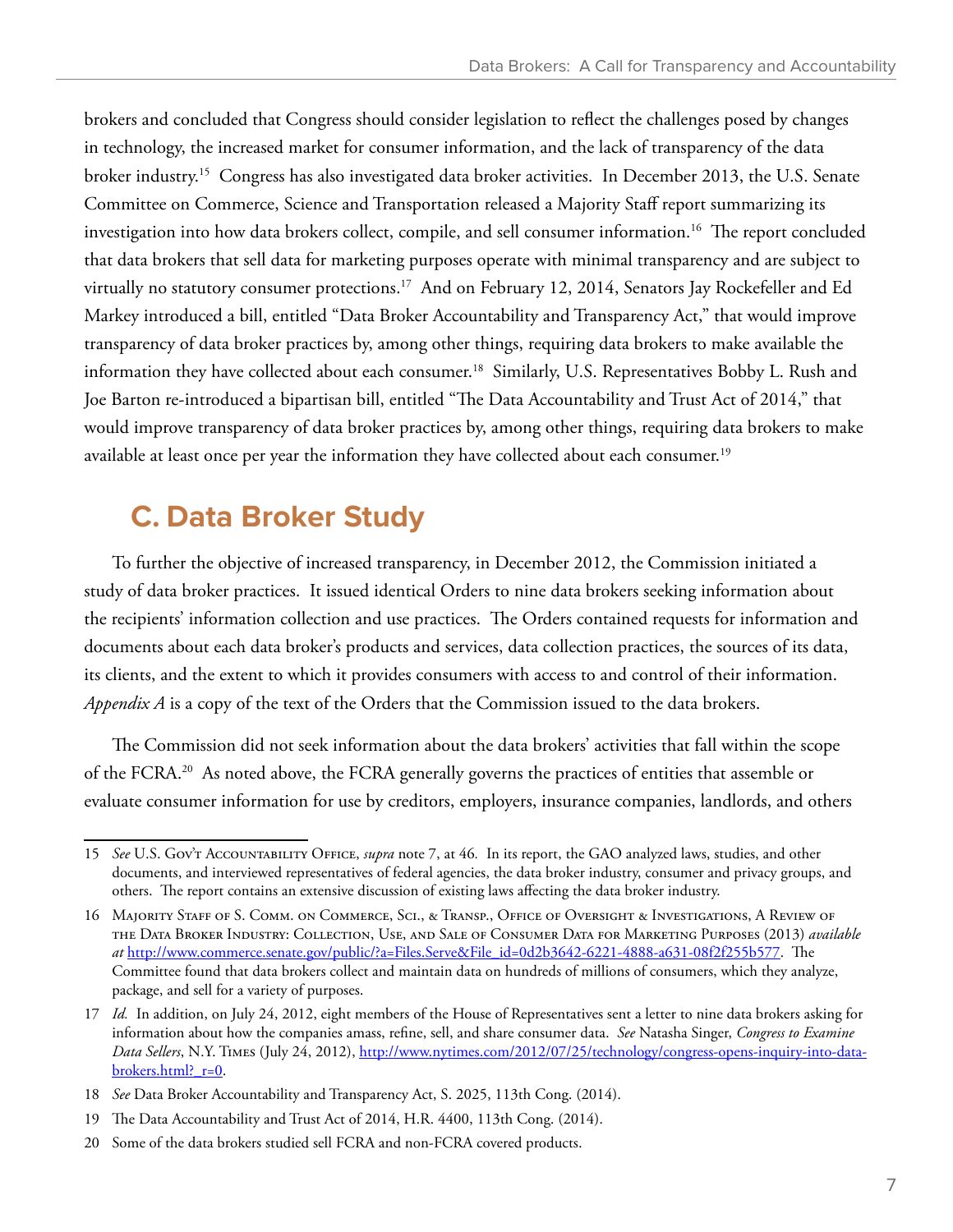brokers and concluded that Congress should consider legislation to reflect the challenges posed by changes in technology, the increased market for consumer information, and the lack of transparency of the data broker industry.[15] Congress has also investigated data broker activities. In December 2013, the U.S. Senate Committee on Commerce, Science and Transportation released a Majority Staff report summarizing its investigation into how data brokers collect, compile, and sell consumer information.[16] The report concluded that data brokers that sell data for marketing purposes operate with minimal transparency and are subject to virtually no statutory consumer protections.[17] And on February 12, 2014, Senators Jay Rockefeller and Ed Markey introduced a bill, entitled "Data Broker Accountability and Transparency Act," that would improve transparency of data broker practices by, among other things, requiring data brokers to make available the information they have collected about each consumer.[18] Similarly, U.S. Representatives Bobby L. Rush and Joe Barton re-introduced a bipartisan bill, entitled "The Data Accountability and Trust Act of 2014," that would improve transparency of data broker practices by, among other things, requiring data brokers to make available at least once per year the information they have collected about each consumer.[19]

## C. Data Broker Study

To further the objective of increased transparency, in December 2012, the Commission initiated a study of data broker practices. It issued identical Orders to nine data brokers seeking information about the recipients' information collection and use practices. The Orders contained requests for information and documents about each data broker's products and services, data collection practices, the sources of its data, its clients, and the extent to which it provides consumers with access to and control of their information. *Appendix A* is a copy of the text of the Orders that the Commission issued to the data brokers.

The Commission did not seek information about the data brokers' activities that fall within the scope of the FCRA.[20] As noted above, the FCRA generally governs the practices of entities that assemble or evaluate consumer information for use by creditors, employers, insurance companies, landlords, and others

---

15 *See* U.S. Gov't Accountability Office, *supra* note 7, at 46. In its report, the GAO analyzed laws, studies, and other documents, and interviewed representatives of federal agencies, the data broker industry, consumer and privacy groups, and others. The report contains an extensive discussion of existing laws affecting the data broker industry.

16 Majority Staff of S. Comm. on Commerce, Sci., & Transp., Office of Oversight & Investigations, A Review of the Data Broker Industry: Collection, Use, and Sale of Consumer Data for Marketing Purposes (2013) *available at* http://www.commerce.senate.gov/public/?a=Files.Serve&File_id=0d2b3642-6221-4888-a631-08f2f255b577. The Committee found that data brokers collect and maintain data on hundreds of millions of consumers, which they analyze, package, and sell for a variety of purposes.

17 *Id.* In addition, on July 24, 2012, eight members of the House of Representatives sent a letter to nine data brokers asking for information about how the companies amass, refine, sell, and share consumer data. *See* Natasha Singer, *Congress to Examine Data Sellers*, N.Y. Times (July 24, 2012), http://www.nytimes.com/2012/07/25/technology/congress-opens-inquiry-into-data-brokers.html?_r=0.

18 *See* Data Broker Accountability and Transparency Act, S. 2025, 113th Cong. (2014).

19 The Data Accountability and Trust Act of 2014, H.R. 4400, 113th Cong. (2014).

20 Some of the data brokers studied sell FCRA and non-FCRA covered products.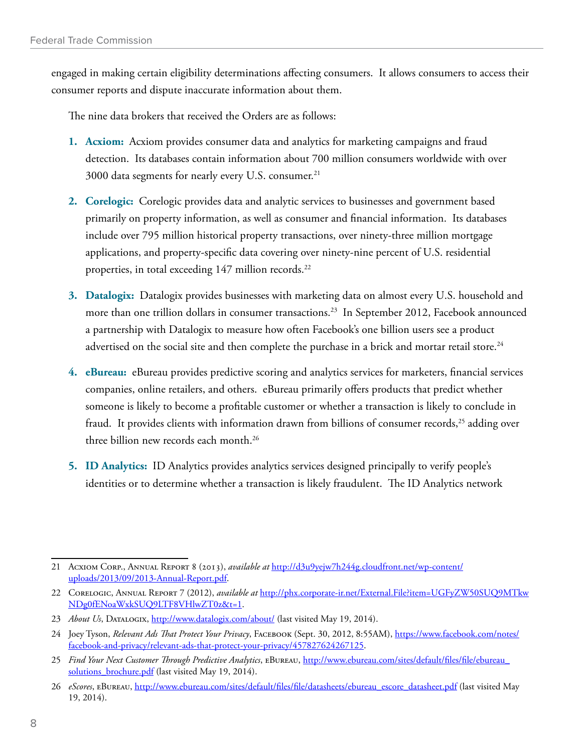engaged in making certain eligibility determinations affecting consumers. It allows consumers to access their consumer reports and dispute inaccurate information about them.

The nine data brokers that received the Orders are as follows:

1. **Acxiom:** Acxiom provides consumer data and analytics for marketing campaigns and fraud detection. Its databases contain information about 700 million consumers worldwide with over 3000 data segments for nearly every U.S. consumer.[21]

2. **Corelogic:** Corelogic provides data and analytic services to businesses and government based primarily on property information, as well as consumer and financial information. Its databases include over 795 million historical property transactions, over ninety-three million mortgage applications, and property-specific data covering over ninety-nine percent of U.S. residential properties, in total exceeding 147 million records.[22]

3. **Datalogix:** Datalogix provides businesses with marketing data on almost every U.S. household and more than one trillion dollars in consumer transactions.[23] In September 2012, Facebook announced a partnership with Datalogix to measure how often Facebook's one billion users see a product advertised on the social site and then complete the purchase in a brick and mortar retail store.[24]

4. **eBureau:** eBureau provides predictive scoring and analytics services for marketers, financial services companies, online retailers, and others. eBureau primarily offers products that predict whether someone is likely to become a profitable customer or whether a transaction is likely to conclude in fraud. It provides clients with information drawn from billions of consumer records,[25] adding over three billion new records each month.[26]

5. **ID Analytics:** ID Analytics provides analytics services designed principally to verify people's identities or to determine whether a transaction is likely fraudulent. The ID Analytics network

---

21 Acxiom Corp., Annual Report 8 (2013), *available at* http://d3u9yejw7h244g.cloudfront.net/wp-content/uploads/2013/09/2013-Annual-Report.pdf.

22 Corelogic, Annual Report 7 (2012), *available at* http://phx.corporate-ir.net/External.File?item=UGFyZW50SUQ9MTkwNDg0fENoaWxkSUQ9LTF8VHlwZT0z&t=1.

23 *About Us*, Datalogix, http://www.datalogix.com/about/ (last visited May 19, 2014).

24 Joey Tyson, *Relevant Ads That Protect Your Privacy*, Facebook (Sept. 30, 2012, 8:55AM), https://www.facebook.com/notes/facebook-and-privacy/relevant-ads-that-protect-your-privacy/457827624267125.

25 *Find Your Next Customer Through Predictive Analytics*, eBureau, http://www.ebureau.com/sites/default/files/file/ebureau_solutions_brochure.pdf (last visited May 19, 2014).

26 *eScores*, eBureau, http://www.ebureau.com/sites/default/files/file/datasheets/ebureau_escore_datasheet.pdf (last visited May 19, 2014).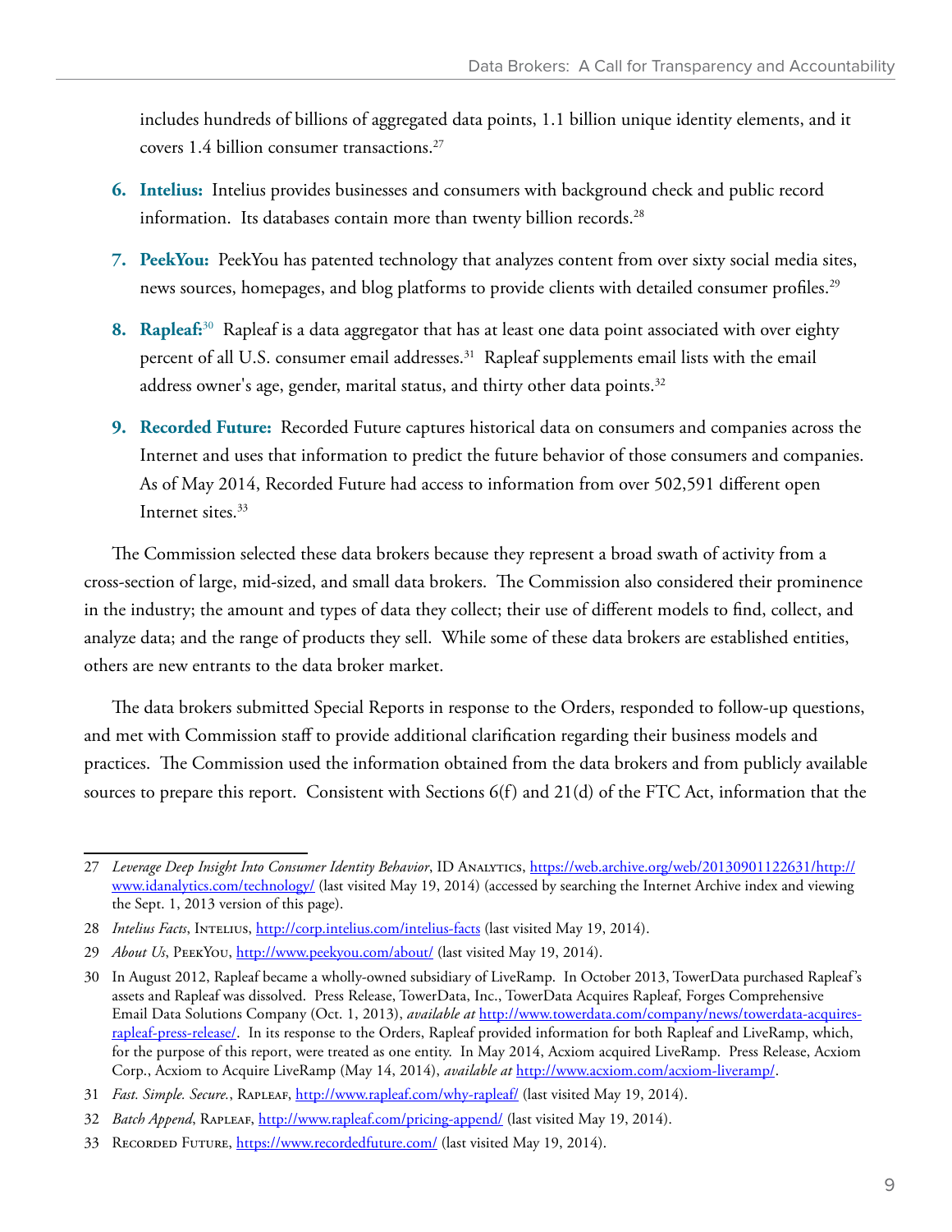includes hundreds of billions of aggregated data points, 1.1 billion unique identity elements, and it covers 1.4 billion consumer transactions.[27]

6. **Intelius:** Intelius provides businesses and consumers with background check and public record information. Its databases contain more than twenty billion records.[28]

7. **PeekYou:** PeekYou has patented technology that analyzes content from over sixty social media sites, news sources, homepages, and blog platforms to provide clients with detailed consumer profiles.[29]

8. **Rapleaf:**[30] Rapleaf is a data aggregator that has at least one data point associated with over eighty percent of all U.S. consumer email addresses.[31] Rapleaf supplements email lists with the email address owner's age, gender, marital status, and thirty other data points.[32]

9. **Recorded Future:** Recorded Future captures historical data on consumers and companies across the Internet and uses that information to predict the future behavior of those consumers and companies. As of May 2014, Recorded Future had access to information from over 502,591 different open Internet sites.[33]

The Commission selected these data brokers because they represent a broad swath of activity from a cross-section of large, mid-sized, and small data brokers. The Commission also considered their prominence in the industry; the amount and types of data they collect; their use of different models to find, collect, and analyze data; and the range of products they sell. While some of these data brokers are established entities, others are new entrants to the data broker market.

The data brokers submitted Special Reports in response to the Orders, responded to follow-up questions, and met with Commission staff to provide additional clarification regarding their business models and practices. The Commission used the information obtained from the data brokers and from publicly available sources to prepare this report. Consistent with Sections 6(f) and 21(d) of the FTC Act, information that the

---

27 *Leverage Deep Insight Into Consumer Identity Behavior*, ID Analytics, https://web.archive.org/web/20130901122631/http://www.idanalytics.com/technology/ (last visited May 19, 2014) (accessed by searching the Internet Archive index and viewing the Sept. 1, 2013 version of this page).

28 *Intelius Facts*, Intelius, http://corp.intelius.com/intelius-facts (last visited May 19, 2014).

29 *About Us*, PeekYou, http://www.peekyou.com/about/ (last visited May 19, 2014).

30 In August 2012, Rapleaf became a wholly-owned subsidiary of LiveRamp. In October 2013, TowerData purchased Rapleaf's assets and Rapleaf was dissolved. Press Release, TowerData, Inc., TowerData Acquires Rapleaf, Forges Comprehensive Email Data Solutions Company (Oct. 1, 2013), *available at* http://www.towerdata.com/company/news/towerdata-acquires-rapleaf-press-release/. In its response to the Orders, Rapleaf provided information for both Rapleaf and LiveRamp, which, for the purpose of this report, were treated as one entity. In May 2014, Acxiom acquired LiveRamp. Press Release, Acxiom Corp., Acxiom to Acquire LiveRamp (May 14, 2014), *available at* http://www.acxiom.com/acxiom-liveramp/.

31 *Fast. Simple. Secure.*, Rapleaf, http://www.rapleaf.com/why-rapleaf/ (last visited May 19, 2014).

32 *Batch Append*, Rapleaf, http://www.rapleaf.com/pricing-append/ (last visited May 19, 2014).

33 Recorded Future, https://www.recordedfuture.com/ (last visited May 19, 2014).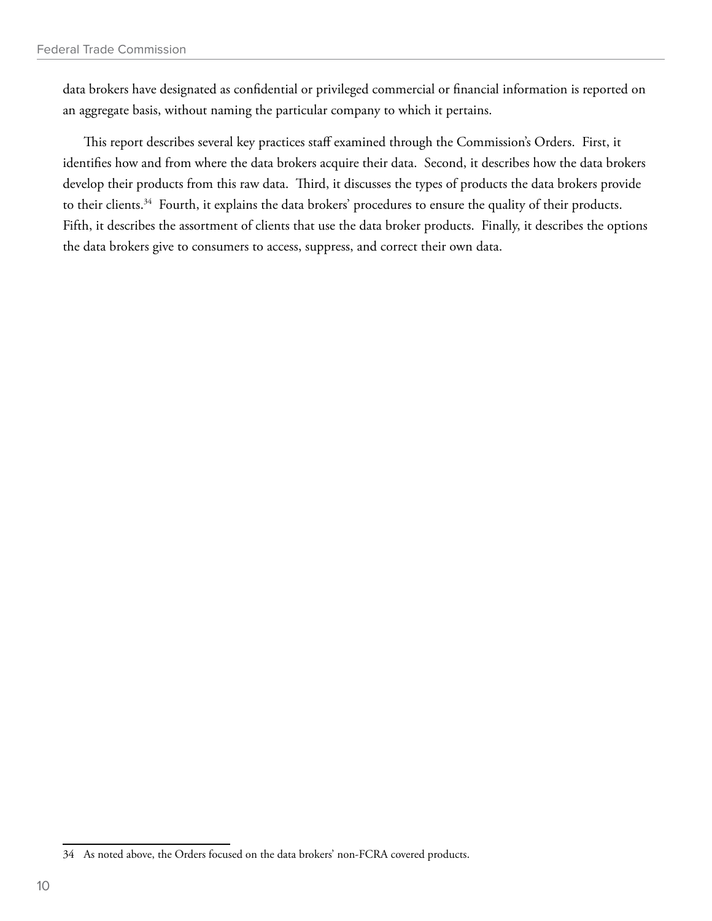data brokers have designated as confidential or privileged commercial or financial information is reported on an aggregate basis, without naming the particular company to which it pertains.

This report describes several key practices staff examined through the Commission's Orders. First, it identifies how and from where the data brokers acquire their data. Second, it describes how the data brokers develop their products from this raw data. Third, it discusses the types of products the data brokers provide to their clients.[34] Fourth, it explains the data brokers' procedures to ensure the quality of their products. Fifth, it describes the assortment of clients that use the data broker products. Finally, it describes the options the data brokers give to consumers to access, suppress, and correct their own data.

34 As noted above, the Orders focused on the data brokers' non-FCRA covered products.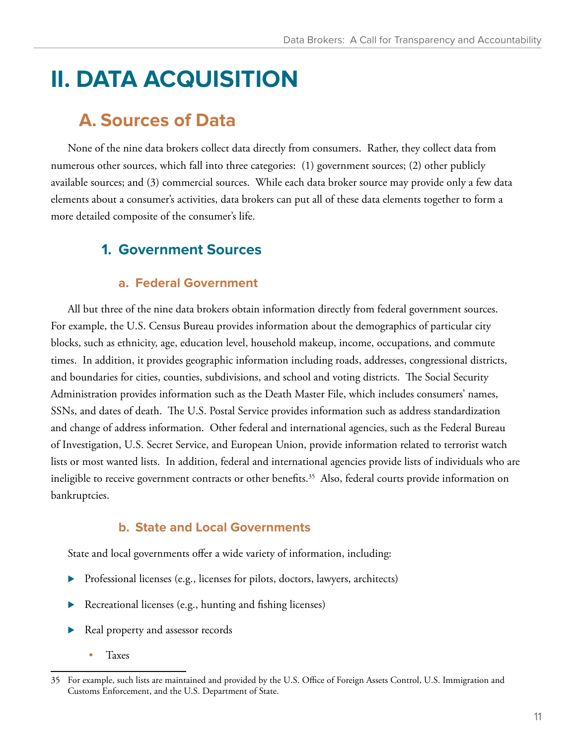# II. DATA ACQUISITION

## A. Sources of Data

None of the nine data brokers collect data directly from consumers. Rather, they collect data from numerous other sources, which fall into three categories: (1) government sources; (2) other publicly available sources; and (3) commercial sources. While each data broker source may provide only a few data elements about a consumer's activities, data brokers can put all of these data elements together to form a more detailed composite of the consumer's life.

### 1. Government Sources

#### a. Federal Government

All but three of the nine data brokers obtain information directly from federal government sources. For example, the U.S. Census Bureau provides information about the demographics of particular city blocks, such as ethnicity, age, education level, household makeup, income, occupations, and commute times. In addition, it provides geographic information including roads, addresses, congressional districts, and boundaries for cities, counties, subdivisions, and school and voting districts. The Social Security Administration provides information such as the Death Master File, which includes consumers' names, SSNs, and dates of death. The U.S. Postal Service provides information such as address standardization and change of address information. Other federal and international agencies, such as the Federal Bureau of Investigation, U.S. Secret Service, and European Union, provide information related to terrorist watch lists or most wanted lists. In addition, federal and international agencies provide lists of individuals who are ineligible to receive government contracts or other benefits.[35] Also, federal courts provide information on bankruptcies.

#### b. State and Local Governments

State and local governments offer a wide variety of information, including:

- Professional licenses (e.g., licenses for pilots, doctors, lawyers, architects)
- Recreational licenses (e.g., hunting and fishing licenses)
- Real property and assessor records
  - Taxes

---

35 For example, such lists are maintained and provided by the U.S. Office of Foreign Assets Control, U.S. Immigration and Customs Enforcement, and the U.S. Department of State.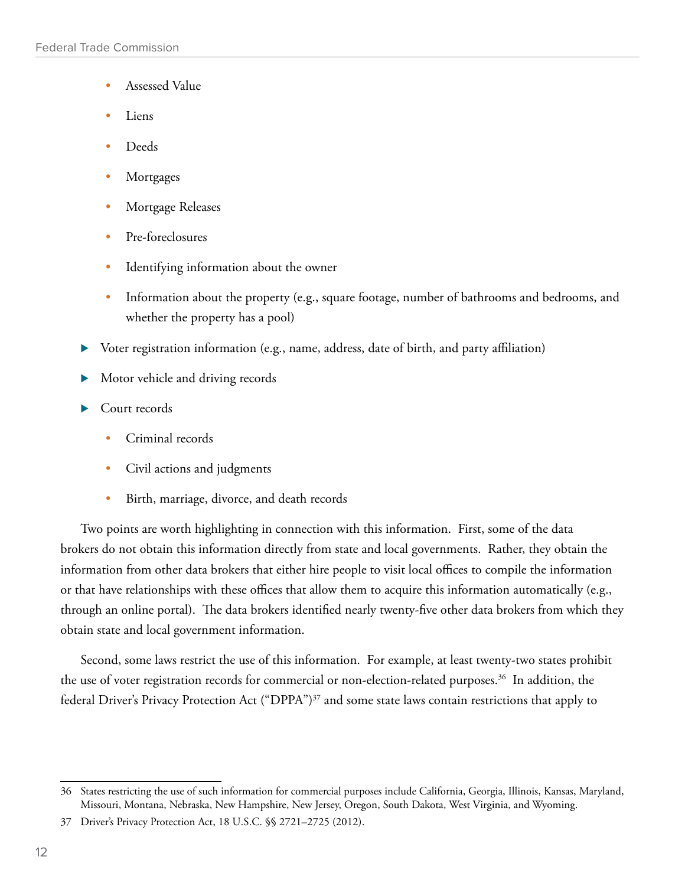- Assessed Value
    - Liens
    - Deeds
    - Mortgages
    - Mortgage Releases
    - Pre-foreclosures
    - Identifying information about the owner
    - Information about the property (e.g., square footage, number of bathrooms and bedrooms, and whether the property has a pool)
- Voter registration information (e.g., name, address, date of birth, and party affiliation)
- Motor vehicle and driving records
- Court records
    - Criminal records
    - Civil actions and judgments
    - Birth, marriage, divorce, and death records

Two points are worth highlighting in connection with this information. First, some of the data brokers do not obtain this information directly from state and local governments. Rather, they obtain the information from other data brokers that either hire people to visit local offices to compile the information or that have relationships with these offices that allow them to acquire this information automatically (e.g., through an online portal). The data brokers identified nearly twenty-five other data brokers from which they obtain state and local government information.

Second, some laws restrict the use of this information. For example, at least twenty-two states prohibit the use of voter registration records for commercial or non-election-related purposes.[36] In addition, the federal Driver's Privacy Protection Act ("DPPA")[37] and some state laws contain restrictions that apply to

36 States restricting the use of such information for commercial purposes include California, Georgia, Illinois, Kansas, Maryland, Missouri, Montana, Nebraska, New Hampshire, New Jersey, Oregon, South Dakota, West Virginia, and Wyoming.

37 Driver's Privacy Protection Act, 18 U.S.C. §§ 2721–2725 (2012).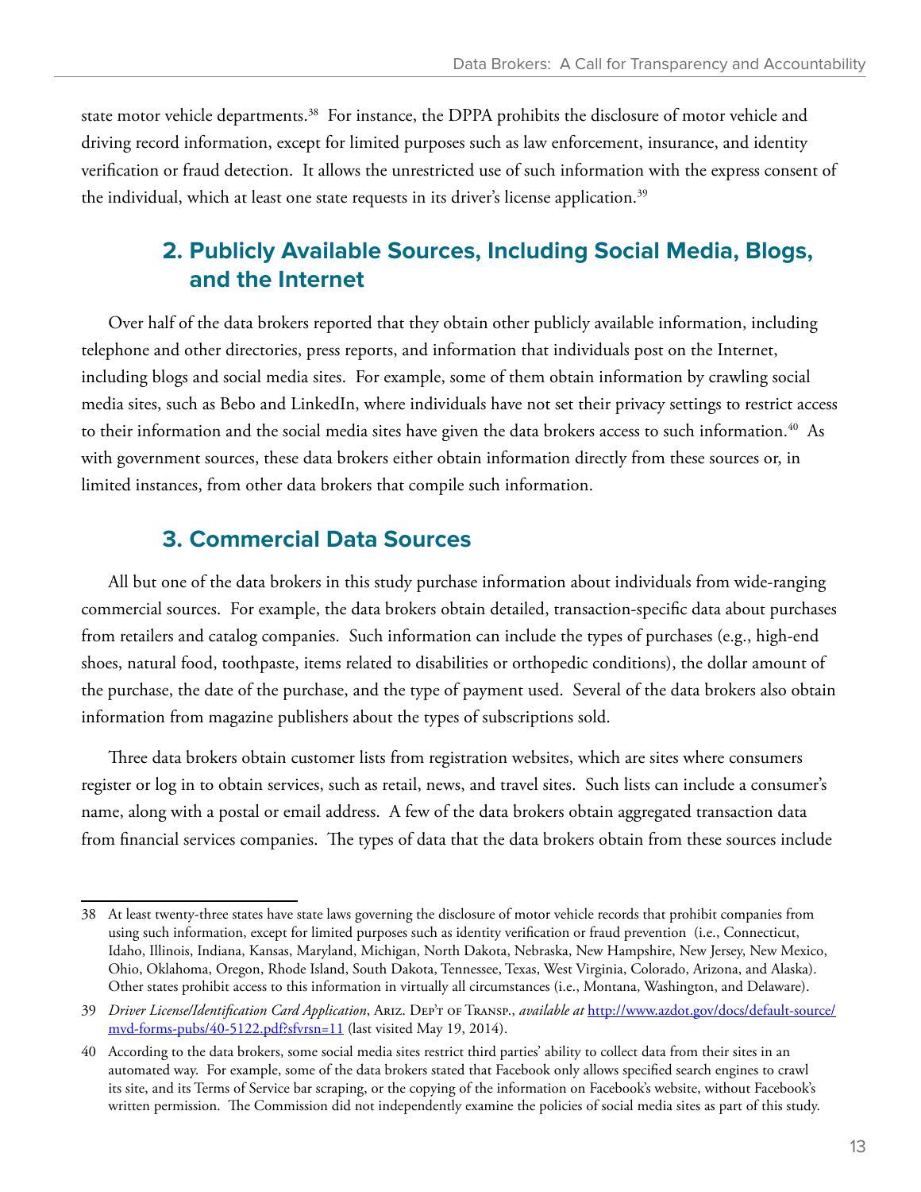state motor vehicle departments.[38] For instance, the DPPA prohibits the disclosure of motor vehicle and driving record information, except for limited purposes such as law enforcement, insurance, and identity verification or fraud detection. It allows the unrestricted use of such information with the express consent of the individual, which at least one state requests in its driver's license application.[39]

### 2. Publicly Available Sources, Including Social Media, Blogs, and the Internet

Over half of the data brokers reported that they obtain other publicly available information, including telephone and other directories, press reports, and information that individuals post on the Internet, including blogs and social media sites. For example, some of them obtain information by crawling social media sites, such as Bebo and LinkedIn, where individuals have not set their privacy settings to restrict access to their information and the social media sites have given the data brokers access to such information.[40] As with government sources, these data brokers either obtain information directly from these sources or, in limited instances, from other data brokers that compile such information.

### 3. Commercial Data Sources

All but one of the data brokers in this study purchase information about individuals from wide-ranging commercial sources. For example, the data brokers obtain detailed, transaction-specific data about purchases from retailers and catalog companies. Such information can include the types of purchases (e.g., high-end shoes, natural food, toothpaste, items related to disabilities or orthopedic conditions), the dollar amount of the purchase, the date of the purchase, and the type of payment used. Several of the data brokers also obtain information from magazine publishers about the types of subscriptions sold.

Three data brokers obtain customer lists from registration websites, which are sites where consumers register or log in to obtain services, such as retail, news, and travel sites. Such lists can include a consumer's name, along with a postal or email address. A few of the data brokers obtain aggregated transaction data from financial services companies. The types of data that the data brokers obtain from these sources include

---

38 At least twenty-three states have state laws governing the disclosure of motor vehicle records that prohibit companies from using such information, except for limited purposes such as identity verification or fraud prevention (i.e., Connecticut, Idaho, Illinois, Indiana, Kansas, Maryland, Michigan, North Dakota, Nebraska, New Hampshire, New Jersey, New Mexico, Ohio, Oklahoma, Oregon, Rhode Island, South Dakota, Tennessee, Texas, West Virginia, Colorado, Arizona, and Alaska). Other states prohibit access to this information in virtually all circumstances (i.e., Montana, Washington, and Delaware).

39 *Driver License/Identification Card Application*, Ariz. Dep't of Transp., *available at* http://www.azdot.gov/docs/default-source/mvd-forms-pubs/40-5122.pdf?sfvrsn=11 (last visited May 19, 2014).

40 According to the data brokers, some social media sites restrict third parties' ability to collect data from their sites in an automated way. For example, some of the data brokers stated that Facebook only allows specified search engines to crawl its site, and its Terms of Service bar scraping, or the copying of the information on Facebook's website, without Facebook's written permission. The Commission did not independently examine the policies of social media sites as part of this study.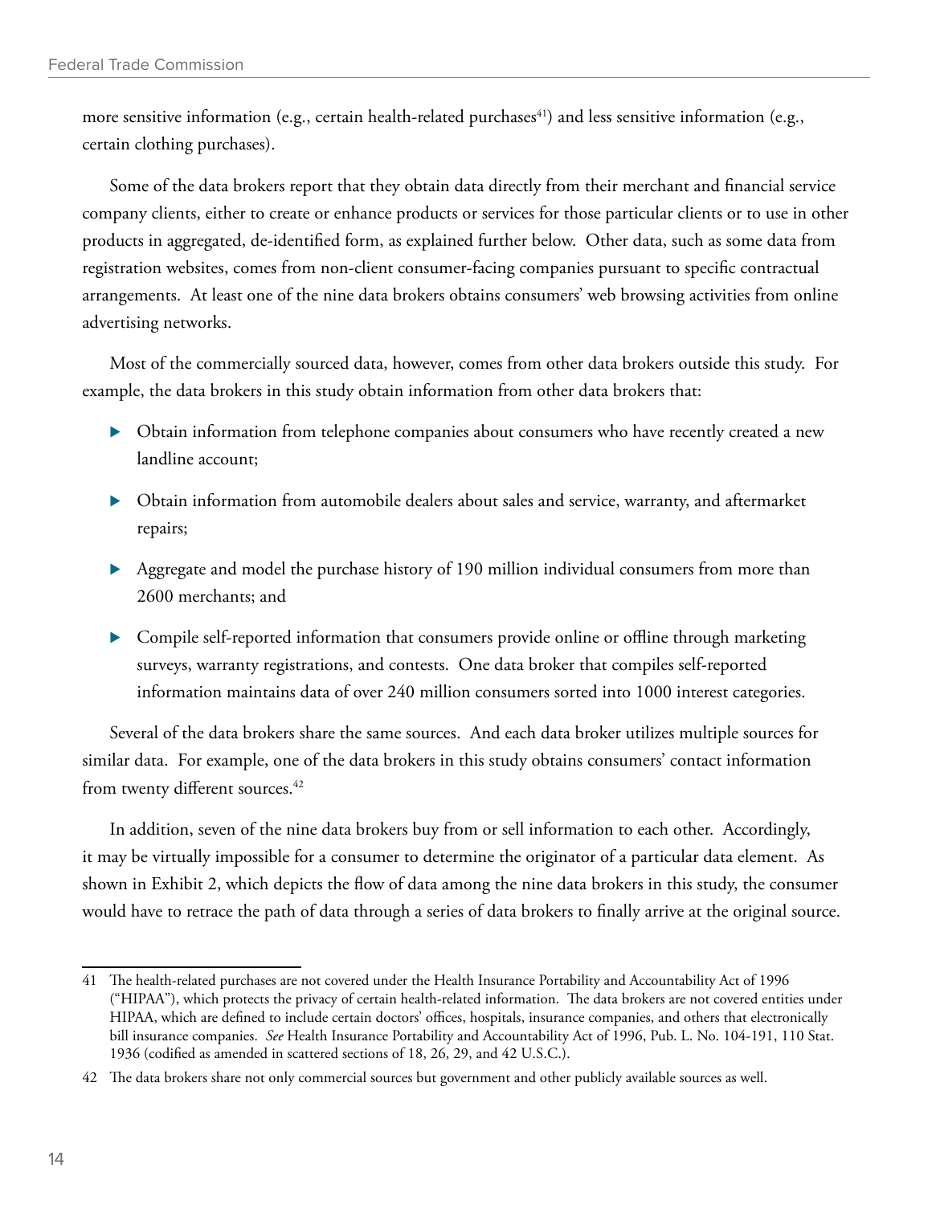more sensitive information (e.g., certain health-related purchases[41]) and less sensitive information (e.g., certain clothing purchases).

Some of the data brokers report that they obtain data directly from their merchant and financial service company clients, either to create or enhance products or services for those particular clients or to use in other products in aggregated, de-identified form, as explained further below. Other data, such as some data from registration websites, comes from non-client consumer-facing companies pursuant to specific contractual arrangements. At least one of the nine data brokers obtains consumers' web browsing activities from online advertising networks.

Most of the commercially sourced data, however, comes from other data brokers outside this study. For example, the data brokers in this study obtain information from other data brokers that:

- Obtain information from telephone companies about consumers who have recently created a new landline account;
- Obtain information from automobile dealers about sales and service, warranty, and aftermarket repairs;
- Aggregate and model the purchase history of 190 million individual consumers from more than 2600 merchants; and
- Compile self-reported information that consumers provide online or offline through marketing surveys, warranty registrations, and contests. One data broker that compiles self-reported information maintains data of over 240 million consumers sorted into 1000 interest categories.

Several of the data brokers share the same sources. And each data broker utilizes multiple sources for similar data. For example, one of the data brokers in this study obtains consumers' contact information from twenty different sources.[42]

In addition, seven of the nine data brokers buy from or sell information to each other. Accordingly, it may be virtually impossible for a consumer to determine the originator of a particular data element. As shown in Exhibit 2, which depicts the flow of data among the nine data brokers in this study, the consumer would have to retrace the path of data through a series of data brokers to finally arrive at the original source.

---

41 The health-related purchases are not covered under the Health Insurance Portability and Accountability Act of 1996 ("HIPAA"), which protects the privacy of certain health-related information. The data brokers are not covered entities under HIPAA, which are defined to include certain doctors' offices, hospitals, insurance companies, and others that electronically bill insurance companies. *See* Health Insurance Portability and Accountability Act of 1996, Pub. L. No. 104-191, 110 Stat. 1936 (codified as amended in scattered sections of 18, 26, 29, and 42 U.S.C.).

42 The data brokers share not only commercial sources but government and other publicly available sources as well.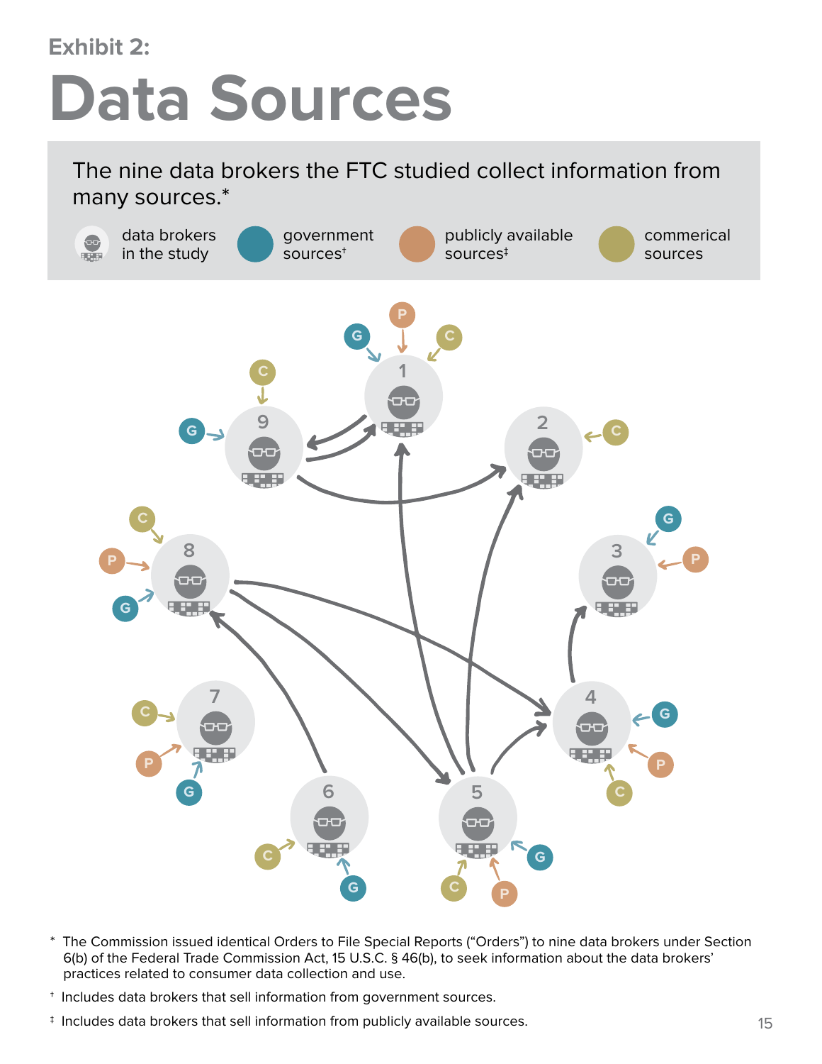Exhibit 2:

# Data Sources

The nine data brokers the FTC studied collect information from many sources.*

data brokers in the study | government sources† | publicly available sources‡ | commerical sources

\* The Commission issued identical Orders to File Special Reports (“Orders”) to nine data brokers under Section 6(b) of the Federal Trade Commission Act, 15 U.S.C. § 46(b), to seek information about the data brokers’ practices related to consumer data collection and use.

† Includes data brokers that sell information from government sources.

‡ Includes data brokers that sell information from publicly available sources.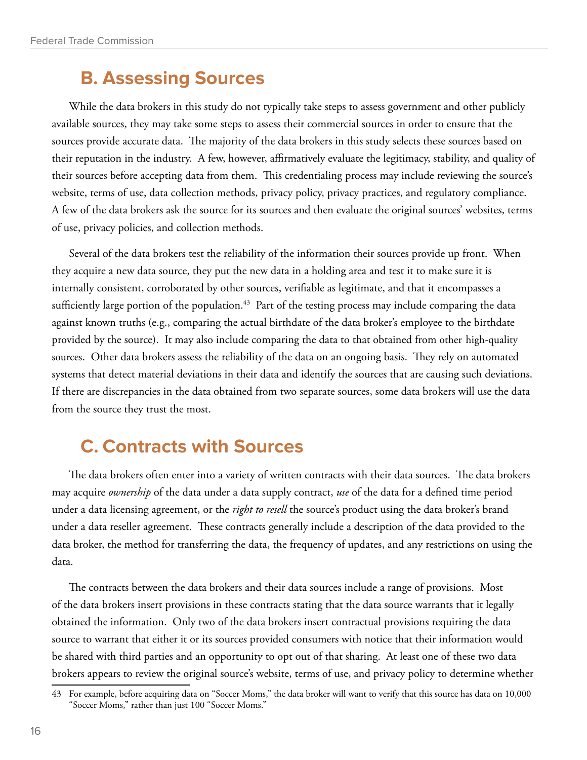## B. Assessing Sources

While the data brokers in this study do not typically take steps to assess government and other publicly available sources, they may take some steps to assess their commercial sources in order to ensure that the sources provide accurate data. The majority of the data brokers in this study selects these sources based on their reputation in the industry. A few, however, affirmatively evaluate the legitimacy, stability, and quality of their sources before accepting data from them. This credentialing process may include reviewing the source's website, terms of use, data collection methods, privacy policy, privacy practices, and regulatory compliance. A few of the data brokers ask the source for its sources and then evaluate the original sources' websites, terms of use, privacy policies, and collection methods.

Several of the data brokers test the reliability of the information their sources provide up front. When they acquire a new data source, they put the new data in a holding area and test it to make sure it is internally consistent, corroborated by other sources, verifiable as legitimate, and that it encompasses a sufficiently large portion of the population.[43] Part of the testing process may include comparing the data against known truths (e.g., comparing the actual birthdate of the data broker's employee to the birthdate provided by the source). It may also include comparing the data to that obtained from other high-quality sources. Other data brokers assess the reliability of the data on an ongoing basis. They rely on automated systems that detect material deviations in their data and identify the sources that are causing such deviations. If there are discrepancies in the data obtained from two separate sources, some data brokers will use the data from the source they trust the most.

## C. Contracts with Sources

The data brokers often enter into a variety of written contracts with their data sources. The data brokers may acquire *ownership* of the data under a data supply contract, *use* of the data for a defined time period under a data licensing agreement, or the *right to resell* the source's product using the data broker's brand under a data reseller agreement. These contracts generally include a description of the data provided to the data broker, the method for transferring the data, the frequency of updates, and any restrictions on using the data.

The contracts between the data brokers and their data sources include a range of provisions. Most of the data brokers insert provisions in these contracts stating that the data source warrants that it legally obtained the information. Only two of the data brokers insert contractual provisions requiring the data source to warrant that either it or its sources provided consumers with notice that their information would be shared with third parties and an opportunity to opt out of that sharing. At least one of these two data brokers appears to review the original source's website, terms of use, and privacy policy to determine whether

---

43 For example, before acquiring data on "Soccer Moms," the data broker will want to verify that this source has data on 10,000 "Soccer Moms," rather than just 100 "Soccer Moms."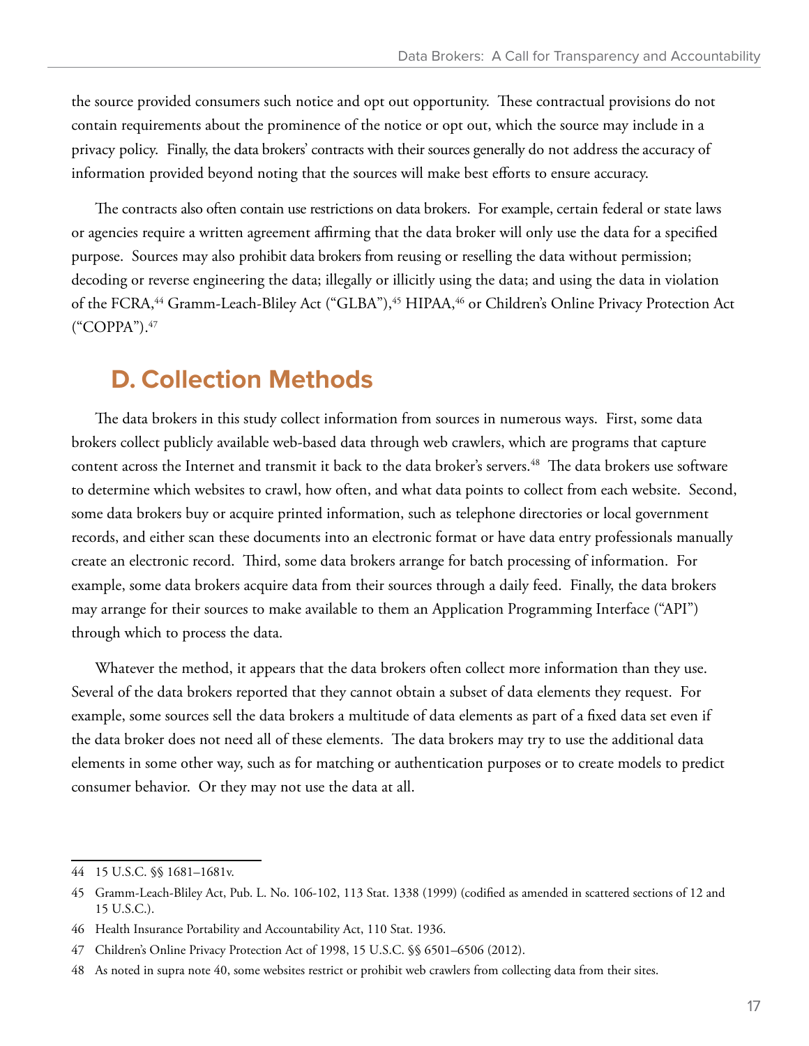the source provided consumers such notice and opt out opportunity. These contractual provisions do not contain requirements about the prominence of the notice or opt out, which the source may include in a privacy policy. Finally, the data brokers' contracts with their sources generally do not address the accuracy of information provided beyond noting that the sources will make best efforts to ensure accuracy.

The contracts also often contain use restrictions on data brokers. For example, certain federal or state laws or agencies require a written agreement affirming that the data broker will only use the data for a specified purpose. Sources may also prohibit data brokers from reusing or reselling the data without permission; decoding or reverse engineering the data; illegally or illicitly using the data; and using the data in violation of the FCRA,[44] Gramm-Leach-Bliley Act ("GLBA"),[45] HIPAA,[46] or Children's Online Privacy Protection Act ("COPPA").[47]

## D. Collection Methods

The data brokers in this study collect information from sources in numerous ways. First, some data brokers collect publicly available web-based data through web crawlers, which are programs that capture content across the Internet and transmit it back to the data broker's servers.[48] The data brokers use software to determine which websites to crawl, how often, and what data points to collect from each website. Second, some data brokers buy or acquire printed information, such as telephone directories or local government records, and either scan these documents into an electronic format or have data entry professionals manually create an electronic record. Third, some data brokers arrange for batch processing of information. For example, some data brokers acquire data from their sources through a daily feed. Finally, the data brokers may arrange for their sources to make available to them an Application Programming Interface ("API") through which to process the data.

Whatever the method, it appears that the data brokers often collect more information than they use. Several of the data brokers reported that they cannot obtain a subset of data elements they request. For example, some sources sell the data brokers a multitude of data elements as part of a fixed data set even if the data broker does not need all of these elements. The data brokers may try to use the additional data elements in some other way, such as for matching or authentication purposes or to create models to predict consumer behavior. Or they may not use the data at all.

---

44 15 U.S.C. §§ 1681–1681v.

45 Gramm-Leach-Bliley Act, Pub. L. No. 106-102, 113 Stat. 1338 (1999) (codified as amended in scattered sections of 12 and 15 U.S.C.).

46 Health Insurance Portability and Accountability Act, 110 Stat. 1936.

47 Children's Online Privacy Protection Act of 1998, 15 U.S.C. §§ 6501–6506 (2012).

48 As noted in supra note 40, some websites restrict or prohibit web crawlers from collecting data from their sites.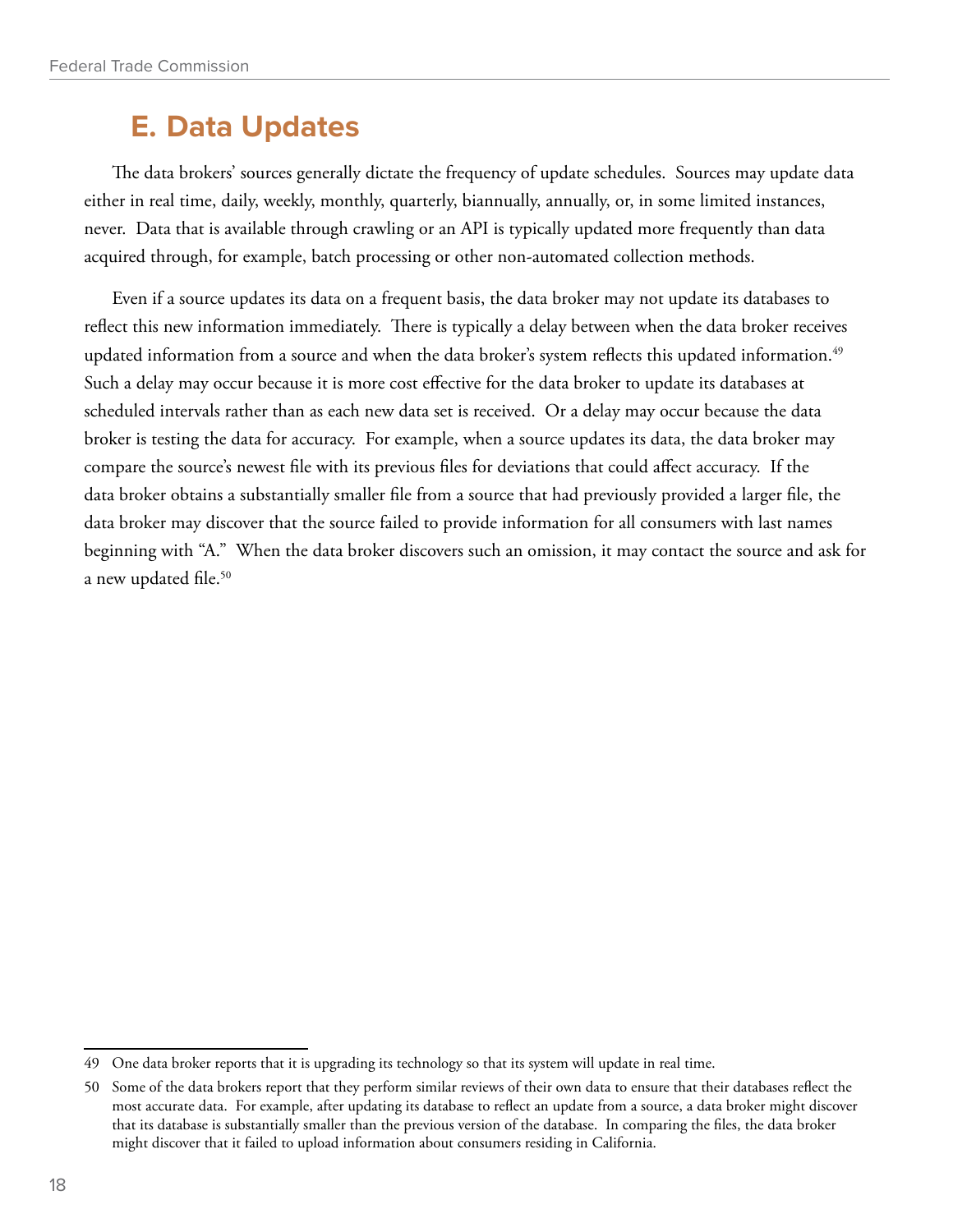## E. Data Updates

The data brokers' sources generally dictate the frequency of update schedules. Sources may update data either in real time, daily, weekly, monthly, quarterly, biannually, annually, or, in some limited instances, never. Data that is available through crawling or an API is typically updated more frequently than data acquired through, for example, batch processing or other non-automated collection methods.

Even if a source updates its data on a frequent basis, the data broker may not update its databases to reflect this new information immediately. There is typically a delay between when the data broker receives updated information from a source and when the data broker's system reflects this updated information.[49] Such a delay may occur because it is more cost effective for the data broker to update its databases at scheduled intervals rather than as each new data set is received. Or a delay may occur because the data broker is testing the data for accuracy. For example, when a source updates its data, the data broker may compare the source's newest file with its previous files for deviations that could affect accuracy. If the data broker obtains a substantially smaller file from a source that had previously provided a larger file, the data broker may discover that the source failed to provide information for all consumers with last names beginning with "A." When the data broker discovers such an omission, it may contact the source and ask for a new updated file.[50]

---

49 One data broker reports that it is upgrading its technology so that its system will update in real time.

50 Some of the data brokers report that they perform similar reviews of their own data to ensure that their databases reflect the most accurate data. For example, after updating its database to reflect an update from a source, a data broker might discover that its database is substantially smaller than the previous version of the database. In comparing the files, the data broker might discover that it failed to upload information about consumers residing in California.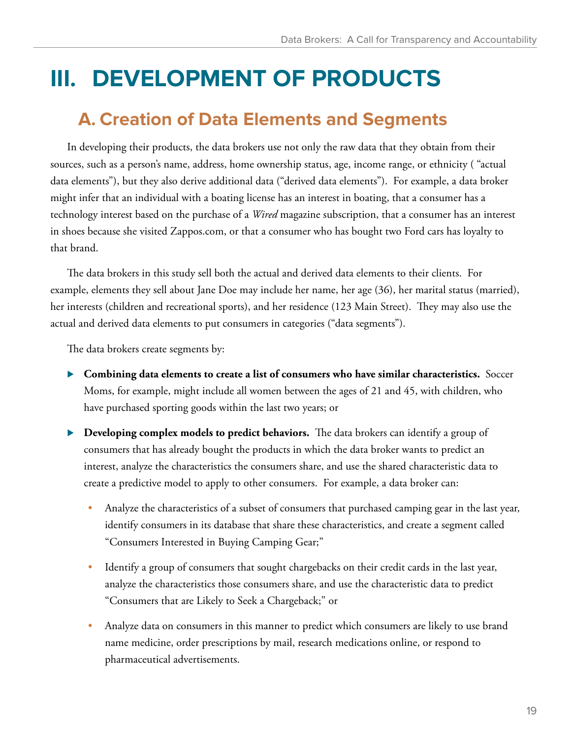# III. DEVELOPMENT OF PRODUCTS

## A. Creation of Data Elements and Segments

In developing their products, the data brokers use not only the raw data that they obtain from their sources, such as a person's name, address, home ownership status, age, income range, or ethnicity ( "actual data elements"), but they also derive additional data ("derived data elements"). For example, a data broker might infer that an individual with a boating license has an interest in boating, that a consumer has a technology interest based on the purchase of a *Wired* magazine subscription, that a consumer has an interest in shoes because she visited Zappos.com, or that a consumer who has bought two Ford cars has loyalty to that brand.

The data brokers in this study sell both the actual and derived data elements to their clients. For example, elements they sell about Jane Doe may include her name, her age (36), her marital status (married), her interests (children and recreational sports), and her residence (123 Main Street). They may also use the actual and derived data elements to put consumers in categories ("data segments").

The data brokers create segments by:

- **Combining data elements to create a list of consumers who have similar characteristics.** Soccer Moms, for example, might include all women between the ages of 21 and 45, with children, who have purchased sporting goods within the last two years; or
- **Developing complex models to predict behaviors.** The data brokers can identify a group of consumers that has already bought the products in which the data broker wants to predict an interest, analyze the characteristics the consumers share, and use the shared characteristic data to create a predictive model to apply to other consumers. For example, a data broker can:
  - Analyze the characteristics of a subset of consumers that purchased camping gear in the last year, identify consumers in its database that share these characteristics, and create a segment called "Consumers Interested in Buying Camping Gear;"
  - Identify a group of consumers that sought chargebacks on their credit cards in the last year, analyze the characteristics those consumers share, and use the characteristic data to predict "Consumers that are Likely to Seek a Chargeback;" or
  - Analyze data on consumers in this manner to predict which consumers are likely to use brand name medicine, order prescriptions by mail, research medications online, or respond to pharmaceutical advertisements.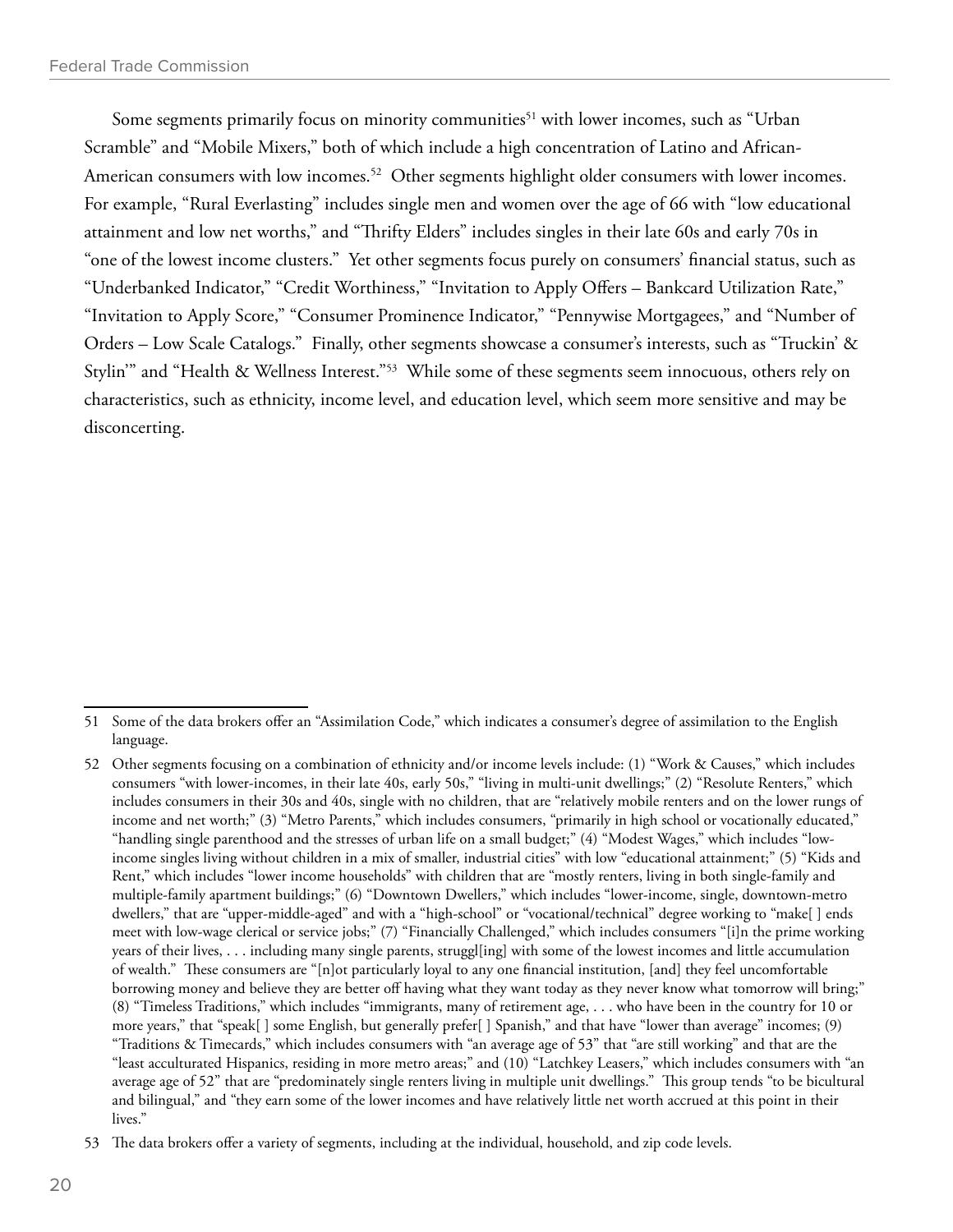Some segments primarily focus on minority communities[51] with lower incomes, such as "Urban Scramble" and "Mobile Mixers," both of which include a high concentration of Latino and African-American consumers with low incomes.[52] Other segments highlight older consumers with lower incomes. For example, "Rural Everlasting" includes single men and women over the age of 66 with "low educational attainment and low net worths," and "Thrifty Elders" includes singles in their late 60s and early 70s in "one of the lowest income clusters." Yet other segments focus purely on consumers' financial status, such as "Underbanked Indicator," "Credit Worthiness," "Invitation to Apply Offers – Bankcard Utilization Rate," "Invitation to Apply Score," "Consumer Prominence Indicator," "Pennywise Mortgagees," and "Number of Orders – Low Scale Catalogs." Finally, other segments showcase a consumer's interests, such as "Truckin' & Stylin'" and "Health & Wellness Interest."[53] While some of these segments seem innocuous, others rely on characteristics, such as ethnicity, income level, and education level, which seem more sensitive and may be disconcerting.

---

51 Some of the data brokers offer an "Assimilation Code," which indicates a consumer's degree of assimilation to the English language.

52 Other segments focusing on a combination of ethnicity and/or income levels include: (1) "Work & Causes," which includes consumers "with lower-incomes, in their late 40s, early 50s," "living in multi-unit dwellings;" (2) "Resolute Renters," which includes consumers in their 30s and 40s, single with no children, that are "relatively mobile renters and on the lower rungs of income and net worth;" (3) "Metro Parents," which includes consumers, "primarily in high school or vocationally educated," "handling single parenthood and the stresses of urban life on a small budget;" (4) "Modest Wages," which includes "low-income singles living without children in a mix of smaller, industrial cities" with low "educational attainment;" (5) "Kids and Rent," which includes "lower income households" with children that are "mostly renters, living in both single-family and multiple-family apartment buildings;" (6) "Downtown Dwellers," which includes "lower-income, single, downtown-metro dwellers," that are "upper-middle-aged" and with a "high-school" or "vocational/technical" degree working to "make[ ] ends meet with low-wage clerical or service jobs;" (7) "Financially Challenged," which includes consumers "[i]n the prime working years of their lives, . . . including many single parents, struggl[ing] with some of the lowest incomes and little accumulation of wealth." These consumers are "[n]ot particularly loyal to any one financial institution, [and] they feel uncomfortable borrowing money and believe they are better off having what they want today as they never know what tomorrow will bring;" (8) "Timeless Traditions," which includes "immigrants, many of retirement age, . . . who have been in the country for 10 or more years," that "speak[ ] some English, but generally prefer[ ] Spanish," and that have "lower than average" incomes; (9) "Traditions & Timecards," which includes consumers with "an average age of 53" that "are still working" and that are the "least acculturated Hispanics, residing in more metro areas;" and (10) "Latchkey Leasers," which includes consumers with "an average age of 52" that are "predominately single renters living in multiple unit dwellings." This group tends "to be bicultural and bilingual," and "they earn some of the lower incomes and have relatively little net worth accrued at this point in their lives."

53 The data brokers offer a variety of segments, including at the individual, household, and zip code levels.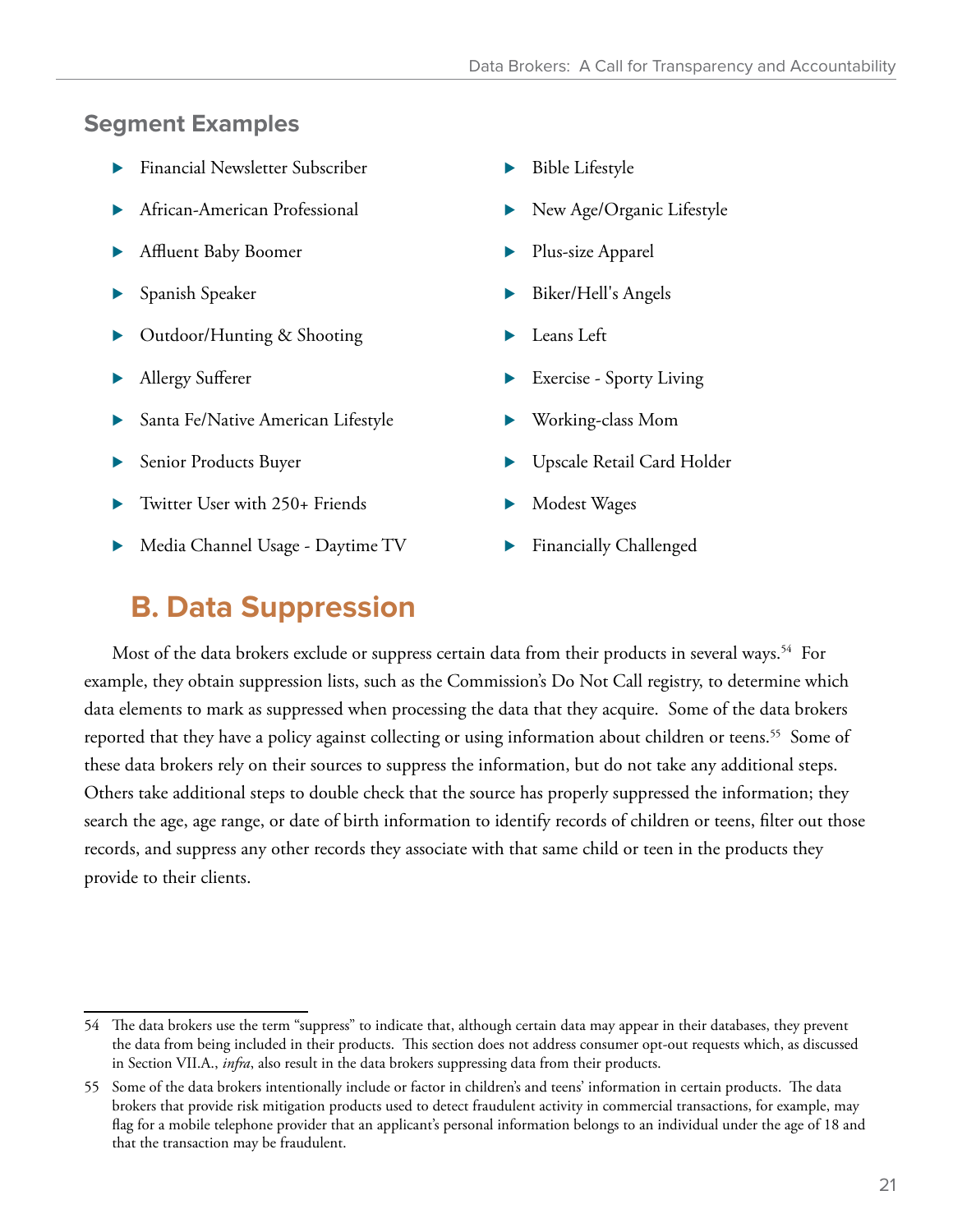### Segment Examples

- Financial Newsletter Subscriber
- African-American Professional
- Affluent Baby Boomer
- Spanish Speaker
- Outdoor/Hunting & Shooting
- Allergy Sufferer
- Santa Fe/Native American Lifestyle
- Senior Products Buyer
- Twitter User with 250+ Friends
- Media Channel Usage - Daytime TV
- Bible Lifestyle
- New Age/Organic Lifestyle
- Plus-size Apparel
- Biker/Hell's Angels
- Leans Left
- Exercise - Sporty Living
- Working-class Mom
- Upscale Retail Card Holder
- Modest Wages
- Financially Challenged

## B. Data Suppression

Most of the data brokers exclude or suppress certain data from their products in several ways.[54] For example, they obtain suppression lists, such as the Commission's Do Not Call registry, to determine which data elements to mark as suppressed when processing the data that they acquire. Some of the data brokers reported that they have a policy against collecting or using information about children or teens.[55] Some of these data brokers rely on their sources to suppress the information, but do not take any additional steps. Others take additional steps to double check that the source has properly suppressed the information; they search the age, age range, or date of birth information to identify records of children or teens, filter out those records, and suppress any other records they associate with that same child or teen in the products they provide to their clients.

---

54 The data brokers use the term "suppress" to indicate that, although certain data may appear in their databases, they prevent the data from being included in their products. This section does not address consumer opt-out requests which, as discussed in Section VII.A., *infra*, also result in the data brokers suppressing data from their products.

55 Some of the data brokers intentionally include or factor in children's and teens' information in certain products. The data brokers that provide risk mitigation products used to detect fraudulent activity in commercial transactions, for example, may flag for a mobile telephone provider that an applicant's personal information belongs to an individual under the age of 18 and that the transaction may be fraudulent.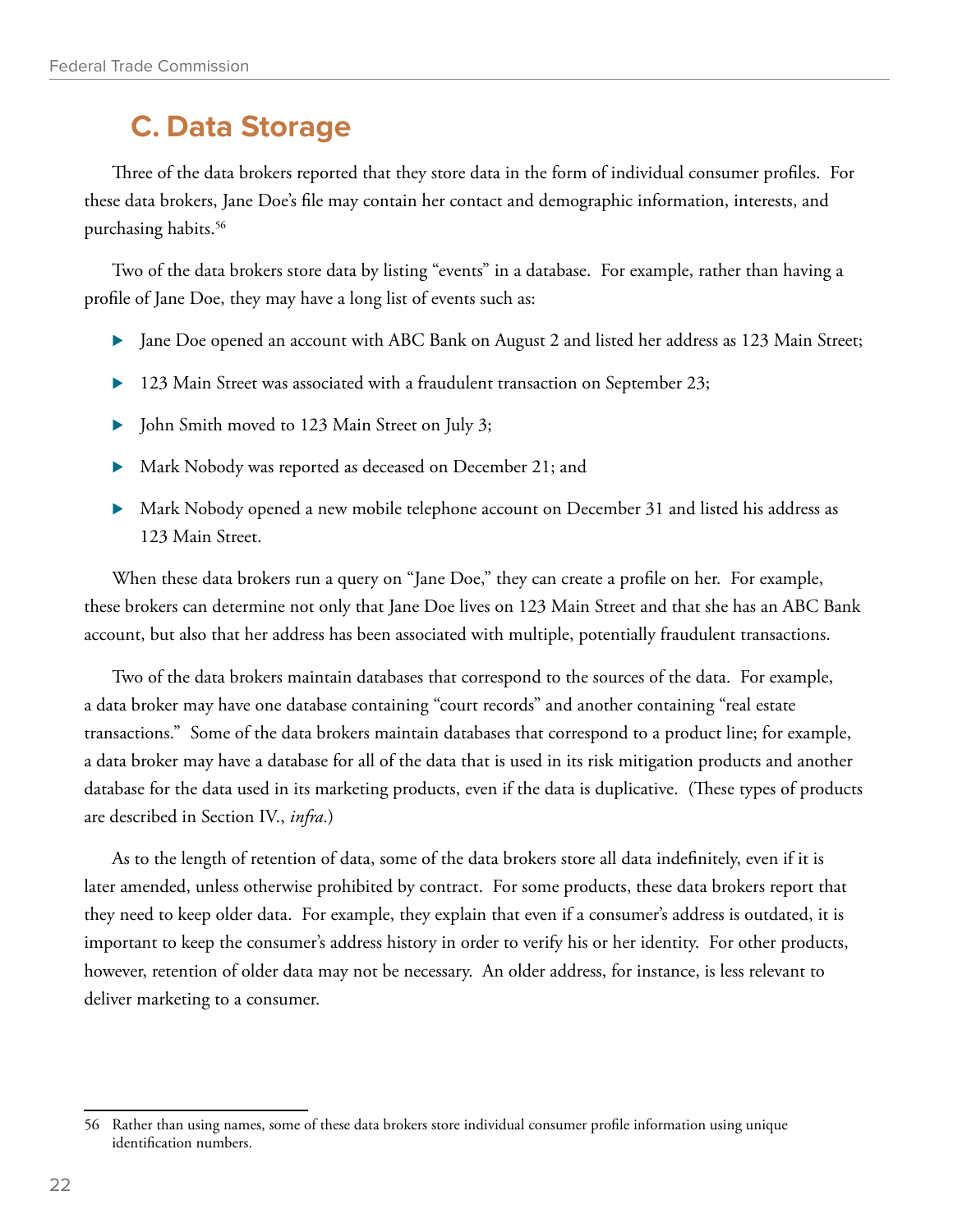## C. Data Storage

Three of the data brokers reported that they store data in the form of individual consumer profiles. For these data brokers, Jane Doe's file may contain her contact and demographic information, interests, and purchasing habits.[56]

Two of the data brokers store data by listing "events" in a database. For example, rather than having a profile of Jane Doe, they may have a long list of events such as:

- Jane Doe opened an account with ABC Bank on August 2 and listed her address as 123 Main Street;
- 123 Main Street was associated with a fraudulent transaction on September 23;
- John Smith moved to 123 Main Street on July 3;
- Mark Nobody was reported as deceased on December 21; and
- Mark Nobody opened a new mobile telephone account on December 31 and listed his address as 123 Main Street.

When these data brokers run a query on "Jane Doe," they can create a profile on her. For example, these brokers can determine not only that Jane Doe lives on 123 Main Street and that she has an ABC Bank account, but also that her address has been associated with multiple, potentially fraudulent transactions.

Two of the data brokers maintain databases that correspond to the sources of the data. For example, a data broker may have one database containing "court records" and another containing "real estate transactions." Some of the data brokers maintain databases that correspond to a product line; for example, a data broker may have a database for all of the data that is used in its risk mitigation products and another database for the data used in its marketing products, even if the data is duplicative. (These types of products are described in Section IV., *infra*.)

As to the length of retention of data, some of the data brokers store all data indefinitely, even if it is later amended, unless otherwise prohibited by contract. For some products, these data brokers report that they need to keep older data. For example, they explain that even if a consumer's address is outdated, it is important to keep the consumer's address history in order to verify his or her identity. For other products, however, retention of older data may not be necessary. An older address, for instance, is less relevant to deliver marketing to a consumer.

---

56 Rather than using names, some of these data brokers store individual consumer profile information using unique identification numbers.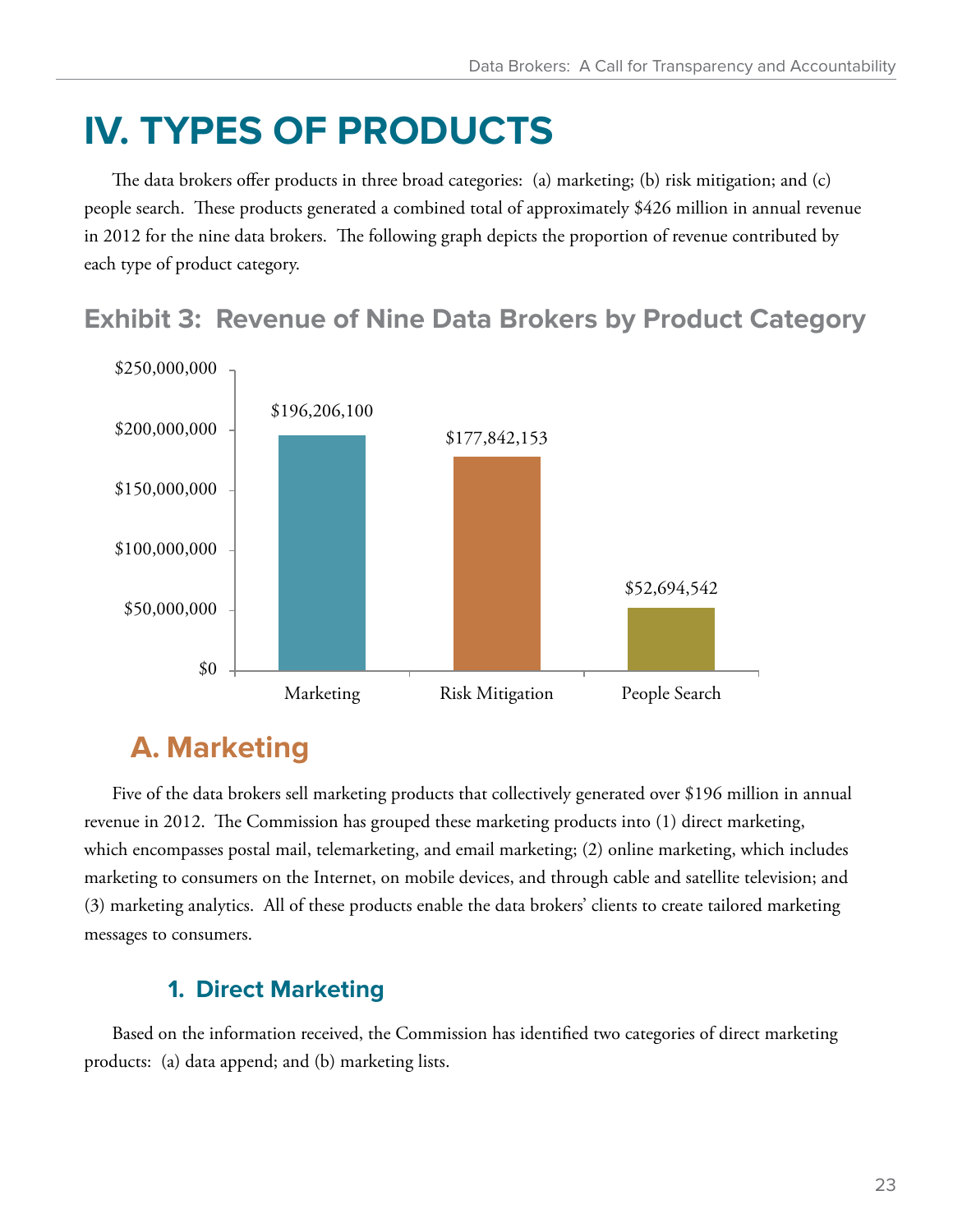# IV. TYPES OF PRODUCTS

The data brokers offer products in three broad categories: (a) marketing; (b) risk mitigation; and (c) people search. These products generated a combined total of approximately $426 million in annual revenue in 2012 for the nine data brokers. The following graph depicts the proportion of revenue contributed by each type of product category.

### Exhibit 3: Revenue of Nine Data Brokers by Product Category

| Product Category | Revenue |
|---|---|
| Marketing | $196,206,100 |
| Risk Mitigation | $177,842,153 |
| People Search | $52,694,542 |

## A. Marketing

Five of the data brokers sell marketing products that collectively generated over $196 million in annual revenue in 2012. The Commission has grouped these marketing products into (1) direct marketing, which encompasses postal mail, telemarketing, and email marketing; (2) online marketing, which includes marketing to consumers on the Internet, on mobile devices, and through cable and satellite television; and (3) marketing analytics. All of these products enable the data brokers' clients to create tailored marketing messages to consumers.

### 1. Direct Marketing

Based on the information received, the Commission has identified two categories of direct marketing products: (a) data append; and (b) marketing lists.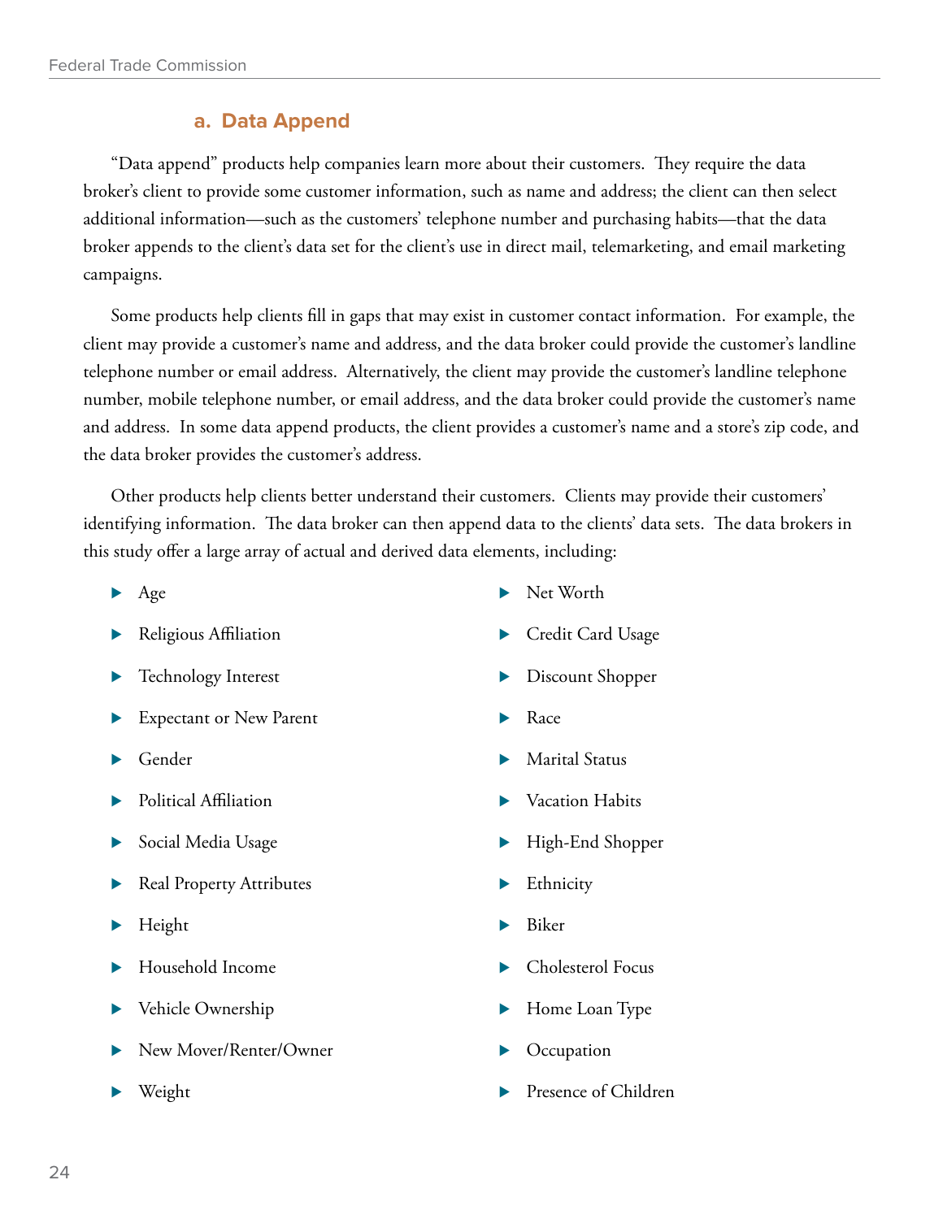### a. Data Append

"Data append" products help companies learn more about their customers. They require the data broker's client to provide some customer information, such as name and address; the client can then select additional information—such as the customers' telephone number and purchasing habits—that the data broker appends to the client's data set for the client's use in direct mail, telemarketing, and email marketing campaigns.

Some products help clients fill in gaps that may exist in customer contact information. For example, the client may provide a customer's name and address, and the data broker could provide the customer's landline telephone number or email address. Alternatively, the client may provide the customer's landline telephone number, mobile telephone number, or email address, and the data broker could provide the customer's name and address. In some data append products, the client provides a customer's name and a store's zip code, and the data broker provides the customer's address.

Other products help clients better understand their customers. Clients may provide their customers' identifying information. The data broker can then append data to the clients' data sets. The data brokers in this study offer a large array of actual and derived data elements, including:

- Age
- Religious Affiliation
- Technology Interest
- Expectant or New Parent
- Gender
- Political Affiliation
- Social Media Usage
- Real Property Attributes
- Height
- Household Income
- Vehicle Ownership
- New Mover/Renter/Owner
- Weight
- Net Worth
- Credit Card Usage
- Discount Shopper
- Race
- Marital Status
- Vacation Habits
- High-End Shopper
- Ethnicity
- Biker
- Cholesterol Focus
- Home Loan Type
- Occupation
- Presence of Children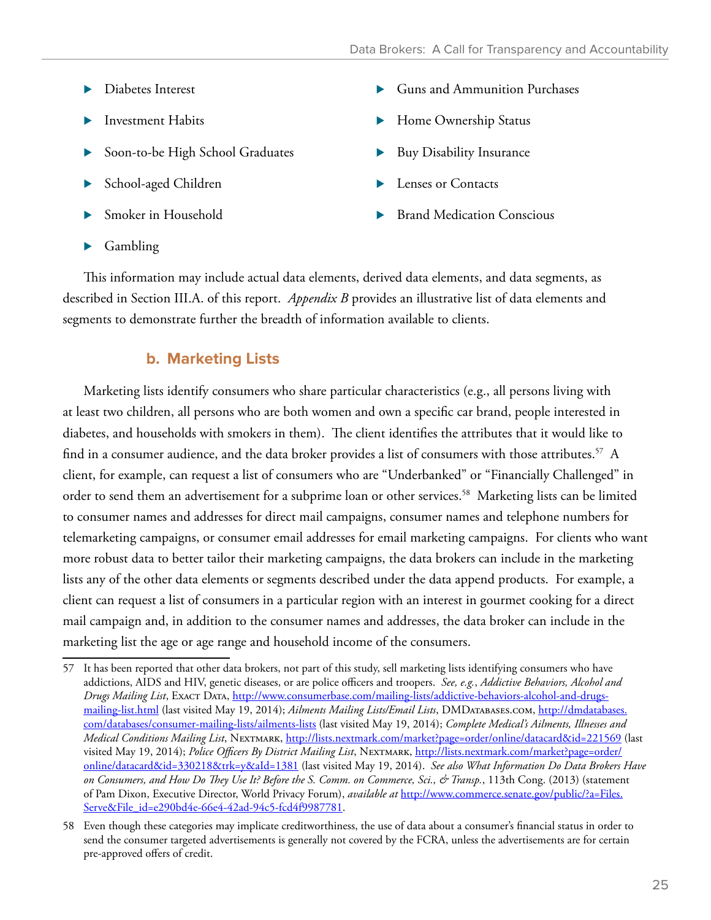- Diabetes Interest
- Investment Habits
- Soon-to-be High School Graduates
- School-aged Children
- Smoker in Household
- Gambling
- Guns and Ammunition Purchases
- Home Ownership Status
- Buy Disability Insurance
- Lenses or Contacts
- Brand Medication Conscious

This information may include actual data elements, derived data elements, and data segments, as described in Section III.A. of this report. *Appendix B* provides an illustrative list of data elements and segments to demonstrate further the breadth of information available to clients.

### b. Marketing Lists

Marketing lists identify consumers who share particular characteristics (e.g., all persons living with at least two children, all persons who are both women and own a specific car brand, people interested in diabetes, and households with smokers in them). The client identifies the attributes that it would like to find in a consumer audience, and the data broker provides a list of consumers with those attributes.[57] A client, for example, can request a list of consumers who are "Underbanked" or "Financially Challenged" in order to send them an advertisement for a subprime loan or other services.[58] Marketing lists can be limited to consumer names and addresses for direct mail campaigns, consumer names and telephone numbers for telemarketing campaigns, or consumer email addresses for email marketing campaigns. For clients who want more robust data to better tailor their marketing campaigns, the data brokers can include in the marketing lists any of the other data elements or segments described under the data append products. For example, a client can request a list of consumers in a particular region with an interest in gourmet cooking for a direct mail campaign and, in addition to the consumer names and addresses, the data broker can include in the marketing list the age or age range and household income of the consumers.

---

57 It has been reported that other data brokers, not part of this study, sell marketing lists identifying consumers who have addictions, AIDS and HIV, genetic diseases, or are police officers and troopers. *See, e.g.*, *Addictive Behaviors, Alcohol and Drugs Mailing List*, Exact Data, http://www.consumerbase.com/mailing-lists/addictive-behaviors-alcohol-and-drugs-mailing-list.html (last visited May 19, 2014); *Ailments Mailing Lists/Email Lists*, DMDatabases.com, http://dmdatabases.com/databases/consumer-mailing-lists/ailments-lists (last visited May 19, 2014); *Complete Medical's Ailments, Illnesses and Medical Conditions Mailing List*, Nextmark, http://lists.nextmark.com/market?page=order/online/datacard&id=221569 (last visited May 19, 2014); *Police Officers By District Mailing List*, Nextmark, http://lists.nextmark.com/market?page=order/online/datacard&id=330218&trk=y&aId=1381 (last visited May 19, 2014). *See also What Information Do Data Brokers Have on Consumers, and How Do They Use It? Before the S. Comm. on Commerce, Sci., & Transp.*, 113th Cong. (2013) (statement of Pam Dixon, Executive Director, World Privacy Forum), *available at* http://www.commerce.senate.gov/public/?a=Files.Serve&File_id=e290bd4e-66e4-42ad-94c5-fcd4f9987781.

58 Even though these categories may implicate creditworthiness, the use of data about a consumer's financial status in order to send the consumer targeted advertisements is generally not covered by the FCRA, unless the advertisements are for certain pre-approved offers of credit.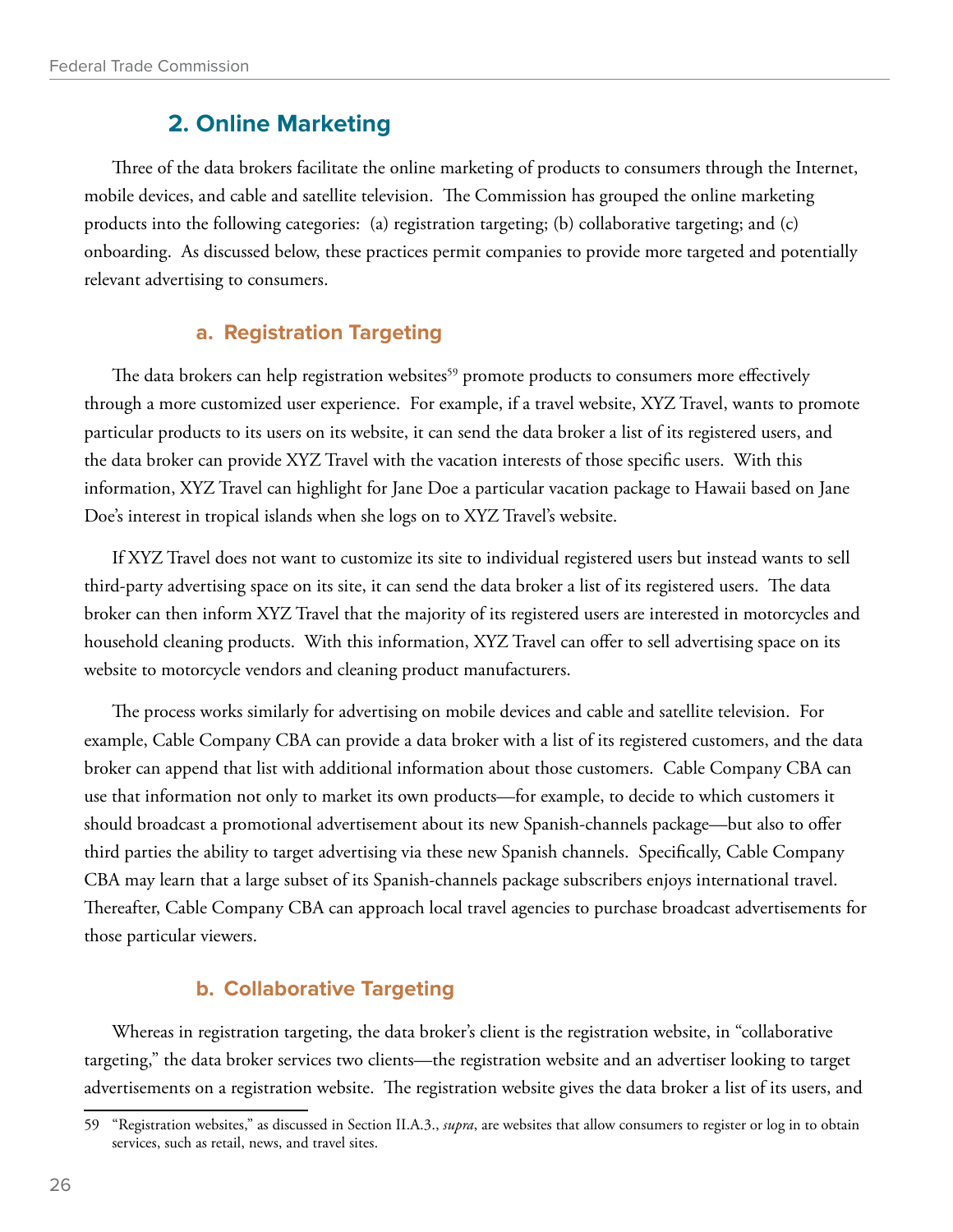## 2. Online Marketing

Three of the data brokers facilitate the online marketing of products to consumers through the Internet, mobile devices, and cable and satellite television. The Commission has grouped the online marketing products into the following categories: (a) registration targeting; (b) collaborative targeting; and (c) onboarding. As discussed below, these practices permit companies to provide more targeted and potentially relevant advertising to consumers.

### a. Registration Targeting

The data brokers can help registration websites[59] promote products to consumers more effectively through a more customized user experience. For example, if a travel website, XYZ Travel, wants to promote particular products to its users on its website, it can send the data broker a list of its registered users, and the data broker can provide XYZ Travel with the vacation interests of those specific users. With this information, XYZ Travel can highlight for Jane Doe a particular vacation package to Hawaii based on Jane Doe's interest in tropical islands when she logs on to XYZ Travel's website.

If XYZ Travel does not want to customize its site to individual registered users but instead wants to sell third-party advertising space on its site, it can send the data broker a list of its registered users. The data broker can then inform XYZ Travel that the majority of its registered users are interested in motorcycles and household cleaning products. With this information, XYZ Travel can offer to sell advertising space on its website to motorcycle vendors and cleaning product manufacturers.

The process works similarly for advertising on mobile devices and cable and satellite television. For example, Cable Company CBA can provide a data broker with a list of its registered customers, and the data broker can append that list with additional information about those customers. Cable Company CBA can use that information not only to market its own products—for example, to decide to which customers it should broadcast a promotional advertisement about its new Spanish-channels package—but also to offer third parties the ability to target advertising via these new Spanish channels. Specifically, Cable Company CBA may learn that a large subset of its Spanish-channels package subscribers enjoys international travel. Thereafter, Cable Company CBA can approach local travel agencies to purchase broadcast advertisements for those particular viewers.

### b. Collaborative Targeting

Whereas in registration targeting, the data broker's client is the registration website, in "collaborative targeting," the data broker services two clients—the registration website and an advertiser looking to target advertisements on a registration website. The registration website gives the data broker a list of its users, and

---

59 "Registration websites," as discussed in Section II.A.3., *supra*, are websites that allow consumers to register or log in to obtain services, such as retail, news, and travel sites.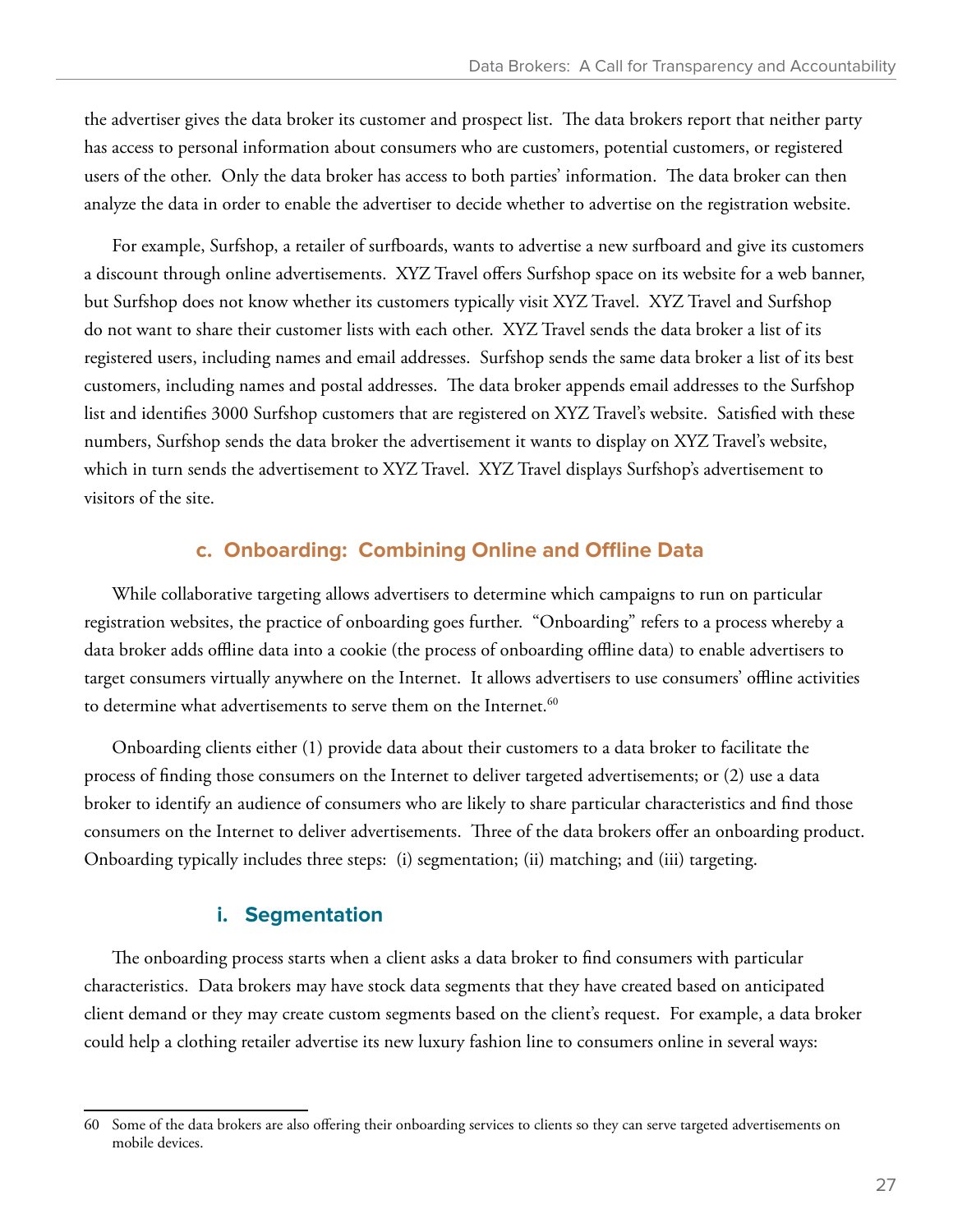the advertiser gives the data broker its customer and prospect list. The data brokers report that neither party has access to personal information about consumers who are customers, potential customers, or registered users of the other. Only the data broker has access to both parties' information. The data broker can then analyze the data in order to enable the advertiser to decide whether to advertise on the registration website.

For example, Surfshop, a retailer of surfboards, wants to advertise a new surfboard and give its customers a discount through online advertisements. XYZ Travel offers Surfshop space on its website for a web banner, but Surfshop does not know whether its customers typically visit XYZ Travel. XYZ Travel and Surfshop do not want to share their customer lists with each other. XYZ Travel sends the data broker a list of its registered users, including names and email addresses. Surfshop sends the same data broker a list of its best customers, including names and postal addresses. The data broker appends email addresses to the Surfshop list and identifies 3000 Surfshop customers that are registered on XYZ Travel's website. Satisfied with these numbers, Surfshop sends the data broker the advertisement it wants to display on XYZ Travel's website, which in turn sends the advertisement to XYZ Travel. XYZ Travel displays Surfshop's advertisement to visitors of the site.

### c. Onboarding: Combining Online and Offline Data

While collaborative targeting allows advertisers to determine which campaigns to run on particular registration websites, the practice of onboarding goes further. "Onboarding" refers to a process whereby a data broker adds offline data into a cookie (the process of onboarding offline data) to enable advertisers to target consumers virtually anywhere on the Internet. It allows advertisers to use consumers' offline activities to determine what advertisements to serve them on the Internet.[60]

Onboarding clients either (1) provide data about their customers to a data broker to facilitate the process of finding those consumers on the Internet to deliver targeted advertisements; or (2) use a data broker to identify an audience of consumers who are likely to share particular characteristics and find those consumers on the Internet to deliver advertisements. Three of the data brokers offer an onboarding product. Onboarding typically includes three steps: (i) segmentation; (ii) matching; and (iii) targeting.

#### i. Segmentation

The onboarding process starts when a client asks a data broker to find consumers with particular characteristics. Data brokers may have stock data segments that they have created based on anticipated client demand or they may create custom segments based on the client's request. For example, a data broker could help a clothing retailer advertise its new luxury fashion line to consumers online in several ways:

---

60 Some of the data brokers are also offering their onboarding services to clients so they can serve targeted advertisements on mobile devices.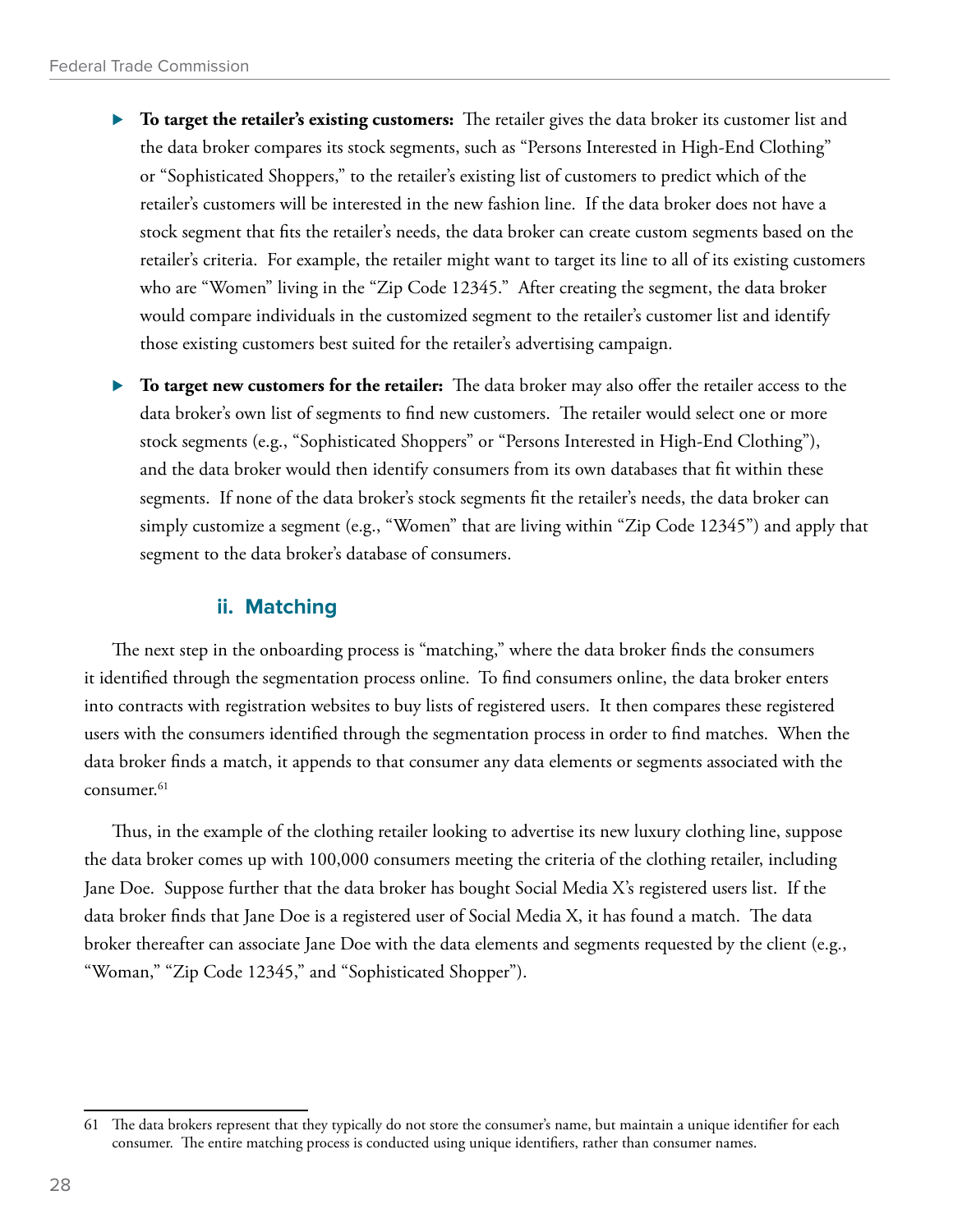- **To target the retailer's existing customers:** The retailer gives the data broker its customer list and the data broker compares its stock segments, such as "Persons Interested in High-End Clothing" or "Sophisticated Shoppers," to the retailer's existing list of customers to predict which of the retailer's customers will be interested in the new fashion line. If the data broker does not have a stock segment that fits the retailer's needs, the data broker can create custom segments based on the retailer's criteria. For example, the retailer might want to target its line to all of its existing customers who are "Women" living in the "Zip Code 12345." After creating the segment, the data broker would compare individuals in the customized segment to the retailer's customer list and identify those existing customers best suited for the retailer's advertising campaign.
- **To target new customers for the retailer:** The data broker may also offer the retailer access to the data broker's own list of segments to find new customers. The retailer would select one or more stock segments (e.g., "Sophisticated Shoppers" or "Persons Interested in High-End Clothing"), and the data broker would then identify consumers from its own databases that fit within these segments. If none of the data broker's stock segments fit the retailer's needs, the data broker can simply customize a segment (e.g., "Women" that are living within "Zip Code 12345") and apply that segment to the data broker's database of consumers.

#### ii. Matching

The next step in the onboarding process is "matching," where the data broker finds the consumers it identified through the segmentation process online. To find consumers online, the data broker enters into contracts with registration websites to buy lists of registered users. It then compares these registered users with the consumers identified through the segmentation process in order to find matches. When the data broker finds a match, it appends to that consumer any data elements or segments associated with the consumer.[61]

Thus, in the example of the clothing retailer looking to advertise its new luxury clothing line, suppose the data broker comes up with 100,000 consumers meeting the criteria of the clothing retailer, including Jane Doe. Suppose further that the data broker has bought Social Media X's registered users list. If the data broker finds that Jane Doe is a registered user of Social Media X, it has found a match. The data broker thereafter can associate Jane Doe with the data elements and segments requested by the client (e.g., "Woman," "Zip Code 12345," and "Sophisticated Shopper").

---

61 The data brokers represent that they typically do not store the consumer's name, but maintain a unique identifier for each consumer. The entire matching process is conducted using unique identifiers, rather than consumer names.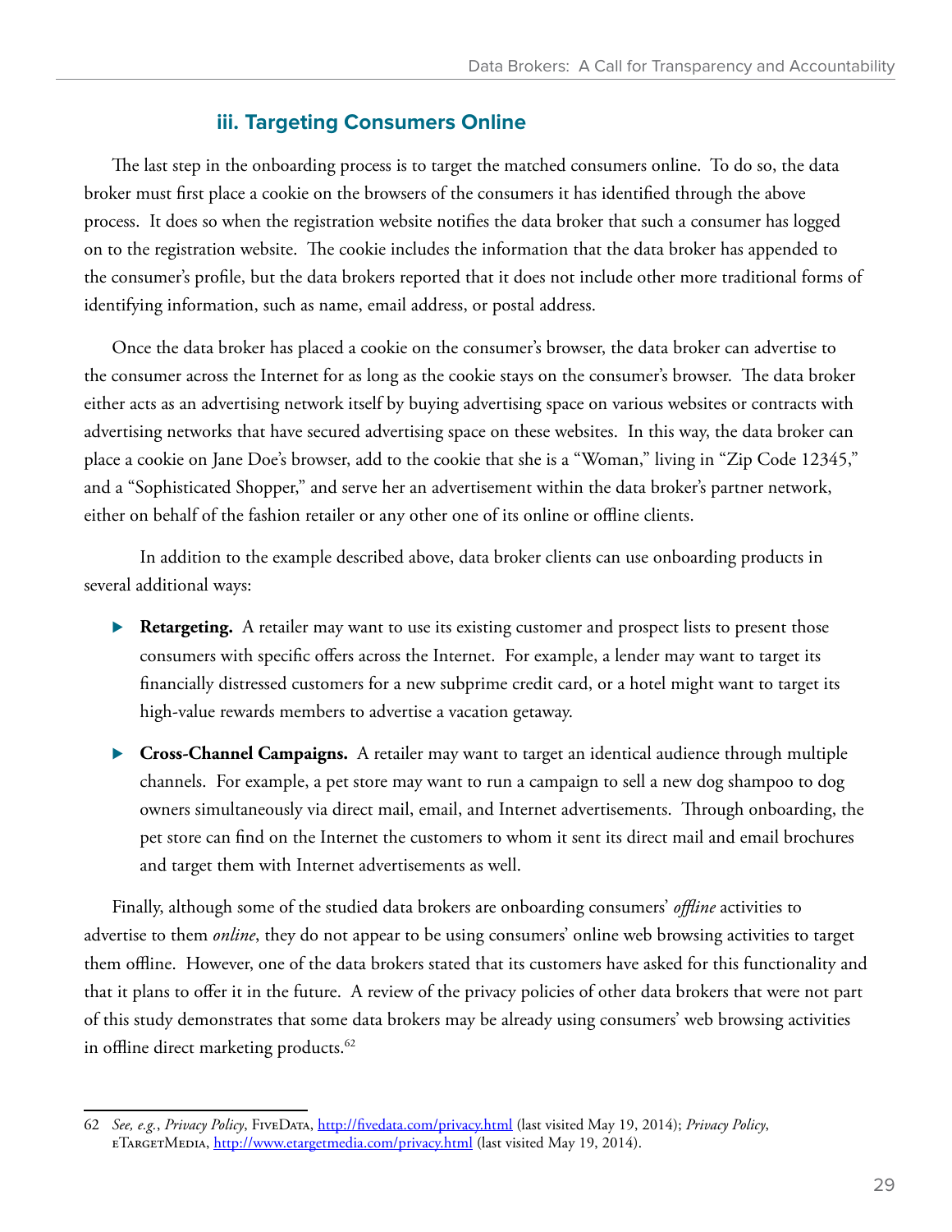### iii. Targeting Consumers Online

The last step in the onboarding process is to target the matched consumers online. To do so, the data broker must first place a cookie on the browsers of the consumers it has identified through the above process. It does so when the registration website notifies the data broker that such a consumer has logged on to the registration website. The cookie includes the information that the data broker has appended to the consumer's profile, but the data brokers reported that it does not include other more traditional forms of identifying information, such as name, email address, or postal address.

Once the data broker has placed a cookie on the consumer's browser, the data broker can advertise to the consumer across the Internet for as long as the cookie stays on the consumer's browser. The data broker either acts as an advertising network itself by buying advertising space on various websites or contracts with advertising networks that have secured advertising space on these websites. In this way, the data broker can place a cookie on Jane Doe's browser, add to the cookie that she is a "Woman," living in "Zip Code 12345," and a "Sophisticated Shopper," and serve her an advertisement within the data broker's partner network, either on behalf of the fashion retailer or any other one of its online or offline clients.

In addition to the example described above, data broker clients can use onboarding products in several additional ways:

- **Retargeting.** A retailer may want to use its existing customer and prospect lists to present those consumers with specific offers across the Internet. For example, a lender may want to target its financially distressed customers for a new subprime credit card, or a hotel might want to target its high-value rewards members to advertise a vacation getaway.
- **Cross-Channel Campaigns.** A retailer may want to target an identical audience through multiple channels. For example, a pet store may want to run a campaign to sell a new dog shampoo to dog owners simultaneously via direct mail, email, and Internet advertisements. Through onboarding, the pet store can find on the Internet the customers to whom it sent its direct mail and email brochures and target them with Internet advertisements as well.

Finally, although some of the studied data brokers are onboarding consumers' *offline* activities to advertise to them *online*, they do not appear to be using consumers' online web browsing activities to target them offline. However, one of the data brokers stated that its customers have asked for this functionality and that it plans to offer it in the future. A review of the privacy policies of other data brokers that were not part of this study demonstrates that some data brokers may be already using consumers' web browsing activities in offline direct marketing products.[62]

---

62 *See, e.g.*, *Privacy Policy*, FiveData, http://fivedata.com/privacy.html (last visited May 19, 2014); *Privacy Policy*, eTargetMedia, http://www.etargetmedia.com/privacy.html (last visited May 19, 2014).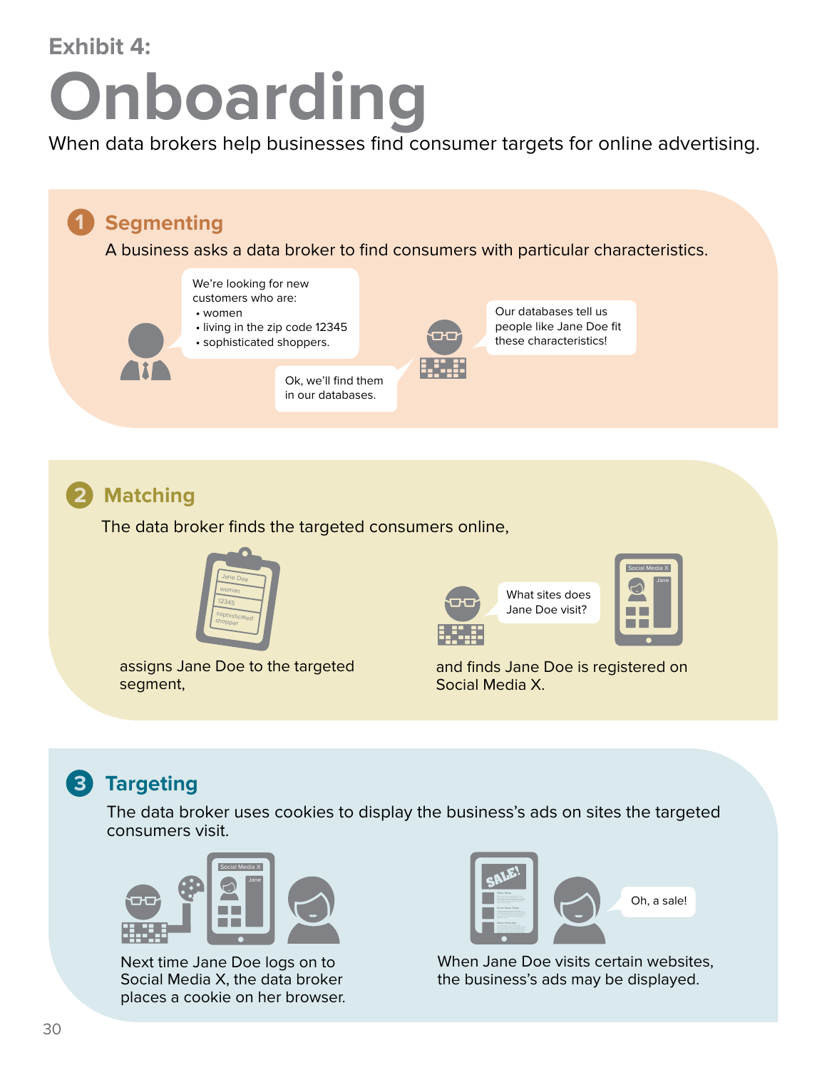Exhibit 4:

# Onboarding

When data brokers help businesses find consumer targets for online advertising.

## 1 Segmenting

A business asks a data broker to find consumers with particular characteristics.

We're looking for new customers who are:

- women
- living in the zip code 12345
- sophisticated shoppers.

Ok, we'll find them in our databases.

Our databases tell us people like Jane Doe fit these characteristics!

## 2 Matching

The data broker finds the targeted consumers online,

Jane Doe
woman
12345
sophisticated shopper

assigns Jane Doe to the targeted segment,

What sites does Jane Doe visit?

Social Media X
Jane

and finds Jane Doe is registered on Social Media X.

## 3 Targeting

The data broker uses cookies to display the business's ads on sites the targeted consumers visit.

Social Media X
Jane

Next time Jane Doe logs on to Social Media X, the data broker places a cookie on her browser.

SALE!

Oh, a sale!

When Jane Doe visits certain websites, the business's ads may be displayed.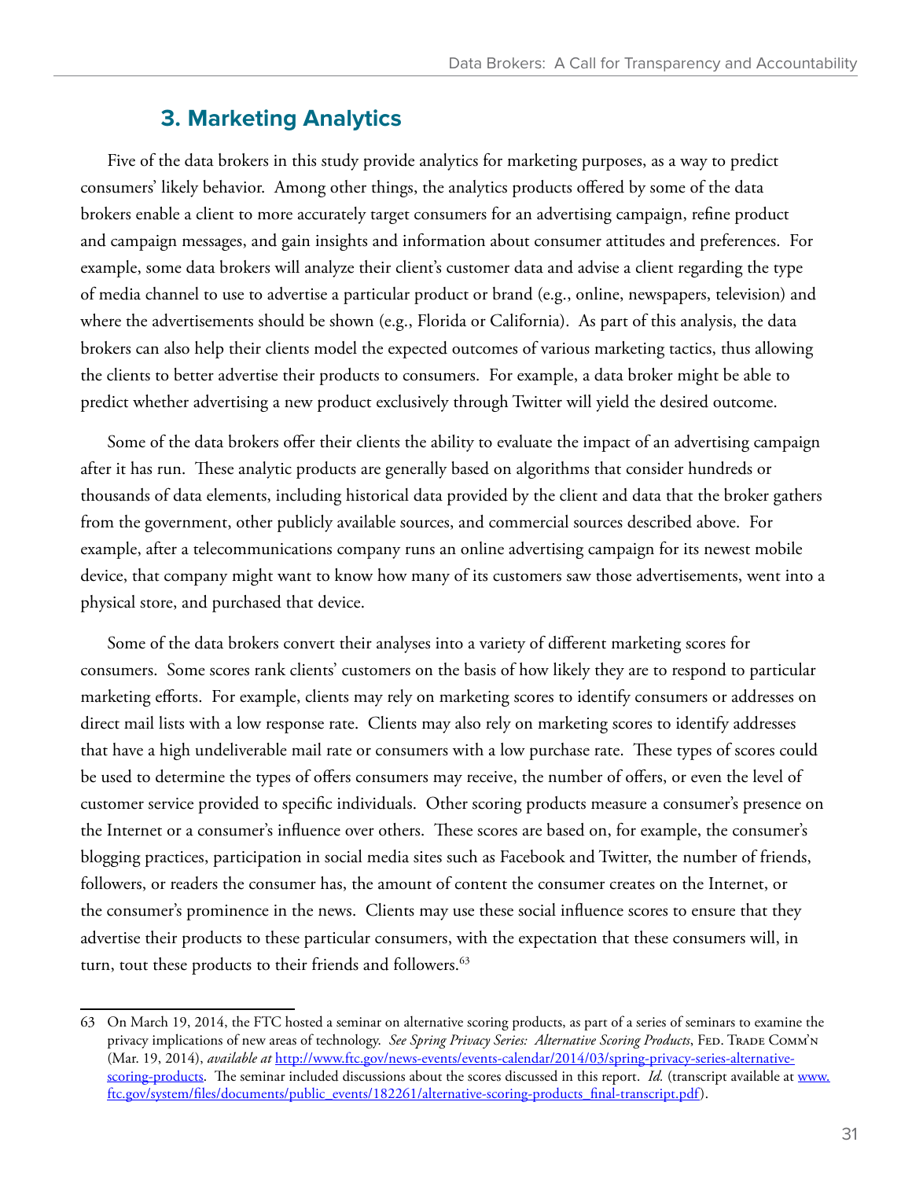### 3. Marketing Analytics

Five of the data brokers in this study provide analytics for marketing purposes, as a way to predict consumers' likely behavior. Among other things, the analytics products offered by some of the data brokers enable a client to more accurately target consumers for an advertising campaign, refine product and campaign messages, and gain insights and information about consumer attitudes and preferences. For example, some data brokers will analyze their client's customer data and advise a client regarding the type of media channel to use to advertise a particular product or brand (e.g., online, newspapers, television) and where the advertisements should be shown (e.g., Florida or California). As part of this analysis, the data brokers can also help their clients model the expected outcomes of various marketing tactics, thus allowing the clients to better advertise their products to consumers. For example, a data broker might be able to predict whether advertising a new product exclusively through Twitter will yield the desired outcome.

Some of the data brokers offer their clients the ability to evaluate the impact of an advertising campaign after it has run. These analytic products are generally based on algorithms that consider hundreds or thousands of data elements, including historical data provided by the client and data that the broker gathers from the government, other publicly available sources, and commercial sources described above. For example, after a telecommunications company runs an online advertising campaign for its newest mobile device, that company might want to know how many of its customers saw those advertisements, went into a physical store, and purchased that device.

Some of the data brokers convert their analyses into a variety of different marketing scores for consumers. Some scores rank clients' customers on the basis of how likely they are to respond to particular marketing efforts. For example, clients may rely on marketing scores to identify consumers or addresses on direct mail lists with a low response rate. Clients may also rely on marketing scores to identify addresses that have a high undeliverable mail rate or consumers with a low purchase rate. These types of scores could be used to determine the types of offers consumers may receive, the number of offers, or even the level of customer service provided to specific individuals. Other scoring products measure a consumer's presence on the Internet or a consumer's influence over others. These scores are based on, for example, the consumer's blogging practices, participation in social media sites such as Facebook and Twitter, the number of friends, followers, or readers the consumer has, the amount of content the consumer creates on the Internet, or the consumer's prominence in the news. Clients may use these social influence scores to ensure that they advertise their products to these particular consumers, with the expectation that these consumers will, in turn, tout these products to their friends and followers.[63]

---

63 On March 19, 2014, the FTC hosted a seminar on alternative scoring products, as part of a series of seminars to examine the privacy implications of new areas of technology. *See Spring Privacy Series: Alternative Scoring Products*, Fed. Trade Comm'n (Mar. 19, 2014), *available at* http://www.ftc.gov/news-events/events-calendar/2014/03/spring-privacy-series-alternative-scoring-products. The seminar included discussions about the scores discussed in this report. *Id.* (transcript available at www.ftc.gov/system/files/documents/public_events/182261/alternative-scoring-products_final-transcript.pdf).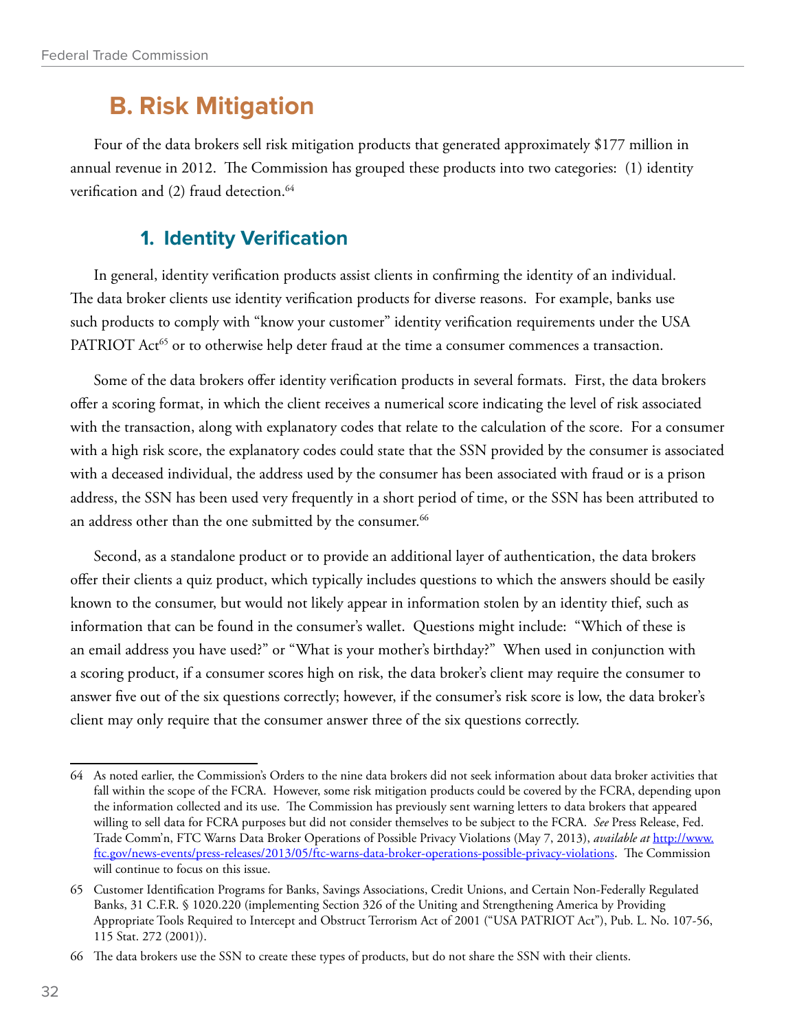## B. Risk Mitigation

Four of the data brokers sell risk mitigation products that generated approximately $177 million in annual revenue in 2012. The Commission has grouped these products into two categories: (1) identity verification and (2) fraud detection.[64]

### 1. Identity Verification

In general, identity verification products assist clients in confirming the identity of an individual. The data broker clients use identity verification products for diverse reasons. For example, banks use such products to comply with "know your customer" identity verification requirements under the USA PATRIOT Act[65] or to otherwise help deter fraud at the time a consumer commences a transaction.

Some of the data brokers offer identity verification products in several formats. First, the data brokers offer a scoring format, in which the client receives a numerical score indicating the level of risk associated with the transaction, along with explanatory codes that relate to the calculation of the score. For a consumer with a high risk score, the explanatory codes could state that the SSN provided by the consumer is associated with a deceased individual, the address used by the consumer has been associated with fraud or is a prison address, the SSN has been used very frequently in a short period of time, or the SSN has been attributed to an address other than the one submitted by the consumer.[66]

Second, as a standalone product or to provide an additional layer of authentication, the data brokers offer their clients a quiz product, which typically includes questions to which the answers should be easily known to the consumer, but would not likely appear in information stolen by an identity thief, such as information that can be found in the consumer's wallet. Questions might include: "Which of these is an email address you have used?" or "What is your mother's birthday?" When used in conjunction with a scoring product, if a consumer scores high on risk, the data broker's client may require the consumer to answer five out of the six questions correctly; however, if the consumer's risk score is low, the data broker's client may only require that the consumer answer three of the six questions correctly.

---

64 As noted earlier, the Commission's Orders to the nine data brokers did not seek information about data broker activities that fall within the scope of the FCRA. However, some risk mitigation products could be covered by the FCRA, depending upon the information collected and its use. The Commission has previously sent warning letters to data brokers that appeared willing to sell data for FCRA purposes but did not consider themselves to be subject to the FCRA. *See* Press Release, Fed. Trade Comm'n, FTC Warns Data Broker Operations of Possible Privacy Violations (May 7, 2013), *available at* http://www.ftc.gov/news-events/press-releases/2013/05/ftc-warns-data-broker-operations-possible-privacy-violations. The Commission will continue to focus on this issue.

65 Customer Identification Programs for Banks, Savings Associations, Credit Unions, and Certain Non-Federally Regulated Banks, 31 C.F.R. § 1020.220 (implementing Section 326 of the Uniting and Strengthening America by Providing Appropriate Tools Required to Intercept and Obstruct Terrorism Act of 2001 ("USA PATRIOT Act"), Pub. L. No. 107-56, 115 Stat. 272 (2001)).

66 The data brokers use the SSN to create these types of products, but do not share the SSN with their clients.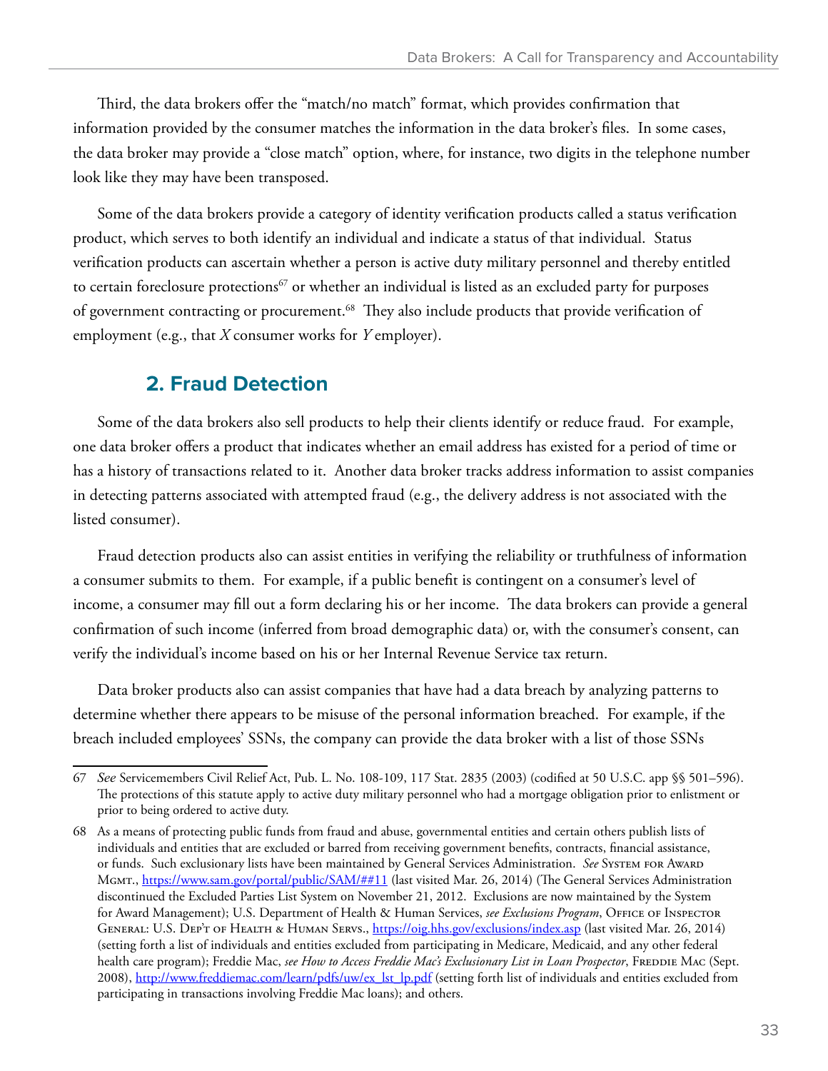Third, the data brokers offer the "match/no match" format, which provides confirmation that information provided by the consumer matches the information in the data broker's files. In some cases, the data broker may provide a "close match" option, where, for instance, two digits in the telephone number look like they may have been transposed.

Some of the data brokers provide a category of identity verification products called a status verification product, which serves to both identify an individual and indicate a status of that individual. Status verification products can ascertain whether a person is active duty military personnel and thereby entitled to certain foreclosure protections[67] or whether an individual is listed as an excluded party for purposes of government contracting or procurement.[68] They also include products that provide verification of employment (e.g., that *X* consumer works for *Y* employer).

### 2. Fraud Detection

Some of the data brokers also sell products to help their clients identify or reduce fraud. For example, one data broker offers a product that indicates whether an email address has existed for a period of time or has a history of transactions related to it. Another data broker tracks address information to assist companies in detecting patterns associated with attempted fraud (e.g., the delivery address is not associated with the listed consumer).

Fraud detection products also can assist entities in verifying the reliability or truthfulness of information a consumer submits to them. For example, if a public benefit is contingent on a consumer's level of income, a consumer may fill out a form declaring his or her income. The data brokers can provide a general confirmation of such income (inferred from broad demographic data) or, with the consumer's consent, can verify the individual's income based on his or her Internal Revenue Service tax return.

Data broker products also can assist companies that have had a data breach by analyzing patterns to determine whether there appears to be misuse of the personal information breached. For example, if the breach included employees' SSNs, the company can provide the data broker with a list of those SSNs

---

67 *See* Servicemembers Civil Relief Act, Pub. L. No. 108-109, 117 Stat. 2835 (2003) (codified at 50 U.S.C. app §§ 501–596). The protections of this statute apply to active duty military personnel who had a mortgage obligation prior to enlistment or prior to being ordered to active duty.

68 As a means of protecting public funds from fraud and abuse, governmental entities and certain others publish lists of individuals and entities that are excluded or barred from receiving government benefits, contracts, financial assistance, or funds. Such exclusionary lists have been maintained by General Services Administration. *See* System for Award Mgmt., https://www.sam.gov/portal/public/SAM/##11 (last visited Mar. 26, 2014) (The General Services Administration discontinued the Excluded Parties List System on November 21, 2012. Exclusions are now maintained by the System for Award Management); U.S. Department of Health & Human Services, *see Exclusions Program*, Office of Inspector General: U.S. Dep't of Health & Human Servs., https://oig.hhs.gov/exclusions/index.asp (last visited Mar. 26, 2014) (setting forth a list of individuals and entities excluded from participating in Medicare, Medicaid, and any other federal health care program); Freddie Mac, *see How to Access Freddie Mac's Exclusionary List in Loan Prospector*, Freddie Mac (Sept. 2008), http://www.freddiemac.com/learn/pdfs/uw/ex_lst_lp.pdf (setting forth list of individuals and entities excluded from participating in transactions involving Freddie Mac loans); and others.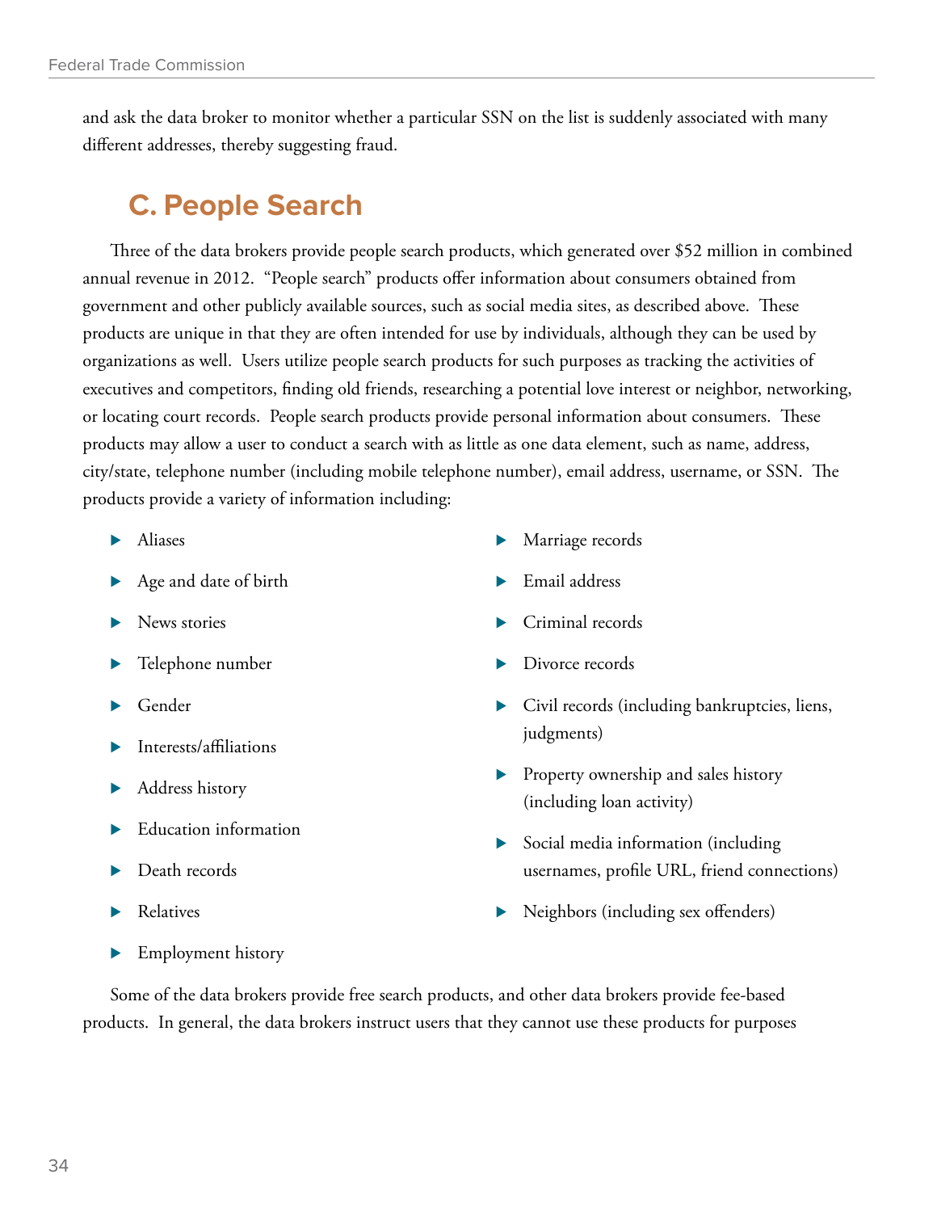and ask the data broker to monitor whether a particular SSN on the list is suddenly associated with many different addresses, thereby suggesting fraud.

## C. People Search

Three of the data brokers provide people search products, which generated over $52 million in combined annual revenue in 2012. "People search" products offer information about consumers obtained from government and other publicly available sources, such as social media sites, as described above. These products are unique in that they are often intended for use by individuals, although they can be used by organizations as well. Users utilize people search products for such purposes as tracking the activities of executives and competitors, finding old friends, researching a potential love interest or neighbor, networking, or locating court records. People search products provide personal information about consumers. These products may allow a user to conduct a search with as little as one data element, such as name, address, city/state, telephone number (including mobile telephone number), email address, username, or SSN. The products provide a variety of information including:

- Aliases
- Age and date of birth
- News stories
- Telephone number
- Gender
- Interests/affiliations
- Address history
- Education information
- Death records
- Relatives
- Employment history
- Marriage records
- Email address
- Criminal records
- Divorce records
- Civil records (including bankruptcies, liens, judgments)
- Property ownership and sales history (including loan activity)
- Social media information (including usernames, profile URL, friend connections)
- Neighbors (including sex offenders)

Some of the data brokers provide free search products, and other data brokers provide fee-based products. In general, the data brokers instruct users that they cannot use these products for purposes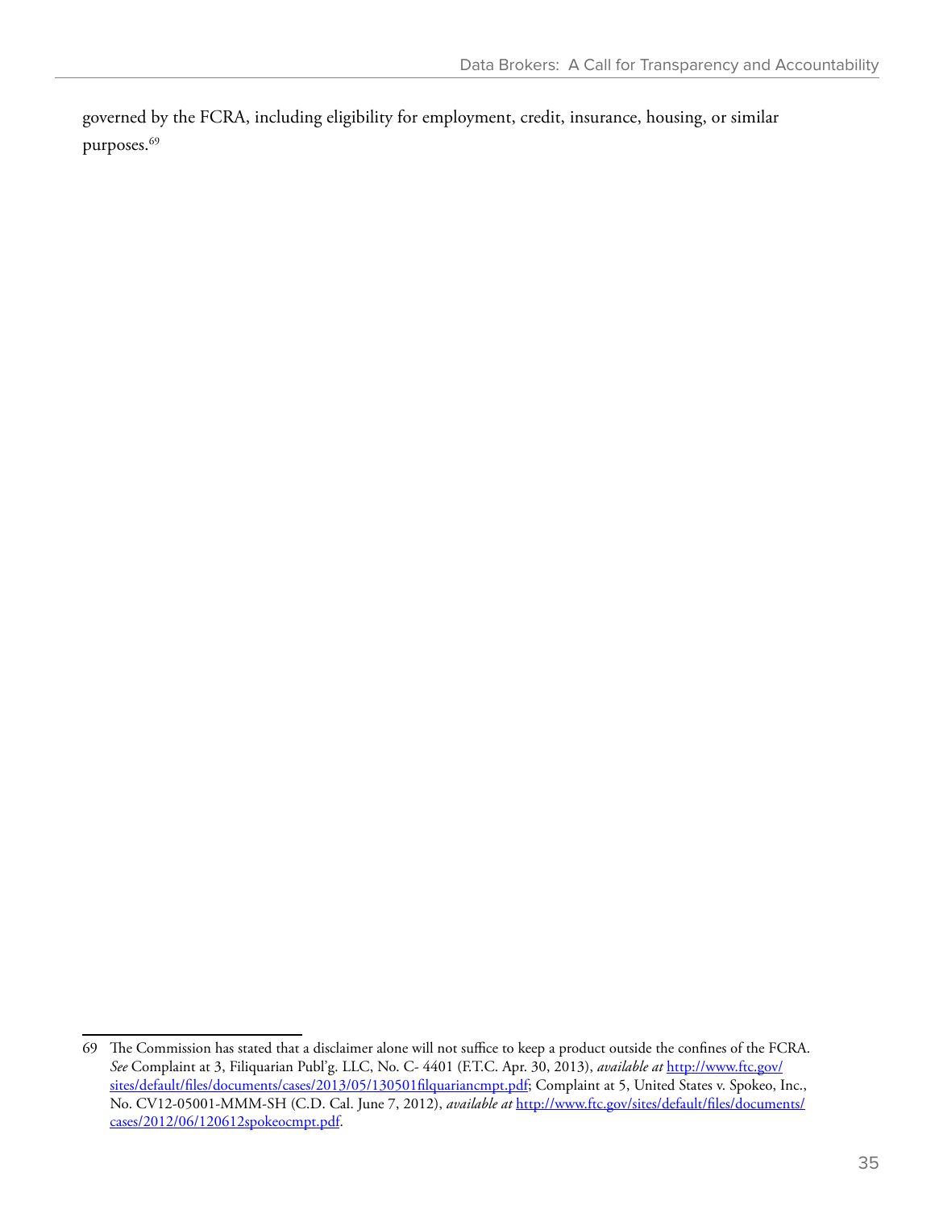governed by the FCRA, including eligibility for employment, credit, insurance, housing, or similar purposes.[69]

---

69 The Commission has stated that a disclaimer alone will not suffice to keep a product outside the confines of the FCRA. *See* Complaint at 3, Filiquarian Publ'g. LLC, No. C- 4401 (F.T.C. Apr. 30, 2013), *available at* [http://www.ftc.gov/sites/default/files/documents/cases/2013/05/130501filquariancmpt.pdf](http://www.ftc.gov/sites/default/files/documents/cases/2013/05/130501filquariancmpt.pdf); Complaint at 5, United States v. Spokeo, Inc., No. CV12-05001-MMM-SH (C.D. Cal. June 7, 2012), *available at* [http://www.ftc.gov/sites/default/files/documents/cases/2012/06/120612spokeocmpt.pdf](http://www.ftc.gov/sites/default/files/documents/cases/2012/06/120612spokeocmpt.pdf).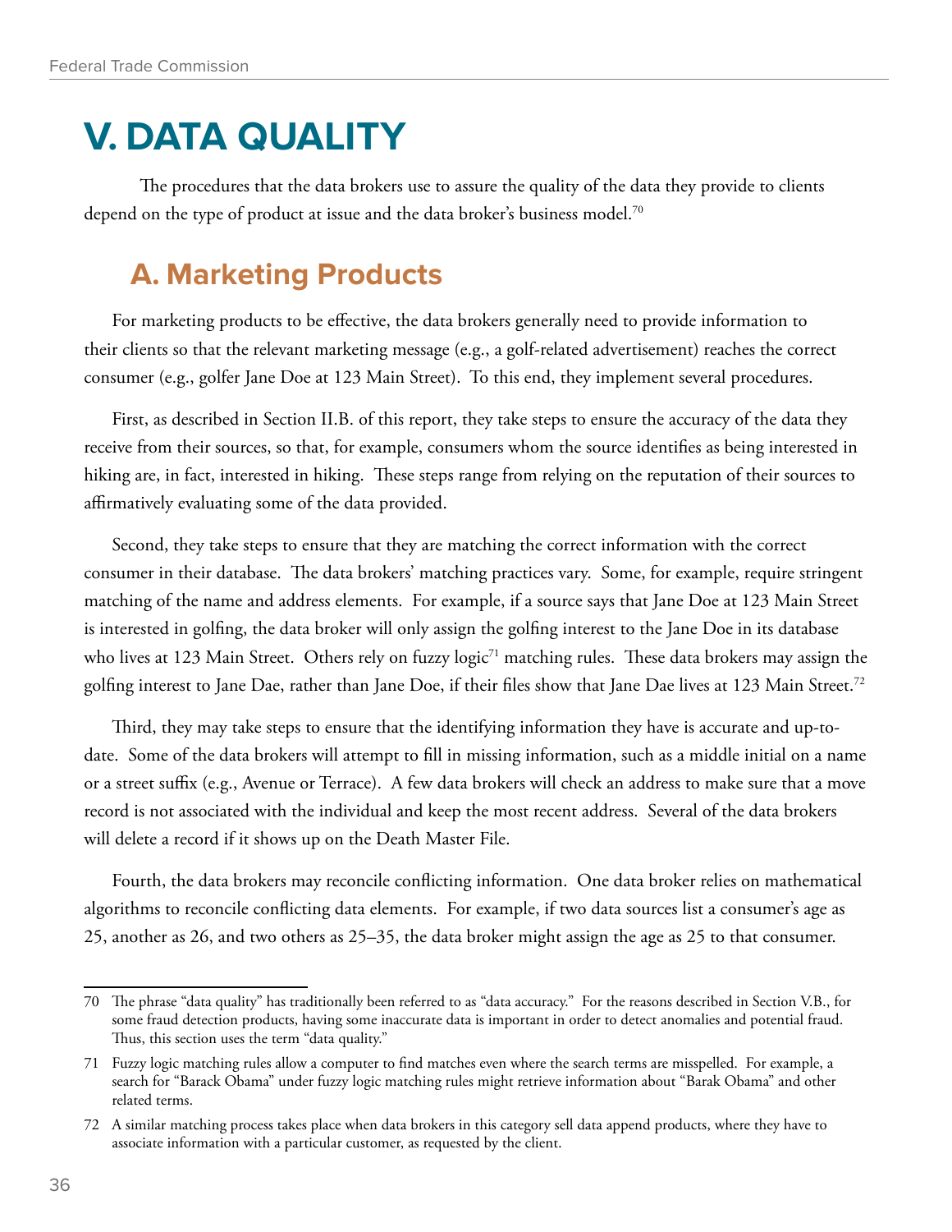# V. DATA QUALITY

The procedures that the data brokers use to assure the quality of the data they provide to clients depend on the type of product at issue and the data broker's business model.[70]

## A. Marketing Products

For marketing products to be effective, the data brokers generally need to provide information to their clients so that the relevant marketing message (e.g., a golf-related advertisement) reaches the correct consumer (e.g., golfer Jane Doe at 123 Main Street). To this end, they implement several procedures.

First, as described in Section II.B. of this report, they take steps to ensure the accuracy of the data they receive from their sources, so that, for example, consumers whom the source identifies as being interested in hiking are, in fact, interested in hiking. These steps range from relying on the reputation of their sources to affirmatively evaluating some of the data provided.

Second, they take steps to ensure that they are matching the correct information with the correct consumer in their database. The data brokers' matching practices vary. Some, for example, require stringent matching of the name and address elements. For example, if a source says that Jane Doe at 123 Main Street is interested in golfing, the data broker will only assign the golfing interest to the Jane Doe in its database who lives at 123 Main Street. Others rely on fuzzy logic[71] matching rules. These data brokers may assign the golfing interest to Jane Dae, rather than Jane Doe, if their files show that Jane Dae lives at 123 Main Street.[72]

Third, they may take steps to ensure that the identifying information they have is accurate and up-to-date. Some of the data brokers will attempt to fill in missing information, such as a middle initial on a name or a street suffix (e.g., Avenue or Terrace). A few data brokers will check an address to make sure that a move record is not associated with the individual and keep the most recent address. Several of the data brokers will delete a record if it shows up on the Death Master File.

Fourth, the data brokers may reconcile conflicting information. One data broker relies on mathematical algorithms to reconcile conflicting data elements. For example, if two data sources list a consumer's age as 25, another as 26, and two others as 25–35, the data broker might assign the age as 25 to that consumer.

---

70 The phrase "data quality" has traditionally been referred to as "data accuracy." For the reasons described in Section V.B., for some fraud detection products, having some inaccurate data is important in order to detect anomalies and potential fraud. Thus, this section uses the term "data quality."

71 Fuzzy logic matching rules allow a computer to find matches even where the search terms are misspelled. For example, a search for "Barack Obama" under fuzzy logic matching rules might retrieve information about "Barak Obama" and other related terms.

72 A similar matching process takes place when data brokers in this category sell data append products, where they have to associate information with a particular customer, as requested by the client.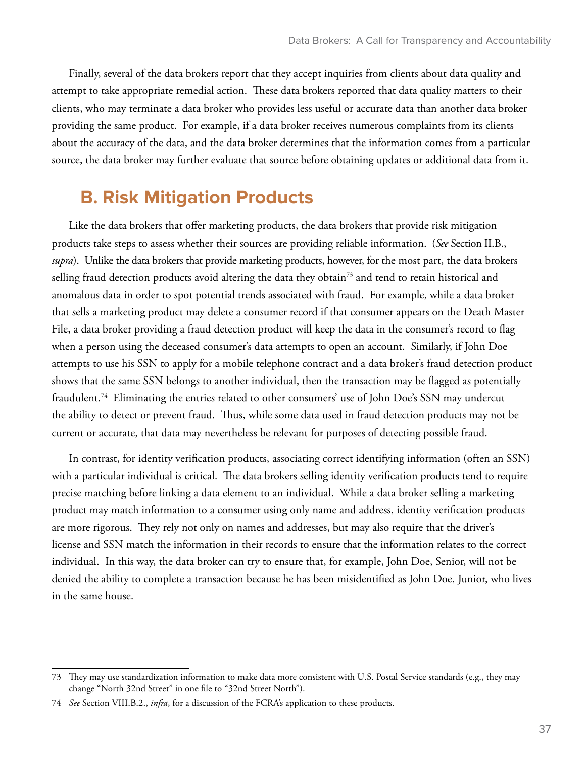Finally, several of the data brokers report that they accept inquiries from clients about data quality and attempt to take appropriate remedial action. These data brokers reported that data quality matters to their clients, who may terminate a data broker who provides less useful or accurate data than another data broker providing the same product. For example, if a data broker receives numerous complaints from its clients about the accuracy of the data, and the data broker determines that the information comes from a particular source, the data broker may further evaluate that source before obtaining updates or additional data from it.

## B. Risk Mitigation Products

Like the data brokers that offer marketing products, the data brokers that provide risk mitigation products take steps to assess whether their sources are providing reliable information. (*See* Section II.B., *supra*). Unlike the data brokers that provide marketing products, however, for the most part, the data brokers selling fraud detection products avoid altering the data they obtain[73] and tend to retain historical and anomalous data in order to spot potential trends associated with fraud. For example, while a data broker that sells a marketing product may delete a consumer record if that consumer appears on the Death Master File, a data broker providing a fraud detection product will keep the data in the consumer's record to flag when a person using the deceased consumer's data attempts to open an account. Similarly, if John Doe attempts to use his SSN to apply for a mobile telephone contract and a data broker's fraud detection product shows that the same SSN belongs to another individual, then the transaction may be flagged as potentially fraudulent.[74] Eliminating the entries related to other consumers' use of John Doe's SSN may undercut the ability to detect or prevent fraud. Thus, while some data used in fraud detection products may not be current or accurate, that data may nevertheless be relevant for purposes of detecting possible fraud.

In contrast, for identity verification products, associating correct identifying information (often an SSN) with a particular individual is critical. The data brokers selling identity verification products tend to require precise matching before linking a data element to an individual. While a data broker selling a marketing product may match information to a consumer using only name and address, identity verification products are more rigorous. They rely not only on names and addresses, but may also require that the driver's license and SSN match the information in their records to ensure that the information relates to the correct individual. In this way, the data broker can try to ensure that, for example, John Doe, Senior, will not be denied the ability to complete a transaction because he has been misidentified as John Doe, Junior, who lives in the same house.

---

73 They may use standardization information to make data more consistent with U.S. Postal Service standards (e.g., they may change "North 32nd Street" in one file to "32nd Street North").

74 *See* Section VIII.B.2., *infra*, for a discussion of the FCRA's application to these products.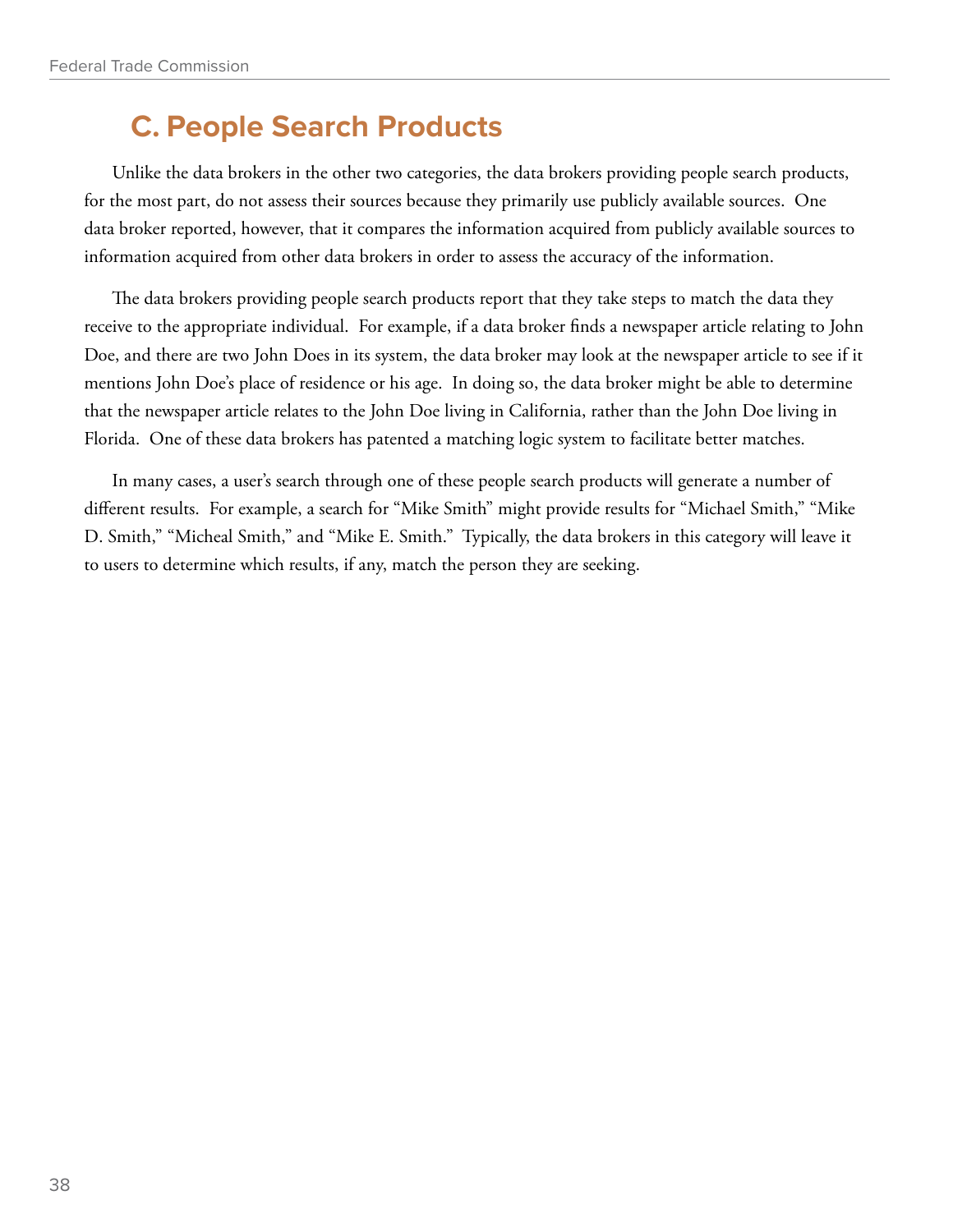## C. People Search Products

Unlike the data brokers in the other two categories, the data brokers providing people search products, for the most part, do not assess their sources because they primarily use publicly available sources. One data broker reported, however, that it compares the information acquired from publicly available sources to information acquired from other data brokers in order to assess the accuracy of the information.

The data brokers providing people search products report that they take steps to match the data they receive to the appropriate individual. For example, if a data broker finds a newspaper article relating to John Doe, and there are two John Does in its system, the data broker may look at the newspaper article to see if it mentions John Doe's place of residence or his age. In doing so, the data broker might be able to determine that the newspaper article relates to the John Doe living in California, rather than the John Doe living in Florida. One of these data brokers has patented a matching logic system to facilitate better matches.

In many cases, a user's search through one of these people search products will generate a number of different results. For example, a search for "Mike Smith" might provide results for "Michael Smith," "Mike D. Smith," "Micheal Smith," and "Mike E. Smith." Typically, the data brokers in this category will leave it to users to determine which results, if any, match the person they are seeking.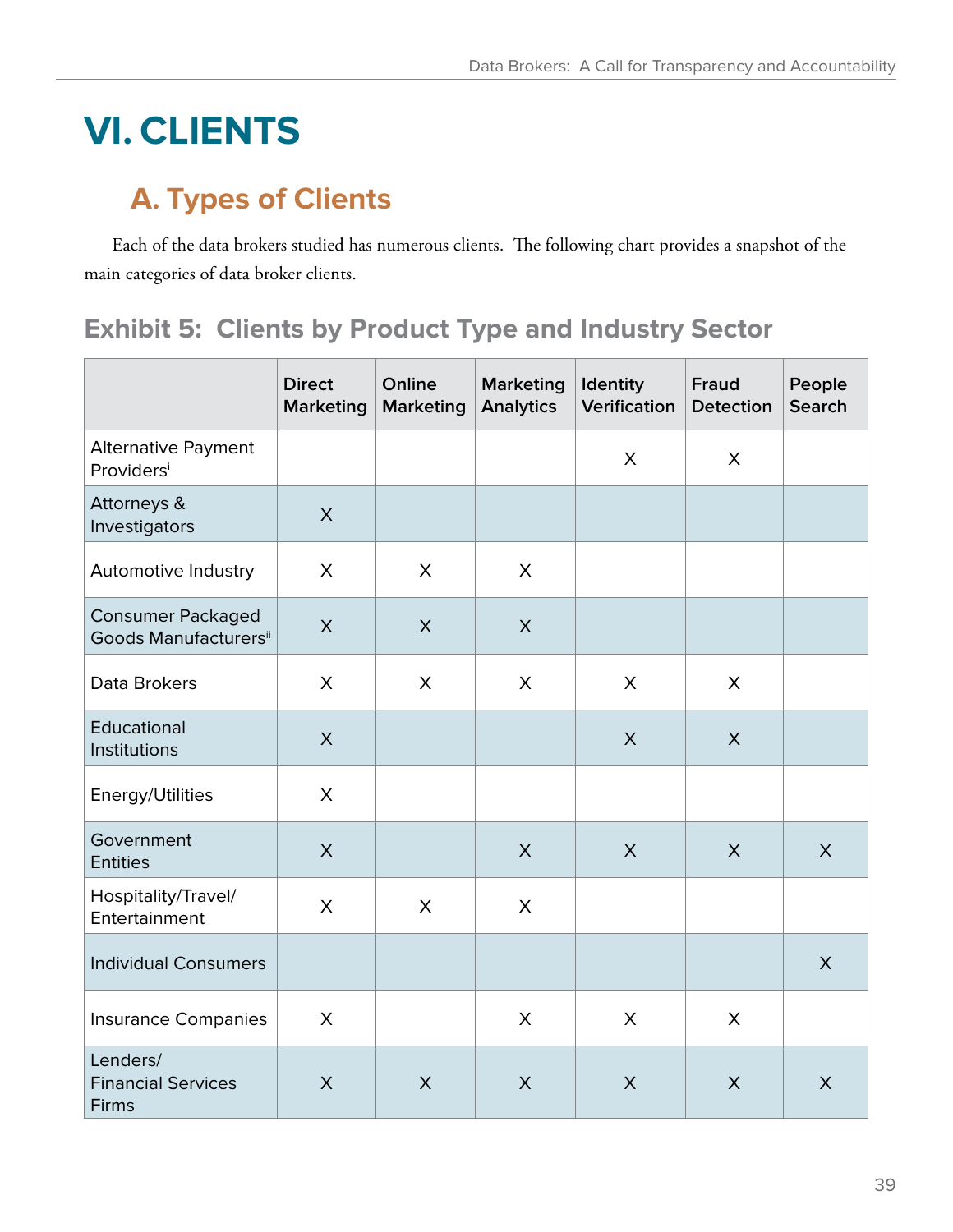# VI. CLIENTS

## A. Types of Clients

Each of the data brokers studied has numerous clients. The following chart provides a snapshot of the main categories of data broker clients.

### Exhibit 5: Clients by Product Type and Industry Sector

| | Direct Marketing | Online Marketing | Marketing Analytics | Identity Verification | Fraud Detection | People Search |
|---|---|---|---|---|---|---|
| Alternative Payment Providers[i] | | | | X | X | |
| Attorneys & Investigators | X | | | | | |
| Automotive Industry | X | X | X | | | |
| Consumer Packaged Goods Manufacturers[ii] | X | X | X | | | |
| Data Brokers | X | X | X | X | X | |
| Educational Institutions | X | | | X | X | |
| Energy/Utilities | X | | | | | |
| Government Entities | X | | X | X | X | X |
| Hospitality/Travel/ Entertainment | X | X | X | | | |
| Individual Consumers | | | | | | X |
| Insurance Companies | X | | X | X | X | |
| Lenders/ Financial Services Firms | X | X | X | X | X | X |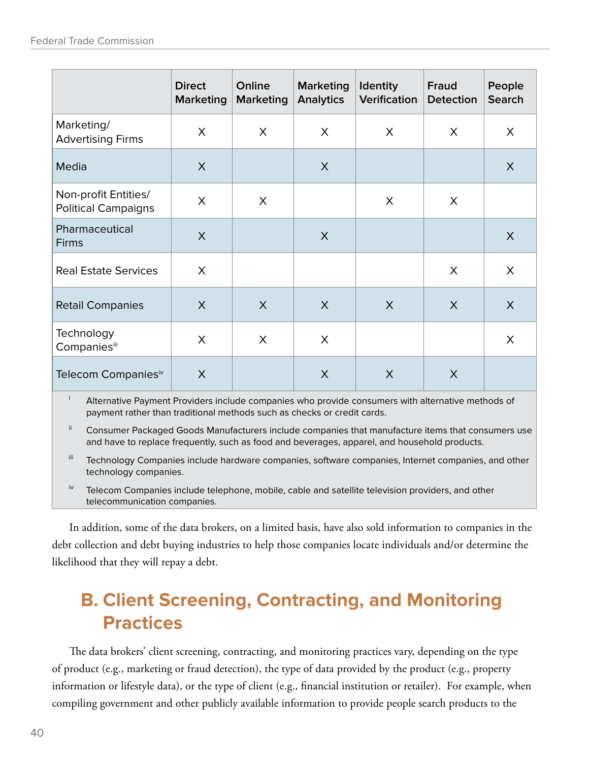| | Direct Marketing | Online Marketing | Marketing Analytics | Identity Verification | Fraud Detection | People Search |
|---|---|---|---|---|---|---|
| Marketing/ Advertising Firms | X | X | X | X | X | X |
| Media | X | | X | | | X |
| Non-profit Entities/ Political Campaigns | X | X | | X | X | |
| Pharmaceutical Firms | X | | X | | | X |
| Real Estate Services | X | | | | X | X |
| Retail Companies | X | X | X | X | X | X |
| Technology Companies[iii] | X | X | X | | | X |
| Telecom Companies[iv] | X | | X | X | X | |

[i] Alternative Payment Providers include companies who provide consumers with alternative methods of payment rather than traditional methods such as checks or credit cards.

[ii] Consumer Packaged Goods Manufacturers include companies that manufacture items that consumers use and have to replace frequently, such as food and beverages, apparel, and household products.

[iii] Technology Companies include hardware companies, software companies, Internet companies, and other technology companies.

[iv] Telecom Companies include telephone, mobile, cable and satellite television providers, and other telecommunication companies.

In addition, some of the data brokers, on a limited basis, have also sold information to companies in the debt collection and debt buying industries to help those companies locate individuals and/or determine the likelihood that they will repay a debt.

## B. Client Screening, Contracting, and Monitoring Practices

The data brokers' client screening, contracting, and monitoring practices vary, depending on the type of product (e.g., marketing or fraud detection), the type of data provided by the product (e.g., property information or lifestyle data), or the type of client (e.g., financial institution or retailer). For example, when compiling government and other publicly available information to provide people search products to the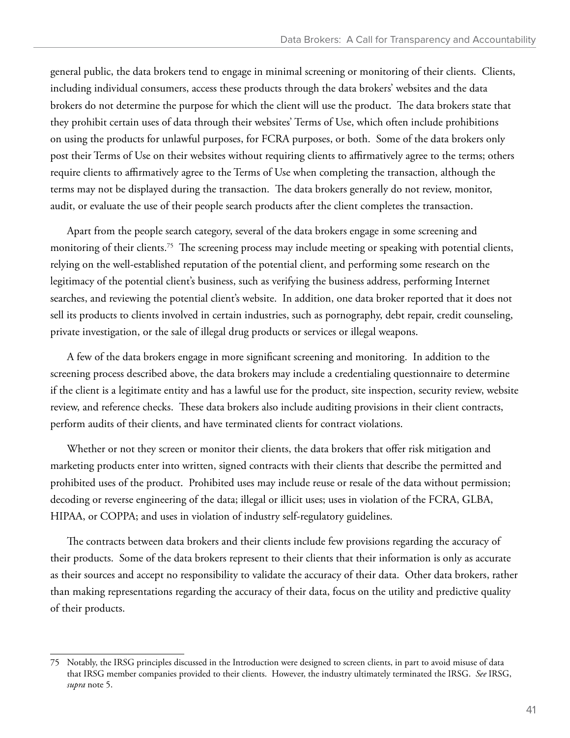general public, the data brokers tend to engage in minimal screening or monitoring of their clients. Clients, including individual consumers, access these products through the data brokers' websites and the data brokers do not determine the purpose for which the client will use the product. The data brokers state that they prohibit certain uses of data through their websites' Terms of Use, which often include prohibitions on using the products for unlawful purposes, for FCRA purposes, or both. Some of the data brokers only post their Terms of Use on their websites without requiring clients to affirmatively agree to the terms; others require clients to affirmatively agree to the Terms of Use when completing the transaction, although the terms may not be displayed during the transaction. The data brokers generally do not review, monitor, audit, or evaluate the use of their people search products after the client completes the transaction.

Apart from the people search category, several of the data brokers engage in some screening and monitoring of their clients.[75] The screening process may include meeting or speaking with potential clients, relying on the well-established reputation of the potential client, and performing some research on the legitimacy of the potential client's business, such as verifying the business address, performing Internet searches, and reviewing the potential client's website. In addition, one data broker reported that it does not sell its products to clients involved in certain industries, such as pornography, debt repair, credit counseling, private investigation, or the sale of illegal drug products or services or illegal weapons.

A few of the data brokers engage in more significant screening and monitoring. In addition to the screening process described above, the data brokers may include a credentialing questionnaire to determine if the client is a legitimate entity and has a lawful use for the product, site inspection, security review, website review, and reference checks. These data brokers also include auditing provisions in their client contracts, perform audits of their clients, and have terminated clients for contract violations.

Whether or not they screen or monitor their clients, the data brokers that offer risk mitigation and marketing products enter into written, signed contracts with their clients that describe the permitted and prohibited uses of the product. Prohibited uses may include reuse or resale of the data without permission; decoding or reverse engineering of the data; illegal or illicit uses; uses in violation of the FCRA, GLBA, HIPAA, or COPPA; and uses in violation of industry self-regulatory guidelines.

The contracts between data brokers and their clients include few provisions regarding the accuracy of their products. Some of the data brokers represent to their clients that their information is only as accurate as their sources and accept no responsibility to validate the accuracy of their data. Other data brokers, rather than making representations regarding the accuracy of their data, focus on the utility and predictive quality of their products.

---

75 Notably, the IRSG principles discussed in the Introduction were designed to screen clients, in part to avoid misuse of data that IRSG member companies provided to their clients. However, the industry ultimately terminated the IRSG. *See* IRSG, *supra* note 5.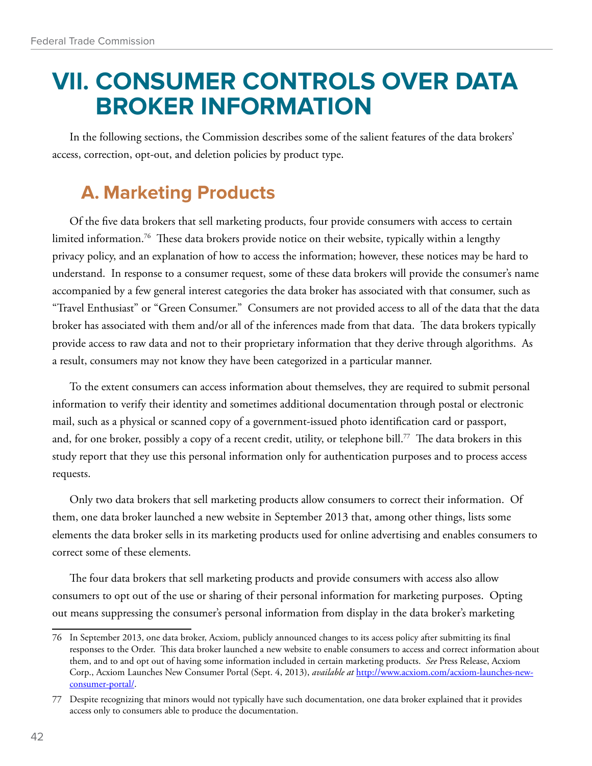# VII. CONSUMER CONTROLS OVER DATA BROKER INFORMATION

In the following sections, the Commission describes some of the salient features of the data brokers' access, correction, opt-out, and deletion policies by product type.

## A. Marketing Products

Of the five data brokers that sell marketing products, four provide consumers with access to certain limited information.[76] These data brokers provide notice on their website, typically within a lengthy privacy policy, and an explanation of how to access the information; however, these notices may be hard to understand. In response to a consumer request, some of these data brokers will provide the consumer's name accompanied by a few general interest categories the data broker has associated with that consumer, such as "Travel Enthusiast" or "Green Consumer." Consumers are not provided access to all of the data that the data broker has associated with them and/or all of the inferences made from that data. The data brokers typically provide access to raw data and not to their proprietary information that they derive through algorithms. As a result, consumers may not know they have been categorized in a particular manner.

To the extent consumers can access information about themselves, they are required to submit personal information to verify their identity and sometimes additional documentation through postal or electronic mail, such as a physical or scanned copy of a government-issued photo identification card or passport, and, for one broker, possibly a copy of a recent credit, utility, or telephone bill.[77] The data brokers in this study report that they use this personal information only for authentication purposes and to process access requests.

Only two data brokers that sell marketing products allow consumers to correct their information. Of them, one data broker launched a new website in September 2013 that, among other things, lists some elements the data broker sells in its marketing products used for online advertising and enables consumers to correct some of these elements.

The four data brokers that sell marketing products and provide consumers with access also allow consumers to opt out of the use or sharing of their personal information for marketing purposes. Opting out means suppressing the consumer's personal information from display in the data broker's marketing

---

76 In September 2013, one data broker, Acxiom, publicly announced changes to its access policy after submitting its final responses to the Order. This data broker launched a new website to enable consumers to access and correct information about them, and to and opt out of having some information included in certain marketing products. *See* Press Release, Acxiom Corp., Acxiom Launches New Consumer Portal (Sept. 4, 2013), *available at* http://www.acxiom.com/acxiom-launches-new-consumer-portal/.

77 Despite recognizing that minors would not typically have such documentation, one data broker explained that it provides access only to consumers able to produce the documentation.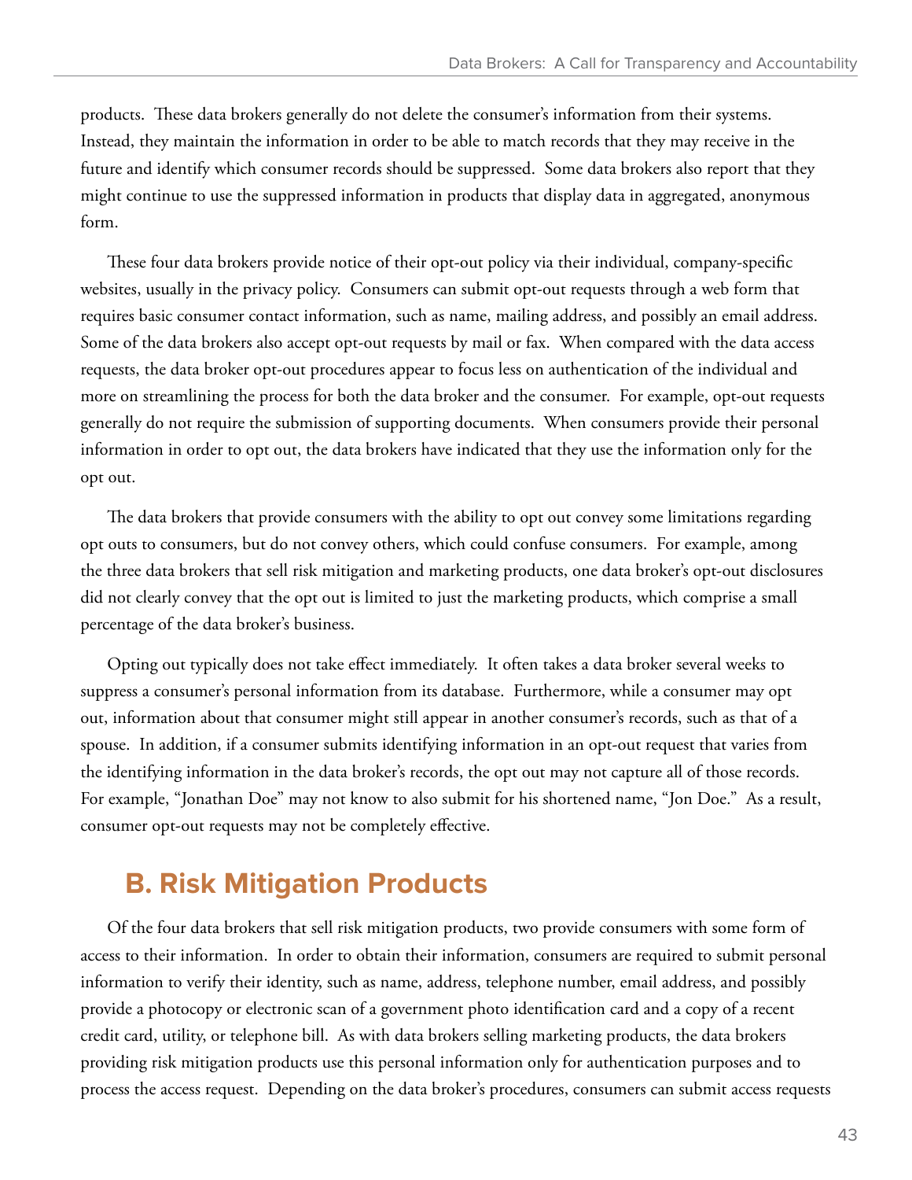products. These data brokers generally do not delete the consumer's information from their systems. Instead, they maintain the information in order to be able to match records that they may receive in the future and identify which consumer records should be suppressed. Some data brokers also report that they might continue to use the suppressed information in products that display data in aggregated, anonymous form.

These four data brokers provide notice of their opt-out policy via their individual, company-specific websites, usually in the privacy policy. Consumers can submit opt-out requests through a web form that requires basic consumer contact information, such as name, mailing address, and possibly an email address. Some of the data brokers also accept opt-out requests by mail or fax. When compared with the data access requests, the data broker opt-out procedures appear to focus less on authentication of the individual and more on streamlining the process for both the data broker and the consumer. For example, opt-out requests generally do not require the submission of supporting documents. When consumers provide their personal information in order to opt out, the data brokers have indicated that they use the information only for the opt out.

The data brokers that provide consumers with the ability to opt out convey some limitations regarding opt outs to consumers, but do not convey others, which could confuse consumers. For example, among the three data brokers that sell risk mitigation and marketing products, one data broker's opt-out disclosures did not clearly convey that the opt out is limited to just the marketing products, which comprise a small percentage of the data broker's business.

Opting out typically does not take effect immediately. It often takes a data broker several weeks to suppress a consumer's personal information from its database. Furthermore, while a consumer may opt out, information about that consumer might still appear in another consumer's records, such as that of a spouse. In addition, if a consumer submits identifying information in an opt-out request that varies from the identifying information in the data broker's records, the opt out may not capture all of those records. For example, "Jonathan Doe" may not know to also submit for his shortened name, "Jon Doe." As a result, consumer opt-out requests may not be completely effective.

## B. Risk Mitigation Products

Of the four data brokers that sell risk mitigation products, two provide consumers with some form of access to their information. In order to obtain their information, consumers are required to submit personal information to verify their identity, such as name, address, telephone number, email address, and possibly provide a photocopy or electronic scan of a government photo identification card and a copy of a recent credit card, utility, or telephone bill. As with data brokers selling marketing products, the data brokers providing risk mitigation products use this personal information only for authentication purposes and to process the access request. Depending on the data broker's procedures, consumers can submit access requests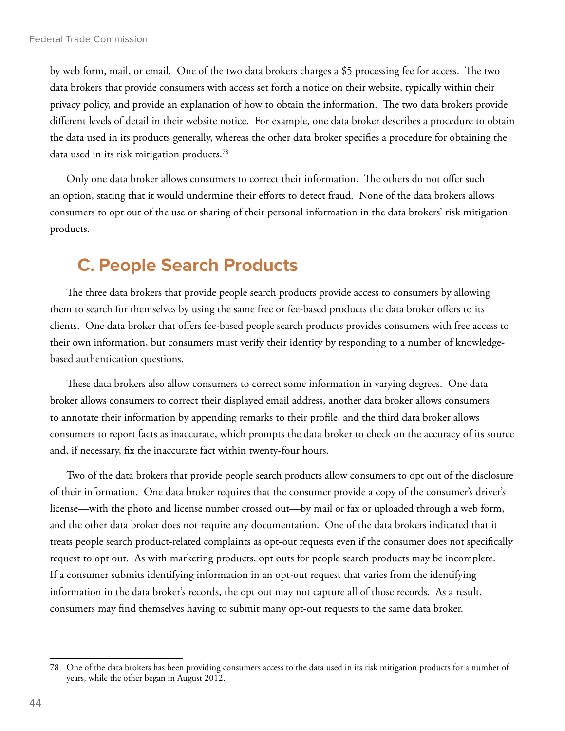by web form, mail, or email. One of the two data brokers charges a $5 processing fee for access. The two data brokers that provide consumers with access set forth a notice on their website, typically within their privacy policy, and provide an explanation of how to obtain the information. The two data brokers provide different levels of detail in their website notice. For example, one data broker describes a procedure to obtain the data used in its products generally, whereas the other data broker specifies a procedure for obtaining the data used in its risk mitigation products.[78]

Only one data broker allows consumers to correct their information. The others do not offer such an option, stating that it would undermine their efforts to detect fraud. None of the data brokers allows consumers to opt out of the use or sharing of their personal information in the data brokers' risk mitigation products.

## C. People Search Products

The three data brokers that provide people search products provide access to consumers by allowing them to search for themselves by using the same free or fee-based products the data broker offers to its clients. One data broker that offers fee-based people search products provides consumers with free access to their own information, but consumers must verify their identity by responding to a number of knowledge-based authentication questions.

These data brokers also allow consumers to correct some information in varying degrees. One data broker allows consumers to correct their displayed email address, another data broker allows consumers to annotate their information by appending remarks to their profile, and the third data broker allows consumers to report facts as inaccurate, which prompts the data broker to check on the accuracy of its source and, if necessary, fix the inaccurate fact within twenty-four hours.

Two of the data brokers that provide people search products allow consumers to opt out of the disclosure of their information. One data broker requires that the consumer provide a copy of the consumer's driver's license—with the photo and license number crossed out—by mail or fax or uploaded through a web form, and the other data broker does not require any documentation. One of the data brokers indicated that it treats people search product-related complaints as opt-out requests even if the consumer does not specifically request to opt out. As with marketing products, opt outs for people search products may be incomplete. If a consumer submits identifying information in an opt-out request that varies from the identifying information in the data broker's records, the opt out may not capture all of those records. As a result, consumers may find themselves having to submit many opt-out requests to the same data broker.

---

78 One of the data brokers has been providing consumers access to the data used in its risk mitigation products for a number of years, while the other began in August 2012.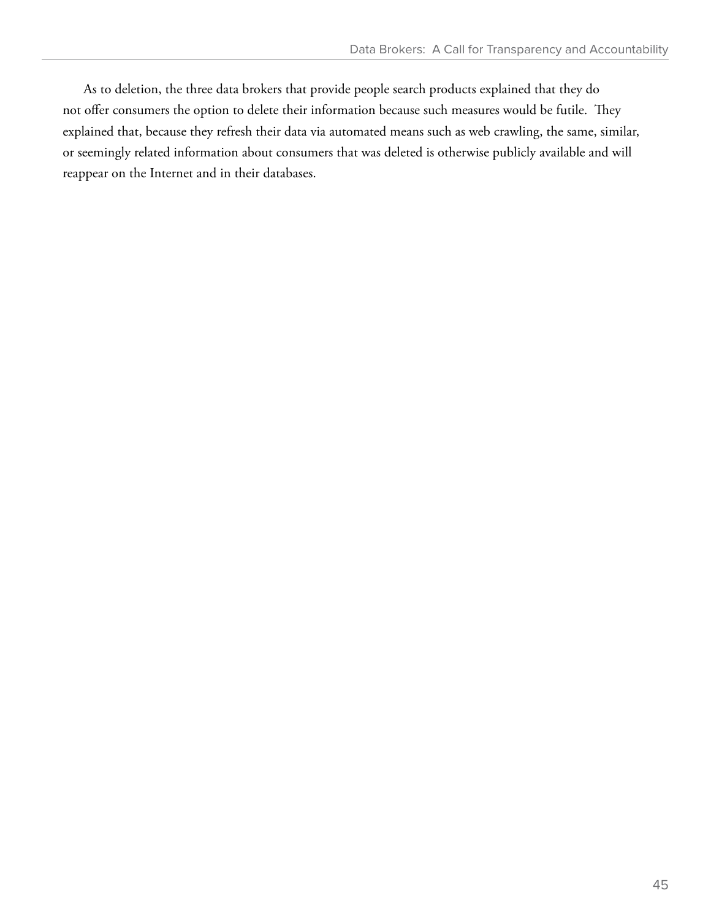As to deletion, the three data brokers that provide people search products explained that they do not offer consumers the option to delete their information because such measures would be futile. They explained that, because they refresh their data via automated means such as web crawling, the same, similar, or seemingly related information about consumers that was deleted is otherwise publicly available and will reappear on the Internet and in their databases.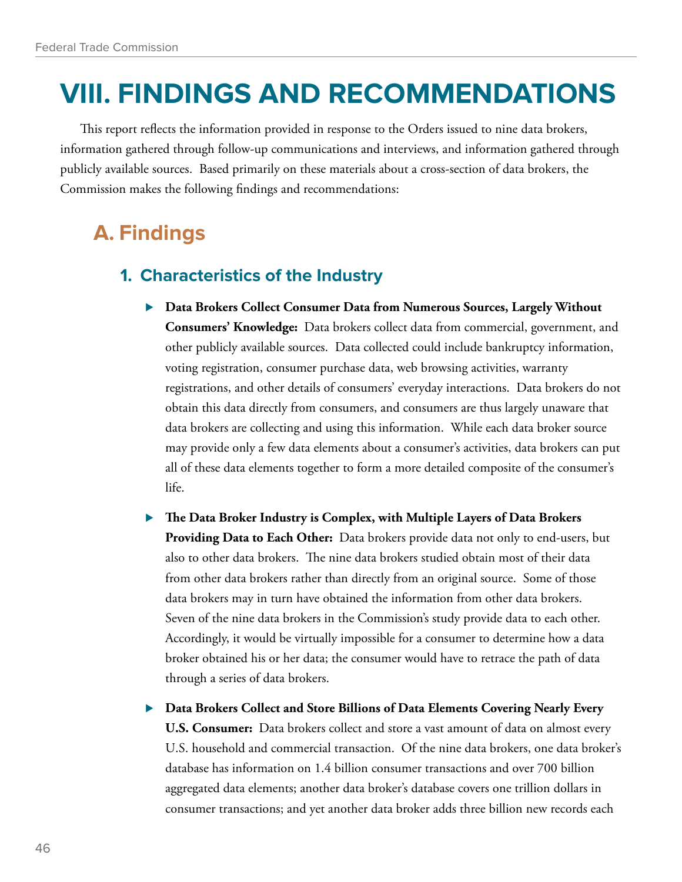# VIII. FINDINGS AND RECOMMENDATIONS

This report reflects the information provided in response to the Orders issued to nine data brokers, information gathered through follow-up communications and interviews, and information gathered through publicly available sources. Based primarily on these materials about a cross-section of data brokers, the Commission makes the following findings and recommendations:

## A. Findings

### 1. Characteristics of the Industry

- **Data Brokers Collect Consumer Data from Numerous Sources, Largely Without Consumers' Knowledge:** Data brokers collect data from commercial, government, and other publicly available sources. Data collected could include bankruptcy information, voting registration, consumer purchase data, web browsing activities, warranty registrations, and other details of consumers' everyday interactions. Data brokers do not obtain this data directly from consumers, and consumers are thus largely unaware that data brokers are collecting and using this information. While each data broker source may provide only a few data elements about a consumer's activities, data brokers can put all of these data elements together to form a more detailed composite of the consumer's life.

- **The Data Broker Industry is Complex, with Multiple Layers of Data Brokers Providing Data to Each Other:** Data brokers provide data not only to end-users, but also to other data brokers. The nine data brokers studied obtain most of their data from other data brokers rather than directly from an original source. Some of those data brokers may in turn have obtained the information from other data brokers. Seven of the nine data brokers in the Commission's study provide data to each other. Accordingly, it would be virtually impossible for a consumer to determine how a data broker obtained his or her data; the consumer would have to retrace the path of data through a series of data brokers.

- **Data Brokers Collect and Store Billions of Data Elements Covering Nearly Every U.S. Consumer:** Data brokers collect and store a vast amount of data on almost every U.S. household and commercial transaction. Of the nine data brokers, one data broker's database has information on 1.4 billion consumer transactions and over 700 billion aggregated data elements; another data broker's database covers one trillion dollars in consumer transactions; and yet another data broker adds three billion new records each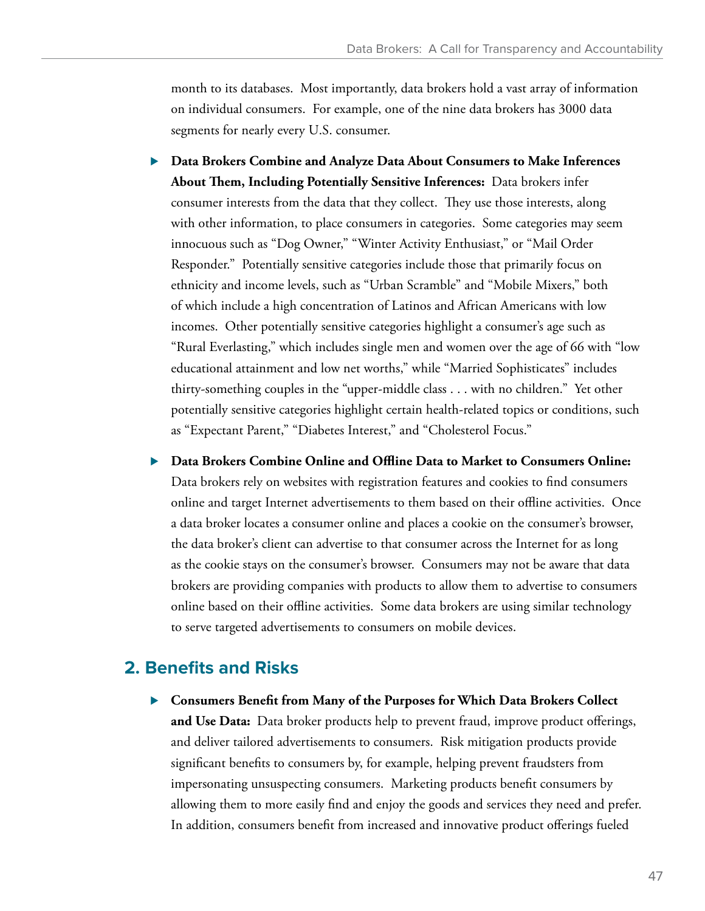month to its databases. Most importantly, data brokers hold a vast array of information on individual consumers. For example, one of the nine data brokers has 3000 data segments for nearly every U.S. consumer.

- **Data Brokers Combine and Analyze Data About Consumers to Make Inferences About Them, Including Potentially Sensitive Inferences:** Data brokers infer consumer interests from the data that they collect. They use those interests, along with other information, to place consumers in categories. Some categories may seem innocuous such as "Dog Owner," "Winter Activity Enthusiast," or "Mail Order Responder." Potentially sensitive categories include those that primarily focus on ethnicity and income levels, such as "Urban Scramble" and "Mobile Mixers," both of which include a high concentration of Latinos and African Americans with low incomes. Other potentially sensitive categories highlight a consumer's age such as "Rural Everlasting," which includes single men and women over the age of 66 with "low educational attainment and low net worths," while "Married Sophisticates" includes thirty-something couples in the "upper-middle class . . . with no children." Yet other potentially sensitive categories highlight certain health-related topics or conditions, such as "Expectant Parent," "Diabetes Interest," and "Cholesterol Focus."

- **Data Brokers Combine Online and Offline Data to Market to Consumers Online:** Data brokers rely on websites with registration features and cookies to find consumers online and target Internet advertisements to them based on their offline activities. Once a data broker locates a consumer online and places a cookie on the consumer's browser, the data broker's client can advertise to that consumer across the Internet for as long as the cookie stays on the consumer's browser. Consumers may not be aware that data brokers are providing companies with products to allow them to advertise to consumers online based on their offline activities. Some data brokers are using similar technology to serve targeted advertisements to consumers on mobile devices.

## 2. Benefits and Risks

- **Consumers Benefit from Many of the Purposes for Which Data Brokers Collect and Use Data:** Data broker products help to prevent fraud, improve product offerings, and deliver tailored advertisements to consumers. Risk mitigation products provide significant benefits to consumers by, for example, helping prevent fraudsters from impersonating unsuspecting consumers. Marketing products benefit consumers by allowing them to more easily find and enjoy the goods and services they need and prefer. In addition, consumers benefit from increased and innovative product offerings fueled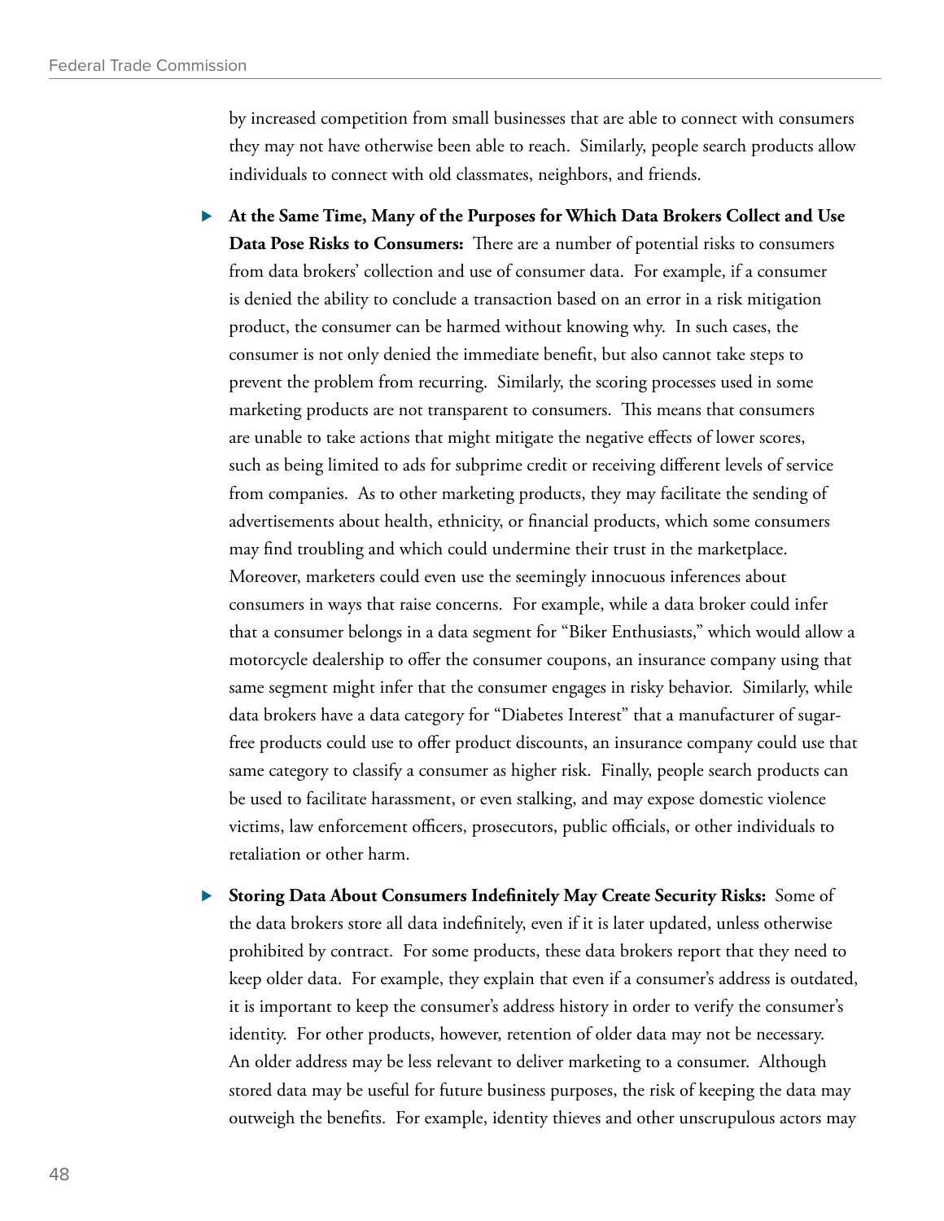by increased competition from small businesses that are able to connect with consumers they may not have otherwise been able to reach. Similarly, people search products allow individuals to connect with old classmates, neighbors, and friends.

- **At the Same Time, Many of the Purposes for Which Data Brokers Collect and Use Data Pose Risks to Consumers:** There are a number of potential risks to consumers from data brokers' collection and use of consumer data. For example, if a consumer is denied the ability to conclude a transaction based on an error in a risk mitigation product, the consumer can be harmed without knowing why. In such cases, the consumer is not only denied the immediate benefit, but also cannot take steps to prevent the problem from recurring. Similarly, the scoring processes used in some marketing products are not transparent to consumers. This means that consumers are unable to take actions that might mitigate the negative effects of lower scores, such as being limited to ads for subprime credit or receiving different levels of service from companies. As to other marketing products, they may facilitate the sending of advertisements about health, ethnicity, or financial products, which some consumers may find troubling and which could undermine their trust in the marketplace. Moreover, marketers could even use the seemingly innocuous inferences about consumers in ways that raise concerns. For example, while a data broker could infer that a consumer belongs in a data segment for "Biker Enthusiasts," which would allow a motorcycle dealership to offer the consumer coupons, an insurance company using that same segment might infer that the consumer engages in risky behavior. Similarly, while data brokers have a data category for "Diabetes Interest" that a manufacturer of sugar-free products could use to offer product discounts, an insurance company could use that same category to classify a consumer as higher risk. Finally, people search products can be used to facilitate harassment, or even stalking, and may expose domestic violence victims, law enforcement officers, prosecutors, public officials, or other individuals to retaliation or other harm.

- **Storing Data About Consumers Indefinitely May Create Security Risks:** Some of the data brokers store all data indefinitely, even if it is later updated, unless otherwise prohibited by contract. For some products, these data brokers report that they need to keep older data. For example, they explain that even if a consumer's address is outdated, it is important to keep the consumer's address history in order to verify the consumer's identity. For other products, however, retention of older data may not be necessary. An older address may be less relevant to deliver marketing to a consumer. Although stored data may be useful for future business purposes, the risk of keeping the data may outweigh the benefits. For example, identity thieves and other unscrupulous actors may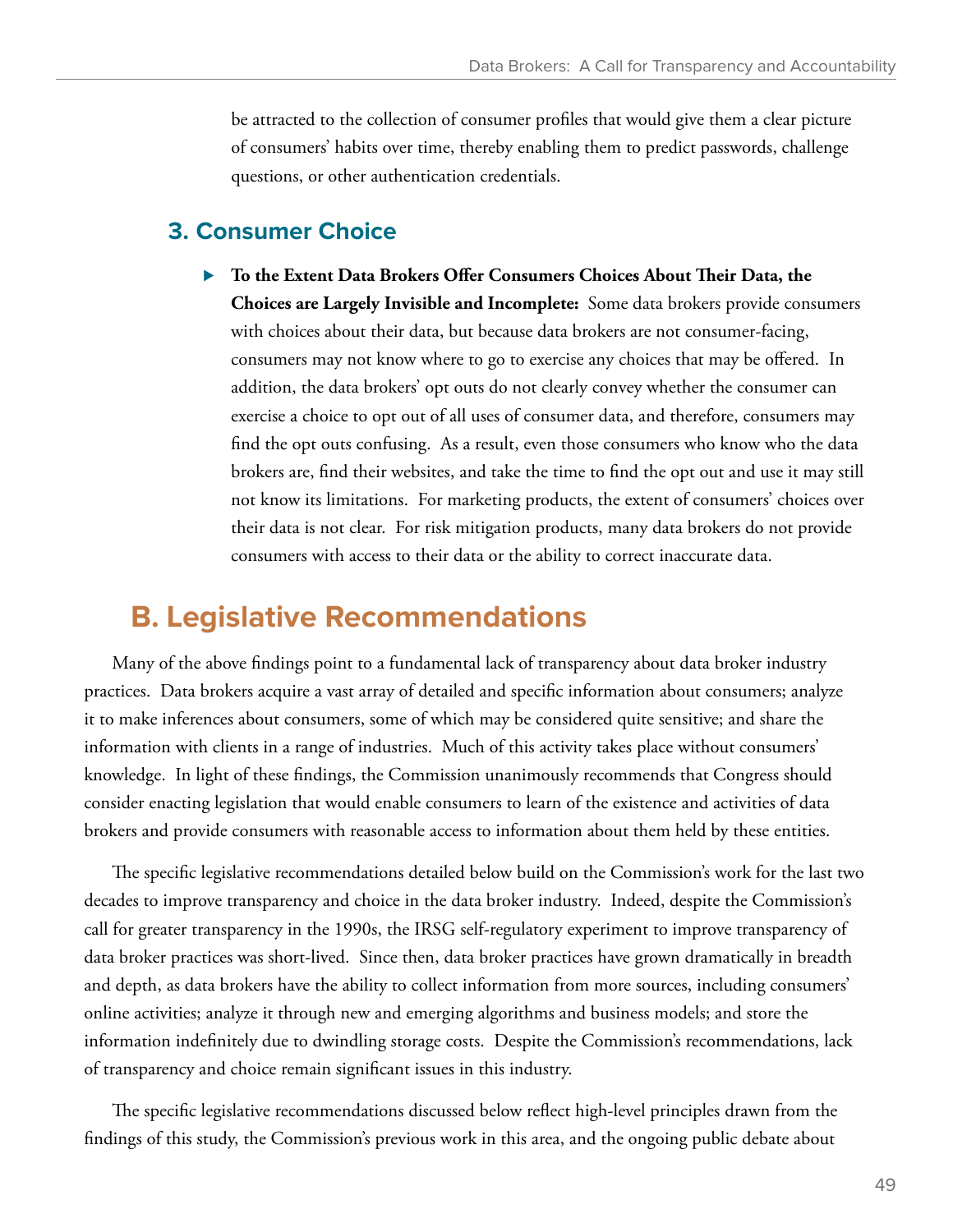be attracted to the collection of consumer profiles that would give them a clear picture of consumers' habits over time, thereby enabling them to predict passwords, challenge questions, or other authentication credentials.

### 3. Consumer Choice

- **To the Extent Data Brokers Offer Consumers Choices About Their Data, the Choices are Largely Invisible and Incomplete:** Some data brokers provide consumers with choices about their data, but because data brokers are not consumer-facing, consumers may not know where to go to exercise any choices that may be offered. In addition, the data brokers' opt outs do not clearly convey whether the consumer can exercise a choice to opt out of all uses of consumer data, and therefore, consumers may find the opt outs confusing. As a result, even those consumers who know who the data brokers are, find their websites, and take the time to find the opt out and use it may still not know its limitations. For marketing products, the extent of consumers' choices over their data is not clear. For risk mitigation products, many data brokers do not provide consumers with access to their data or the ability to correct inaccurate data.

## B. Legislative Recommendations

Many of the above findings point to a fundamental lack of transparency about data broker industry practices. Data brokers acquire a vast array of detailed and specific information about consumers; analyze it to make inferences about consumers, some of which may be considered quite sensitive; and share the information with clients in a range of industries. Much of this activity takes place without consumers' knowledge. In light of these findings, the Commission unanimously recommends that Congress should consider enacting legislation that would enable consumers to learn of the existence and activities of data brokers and provide consumers with reasonable access to information about them held by these entities.

The specific legislative recommendations detailed below build on the Commission's work for the last two decades to improve transparency and choice in the data broker industry. Indeed, despite the Commission's call for greater transparency in the 1990s, the IRSG self-regulatory experiment to improve transparency of data broker practices was short-lived. Since then, data broker practices have grown dramatically in breadth and depth, as data brokers have the ability to collect information from more sources, including consumers' online activities; analyze it through new and emerging algorithms and business models; and store the information indefinitely due to dwindling storage costs. Despite the Commission's recommendations, lack of transparency and choice remain significant issues in this industry.

The specific legislative recommendations discussed below reflect high-level principles drawn from the findings of this study, the Commission's previous work in this area, and the ongoing public debate about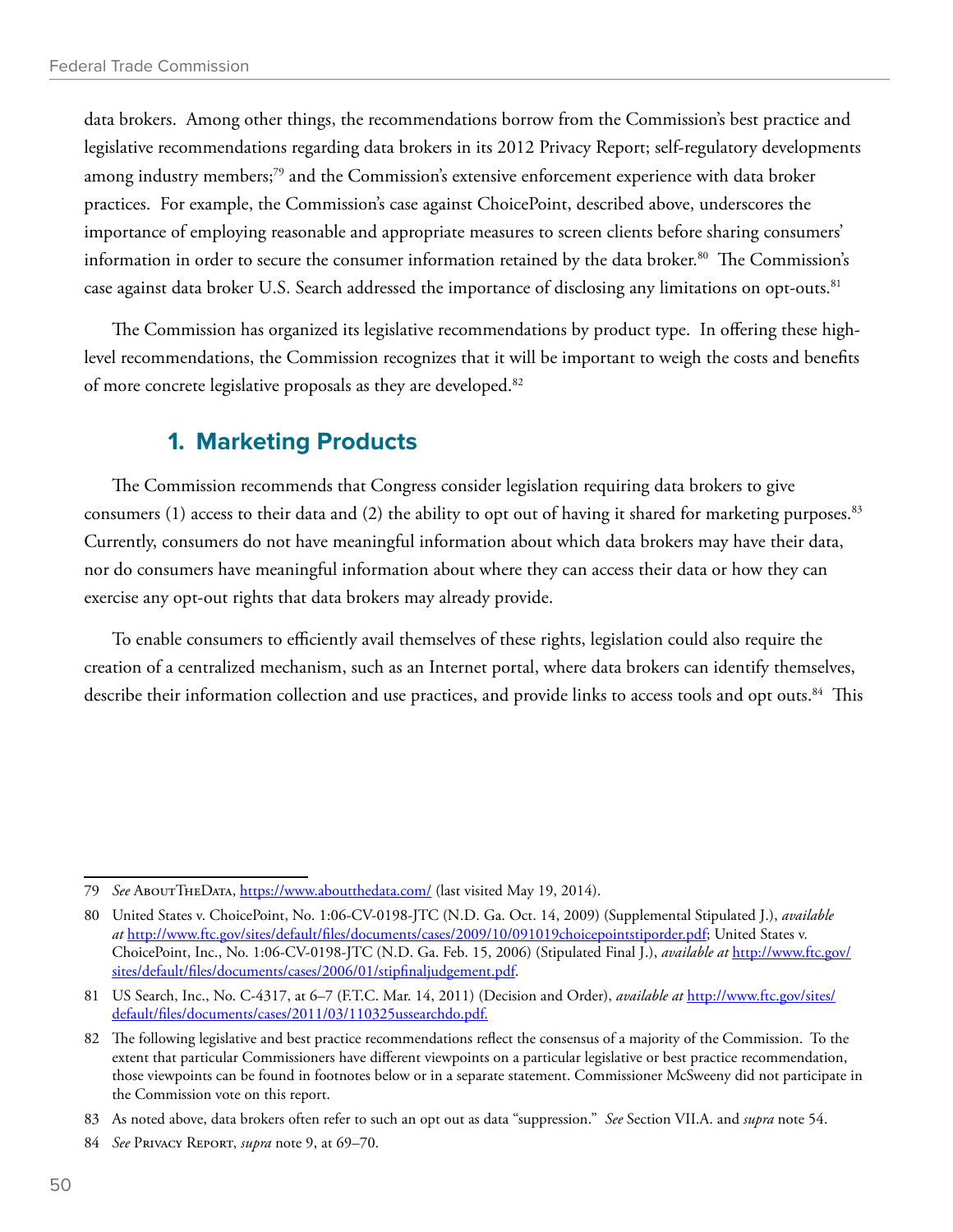data brokers. Among other things, the recommendations borrow from the Commission's best practice and legislative recommendations regarding data brokers in its 2012 Privacy Report; self-regulatory developments among industry members;[79] and the Commission's extensive enforcement experience with data broker practices. For example, the Commission's case against ChoicePoint, described above, underscores the importance of employing reasonable and appropriate measures to screen clients before sharing consumers' information in order to secure the consumer information retained by the data broker.[80] The Commission's case against data broker U.S. Search addressed the importance of disclosing any limitations on opt-outs.[81]

The Commission has organized its legislative recommendations by product type. In offering these high-level recommendations, the Commission recognizes that it will be important to weigh the costs and benefits of more concrete legislative proposals as they are developed.[82]

### 1. Marketing Products

The Commission recommends that Congress consider legislation requiring data brokers to give consumers (1) access to their data and (2) the ability to opt out of having it shared for marketing purposes.[83] Currently, consumers do not have meaningful information about which data brokers may have their data, nor do consumers have meaningful information about where they can access their data or how they can exercise any opt-out rights that data brokers may already provide.

To enable consumers to efficiently avail themselves of these rights, legislation could also require the creation of a centralized mechanism, such as an Internet portal, where data brokers can identify themselves, describe their information collection and use practices, and provide links to access tools and opt outs.[84] This

---

79 *See* AboutTheData, https://www.aboutthedata.com/ (last visited May 19, 2014).

80 United States v. ChoicePoint, No. 1:06-CV-0198-JTC (N.D. Ga. Oct. 14, 2009) (Supplemental Stipulated J.), *available at* http://www.ftc.gov/sites/default/files/documents/cases/2009/10/091019choicepointstiporder.pdf; United States v. ChoicePoint, Inc., No. 1:06-CV-0198-JTC (N.D. Ga. Feb. 15, 2006) (Stipulated Final J.), *available at* http://www.ftc.gov/sites/default/files/documents/cases/2006/01/stipfinaljudgement.pdf.

81 US Search, Inc., No. C-4317, at 6–7 (F.T.C. Mar. 14, 2011) (Decision and Order), *available at* http://www.ftc.gov/sites/default/files/documents/cases/2011/03/110325ussearchdo.pdf.

82 The following legislative and best practice recommendations reflect the consensus of a majority of the Commission. To the extent that particular Commissioners have different viewpoints on a particular legislative or best practice recommendation, those viewpoints can be found in footnotes below or in a separate statement. Commissioner McSweeny did not participate in the Commission vote on this report.

83 As noted above, data brokers often refer to such an opt out as data "suppression." *See* Section VII.A. and *supra* note 54.

84 *See* Privacy Report, *supra* note 9, at 69–70.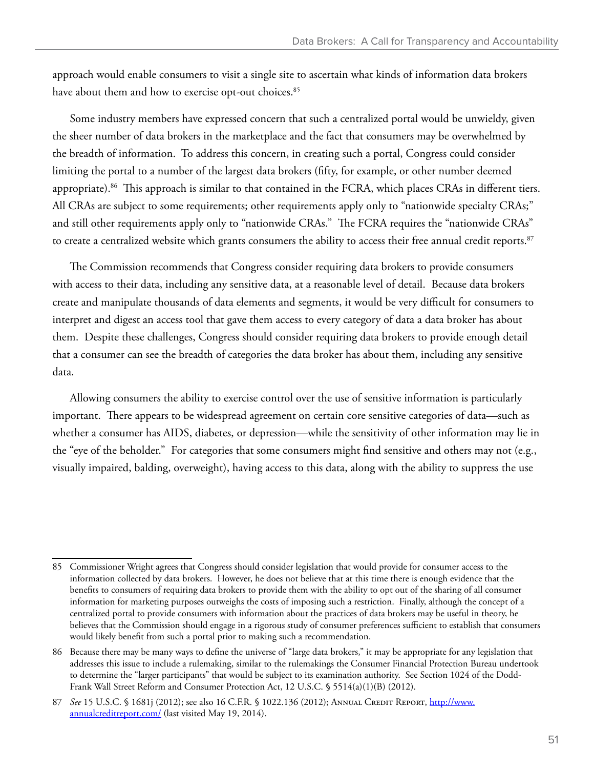approach would enable consumers to visit a single site to ascertain what kinds of information data brokers have about them and how to exercise opt-out choices.[85]

Some industry members have expressed concern that such a centralized portal would be unwieldy, given the sheer number of data brokers in the marketplace and the fact that consumers may be overwhelmed by the breadth of information. To address this concern, in creating such a portal, Congress could consider limiting the portal to a number of the largest data brokers (fifty, for example, or other number deemed appropriate).[86] This approach is similar to that contained in the FCRA, which places CRAs in different tiers. All CRAs are subject to some requirements; other requirements apply only to "nationwide specialty CRAs;" and still other requirements apply only to "nationwide CRAs." The FCRA requires the "nationwide CRAs" to create a centralized website which grants consumers the ability to access their free annual credit reports.[87]

The Commission recommends that Congress consider requiring data brokers to provide consumers with access to their data, including any sensitive data, at a reasonable level of detail. Because data brokers create and manipulate thousands of data elements and segments, it would be very difficult for consumers to interpret and digest an access tool that gave them access to every category of data a data broker has about them. Despite these challenges, Congress should consider requiring data brokers to provide enough detail that a consumer can see the breadth of categories the data broker has about them, including any sensitive data.

Allowing consumers the ability to exercise control over the use of sensitive information is particularly important. There appears to be widespread agreement on certain core sensitive categories of data—such as whether a consumer has AIDS, diabetes, or depression—while the sensitivity of other information may lie in the "eye of the beholder." For categories that some consumers might find sensitive and others may not (e.g., visually impaired, balding, overweight), having access to this data, along with the ability to suppress the use

---

85 Commissioner Wright agrees that Congress should consider legislation that would provide for consumer access to the information collected by data brokers. However, he does not believe that at this time there is enough evidence that the benefits to consumers of requiring data brokers to provide them with the ability to opt out of the sharing of all consumer information for marketing purposes outweighs the costs of imposing such a restriction. Finally, although the concept of a centralized portal to provide consumers with information about the practices of data brokers may be useful in theory, he believes that the Commission should engage in a rigorous study of consumer preferences sufficient to establish that consumers would likely benefit from such a portal prior to making such a recommendation.

86 Because there may be many ways to define the universe of "large data brokers," it may be appropriate for any legislation that addresses this issue to include a rulemaking, similar to the rulemakings the Consumer Financial Protection Bureau undertook to determine the "larger participants" that would be subject to its examination authority. See Section 1024 of the Dodd-Frank Wall Street Reform and Consumer Protection Act, 12 U.S.C. § 5514(a)(1)(B) (2012).

87 *See* 15 U.S.C. § 1681j (2012); see also 16 C.F.R. § 1022.136 (2012); Annual Credit Report, http://www.annualcreditreport.com/ (last visited May 19, 2014).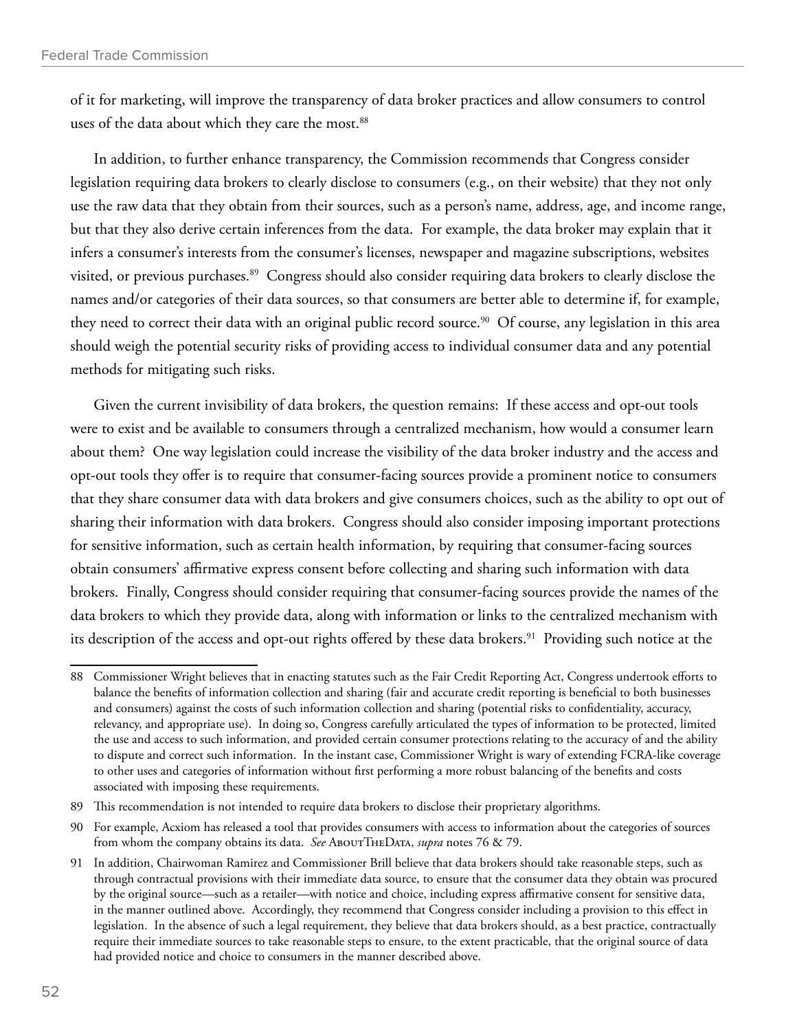of it for marketing, will improve the transparency of data broker practices and allow consumers to control uses of the data about which they care the most.[88]

In addition, to further enhance transparency, the Commission recommends that Congress consider legislation requiring data brokers to clearly disclose to consumers (e.g., on their website) that they not only use the raw data that they obtain from their sources, such as a person's name, address, age, and income range, but that they also derive certain inferences from the data. For example, the data broker may explain that it infers a consumer's interests from the consumer's licenses, newspaper and magazine subscriptions, websites visited, or previous purchases.[89] Congress should also consider requiring data brokers to clearly disclose the names and/or categories of their data sources, so that consumers are better able to determine if, for example, they need to correct their data with an original public record source.[90] Of course, any legislation in this area should weigh the potential security risks of providing access to individual consumer data and any potential methods for mitigating such risks.

Given the current invisibility of data brokers, the question remains: If these access and opt-out tools were to exist and be available to consumers through a centralized mechanism, how would a consumer learn about them? One way legislation could increase the visibility of the data broker industry and the access and opt-out tools they offer is to require that consumer-facing sources provide a prominent notice to consumers that they share consumer data with data brokers and give consumers choices, such as the ability to opt out of sharing their information with data brokers. Congress should also consider imposing important protections for sensitive information, such as certain health information, by requiring that consumer-facing sources obtain consumers' affirmative express consent before collecting and sharing such information with data brokers. Finally, Congress should consider requiring that consumer-facing sources provide the names of the data brokers to which they provide data, along with information or links to the centralized mechanism with its description of the access and opt-out rights offered by these data brokers.[91] Providing such notice at the

---

88 Commissioner Wright believes that in enacting statutes such as the Fair Credit Reporting Act, Congress undertook efforts to balance the benefits of information collection and sharing (fair and accurate credit reporting is beneficial to both businesses and consumers) against the costs of such information collection and sharing (potential risks to confidentiality, accuracy, relevancy, and appropriate use). In doing so, Congress carefully articulated the types of information to be protected, limited the use and access to such information, and provided certain consumer protections relating to the accuracy of and the ability to dispute and correct such information. In the instant case, Commissioner Wright is wary of extending FCRA-like coverage to other uses and categories of information without first performing a more robust balancing of the benefits and costs associated with imposing these requirements.

89 This recommendation is not intended to require data brokers to disclose their proprietary algorithms.

90 For example, Acxiom has released a tool that provides consumers with access to information about the categories of sources from whom the company obtains its data. *See* AboutTheData, *supra* notes 76 & 79.

91 In addition, Chairwoman Ramirez and Commissioner Brill believe that data brokers should take reasonable steps, such as through contractual provisions with their immediate data source, to ensure that the consumer data they obtain was procured by the original source—such as a retailer—with notice and choice, including express affirmative consent for sensitive data, in the manner outlined above. Accordingly, they recommend that Congress consider including a provision to this effect in legislation. In the absence of such a legal requirement, they believe that data brokers should, as a best practice, contractually require their immediate sources to take reasonable steps to ensure, to the extent practicable, that the original source of data had provided notice and choice to consumers in the manner described above.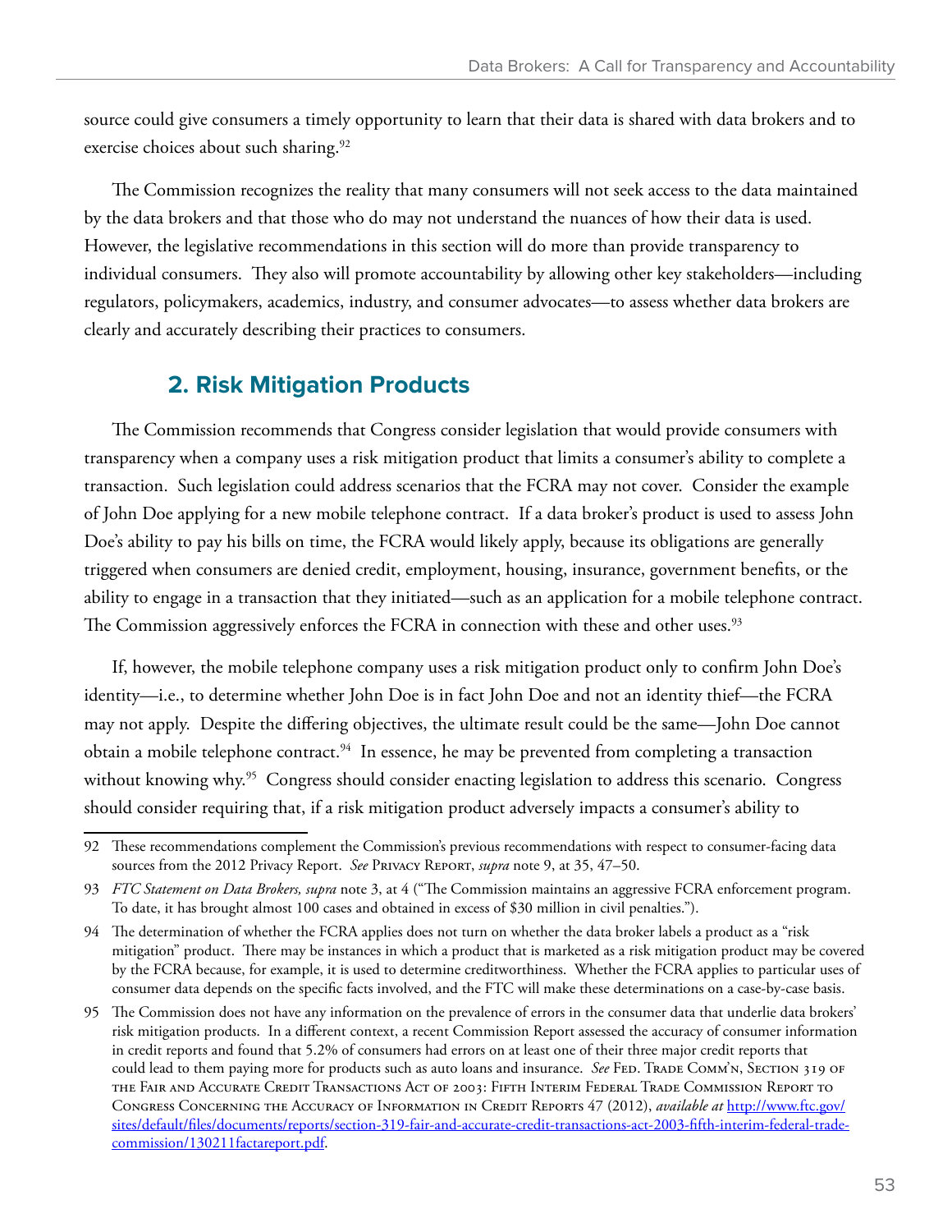source could give consumers a timely opportunity to learn that their data is shared with data brokers and to exercise choices about such sharing.[92]

The Commission recognizes the reality that many consumers will not seek access to the data maintained by the data brokers and that those who do may not understand the nuances of how their data is used. However, the legislative recommendations in this section will do more than provide transparency to individual consumers. They also will promote accountability by allowing other key stakeholders—including regulators, policymakers, academics, industry, and consumer advocates—to assess whether data brokers are clearly and accurately describing their practices to consumers.

## 2. Risk Mitigation Products

The Commission recommends that Congress consider legislation that would provide consumers with transparency when a company uses a risk mitigation product that limits a consumer's ability to complete a transaction. Such legislation could address scenarios that the FCRA may not cover. Consider the example of John Doe applying for a new mobile telephone contract. If a data broker's product is used to assess John Doe's ability to pay his bills on time, the FCRA would likely apply, because its obligations are generally triggered when consumers are denied credit, employment, housing, insurance, government benefits, or the ability to engage in a transaction that they initiated—such as an application for a mobile telephone contract. The Commission aggressively enforces the FCRA in connection with these and other uses.[93]

If, however, the mobile telephone company uses a risk mitigation product only to confirm John Doe's identity—i.e., to determine whether John Doe is in fact John Doe and not an identity thief—the FCRA may not apply. Despite the differing objectives, the ultimate result could be the same—John Doe cannot obtain a mobile telephone contract.[94] In essence, he may be prevented from completing a transaction without knowing why.[95] Congress should consider enacting legislation to address this scenario. Congress should consider requiring that, if a risk mitigation product adversely impacts a consumer's ability to

---

92 These recommendations complement the Commission's previous recommendations with respect to consumer-facing data sources from the 2012 Privacy Report. *See* Privacy Report, *supra* note 9, at 35, 47–50.

93 *FTC Statement on Data Brokers, supra* note 3, at 4 ("The Commission maintains an aggressive FCRA enforcement program. To date, it has brought almost 100 cases and obtained in excess of $30 million in civil penalties.").

94 The determination of whether the FCRA applies does not turn on whether the data broker labels a product as a "risk mitigation" product. There may be instances in which a product that is marketed as a risk mitigation product may be covered by the FCRA because, for example, it is used to determine creditworthiness. Whether the FCRA applies to particular uses of consumer data depends on the specific facts involved, and the FTC will make these determinations on a case-by-case basis.

95 The Commission does not have any information on the prevalence of errors in the consumer data that underlie data brokers' risk mitigation products. In a different context, a recent Commission Report assessed the accuracy of consumer information in credit reports and found that 5.2% of consumers had errors on at least one of their three major credit reports that could lead to them paying more for products such as auto loans and insurance. *See* Fed. Trade Comm'n, Section 319 of the Fair and Accurate Credit Transactions Act of 2003: Fifth Interim Federal Trade Commission Report to Congress Concerning the Accuracy of Information in Credit Reports 47 (2012), *available at* http://www.ftc.gov/sites/default/files/documents/reports/section-319-fair-and-accurate-credit-transactions-act-2003-fifth-interim-federal-trade-commission/130211factareport.pdf.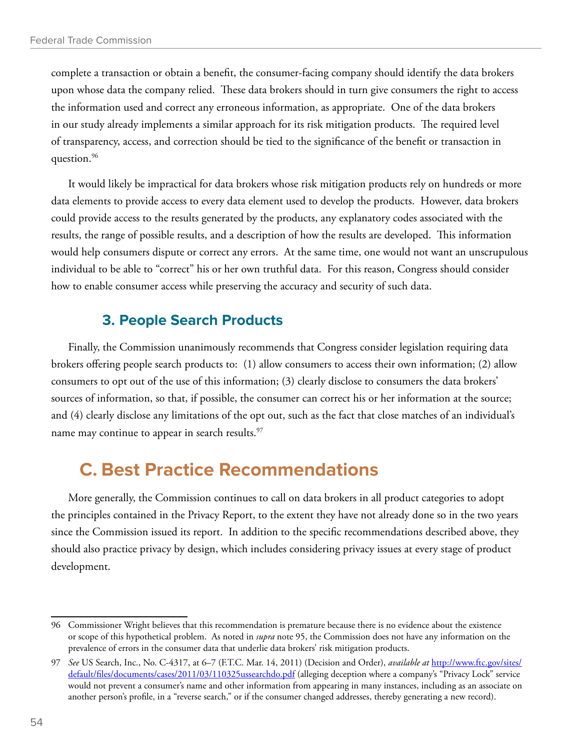complete a transaction or obtain a benefit, the consumer-facing company should identify the data brokers upon whose data the company relied. These data brokers should in turn give consumers the right to access the information used and correct any erroneous information, as appropriate. One of the data brokers in our study already implements a similar approach for its risk mitigation products. The required level of transparency, access, and correction should be tied to the significance of the benefit or transaction in question.[96]

It would likely be impractical for data brokers whose risk mitigation products rely on hundreds or more data elements to provide access to every data element used to develop the products. However, data brokers could provide access to the results generated by the products, any explanatory codes associated with the results, the range of possible results, and a description of how the results are developed. This information would help consumers dispute or correct any errors. At the same time, one would not want an unscrupulous individual to be able to "correct" his or her own truthful data. For this reason, Congress should consider how to enable consumer access while preserving the accuracy and security of such data.

### 3. People Search Products

Finally, the Commission unanimously recommends that Congress consider legislation requiring data brokers offering people search products to: (1) allow consumers to access their own information; (2) allow consumers to opt out of the use of this information; (3) clearly disclose to consumers the data brokers' sources of information, so that, if possible, the consumer can correct his or her information at the source; and (4) clearly disclose any limitations of the opt out, such as the fact that close matches of an individual's name may continue to appear in search results.[97]

## C. Best Practice Recommendations

More generally, the Commission continues to call on data brokers in all product categories to adopt the principles contained in the Privacy Report, to the extent they have not already done so in the two years since the Commission issued its report. In addition to the specific recommendations described above, they should also practice privacy by design, which includes considering privacy issues at every stage of product development.

---

96 Commissioner Wright believes that this recommendation is premature because there is no evidence about the existence or scope of this hypothetical problem. As noted in *supra* note 95, the Commission does not have any information on the prevalence of errors in the consumer data that underlie data brokers' risk mitigation products.

97 *See* US Search, Inc., No. C-4317, at 6–7 (F.T.C. Mar. 14, 2011) (Decision and Order), *available at* [http://www.ftc.gov/sites/default/files/documents/cases/2011/03/110325ussearchdo.pdf](http://www.ftc.gov/sites/default/files/documents/cases/2011/03/110325ussearchdo.pdf) (alleging deception where a company's "Privacy Lock" service would not prevent a consumer's name and other information from appearing in many instances, including as an associate on another person's profile, in a "reverse search," or if the consumer changed addresses, thereby generating a new record).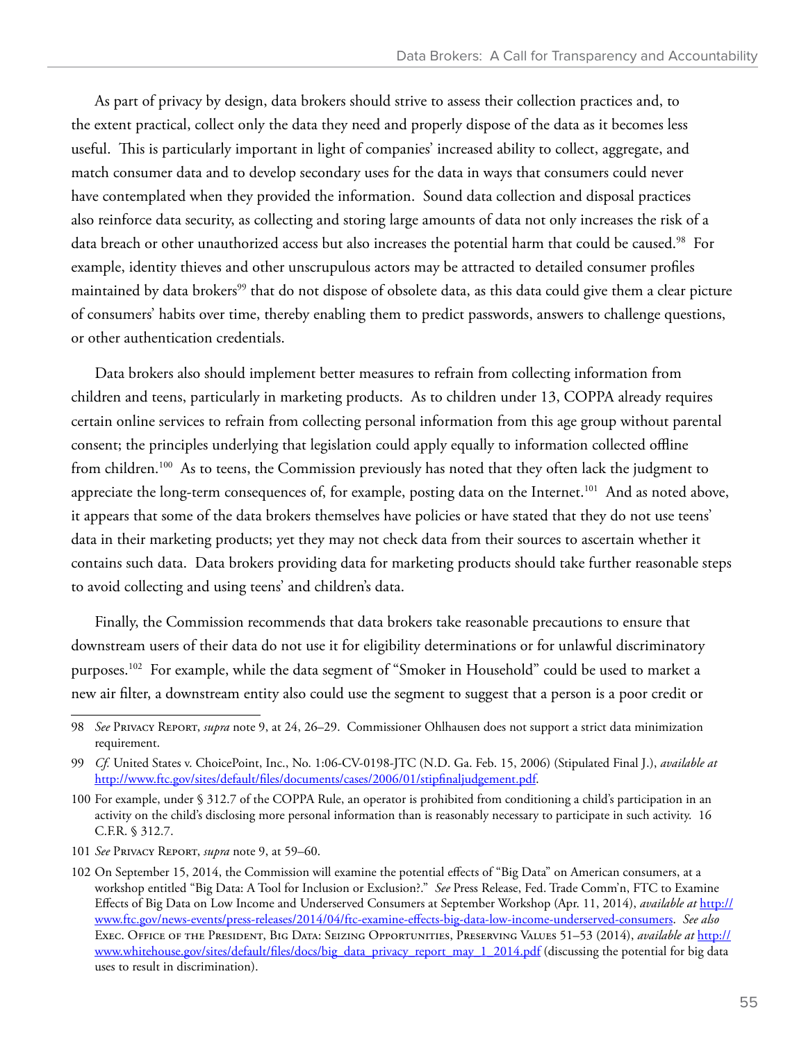As part of privacy by design, data brokers should strive to assess their collection practices and, to the extent practical, collect only the data they need and properly dispose of the data as it becomes less useful. This is particularly important in light of companies' increased ability to collect, aggregate, and match consumer data and to develop secondary uses for the data in ways that consumers could never have contemplated when they provided the information. Sound data collection and disposal practices also reinforce data security, as collecting and storing large amounts of data not only increases the risk of a data breach or other unauthorized access but also increases the potential harm that could be caused.[98] For example, identity thieves and other unscrupulous actors may be attracted to detailed consumer profiles maintained by data brokers[99] that do not dispose of obsolete data, as this data could give them a clear picture of consumers' habits over time, thereby enabling them to predict passwords, answers to challenge questions, or other authentication credentials.

Data brokers also should implement better measures to refrain from collecting information from children and teens, particularly in marketing products. As to children under 13, COPPA already requires certain online services to refrain from collecting personal information from this age group without parental consent; the principles underlying that legislation could apply equally to information collected offline from children.[100] As to teens, the Commission previously has noted that they often lack the judgment to appreciate the long-term consequences of, for example, posting data on the Internet.[101] And as noted above, it appears that some of the data brokers themselves have policies or have stated that they do not use teens' data in their marketing products; yet they may not check data from their sources to ascertain whether it contains such data. Data brokers providing data for marketing products should take further reasonable steps to avoid collecting and using teens' and children's data.

Finally, the Commission recommends that data brokers take reasonable precautions to ensure that downstream users of their data do not use it for eligibility determinations or for unlawful discriminatory purposes.[102] For example, while the data segment of "Smoker in Household" could be used to market a new air filter, a downstream entity also could use the segment to suggest that a person is a poor credit or

---

98 *See* Privacy Report, *supra* note 9, at 24, 26–29. Commissioner Ohlhausen does not support a strict data minimization requirement.

99 *Cf.* United States v. ChoicePoint, Inc., No. 1:06-CV-0198-JTC (N.D. Ga. Feb. 15, 2006) (Stipulated Final J.), *available at* http://www.ftc.gov/sites/default/files/documents/cases/2006/01/stipfinaljudgement.pdf.

100 For example, under § 312.7 of the COPPA Rule, an operator is prohibited from conditioning a child's participation in an activity on the child's disclosing more personal information than is reasonably necessary to participate in such activity. 16 C.F.R. § 312.7.

101 *See* Privacy Report, *supra* note 9, at 59–60.

102 On September 15, 2014, the Commission will examine the potential effects of "Big Data" on American consumers, at a workshop entitled "Big Data: A Tool for Inclusion or Exclusion?." *See* Press Release, Fed. Trade Comm'n, FTC to Examine Effects of Big Data on Low Income and Underserved Consumers at September Workshop (Apr. 11, 2014), *available at* http://www.ftc.gov/news-events/press-releases/2014/04/ftc-examine-effects-big-data-low-income-underserved-consumers. *See also* Exec. Office of the President, Big Data: Seizing Opportunities, Preserving Values 51–53 (2014), *available at* http://www.whitehouse.gov/sites/default/files/docs/big_data_privacy_report_may_1_2014.pdf (discussing the potential for big data uses to result in discrimination).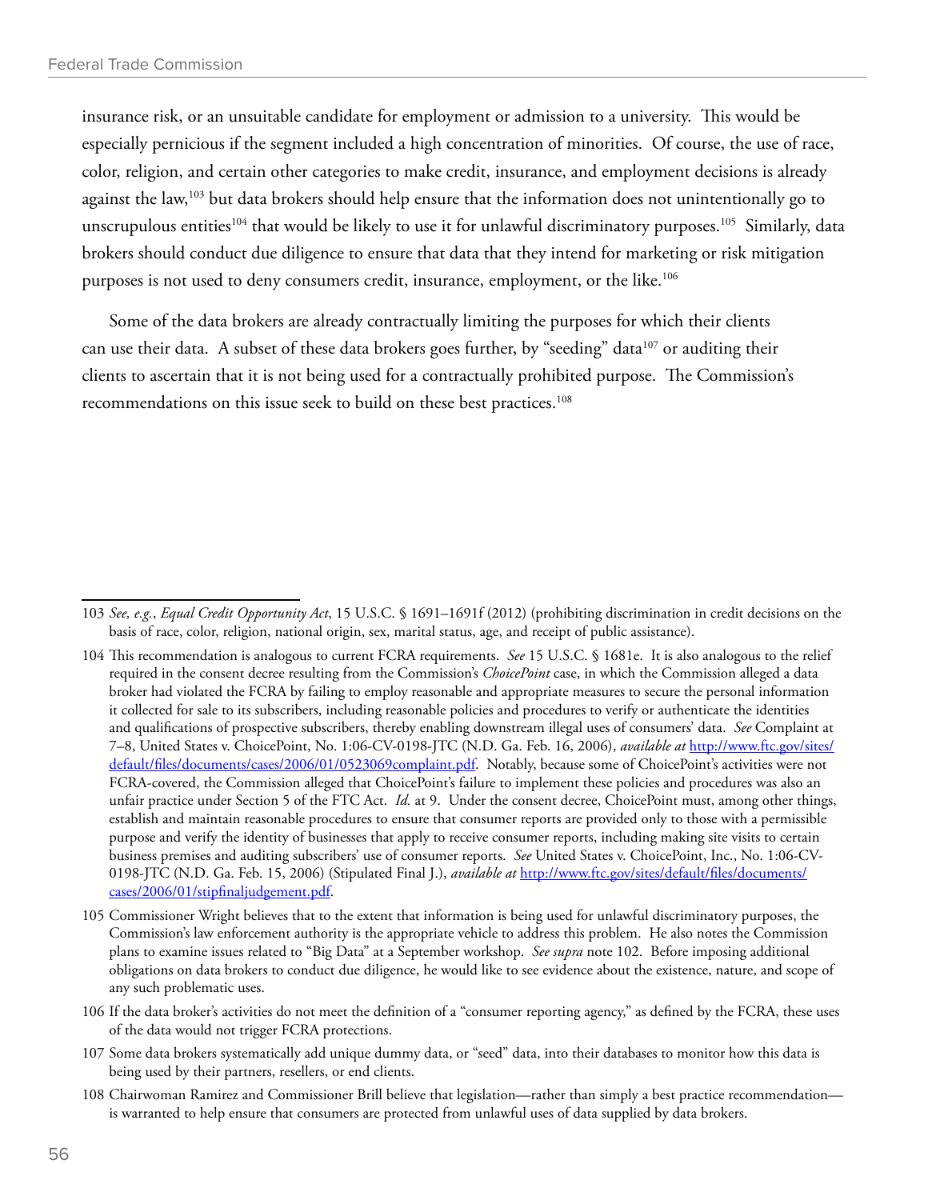insurance risk, or an unsuitable candidate for employment or admission to a university. This would be especially pernicious if the segment included a high concentration of minorities. Of course, the use of race, color, religion, and certain other categories to make credit, insurance, and employment decisions is already against the law,[103] but data brokers should help ensure that the information does not unintentionally go to unscrupulous entities[104] that would be likely to use it for unlawful discriminatory purposes.[105] Similarly, data brokers should conduct due diligence to ensure that data that they intend for marketing or risk mitigation purposes is not used to deny consumers credit, insurance, employment, or the like.[106]

Some of the data brokers are already contractually limiting the purposes for which their clients can use their data. A subset of these data brokers goes further, by "seeding" data[107] or auditing their clients to ascertain that it is not being used for a contractually prohibited purpose. The Commission's recommendations on this issue seek to build on these best practices.[108]

---

103 *See, e.g.*, *Equal Credit Opportunity Act*, 15 U.S.C. § 1691–1691f (2012) (prohibiting discrimination in credit decisions on the basis of race, color, religion, national origin, sex, marital status, age, and receipt of public assistance).

104 This recommendation is analogous to current FCRA requirements. *See* 15 U.S.C. § 1681e. It is also analogous to the relief required in the consent decree resulting from the Commission's *ChoicePoint* case, in which the Commission alleged a data broker had violated the FCRA by failing to employ reasonable and appropriate measures to secure the personal information it collected for sale to its subscribers, including reasonable policies and procedures to verify or authenticate the identities and qualifications of prospective subscribers, thereby enabling downstream illegal uses of consumers' data. *See* Complaint at 7–8, United States v. ChoicePoint, No. 1:06-CV-0198-JTC (N.D. Ga. Feb. 16, 2006), *available at* [http://www.ftc.gov/sites/default/files/documents/cases/2006/01/0523069complaint.pdf](http://www.ftc.gov/sites/default/files/documents/cases/2006/01/0523069complaint.pdf). Notably, because some of ChoicePoint's activities were not FCRA-covered, the Commission alleged that ChoicePoint's failure to implement these policies and procedures was also an unfair practice under Section 5 of the FTC Act. *Id.* at 9. Under the consent decree, ChoicePoint must, among other things, establish and maintain reasonable procedures to ensure that consumer reports are provided only to those with a permissible purpose and verify the identity of businesses that apply to receive consumer reports, including making site visits to certain business premises and auditing subscribers' use of consumer reports. *See* United States v. ChoicePoint, Inc., No. 1:06-CV-0198-JTC (N.D. Ga. Feb. 15, 2006) (Stipulated Final J.), *available at* [http://www.ftc.gov/sites/default/files/documents/cases/2006/01/stipfinaljudgement.pdf](http://www.ftc.gov/sites/default/files/documents/cases/2006/01/stipfinaljudgement.pdf).

105 Commissioner Wright believes that to the extent that information is being used for unlawful discriminatory purposes, the Commission's law enforcement authority is the appropriate vehicle to address this problem. He also notes the Commission plans to examine issues related to "Big Data" at a September workshop. *See supra* note 102. Before imposing additional obligations on data brokers to conduct due diligence, he would like to see evidence about the existence, nature, and scope of any such problematic uses.

106 If the data broker's activities do not meet the definition of a "consumer reporting agency," as defined by the FCRA, these uses of the data would not trigger FCRA protections.

107 Some data brokers systematically add unique dummy data, or "seed" data, into their databases to monitor how this data is being used by their partners, resellers, or end clients.

108 Chairwoman Ramirez and Commissioner Brill believe that legislation—rather than simply a best practice recommendation—is warranted to help ensure that consumers are protected from unlawful uses of data supplied by data brokers.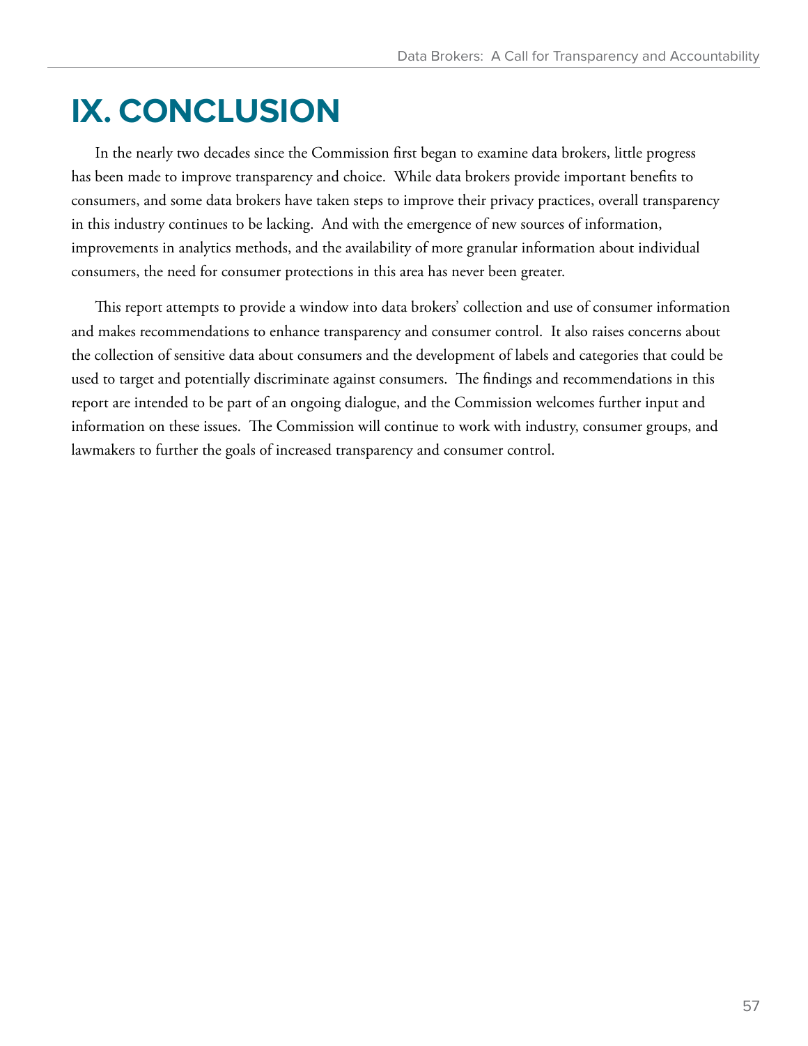# IX. CONCLUSION

In the nearly two decades since the Commission first began to examine data brokers, little progress has been made to improve transparency and choice. While data brokers provide important benefits to consumers, and some data brokers have taken steps to improve their privacy practices, overall transparency in this industry continues to be lacking. And with the emergence of new sources of information, improvements in analytics methods, and the availability of more granular information about individual consumers, the need for consumer protections in this area has never been greater.

This report attempts to provide a window into data brokers' collection and use of consumer information and makes recommendations to enhance transparency and consumer control. It also raises concerns about the collection of sensitive data about consumers and the development of labels and categories that could be used to target and potentially discriminate against consumers. The findings and recommendations in this report are intended to be part of an ongoing dialogue, and the Commission welcomes further input and information on these issues. The Commission will continue to work with industry, consumer groups, and lawmakers to further the goals of increased transparency and consumer control.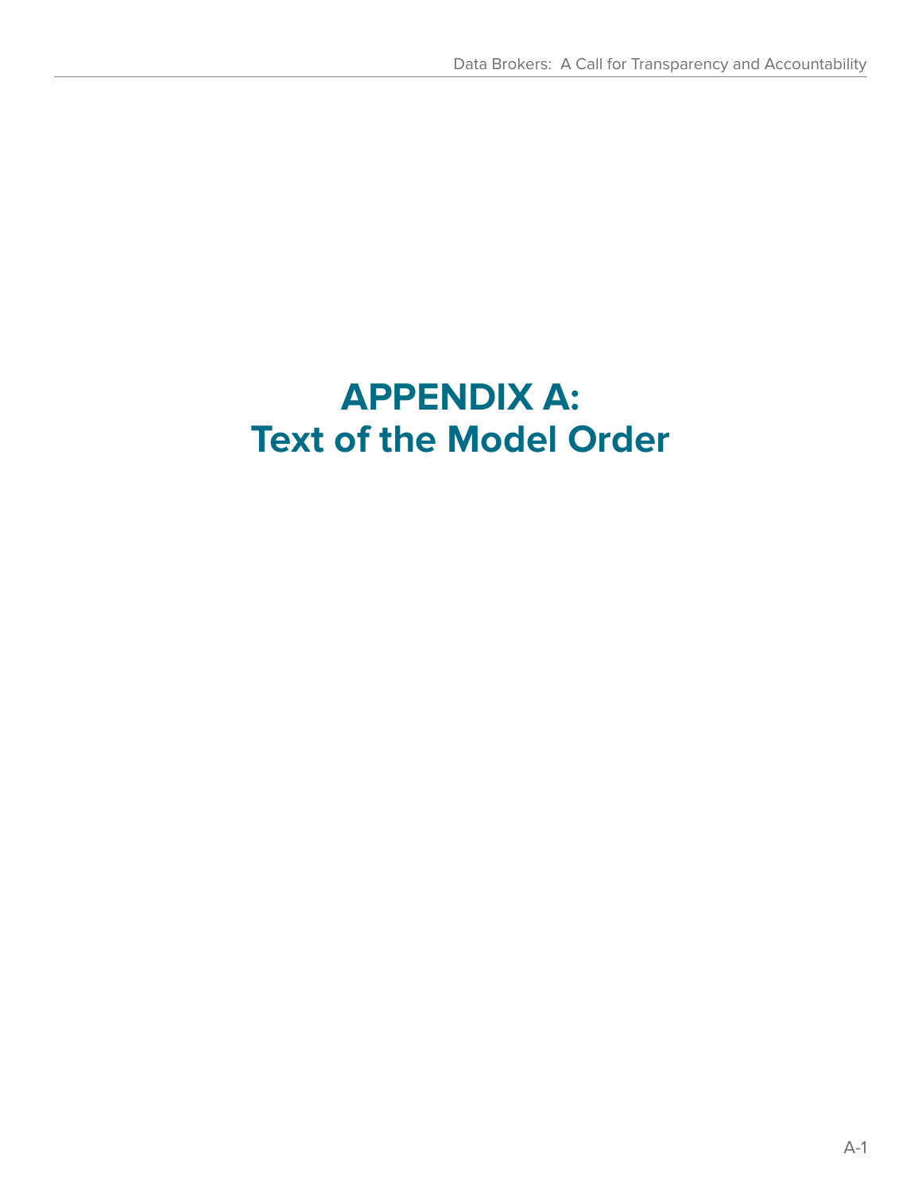# APPENDIX A: Text of the Model Order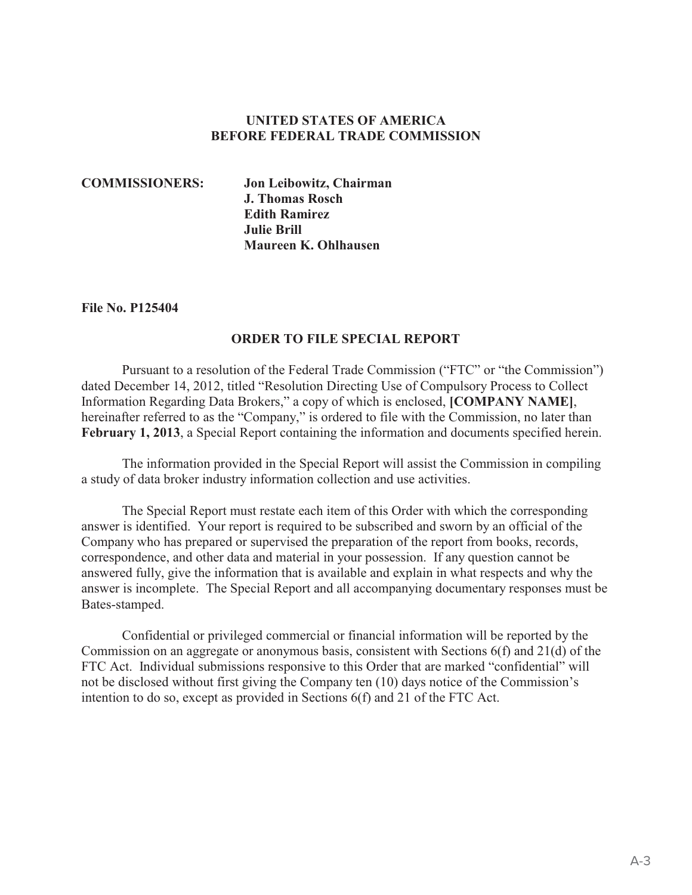**UNITED STATES OF AMERICA**
**BEFORE FEDERAL TRADE COMMISSION**

**COMMISSIONERS:** **Jon Leibowitz, Chairman**
**J. Thomas Rosch**
**Edith Ramirez**
**Julie Brill**
**Maureen K. Ohlhausen**

**File No. P125404**

**ORDER TO FILE SPECIAL REPORT**

Pursuant to a resolution of the Federal Trade Commission ("FTC" or "the Commission") dated December 14, 2012, titled "Resolution Directing Use of Compulsory Process to Collect Information Regarding Data Brokers," a copy of which is enclosed, **[COMPANY NAME]**, hereinafter referred to as the "Company," is ordered to file with the Commission, no later than **February 1, 2013**, a Special Report containing the information and documents specified herein.

The information provided in the Special Report will assist the Commission in compiling a study of data broker industry information collection and use activities.

The Special Report must restate each item of this Order with which the corresponding answer is identified. Your report is required to be subscribed and sworn by an official of the Company who has prepared or supervised the preparation of the report from books, records, correspondence, and other data and material in your possession. If any question cannot be answered fully, give the information that is available and explain in what respects and why the answer is incomplete. The Special Report and all accompanying documentary responses must be Bates-stamped.

Confidential or privileged commercial or financial information will be reported by the Commission on an aggregate or anonymous basis, consistent with Sections 6(f) and 21(d) of the FTC Act. Individual submissions responsive to this Order that are marked "confidential" will not be disclosed without first giving the Company ten (10) days notice of the Commission's intention to do so, except as provided in Sections 6(f) and 21 of the FTC Act.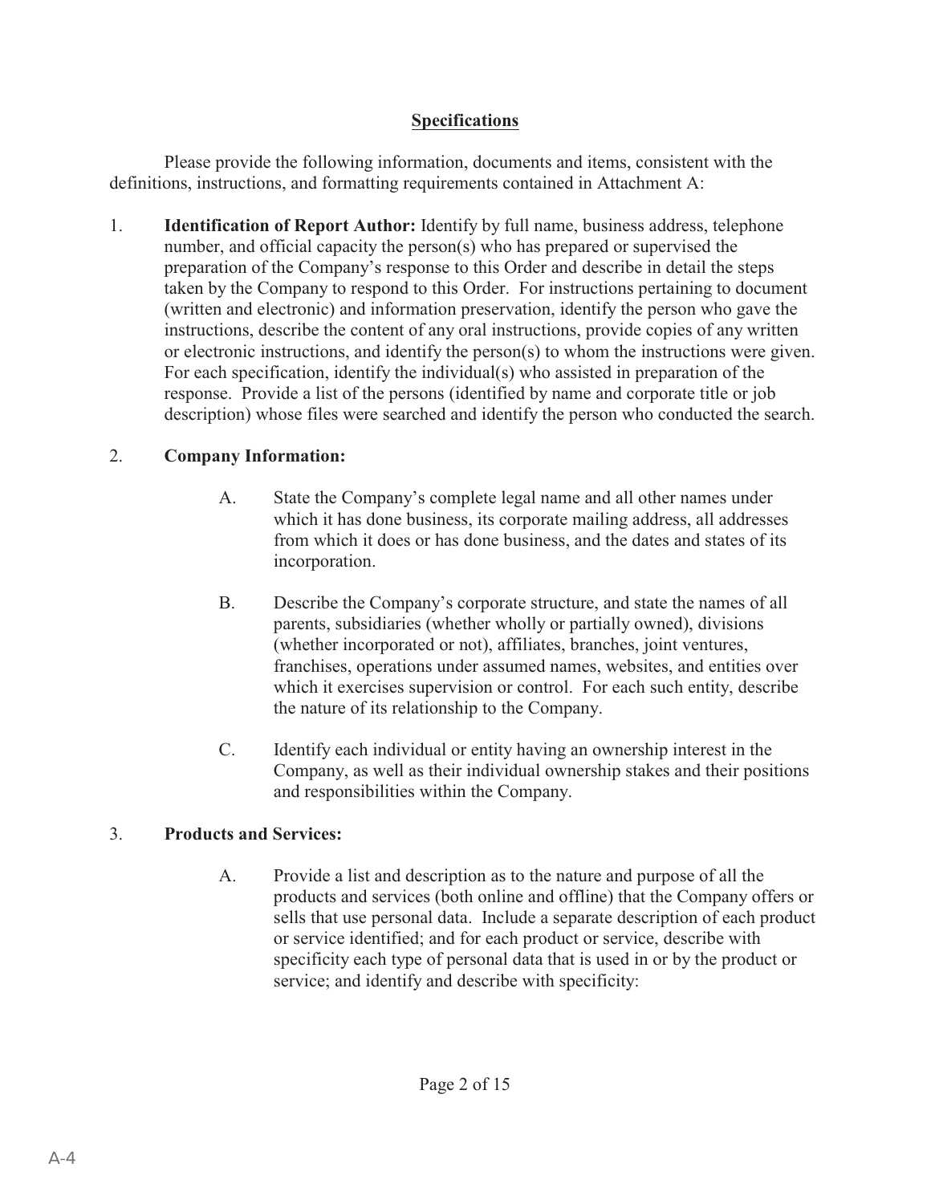## Specifications

Please provide the following information, documents and items, consistent with the definitions, instructions, and formatting requirements contained in Attachment A:

1. **Identification of Report Author:** Identify by full name, business address, telephone number, and official capacity the person(s) who has prepared or supervised the preparation of the Company's response to this Order and describe in detail the steps taken by the Company to respond to this Order. For instructions pertaining to document (written and electronic) and information preservation, identify the person who gave the instructions, describe the content of any oral instructions, provide copies of any written or electronic instructions, and identify the person(s) to whom the instructions were given. For each specification, identify the individual(s) who assisted in preparation of the response. Provide a list of the persons (identified by name and corporate title or job description) whose files were searched and identify the person who conducted the search.

2. **Company Information:**

   A. State the Company's complete legal name and all other names under which it has done business, its corporate mailing address, all addresses from which it does or has done business, and the dates and states of its incorporation.

   B. Describe the Company's corporate structure, and state the names of all parents, subsidiaries (whether wholly or partially owned), divisions (whether incorporated or not), affiliates, branches, joint ventures, franchises, operations under assumed names, websites, and entities over which it exercises supervision or control. For each such entity, describe the nature of its relationship to the Company.

   C. Identify each individual or entity having an ownership interest in the Company, as well as their individual ownership stakes and their positions and responsibilities within the Company.

3. **Products and Services:**

   A. Provide a list and description as to the nature and purpose of all the products and services (both online and offline) that the Company offers or sells that use personal data. Include a separate description of each product or service identified; and for each product or service, describe with specificity each type of personal data that is used in or by the product or service; and identify and describe with specificity: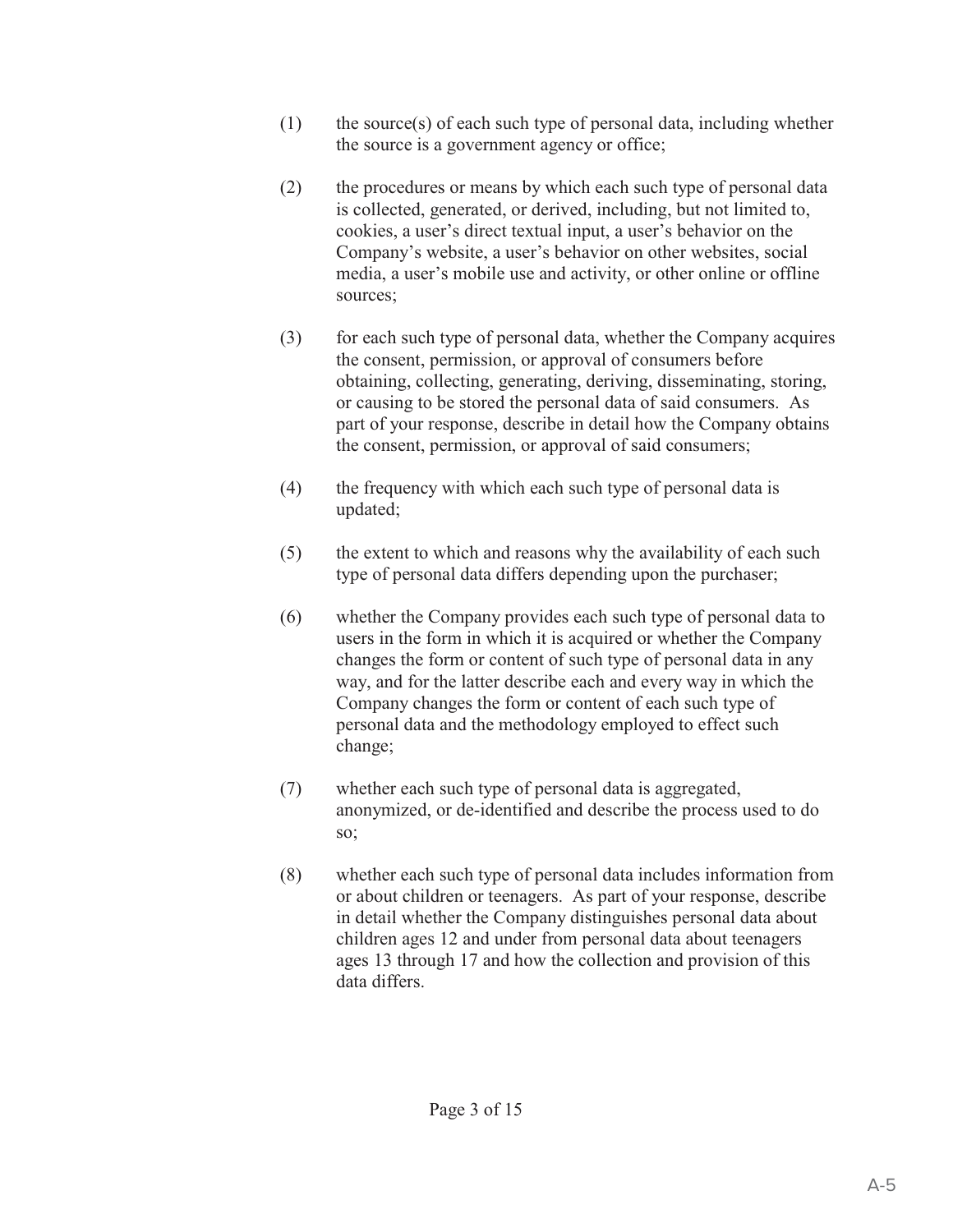(1) the source(s) of each such type of personal data, including whether the source is a government agency or office;

(2) the procedures or means by which each such type of personal data is collected, generated, or derived, including, but not limited to, cookies, a user's direct textual input, a user's behavior on the Company's website, a user's behavior on other websites, social media, a user's mobile use and activity, or other online or offline sources;

(3) for each such type of personal data, whether the Company acquires the consent, permission, or approval of consumers before obtaining, collecting, generating, deriving, disseminating, storing, or causing to be stored the personal data of said consumers. As part of your response, describe in detail how the Company obtains the consent, permission, or approval of said consumers;

(4) the frequency with which each such type of personal data is updated;

(5) the extent to which and reasons why the availability of each such type of personal data differs depending upon the purchaser;

(6) whether the Company provides each such type of personal data to users in the form in which it is acquired or whether the Company changes the form or content of such type of personal data in any way, and for the latter describe each and every way in which the Company changes the form or content of each such type of personal data and the methodology employed to effect such change;

(7) whether each such type of personal data is aggregated, anonymized, or de-identified and describe the process used to do so;

(8) whether each such type of personal data includes information from or about children or teenagers. As part of your response, describe in detail whether the Company distinguishes personal data about children ages 12 and under from personal data about teenagers ages 13 through 17 and how the collection and provision of this data differs.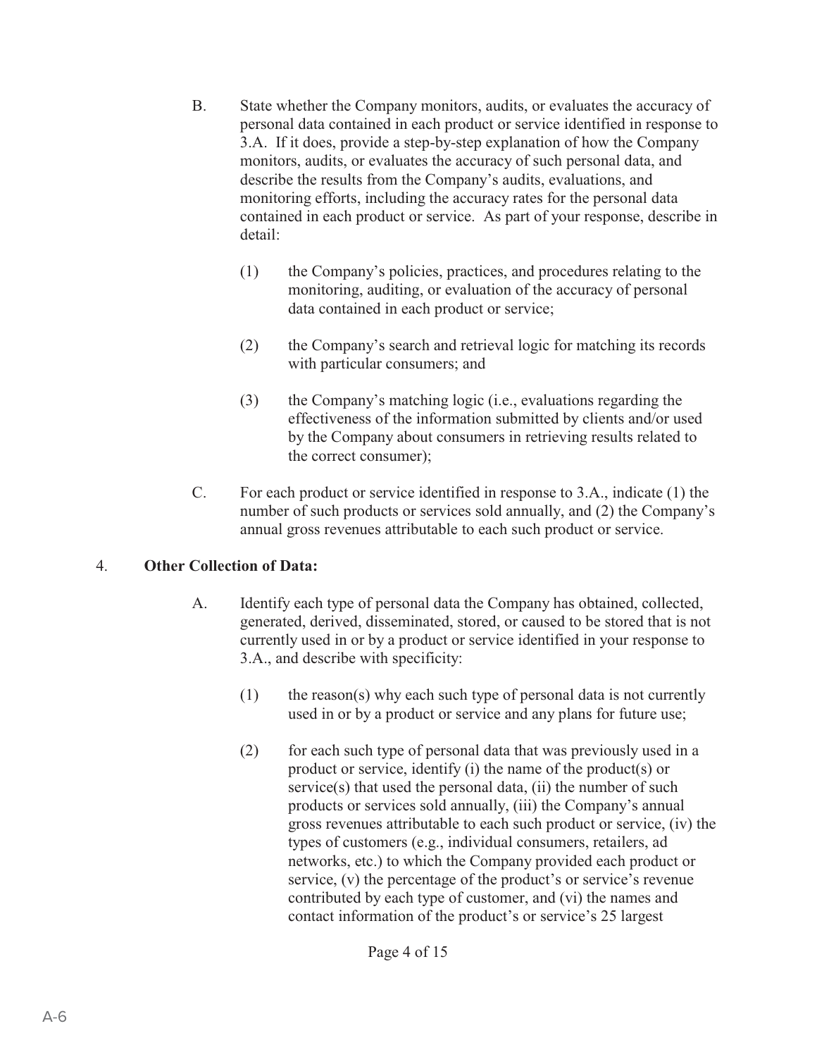B. State whether the Company monitors, audits, or evaluates the accuracy of personal data contained in each product or service identified in response to 3.A. If it does, provide a step-by-step explanation of how the Company monitors, audits, or evaluates the accuracy of such personal data, and describe the results from the Company's audits, evaluations, and monitoring efforts, including the accuracy rates for the personal data contained in each product or service. As part of your response, describe in detail:

   (1) the Company's policies, practices, and procedures relating to the monitoring, auditing, or evaluation of the accuracy of personal data contained in each product or service;

   (2) the Company's search and retrieval logic for matching its records with particular consumers; and

   (3) the Company's matching logic (i.e., evaluations regarding the effectiveness of the information submitted by clients and/or used by the Company about consumers in retrieving results related to the correct consumer);

C. For each product or service identified in response to 3.A., indicate (1) the number of such products or services sold annually, and (2) the Company's annual gross revenues attributable to each such product or service.

4. **Other Collection of Data:**

   A. Identify each type of personal data the Company has obtained, collected, generated, derived, disseminated, stored, or caused to be stored that is not currently used in or by a product or service identified in your response to 3.A., and describe with specificity:

      (1) the reason(s) why each such type of personal data is not currently used in or by a product or service and any plans for future use;

      (2) for each such type of personal data that was previously used in a product or service, identify (i) the name of the product(s) or service(s) that used the personal data, (ii) the number of such products or services sold annually, (iii) the Company's annual gross revenues attributable to each such product or service, (iv) the types of customers (e.g., individual consumers, retailers, ad networks, etc.) to which the Company provided each product or service, (v) the percentage of the product's or service's revenue contributed by each type of customer, and (vi) the names and contact information of the product's or service's 25 largest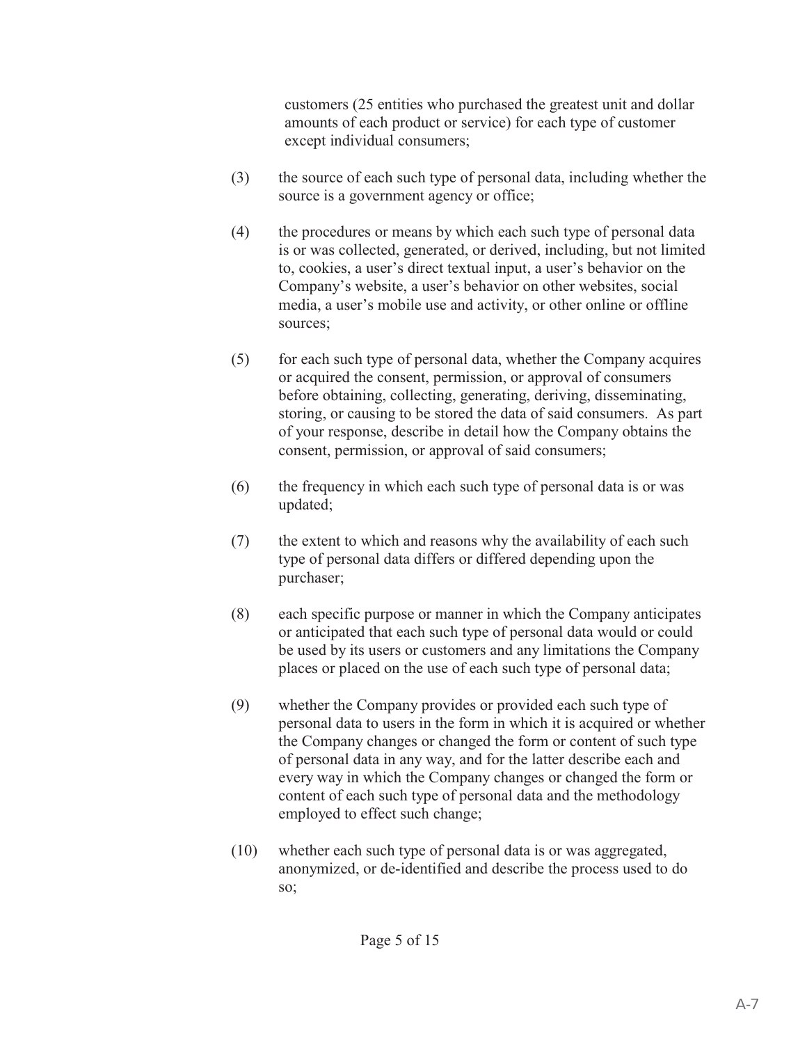customers (25 entities who purchased the greatest unit and dollar amounts of each product or service) for each type of customer except individual consumers;

(3) the source of each such type of personal data, including whether the source is a government agency or office;

(4) the procedures or means by which each such type of personal data is or was collected, generated, or derived, including, but not limited to, cookies, a user's direct textual input, a user's behavior on the Company's website, a user's behavior on other websites, social media, a user's mobile use and activity, or other online or offline sources;

(5) for each such type of personal data, whether the Company acquires or acquired the consent, permission, or approval of consumers before obtaining, collecting, generating, deriving, disseminating, storing, or causing to be stored the data of said consumers. As part of your response, describe in detail how the Company obtains the consent, permission, or approval of said consumers;

(6) the frequency in which each such type of personal data is or was updated;

(7) the extent to which and reasons why the availability of each such type of personal data differs or differed depending upon the purchaser;

(8) each specific purpose or manner in which the Company anticipates or anticipated that each such type of personal data would or could be used by its users or customers and any limitations the Company places or placed on the use of each such type of personal data;

(9) whether the Company provides or provided each such type of personal data to users in the form in which it is acquired or whether the Company changes or changed the form or content of such type of personal data in any way, and for the latter describe each and every way in which the Company changes or changed the form or content of each such type of personal data and the methodology employed to effect such change;

(10) whether each such type of personal data is or was aggregated, anonymized, or de-identified and describe the process used to do so;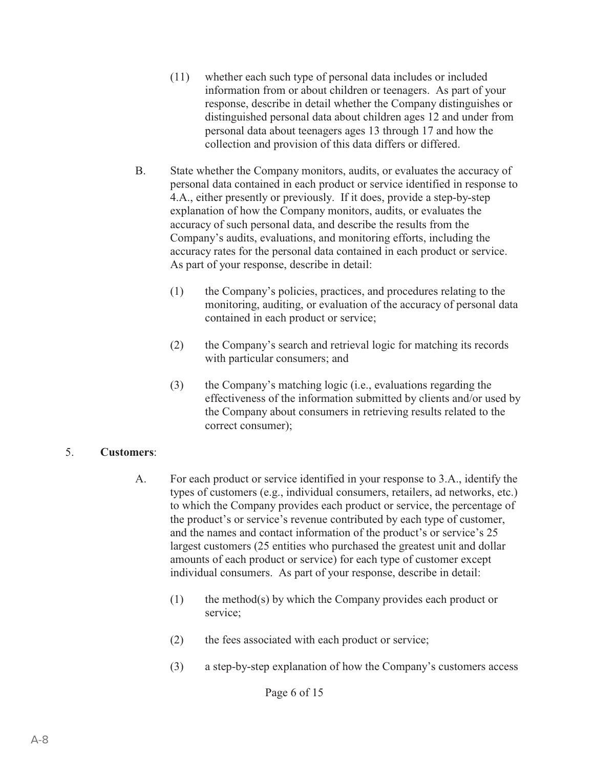(11) whether each such type of personal data includes or included information from or about children or teenagers. As part of your response, describe in detail whether the Company distinguishes or distinguished personal data about children ages 12 and under from personal data about teenagers ages 13 through 17 and how the collection and provision of this data differs or differed.

B. State whether the Company monitors, audits, or evaluates the accuracy of personal data contained in each product or service identified in response to 4.A., either presently or previously. If it does, provide a step-by-step explanation of how the Company monitors, audits, or evaluates the accuracy of such personal data, and describe the results from the Company's audits, evaluations, and monitoring efforts, including the accuracy rates for the personal data contained in each product or service. As part of your response, describe in detail:

(1) the Company's policies, practices, and procedures relating to the monitoring, auditing, or evaluation of the accuracy of personal data contained in each product or service;

(2) the Company's search and retrieval logic for matching its records with particular consumers; and

(3) the Company's matching logic (i.e., evaluations regarding the effectiveness of the information submitted by clients and/or used by the Company about consumers in retrieving results related to the correct consumer);

5. **Customers**:

A. For each product or service identified in your response to 3.A., identify the types of customers (e.g., individual consumers, retailers, ad networks, etc.) to which the Company provides each product or service, the percentage of the product's or service's revenue contributed by each type of customer, and the names and contact information of the product's or service's 25 largest customers (25 entities who purchased the greatest unit and dollar amounts of each product or service) for each type of customer except individual consumers. As part of your response, describe in detail:

(1) the method(s) by which the Company provides each product or service;

(2) the fees associated with each product or service;

(3) a step-by-step explanation of how the Company's customers access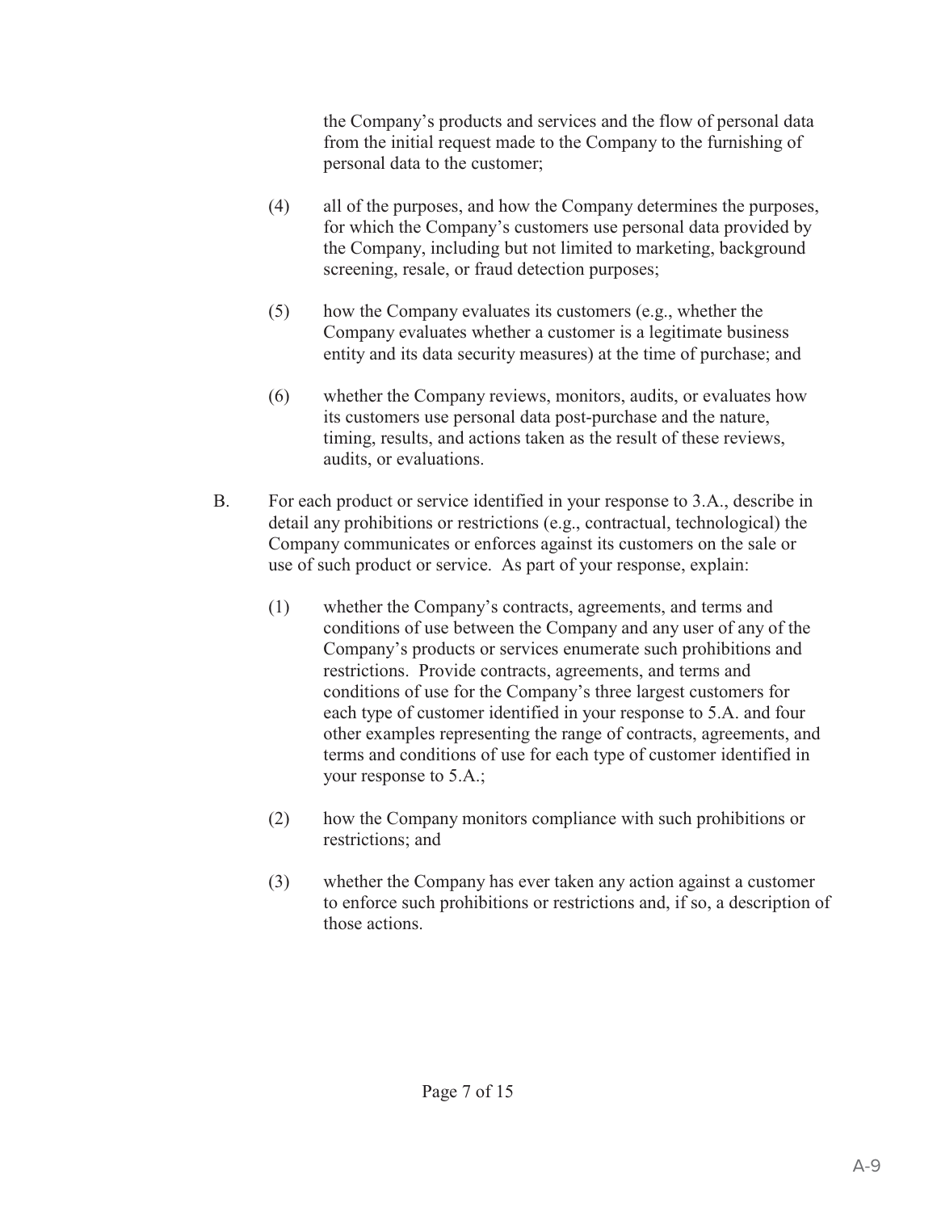the Company's products and services and the flow of personal data from the initial request made to the Company to the furnishing of personal data to the customer;

(4) all of the purposes, and how the Company determines the purposes, for which the Company's customers use personal data provided by the Company, including but not limited to marketing, background screening, resale, or fraud detection purposes;

(5) how the Company evaluates its customers (e.g., whether the Company evaluates whether a customer is a legitimate business entity and its data security measures) at the time of purchase; and

(6) whether the Company reviews, monitors, audits, or evaluates how its customers use personal data post-purchase and the nature, timing, results, and actions taken as the result of these reviews, audits, or evaluations.

B. For each product or service identified in your response to 3.A., describe in detail any prohibitions or restrictions (e.g., contractual, technological) the Company communicates or enforces against its customers on the sale or use of such product or service. As part of your response, explain:

(1) whether the Company's contracts, agreements, and terms and conditions of use between the Company and any user of any of the Company's products or services enumerate such prohibitions and restrictions. Provide contracts, agreements, and terms and conditions of use for the Company's three largest customers for each type of customer identified in your response to 5.A. and four other examples representing the range of contracts, agreements, and terms and conditions of use for each type of customer identified in your response to 5.A.;

(2) how the Company monitors compliance with such prohibitions or restrictions; and

(3) whether the Company has ever taken any action against a customer to enforce such prohibitions or restrictions and, if so, a description of those actions.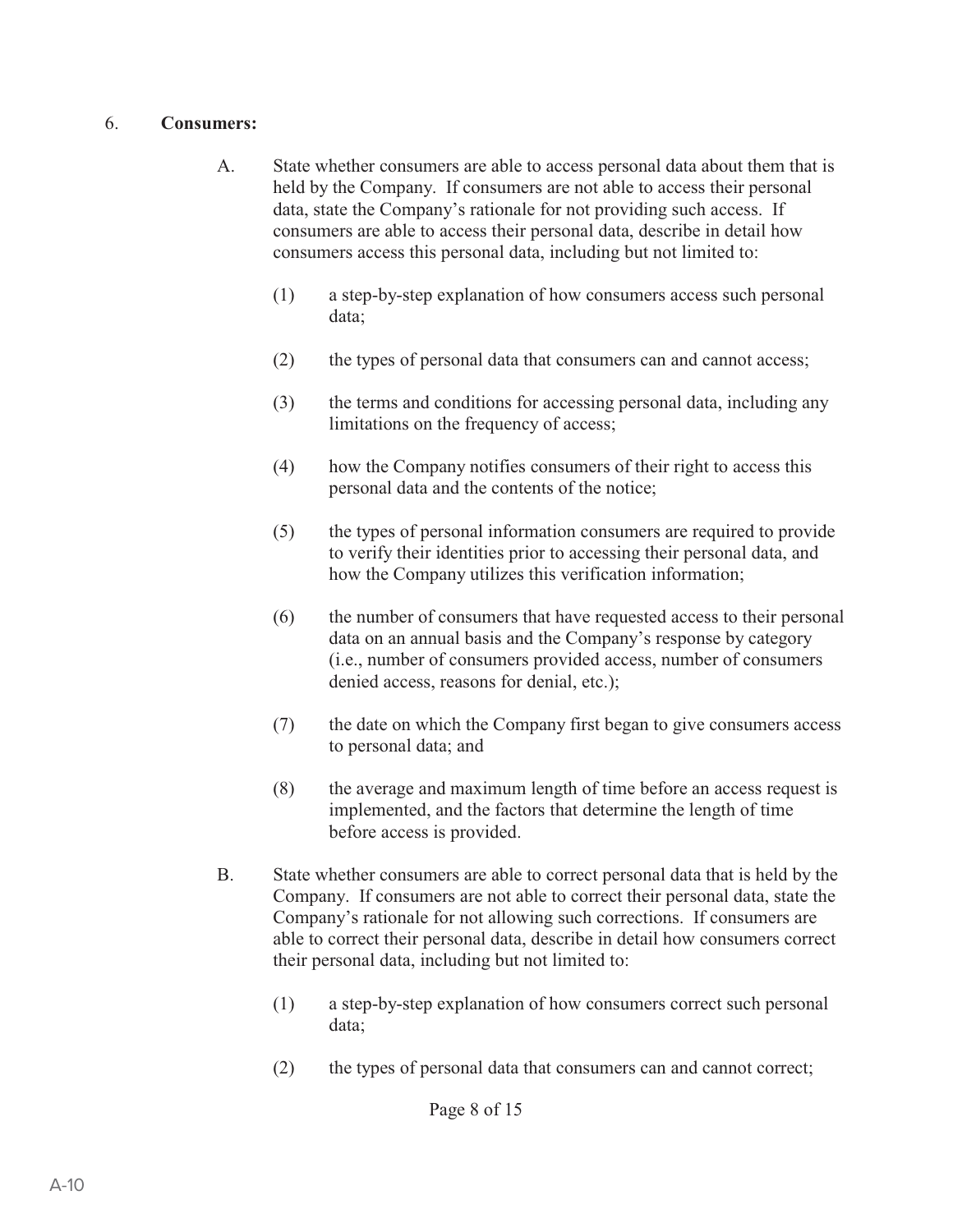6. **Consumers:**

A. State whether consumers are able to access personal data about them that is held by the Company. If consumers are not able to access their personal data, state the Company's rationale for not providing such access. If consumers are able to access their personal data, describe in detail how consumers access this personal data, including but not limited to:

(1) a step-by-step explanation of how consumers access such personal data;

(2) the types of personal data that consumers can and cannot access;

(3) the terms and conditions for accessing personal data, including any limitations on the frequency of access;

(4) how the Company notifies consumers of their right to access this personal data and the contents of the notice;

(5) the types of personal information consumers are required to provide to verify their identities prior to accessing their personal data, and how the Company utilizes this verification information;

(6) the number of consumers that have requested access to their personal data on an annual basis and the Company's response by category (i.e., number of consumers provided access, number of consumers denied access, reasons for denial, etc.);

(7) the date on which the Company first began to give consumers access to personal data; and

(8) the average and maximum length of time before an access request is implemented, and the factors that determine the length of time before access is provided.

B. State whether consumers are able to correct personal data that is held by the Company. If consumers are not able to correct their personal data, state the Company's rationale for not allowing such corrections. If consumers are able to correct their personal data, describe in detail how consumers correct their personal data, including but not limited to:

(1) a step-by-step explanation of how consumers correct such personal data;

(2) the types of personal data that consumers can and cannot correct;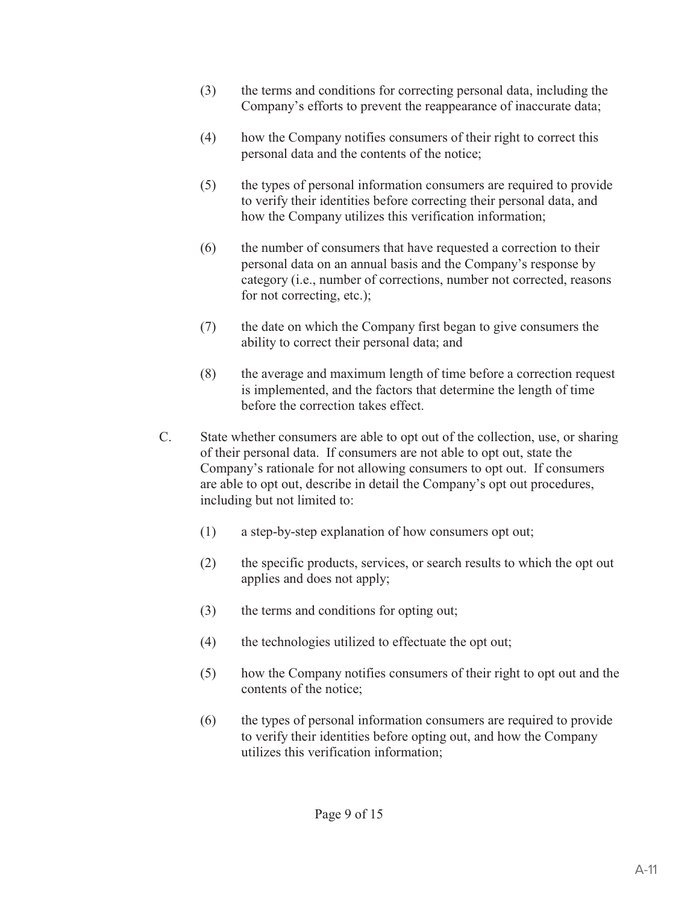(3) the terms and conditions for correcting personal data, including the Company's efforts to prevent the reappearance of inaccurate data;

(4) how the Company notifies consumers of their right to correct this personal data and the contents of the notice;

(5) the types of personal information consumers are required to provide to verify their identities before correcting their personal data, and how the Company utilizes this verification information;

(6) the number of consumers that have requested a correction to their personal data on an annual basis and the Company's response by category (i.e., number of corrections, number not corrected, reasons for not correcting, etc.);

(7) the date on which the Company first began to give consumers the ability to correct their personal data; and

(8) the average and maximum length of time before a correction request is implemented, and the factors that determine the length of time before the correction takes effect.

C. State whether consumers are able to opt out of the collection, use, or sharing of their personal data. If consumers are not able to opt out, state the Company's rationale for not allowing consumers to opt out. If consumers are able to opt out, describe in detail the Company's opt out procedures, including but not limited to:

(1) a step-by-step explanation of how consumers opt out;

(2) the specific products, services, or search results to which the opt out applies and does not apply;

(3) the terms and conditions for opting out;

(4) the technologies utilized to effectuate the opt out;

(5) how the Company notifies consumers of their right to opt out and the contents of the notice;

(6) the types of personal information consumers are required to provide to verify their identities before opting out, and how the Company utilizes this verification information;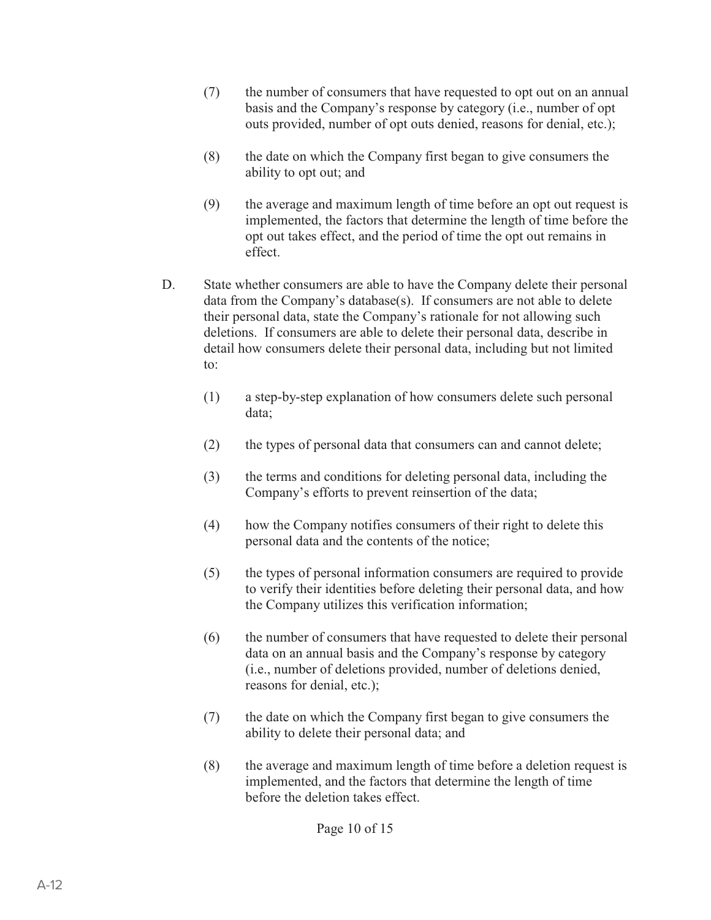(7) the number of consumers that have requested to opt out on an annual basis and the Company's response by category (i.e., number of opt outs provided, number of opt outs denied, reasons for denial, etc.);

(8) the date on which the Company first began to give consumers the ability to opt out; and

(9) the average and maximum length of time before an opt out request is implemented, the factors that determine the length of time before the opt out takes effect, and the period of time the opt out remains in effect.

D. State whether consumers are able to have the Company delete their personal data from the Company's database(s). If consumers are not able to delete their personal data, state the Company's rationale for not allowing such deletions. If consumers are able to delete their personal data, describe in detail how consumers delete their personal data, including but not limited to:

(1) a step-by-step explanation of how consumers delete such personal data;

(2) the types of personal data that consumers can and cannot delete;

(3) the terms and conditions for deleting personal data, including the Company's efforts to prevent reinsertion of the data;

(4) how the Company notifies consumers of their right to delete this personal data and the contents of the notice;

(5) the types of personal information consumers are required to provide to verify their identities before deleting their personal data, and how the Company utilizes this verification information;

(6) the number of consumers that have requested to delete their personal data on an annual basis and the Company's response by category (i.e., number of deletions provided, number of deletions denied, reasons for denial, etc.);

(7) the date on which the Company first began to give consumers the ability to delete their personal data; and

(8) the average and maximum length of time before a deletion request is implemented, and the factors that determine the length of time before the deletion takes effect.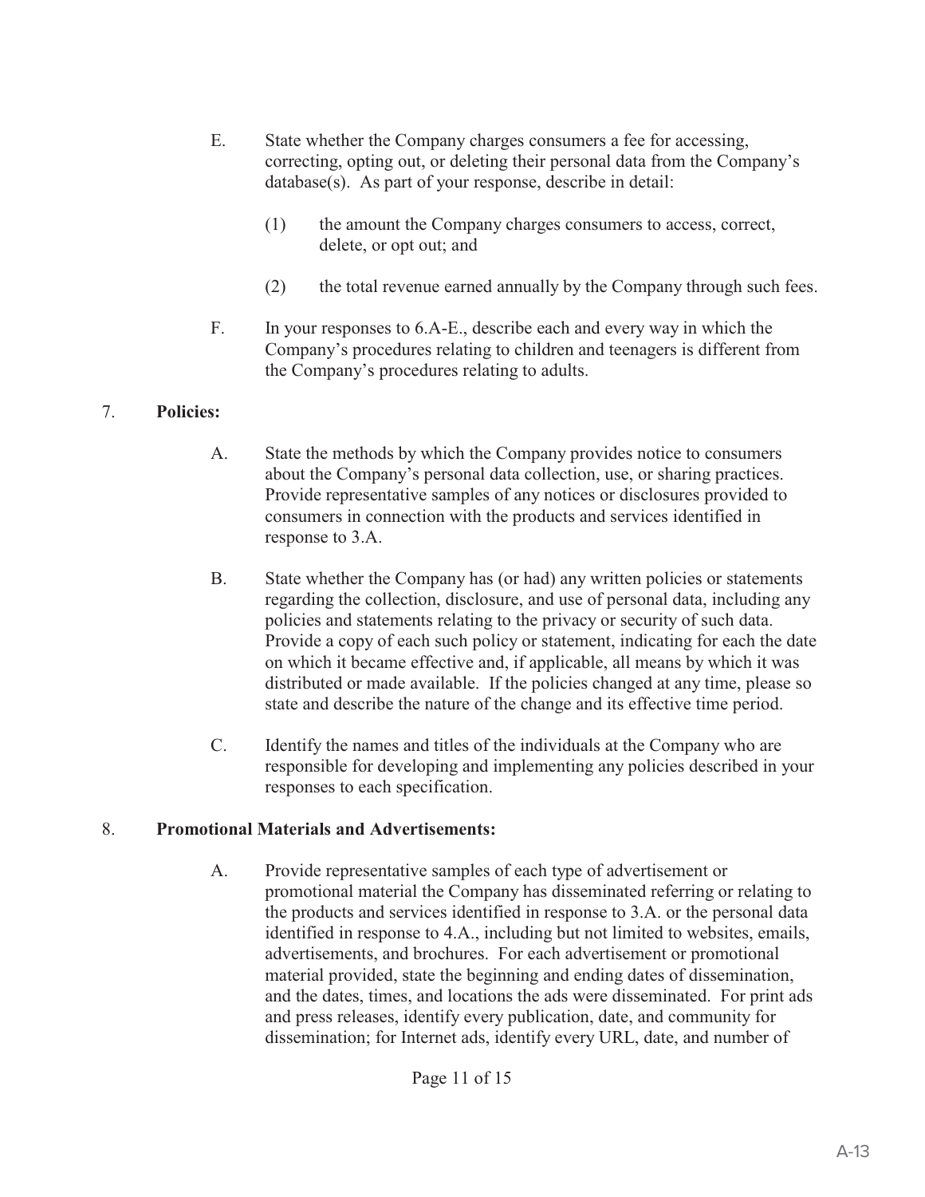E. State whether the Company charges consumers a fee for accessing, correcting, opting out, or deleting their personal data from the Company's database(s). As part of your response, describe in detail:

(1) the amount the Company charges consumers to access, correct, delete, or opt out; and

(2) the total revenue earned annually by the Company through such fees.

F. In your responses to 6.A-E., describe each and every way in which the Company's procedures relating to children and teenagers is different from the Company's procedures relating to adults.

7. **Policies:**

A. State the methods by which the Company provides notice to consumers about the Company's personal data collection, use, or sharing practices. Provide representative samples of any notices or disclosures provided to consumers in connection with the products and services identified in response to 3.A.

B. State whether the Company has (or had) any written policies or statements regarding the collection, disclosure, and use of personal data, including any policies and statements relating to the privacy or security of such data. Provide a copy of each such policy or statement, indicating for each the date on which it became effective and, if applicable, all means by which it was distributed or made available. If the policies changed at any time, please so state and describe the nature of the change and its effective time period.

C. Identify the names and titles of the individuals at the Company who are responsible for developing and implementing any policies described in your responses to each specification.

8. **Promotional Materials and Advertisements:**

A. Provide representative samples of each type of advertisement or promotional material the Company has disseminated referring or relating to the products and services identified in response to 3.A. or the personal data identified in response to 4.A., including but not limited to websites, emails, advertisements, and brochures. For each advertisement or promotional material provided, state the beginning and ending dates of dissemination, and the dates, times, and locations the ads were disseminated. For print ads and press releases, identify every publication, date, and community for dissemination; for Internet ads, identify every URL, date, and number of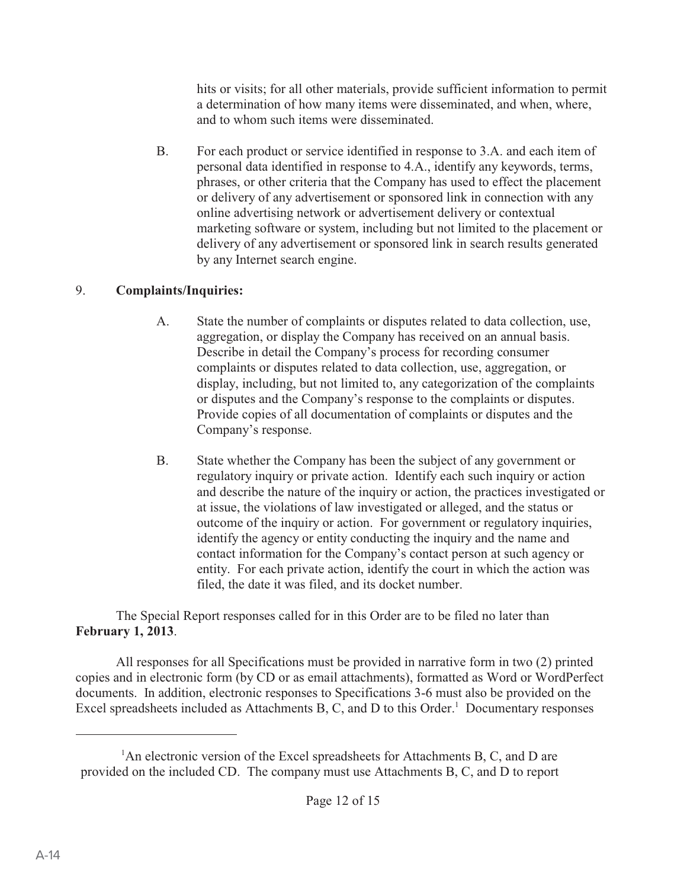hits or visits; for all other materials, provide sufficient information to permit a determination of how many items were disseminated, and when, where, and to whom such items were disseminated.

B. For each product or service identified in response to 3.A. and each item of personal data identified in response to 4.A., identify any keywords, terms, phrases, or other criteria that the Company has used to effect the placement or delivery of any advertisement or sponsored link in connection with any online advertising network or advertisement delivery or contextual marketing software or system, including but not limited to the placement or delivery of any advertisement or sponsored link in search results generated by any Internet search engine.

9. **Complaints/Inquiries:**

A. State the number of complaints or disputes related to data collection, use, aggregation, or display the Company has received on an annual basis. Describe in detail the Company's process for recording consumer complaints or disputes related to data collection, use, aggregation, or display, including, but not limited to, any categorization of the complaints or disputes and the Company's response to the complaints or disputes. Provide copies of all documentation of complaints or disputes and the Company's response.

B. State whether the Company has been the subject of any government or regulatory inquiry or private action. Identify each such inquiry or action and describe the nature of the inquiry or action, the practices investigated or at issue, the violations of law investigated or alleged, and the status or outcome of the inquiry or action. For government or regulatory inquiries, identify the agency or entity conducting the inquiry and the name and contact information for the Company's contact person at such agency or entity. For each private action, identify the court in which the action was filed, the date it was filed, and its docket number.

The Special Report responses called for in this Order are to be filed no later than **February 1, 2013**.

All responses for all Specifications must be provided in narrative form in two (2) printed copies and in electronic form (by CD or as email attachments), formatted as Word or WordPerfect documents. In addition, electronic responses to Specifications 3-6 must also be provided on the Excel spreadsheets included as Attachments B, C, and D to this Order.[1] Documentary responses

[1] An electronic version of the Excel spreadsheets for Attachments B, C, and D are provided on the included CD. The company must use Attachments B, C, and D to report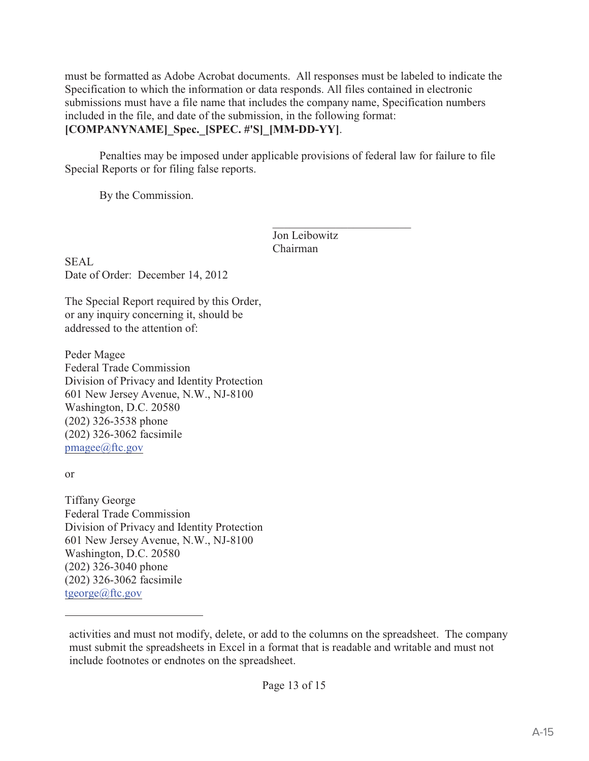must be formatted as Adobe Acrobat documents. All responses must be labeled to indicate the Specification to which the information or data responds. All files contained in electronic submissions must have a file name that includes the company name, Specification numbers included in the file, and date of the submission, in the following format: **[COMPANYNAME]_Spec._[SPEC. #'S]_[MM-DD-YY]**.

Penalties may be imposed under applicable provisions of federal law for failure to file Special Reports or for filing false reports.

By the Commission.

Jon Leibowitz
Chairman

SEAL
Date of Order: December 14, 2012

The Special Report required by this Order, or any inquiry concerning it, should be addressed to the attention of:

Peder Magee
Federal Trade Commission
Division of Privacy and Identity Protection
601 New Jersey Avenue, N.W., NJ-8100
Washington, D.C. 20580
(202) 326-3538 phone
(202) 326-3062 facsimile
pmagee@ftc.gov

or

Tiffany George
Federal Trade Commission
Division of Privacy and Identity Protection
601 New Jersey Avenue, N.W., NJ-8100
Washington, D.C. 20580
(202) 326-3040 phone
(202) 326-3062 facsimile
tgeorge@ftc.gov

---

activities and must not modify, delete, or add to the columns on the spreadsheet. The company must submit the spreadsheets in Excel in a format that is readable and writable and must not include footnotes or endnotes on the spreadsheet.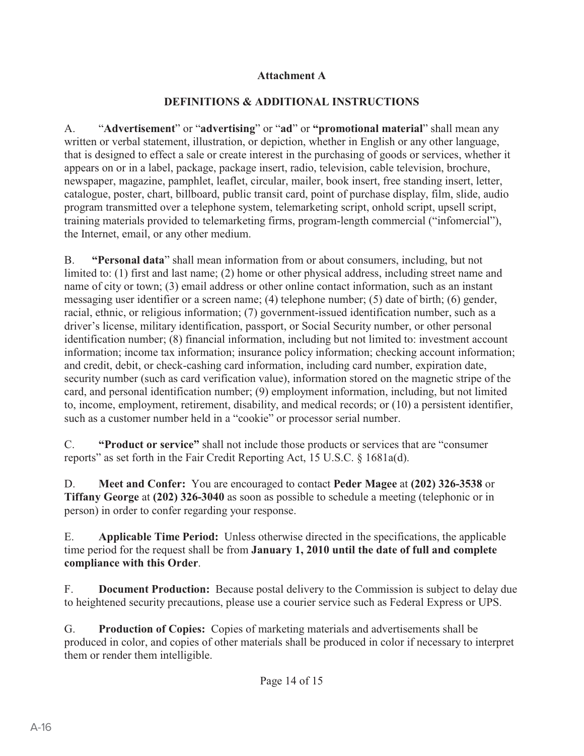## Attachment A

## DEFINITIONS & ADDITIONAL INSTRUCTIONS

A. "**Advertisement**" or "**advertising**" or "**ad**" or **"promotional material**" shall mean any written or verbal statement, illustration, or depiction, whether in English or any other language, that is designed to effect a sale or create interest in the purchasing of goods or services, whether it appears on or in a label, package, package insert, radio, television, cable television, brochure, newspaper, magazine, pamphlet, leaflet, circular, mailer, book insert, free standing insert, letter, catalogue, poster, chart, billboard, public transit card, point of purchase display, film, slide, audio program transmitted over a telephone system, telemarketing script, onhold script, upsell script, training materials provided to telemarketing firms, program-length commercial ("infomercial"), the Internet, email, or any other medium.

B. **"Personal data**" shall mean information from or about consumers, including, but not limited to: (1) first and last name; (2) home or other physical address, including street name and name of city or town; (3) email address or other online contact information, such as an instant messaging user identifier or a screen name; (4) telephone number; (5) date of birth; (6) gender, racial, ethnic, or religious information; (7) government-issued identification number, such as a driver's license, military identification, passport, or Social Security number, or other personal identification number; (8) financial information, including but not limited to: investment account information; income tax information; insurance policy information; checking account information; and credit, debit, or check-cashing card information, including card number, expiration date, security number (such as card verification value), information stored on the magnetic stripe of the card, and personal identification number; (9) employment information, including, but not limited to, income, employment, retirement, disability, and medical records; or (10) a persistent identifier, such as a customer number held in a "cookie" or processor serial number.

C. **"Product or service"** shall not include those products or services that are "consumer reports" as set forth in the Fair Credit Reporting Act, 15 U.S.C. § 1681a(d).

D. **Meet and Confer:** You are encouraged to contact **Peder Magee** at **(202) 326-3538** or **Tiffany George** at **(202) 326-3040** as soon as possible to schedule a meeting (telephonic or in person) in order to confer regarding your response.

E. **Applicable Time Period:** Unless otherwise directed in the specifications, the applicable time period for the request shall be from **January 1, 2010 until the date of full and complete compliance with this Order**.

F. **Document Production:** Because postal delivery to the Commission is subject to delay due to heightened security precautions, please use a courier service such as Federal Express or UPS.

G. **Production of Copies:** Copies of marketing materials and advertisements shall be produced in color, and copies of other materials shall be produced in color if necessary to interpret them or render them intelligible.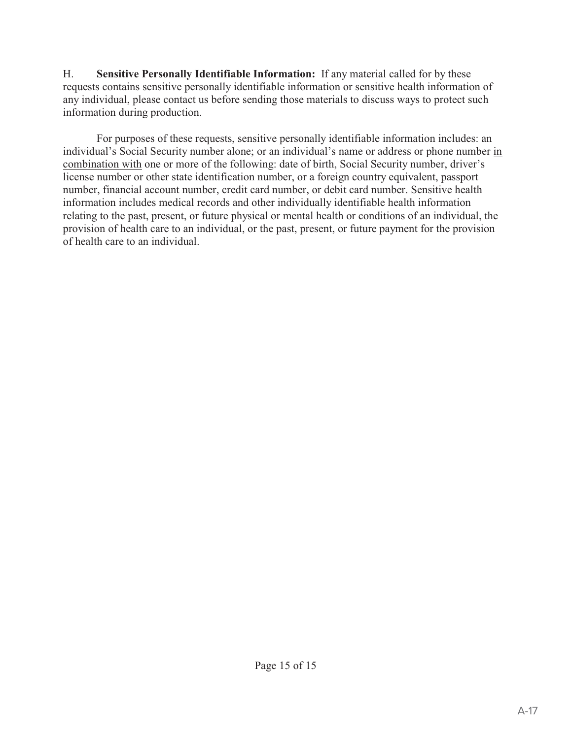H. **Sensitive Personally Identifiable Information:** If any material called for by these requests contains sensitive personally identifiable information or sensitive health information of any individual, please contact us before sending those materials to discuss ways to protect such information during production.

For purposes of these requests, sensitive personally identifiable information includes: an individual's Social Security number alone; or an individual's name or address or phone number in combination with one or more of the following: date of birth, Social Security number, driver's license number or other state identification number, or a foreign country equivalent, passport number, financial account number, credit card number, or debit card number. Sensitive health information includes medical records and other individually identifiable health information relating to the past, present, or future physical or mental health or conditions of an individual, the provision of health care to an individual, or the past, present, or future payment for the provision of health care to an individual.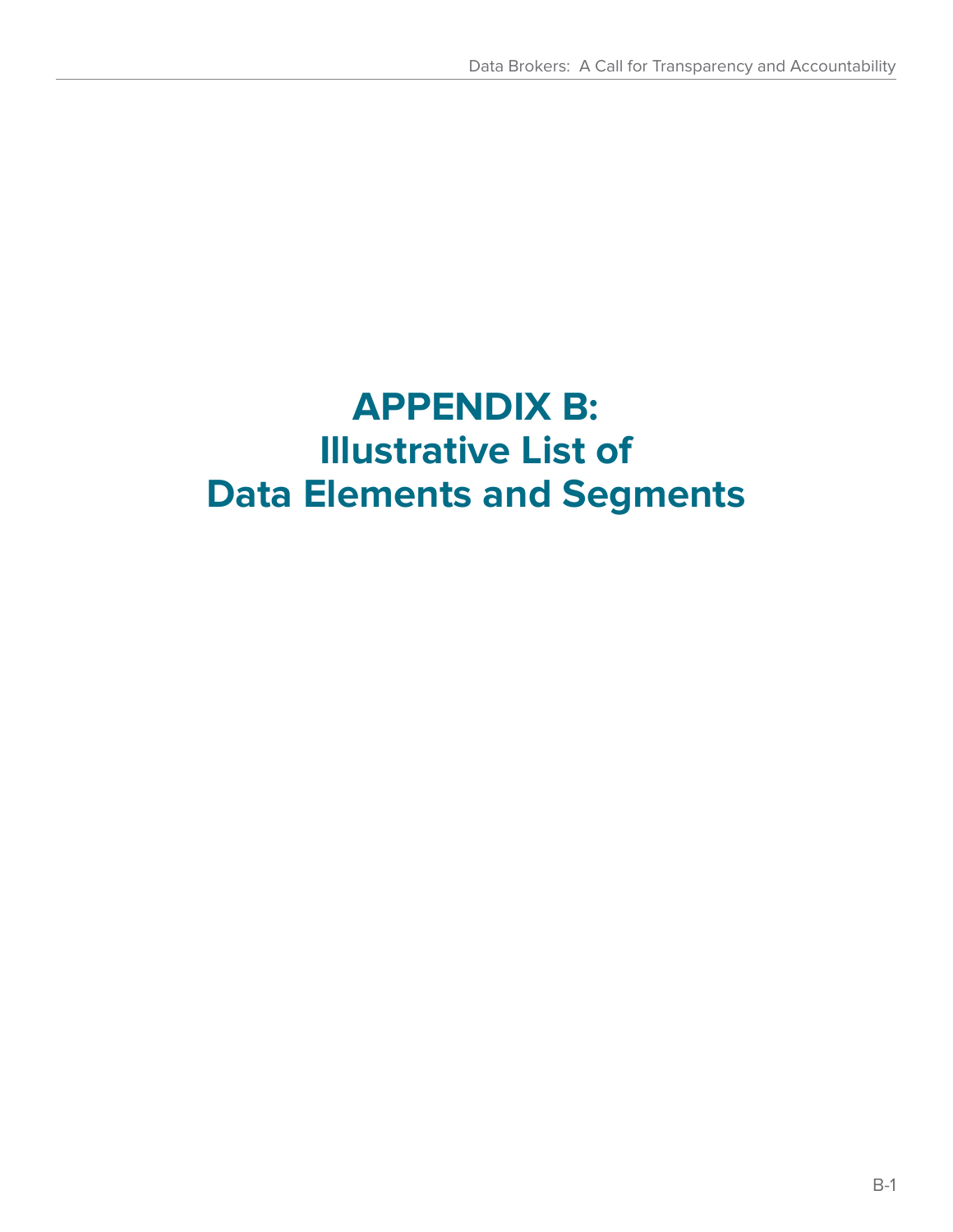# APPENDIX B: Illustrative List of Data Elements and Segments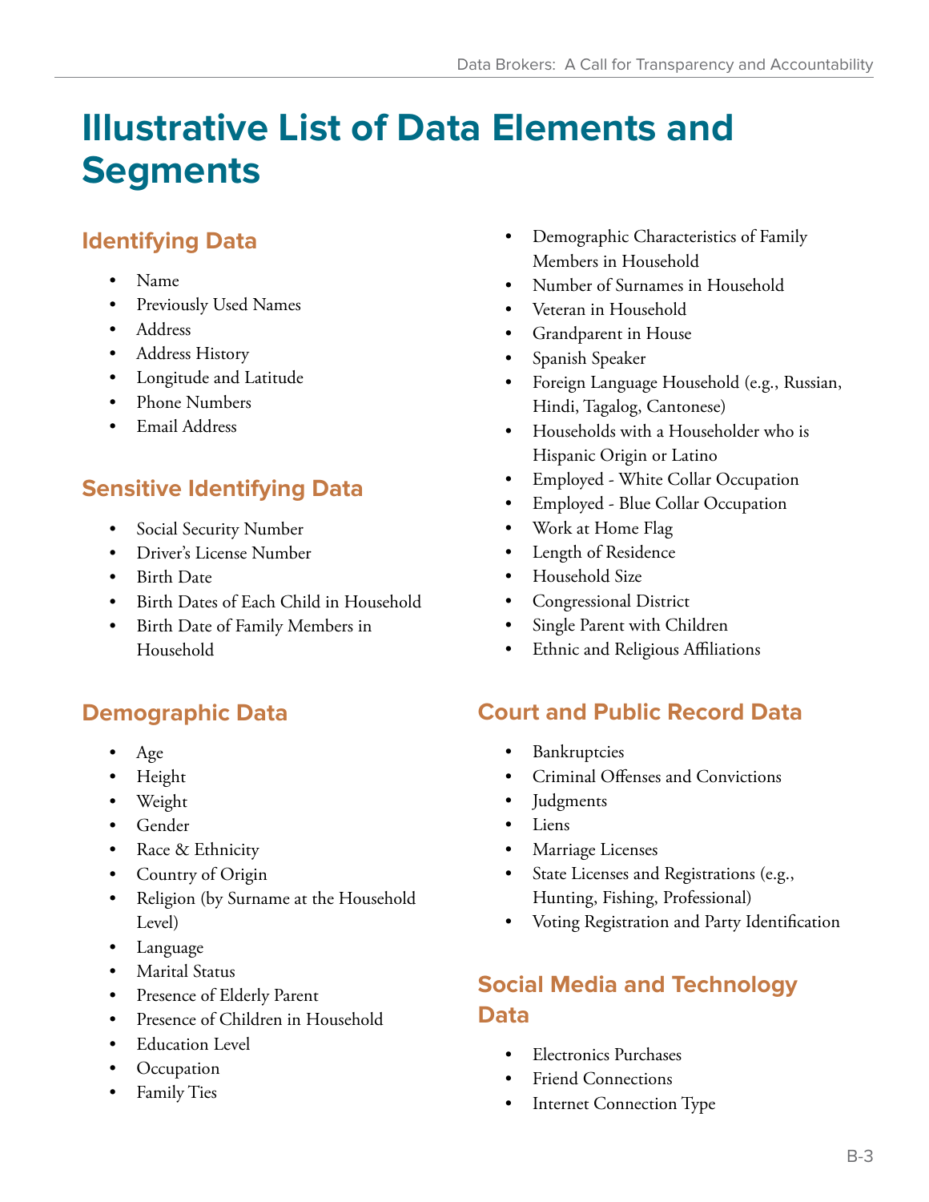# Illustrative List of Data Elements and Segments

## Identifying Data

- Name
- Previously Used Names
- Address
- Address History
- Longitude and Latitude
- Phone Numbers
- Email Address

## Sensitive Identifying Data

- Social Security Number
- Driver's License Number
- Birth Date
- Birth Dates of Each Child in Household
- Birth Date of Family Members in Household

## Demographic Data

- Age
- Height
- Weight
- Gender
- Race & Ethnicity
- Country of Origin
- Religion (by Surname at the Household Level)
- Language
- Marital Status
- Presence of Elderly Parent
- Presence of Children in Household
- Education Level
- Occupation
- Family Ties
- Demographic Characteristics of Family Members in Household
- Number of Surnames in Household
- Veteran in Household
- Grandparent in House
- Spanish Speaker
- Foreign Language Household (e.g., Russian, Hindi, Tagalog, Cantonese)
- Households with a Householder who is Hispanic Origin or Latino
- Employed - White Collar Occupation
- Employed - Blue Collar Occupation
- Work at Home Flag
- Length of Residence
- Household Size
- Congressional District
- Single Parent with Children
- Ethnic and Religious Affiliations

## Court and Public Record Data

- Bankruptcies
- Criminal Offenses and Convictions
- Judgments
- Liens
- Marriage Licenses
- State Licenses and Registrations (e.g., Hunting, Fishing, Professional)
- Voting Registration and Party Identification

## Social Media and Technology Data

- Electronics Purchases
- Friend Connections
- Internet Connection Type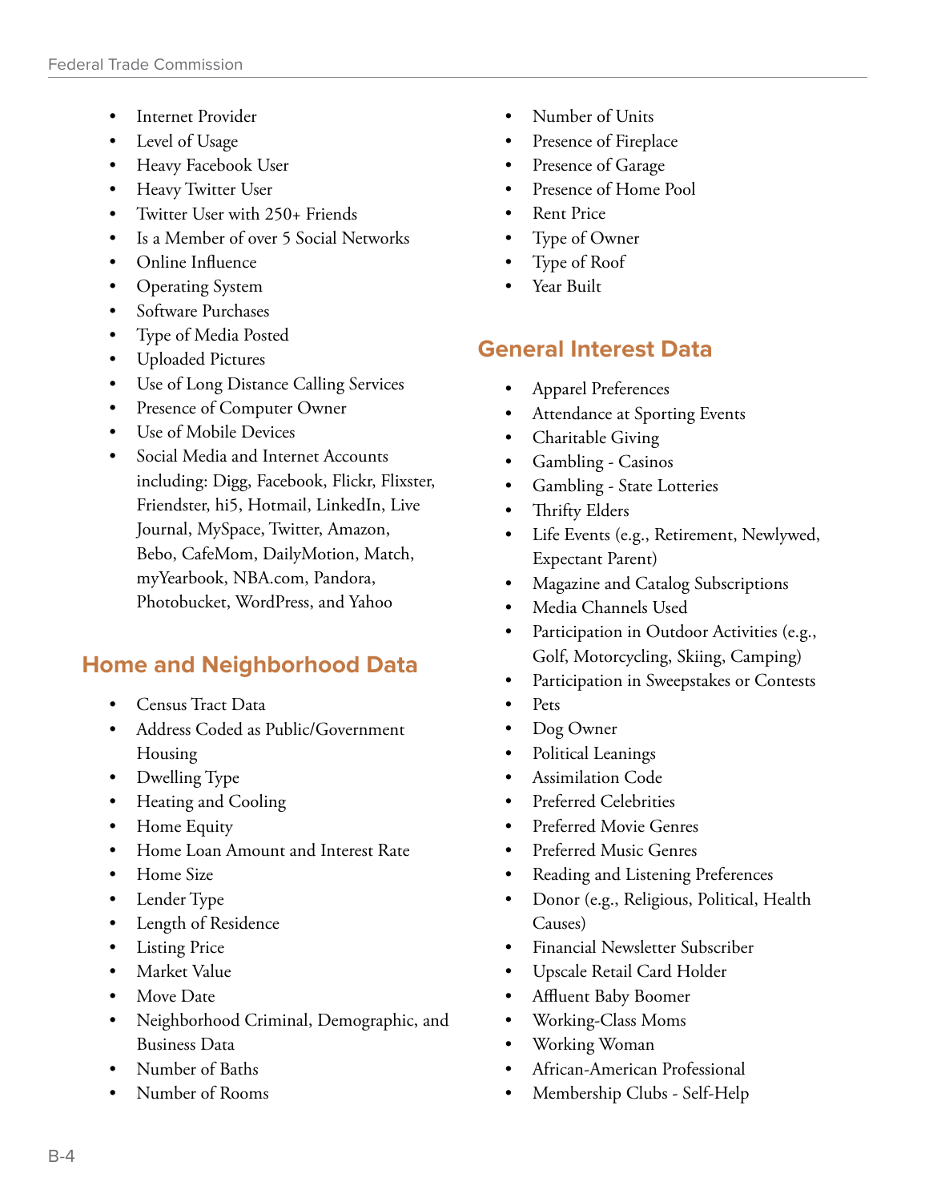- Internet Provider
- Level of Usage
- Heavy Facebook User
- Heavy Twitter User
- Twitter User with 250+ Friends
- Is a Member of over 5 Social Networks
- Online Influence
- Operating System
- Software Purchases
- Type of Media Posted
- Uploaded Pictures
- Use of Long Distance Calling Services
- Presence of Computer Owner
- Use of Mobile Devices
- Social Media and Internet Accounts including: Digg, Facebook, Flickr, Flixster, Friendster, hi5, Hotmail, LinkedIn, Live Journal, MySpace, Twitter, Amazon, Bebo, CafeMom, DailyMotion, Match, myYearbook, NBA.com, Pandora, Photobucket, WordPress, and Yahoo

## Home and Neighborhood Data

- Census Tract Data
- Address Coded as Public/Government Housing
- Dwelling Type
- Heating and Cooling
- Home Equity
- Home Loan Amount and Interest Rate
- Home Size
- Lender Type
- Length of Residence
- Listing Price
- Market Value
- Move Date
- Neighborhood Criminal, Demographic, and Business Data
- Number of Baths
- Number of Rooms
- Number of Units
- Presence of Fireplace
- Presence of Garage
- Presence of Home Pool
- Rent Price
- Type of Owner
- Type of Roof
- Year Built

## General Interest Data

- Apparel Preferences
- Attendance at Sporting Events
- Charitable Giving
- Gambling - Casinos
- Gambling - State Lotteries
- Thrifty Elders
- Life Events (e.g., Retirement, Newlywed, Expectant Parent)
- Magazine and Catalog Subscriptions
- Media Channels Used
- Participation in Outdoor Activities (e.g., Golf, Motorcycling, Skiing, Camping)
- Participation in Sweepstakes or Contests
- Pets
- Dog Owner
- Political Leanings
- Assimilation Code
- Preferred Celebrities
- Preferred Movie Genres
- Preferred Music Genres
- Reading and Listening Preferences
- Donor (e.g., Religious, Political, Health Causes)
- Financial Newsletter Subscriber
- Upscale Retail Card Holder
- Affluent Baby Boomer
- Working-Class Moms
- Working Woman
- African-American Professional
- Membership Clubs - Self-Help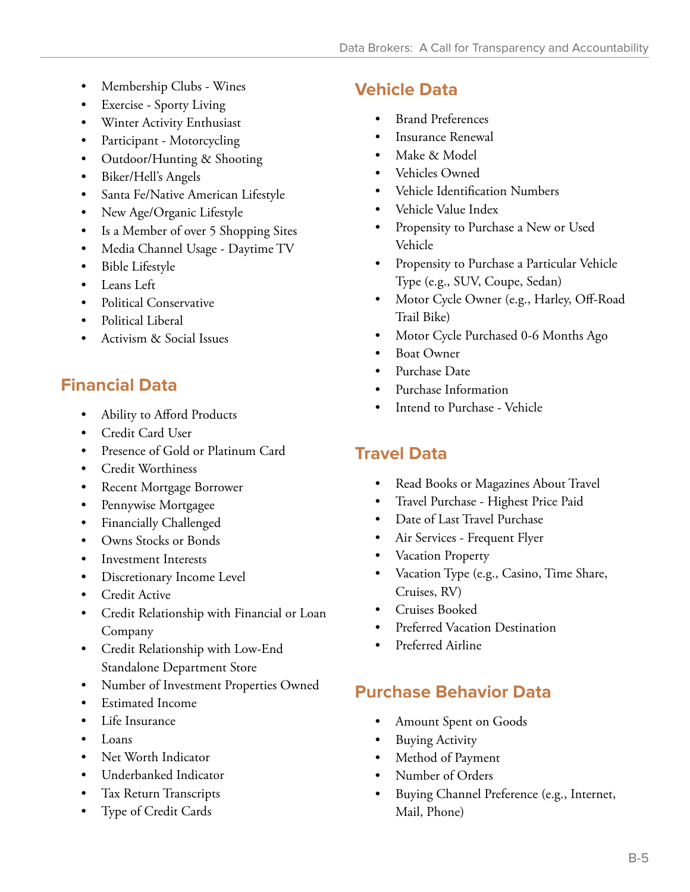- Membership Clubs - Wines
- Exercise - Sporty Living
- Winter Activity Enthusiast
- Participant - Motorcycling
- Outdoor/Hunting & Shooting
- Biker/Hell's Angels
- Santa Fe/Native American Lifestyle
- New Age/Organic Lifestyle
- Is a Member of over 5 Shopping Sites
- Media Channel Usage - Daytime TV
- Bible Lifestyle
- Leans Left
- Political Conservative
- Political Liberal
- Activism & Social Issues

## Financial Data

- Ability to Afford Products
- Credit Card User
- Presence of Gold or Platinum Card
- Credit Worthiness
- Recent Mortgage Borrower
- Pennywise Mortgagee
- Financially Challenged
- Owns Stocks or Bonds
- Investment Interests
- Discretionary Income Level
- Credit Active
- Credit Relationship with Financial or Loan Company
- Credit Relationship with Low-End Standalone Department Store
- Number of Investment Properties Owned
- Estimated Income
- Life Insurance
- Loans
- Net Worth Indicator
- Underbanked Indicator
- Tax Return Transcripts
- Type of Credit Cards

## Vehicle Data

- Brand Preferences
- Insurance Renewal
- Make & Model
- Vehicles Owned
- Vehicle Identification Numbers
- Vehicle Value Index
- Propensity to Purchase a New or Used Vehicle
- Propensity to Purchase a Particular Vehicle Type (e.g., SUV, Coupe, Sedan)
- Motor Cycle Owner (e.g., Harley, Off-Road Trail Bike)
- Motor Cycle Purchased 0-6 Months Ago
- Boat Owner
- Purchase Date
- Purchase Information
- Intend to Purchase - Vehicle

## Travel Data

- Read Books or Magazines About Travel
- Travel Purchase - Highest Price Paid
- Date of Last Travel Purchase
- Air Services - Frequent Flyer
- Vacation Property
- Vacation Type (e.g., Casino, Time Share, Cruises, RV)
- Cruises Booked
- Preferred Vacation Destination
- Preferred Airline

## Purchase Behavior Data

- Amount Spent on Goods
- Buying Activity
- Method of Payment
- Number of Orders
- Buying Channel Preference (e.g., Internet, Mail, Phone)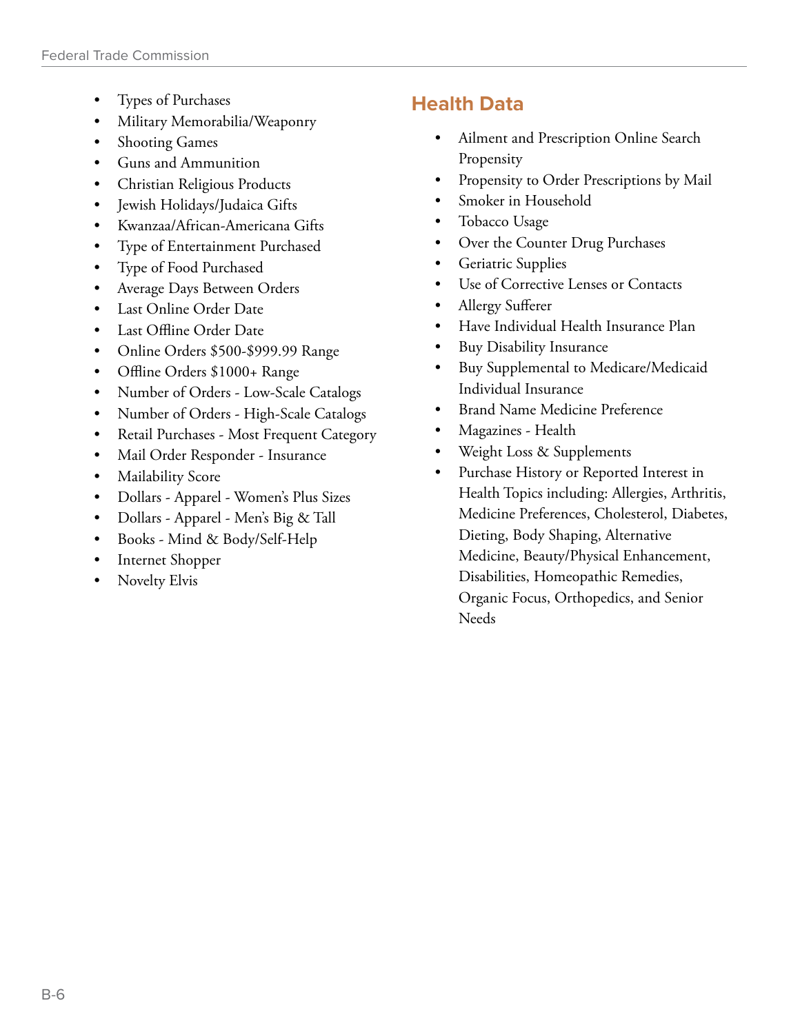- Types of Purchases
- Military Memorabilia/Weaponry
- Shooting Games
- Guns and Ammunition
- Christian Religious Products
- Jewish Holidays/Judaica Gifts
- Kwanzaa/African-Americana Gifts
- Type of Entertainment Purchased
- Type of Food Purchased
- Average Days Between Orders
- Last Online Order Date
- Last Offline Order Date
- Online Orders $500-$999.99 Range
- Offline Orders $1000+ Range
- Number of Orders - Low-Scale Catalogs
- Number of Orders - High-Scale Catalogs
- Retail Purchases - Most Frequent Category
- Mail Order Responder - Insurance
- Mailability Score
- Dollars - Apparel - Women's Plus Sizes
- Dollars - Apparel - Men's Big & Tall
- Books - Mind & Body/Self-Help
- Internet Shopper
- Novelty Elvis

## Health Data

- Ailment and Prescription Online Search Propensity
- Propensity to Order Prescriptions by Mail
- Smoker in Household
- Tobacco Usage
- Over the Counter Drug Purchases
- Geriatric Supplies
- Use of Corrective Lenses or Contacts
- Allergy Sufferer
- Have Individual Health Insurance Plan
- Buy Disability Insurance
- Buy Supplemental to Medicare/Medicaid Individual Insurance
- Brand Name Medicine Preference
- Magazines - Health
- Weight Loss & Supplements
- Purchase History or Reported Interest in Health Topics including: Allergies, Arthritis, Medicine Preferences, Cholesterol, Diabetes, Dieting, Body Shaping, Alternative Medicine, Beauty/Physical Enhancement, Disabilities, Homeopathic Remedies, Organic Focus, Orthopedics, and Senior Needs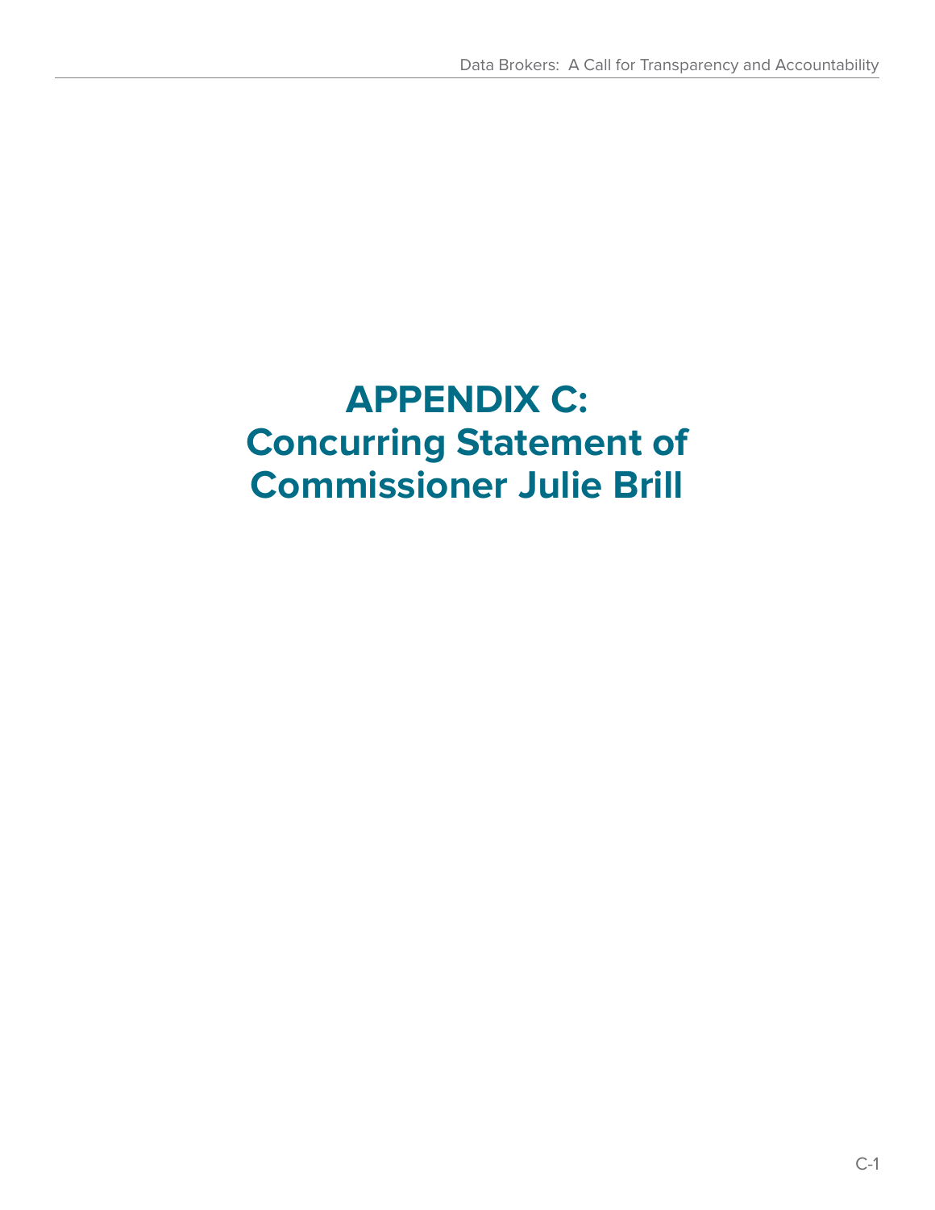# APPENDIX C: Concurring Statement of Commissioner Julie Brill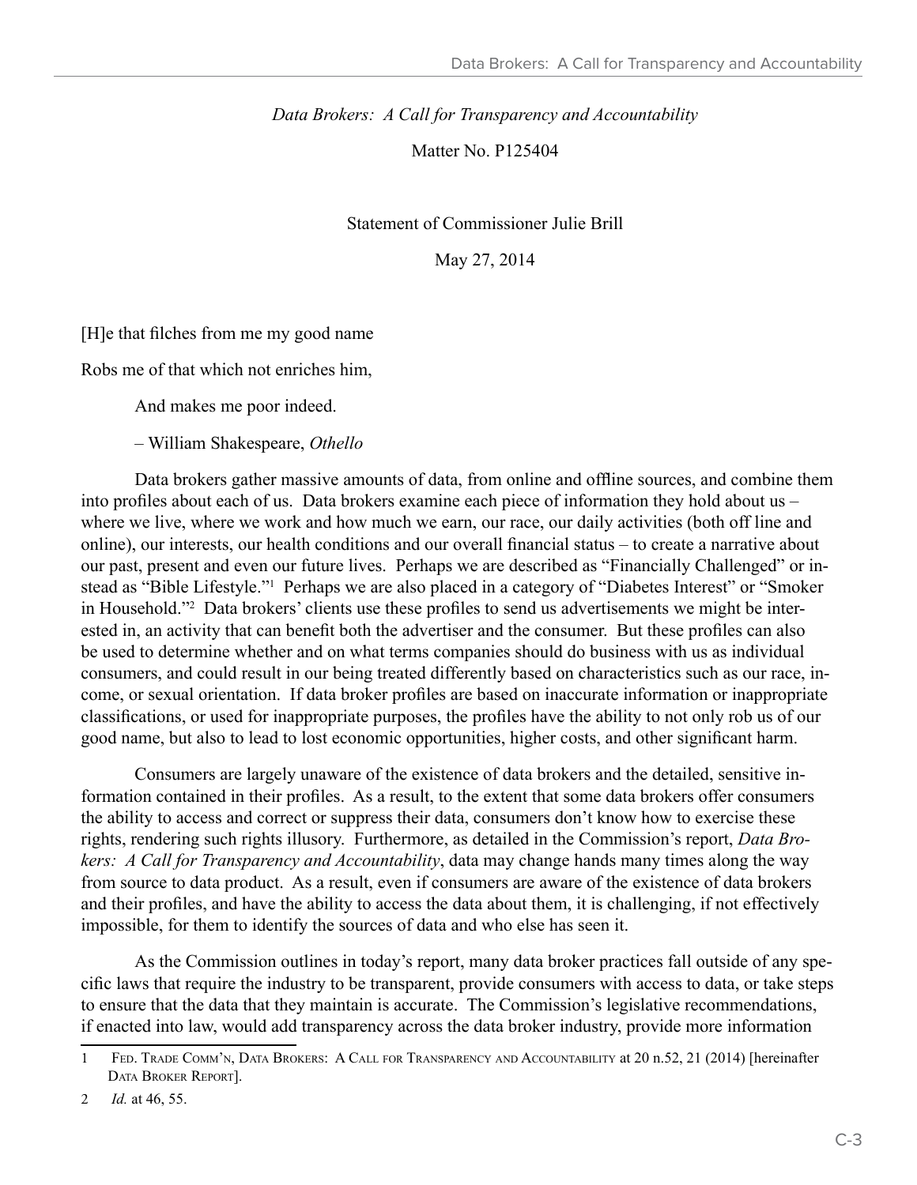*Data Brokers: A Call for Transparency and Accountability*

Matter No. P125404

Statement of Commissioner Julie Brill

May 27, 2014

[H]e that filches from me my good name

Robs me of that which not enriches him,

And makes me poor indeed.

– William Shakespeare, *Othello*

Data brokers gather massive amounts of data, from online and offline sources, and combine them into profiles about each of us. Data brokers examine each piece of information they hold about us – where we live, where we work and how much we earn, our race, our daily activities (both off line and online), our interests, our health conditions and our overall financial status – to create a narrative about our past, present and even our future lives. Perhaps we are described as "Financially Challenged" or instead as "Bible Lifestyle."[1] Perhaps we are also placed in a category of "Diabetes Interest" or "Smoker in Household."[2] Data brokers' clients use these profiles to send us advertisements we might be interested in, an activity that can benefit both the advertiser and the consumer. But these profiles can also be used to determine whether and on what terms companies should do business with us as individual consumers, and could result in our being treated differently based on characteristics such as our race, income, or sexual orientation. If data broker profiles are based on inaccurate information or inappropriate classifications, or used for inappropriate purposes, the profiles have the ability to not only rob us of our good name, but also to lead to lost economic opportunities, higher costs, and other significant harm.

Consumers are largely unaware of the existence of data brokers and the detailed, sensitive information contained in their profiles. As a result, to the extent that some data brokers offer consumers the ability to access and correct or suppress their data, consumers don't know how to exercise these rights, rendering such rights illusory. Furthermore, as detailed in the Commission's report, *Data Brokers: A Call for Transparency and Accountability*, data may change hands many times along the way from source to data product. As a result, even if consumers are aware of the existence of data brokers and their profiles, and have the ability to access the data about them, it is challenging, if not effectively impossible, for them to identify the sources of data and who else has seen it.

As the Commission outlines in today's report, many data broker practices fall outside of any specific laws that require the industry to be transparent, provide consumers with access to data, or take steps to ensure that the data that they maintain is accurate. The Commission's legislative recommendations, if enacted into law, would add transparency across the data broker industry, provide more information

---

1 Fed. Trade Comm'n, Data Brokers: A Call for Transparency and Accountability at 20 n.52, 21 (2014) [hereinafter Data Broker Report].

2 *Id.* at 46, 55.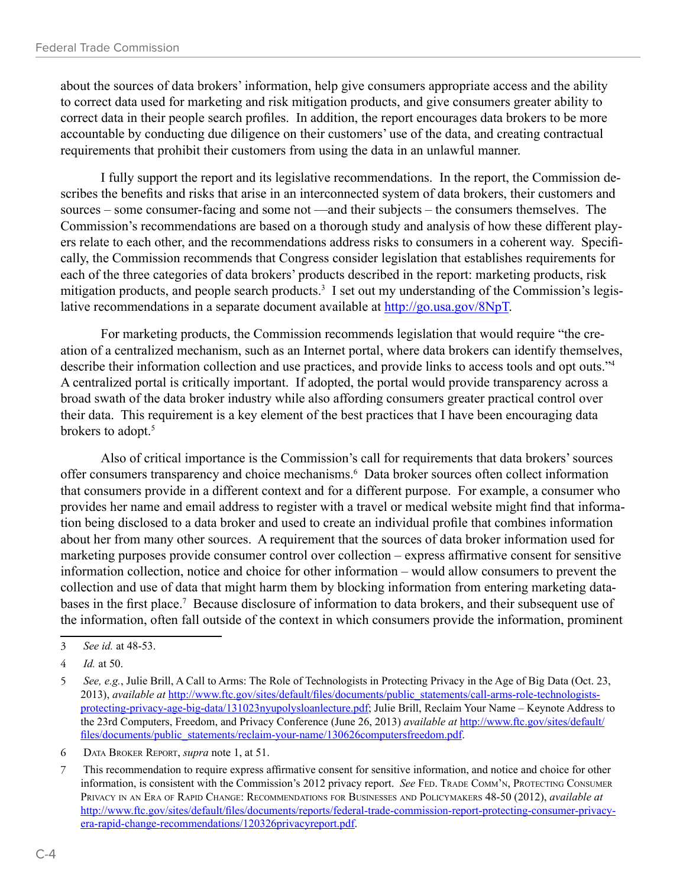about the sources of data brokers' information, help give consumers appropriate access and the ability to correct data used for marketing and risk mitigation products, and give consumers greater ability to correct data in their people search profiles. In addition, the report encourages data brokers to be more accountable by conducting due diligence on their customers' use of the data, and creating contractual requirements that prohibit their customers from using the data in an unlawful manner.

I fully support the report and its legislative recommendations. In the report, the Commission describes the benefits and risks that arise in an interconnected system of data brokers, their customers and sources – some consumer-facing and some not —and their subjects – the consumers themselves. The Commission's recommendations are based on a thorough study and analysis of how these different players relate to each other, and the recommendations address risks to consumers in a coherent way. Specifically, the Commission recommends that Congress consider legislation that establishes requirements for each of the three categories of data brokers' products described in the report: marketing products, risk mitigation products, and people search products.[3] I set out my understanding of the Commission's legislative recommendations in a separate document available at http://go.usa.gov/8NpT.

For marketing products, the Commission recommends legislation that would require "the creation of a centralized mechanism, such as an Internet portal, where data brokers can identify themselves, describe their information collection and use practices, and provide links to access tools and opt outs."[4] A centralized portal is critically important. If adopted, the portal would provide transparency across a broad swath of the data broker industry while also affording consumers greater practical control over their data. This requirement is a key element of the best practices that I have been encouraging data brokers to adopt.[5]

Also of critical importance is the Commission's call for requirements that data brokers' sources offer consumers transparency and choice mechanisms.[6] Data broker sources often collect information that consumers provide in a different context and for a different purpose. For example, a consumer who provides her name and email address to register with a travel or medical website might find that information being disclosed to a data broker and used to create an individual profile that combines information about her from many other sources. A requirement that the sources of data broker information used for marketing purposes provide consumer control over collection – express affirmative consent for sensitive information collection, notice and choice for other information – would allow consumers to prevent the collection and use of data that might harm them by blocking information from entering marketing databases in the first place.[7] Because disclosure of information to data brokers, and their subsequent use of the information, often fall outside of the context in which consumers provide the information, prominent

---

3 *See id.* at 48-53.

4 *Id.* at 50.

5 *See, e.g.*, Julie Brill, A Call to Arms: The Role of Technologists in Protecting Privacy in the Age of Big Data (Oct. 23, 2013), *available at* http://www.ftc.gov/sites/default/files/documents/public_statements/call-arms-role-technologists-protecting-privacy-age-big-data/131023nyupolysloanlecture.pdf; Julie Brill, Reclaim Your Name – Keynote Address to the 23rd Computers, Freedom, and Privacy Conference (June 26, 2013) *available at* http://www.ftc.gov/sites/default/files/documents/public_statements/reclaim-your-name/130626computersfreedom.pdf.

6 Data Broker Report, *supra* note 1, at 51.

7 This recommendation to require express affirmative consent for sensitive information, and notice and choice for other information, is consistent with the Commission's 2012 privacy report. *See* Fed. Trade Comm'n, Protecting Consumer Privacy in an Era of Rapid Change: Recommendations for Businesses and Policymakers 48-50 (2012), *available at* http://www.ftc.gov/sites/default/files/documents/reports/federal-trade-commission-report-protecting-consumer-privacy-era-rapid-change-recommendations/120326privacyreport.pdf.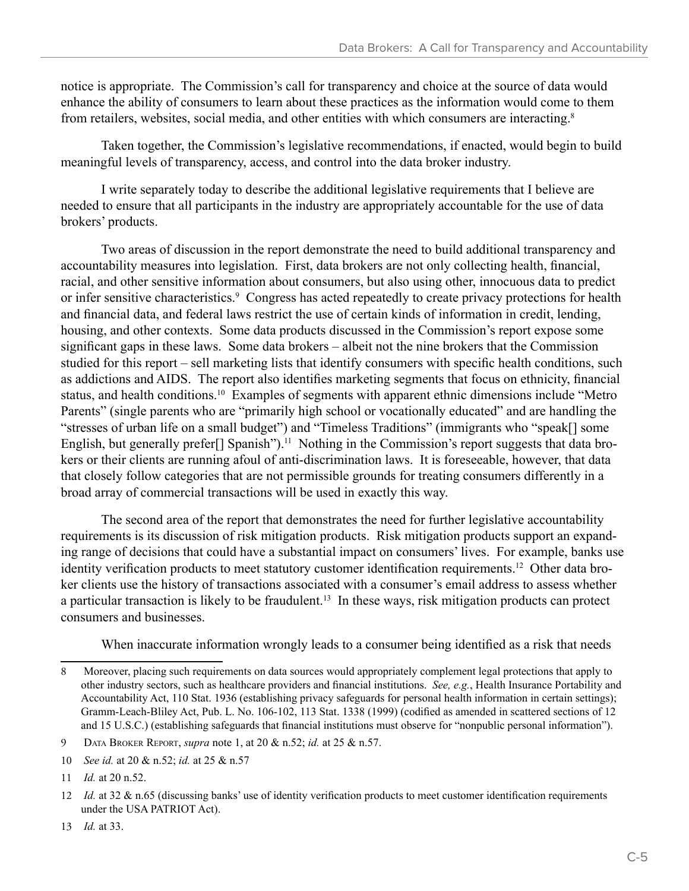notice is appropriate. The Commission's call for transparency and choice at the source of data would enhance the ability of consumers to learn about these practices as the information would come to them from retailers, websites, social media, and other entities with which consumers are interacting.[8]

Taken together, the Commission's legislative recommendations, if enacted, would begin to build meaningful levels of transparency, access, and control into the data broker industry.

I write separately today to describe the additional legislative requirements that I believe are needed to ensure that all participants in the industry are appropriately accountable for the use of data brokers' products.

Two areas of discussion in the report demonstrate the need to build additional transparency and accountability measures into legislation. First, data brokers are not only collecting health, financial, racial, and other sensitive information about consumers, but also using other, innocuous data to predict or infer sensitive characteristics.[9] Congress has acted repeatedly to create privacy protections for health and financial data, and federal laws restrict the use of certain kinds of information in credit, lending, housing, and other contexts. Some data products discussed in the Commission's report expose some significant gaps in these laws. Some data brokers – albeit not the nine brokers that the Commission studied for this report – sell marketing lists that identify consumers with specific health conditions, such as addictions and AIDS. The report also identifies marketing segments that focus on ethnicity, financial status, and health conditions.[10] Examples of segments with apparent ethnic dimensions include "Metro Parents" (single parents who are "primarily high school or vocationally educated" and are handling the "stresses of urban life on a small budget") and "Timeless Traditions" (immigrants who "speak[] some English, but generally prefer[] Spanish").[11] Nothing in the Commission's report suggests that data brokers or their clients are running afoul of anti-discrimination laws. It is foreseeable, however, that data that closely follow categories that are not permissible grounds for treating consumers differently in a broad array of commercial transactions will be used in exactly this way.

The second area of the report that demonstrates the need for further legislative accountability requirements is its discussion of risk mitigation products. Risk mitigation products support an expanding range of decisions that could have a substantial impact on consumers' lives. For example, banks use identity verification products to meet statutory customer identification requirements.[12] Other data broker clients use the history of transactions associated with a consumer's email address to assess whether a particular transaction is likely to be fraudulent.[13] In these ways, risk mitigation products can protect consumers and businesses.

When inaccurate information wrongly leads to a consumer being identified as a risk that needs

---

8 Moreover, placing such requirements on data sources would appropriately complement legal protections that apply to other industry sectors, such as healthcare providers and financial institutions. *See, e.g.*, Health Insurance Portability and Accountability Act, 110 Stat. 1936 (establishing privacy safeguards for personal health information in certain settings); Gramm-Leach-Bliley Act, Pub. L. No. 106-102, 113 Stat. 1338 (1999) (codified as amended in scattered sections of 12 and 15 U.S.C.) (establishing safeguards that financial institutions must observe for "nonpublic personal information").

9 Data Broker Report, *supra* note 1, at 20 & n.52; *id.* at 25 & n.57.

10 *See id.* at 20 & n.52; *id.* at 25 & n.57

11 *Id.* at 20 n.52.

12 *Id.* at 32 & n.65 (discussing banks' use of identity verification products to meet customer identification requirements under the USA PATRIOT Act).

13 *Id.* at 33.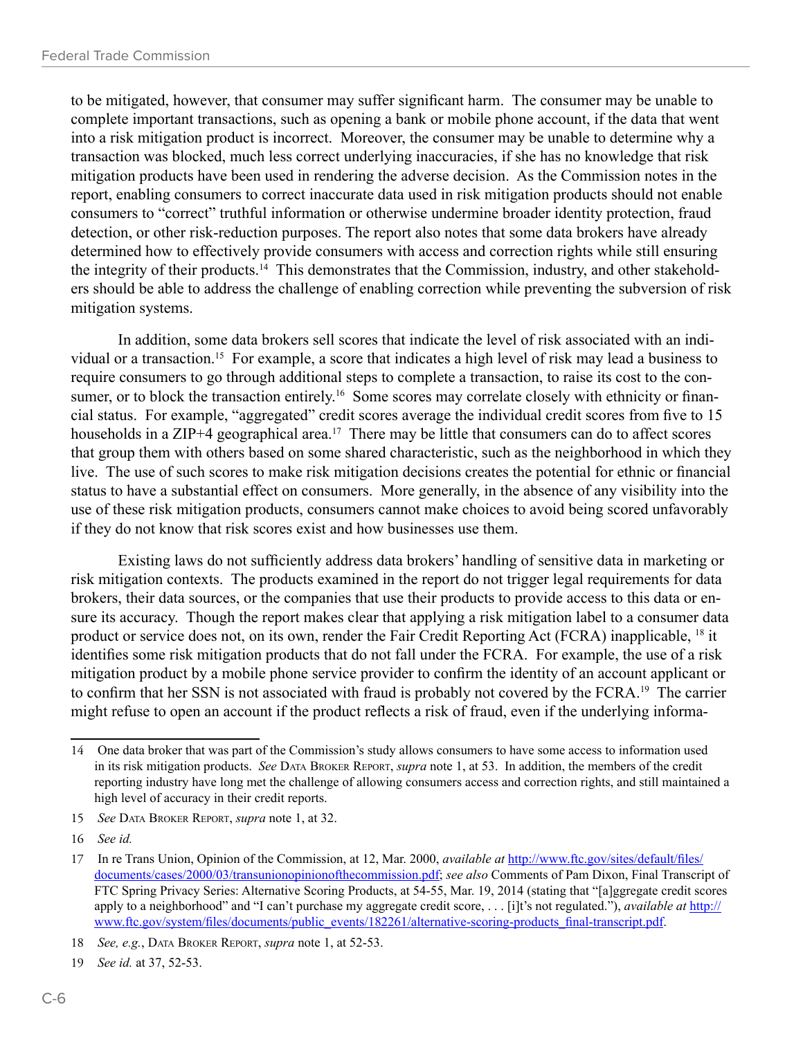to be mitigated, however, that consumer may suffer significant harm. The consumer may be unable to complete important transactions, such as opening a bank or mobile phone account, if the data that went into a risk mitigation product is incorrect. Moreover, the consumer may be unable to determine why a transaction was blocked, much less correct underlying inaccuracies, if she has no knowledge that risk mitigation products have been used in rendering the adverse decision. As the Commission notes in the report, enabling consumers to correct inaccurate data used in risk mitigation products should not enable consumers to "correct" truthful information or otherwise undermine broader identity protection, fraud detection, or other risk-reduction purposes. The report also notes that some data brokers have already determined how to effectively provide consumers with access and correction rights while still ensuring the integrity of their products.[14] This demonstrates that the Commission, industry, and other stakeholders should be able to address the challenge of enabling correction while preventing the subversion of risk mitigation systems.

In addition, some data brokers sell scores that indicate the level of risk associated with an individual or a transaction.[15] For example, a score that indicates a high level of risk may lead a business to require consumers to go through additional steps to complete a transaction, to raise its cost to the consumer, or to block the transaction entirely.[16] Some scores may correlate closely with ethnicity or financial status. For example, "aggregated" credit scores average the individual credit scores from five to 15 households in a ZIP+4 geographical area.[17] There may be little that consumers can do to affect scores that group them with others based on some shared characteristic, such as the neighborhood in which they live. The use of such scores to make risk mitigation decisions creates the potential for ethnic or financial status to have a substantial effect on consumers. More generally, in the absence of any visibility into the use of these risk mitigation products, consumers cannot make choices to avoid being scored unfavorably if they do not know that risk scores exist and how businesses use them.

Existing laws do not sufficiently address data brokers' handling of sensitive data in marketing or risk mitigation contexts. The products examined in the report do not trigger legal requirements for data brokers, their data sources, or the companies that use their products to provide access to this data or ensure its accuracy. Though the report makes clear that applying a risk mitigation label to a consumer data product or service does not, on its own, render the Fair Credit Reporting Act (FCRA) inapplicable, [18] it identifies some risk mitigation products that do not fall under the FCRA. For example, the use of a risk mitigation product by a mobile phone service provider to confirm the identity of an account applicant or to confirm that her SSN is not associated with fraud is probably not covered by the FCRA.[19] The carrier might refuse to open an account if the product reflects a risk of fraud, even if the underlying informa-

---

14 One data broker that was part of the Commission's study allows consumers to have some access to information used in its risk mitigation products. *See* Data Broker Report, *supra* note 1, at 53. In addition, the members of the credit reporting industry have long met the challenge of allowing consumers access and correction rights, and still maintained a high level of accuracy in their credit reports.

15 *See* Data Broker Report, *supra* note 1, at 32.

16 *See id.*

17 In re Trans Union, Opinion of the Commission, at 12, Mar. 2000, *available at* http://www.ftc.gov/sites/default/files/documents/cases/2000/03/transunionopinionofthecommission.pdf; *see also* Comments of Pam Dixon, Final Transcript of FTC Spring Privacy Series: Alternative Scoring Products, at 54-55, Mar. 19, 2014 (stating that "[a]ggregate credit scores apply to a neighborhood" and "I can't purchase my aggregate credit score, . . . [i]t's not regulated."), *available at* http://www.ftc.gov/system/files/documents/public_events/182261/alternative-scoring-products_final-transcript.pdf.

18 *See, e.g.*, Data Broker Report, *supra* note 1, at 52-53.

19 *See id.* at 37, 52-53.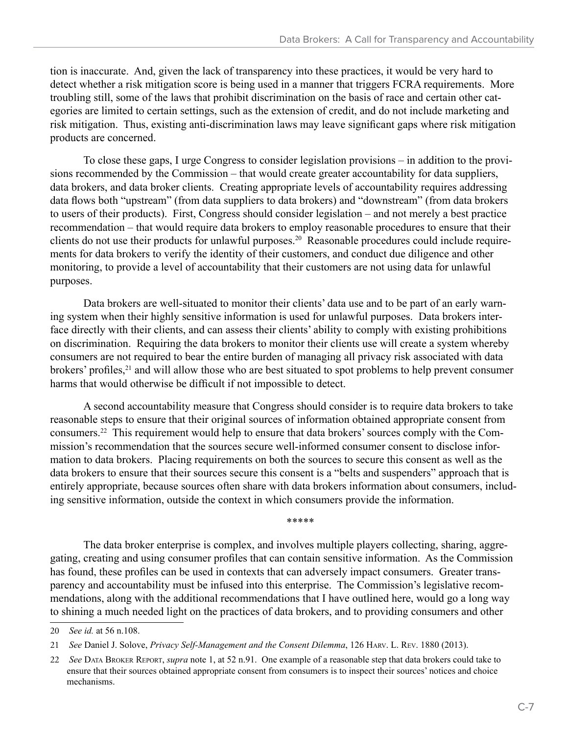tion is inaccurate. And, given the lack of transparency into these practices, it would be very hard to detect whether a risk mitigation score is being used in a manner that triggers FCRA requirements. More troubling still, some of the laws that prohibit discrimination on the basis of race and certain other categories are limited to certain settings, such as the extension of credit, and do not include marketing and risk mitigation. Thus, existing anti-discrimination laws may leave significant gaps where risk mitigation products are concerned.

To close these gaps, I urge Congress to consider legislation provisions – in addition to the provisions recommended by the Commission – that would create greater accountability for data suppliers, data brokers, and data broker clients. Creating appropriate levels of accountability requires addressing data flows both "upstream" (from data suppliers to data brokers) and "downstream" (from data brokers to users of their products). First, Congress should consider legislation – and not merely a best practice recommendation – that would require data brokers to employ reasonable procedures to ensure that their clients do not use their products for unlawful purposes.[20] Reasonable procedures could include requirements for data brokers to verify the identity of their customers, and conduct due diligence and other monitoring, to provide a level of accountability that their customers are not using data for unlawful purposes.

Data brokers are well-situated to monitor their clients' data use and to be part of an early warning system when their highly sensitive information is used for unlawful purposes. Data brokers interface directly with their clients, and can assess their clients' ability to comply with existing prohibitions on discrimination. Requiring the data brokers to monitor their clients use will create a system whereby consumers are not required to bear the entire burden of managing all privacy risk associated with data brokers' profiles,[21] and will allow those who are best situated to spot problems to help prevent consumer harms that would otherwise be difficult if not impossible to detect.

A second accountability measure that Congress should consider is to require data brokers to take reasonable steps to ensure that their original sources of information obtained appropriate consent from consumers.[22] This requirement would help to ensure that data brokers' sources comply with the Commission's recommendation that the sources secure well-informed consumer consent to disclose information to data brokers. Placing requirements on both the sources to secure this consent as well as the data brokers to ensure that their sources secure this consent is a "belts and suspenders" approach that is entirely appropriate, because sources often share with data brokers information about consumers, including sensitive information, outside the context in which consumers provide the information.

\*\*\*\*\*

The data broker enterprise is complex, and involves multiple players collecting, sharing, aggregating, creating and using consumer profiles that can contain sensitive information. As the Commission has found, these profiles can be used in contexts that can adversely impact consumers. Greater transparency and accountability must be infused into this enterprise. The Commission's legislative recommendations, along with the additional recommendations that I have outlined here, would go a long way to shining a much needed light on the practices of data brokers, and to providing consumers and other

---

20 *See id.* at 56 n.108.

21 *See* Daniel J. Solove, *Privacy Self-Management and the Consent Dilemma*, 126 Harv. L. Rev. 1880 (2013).

22 *See* Data Broker Report, *supra* note 1, at 52 n.91. One example of a reasonable step that data brokers could take to ensure that their sources obtained appropriate consent from consumers is to inspect their sources' notices and choice mechanisms.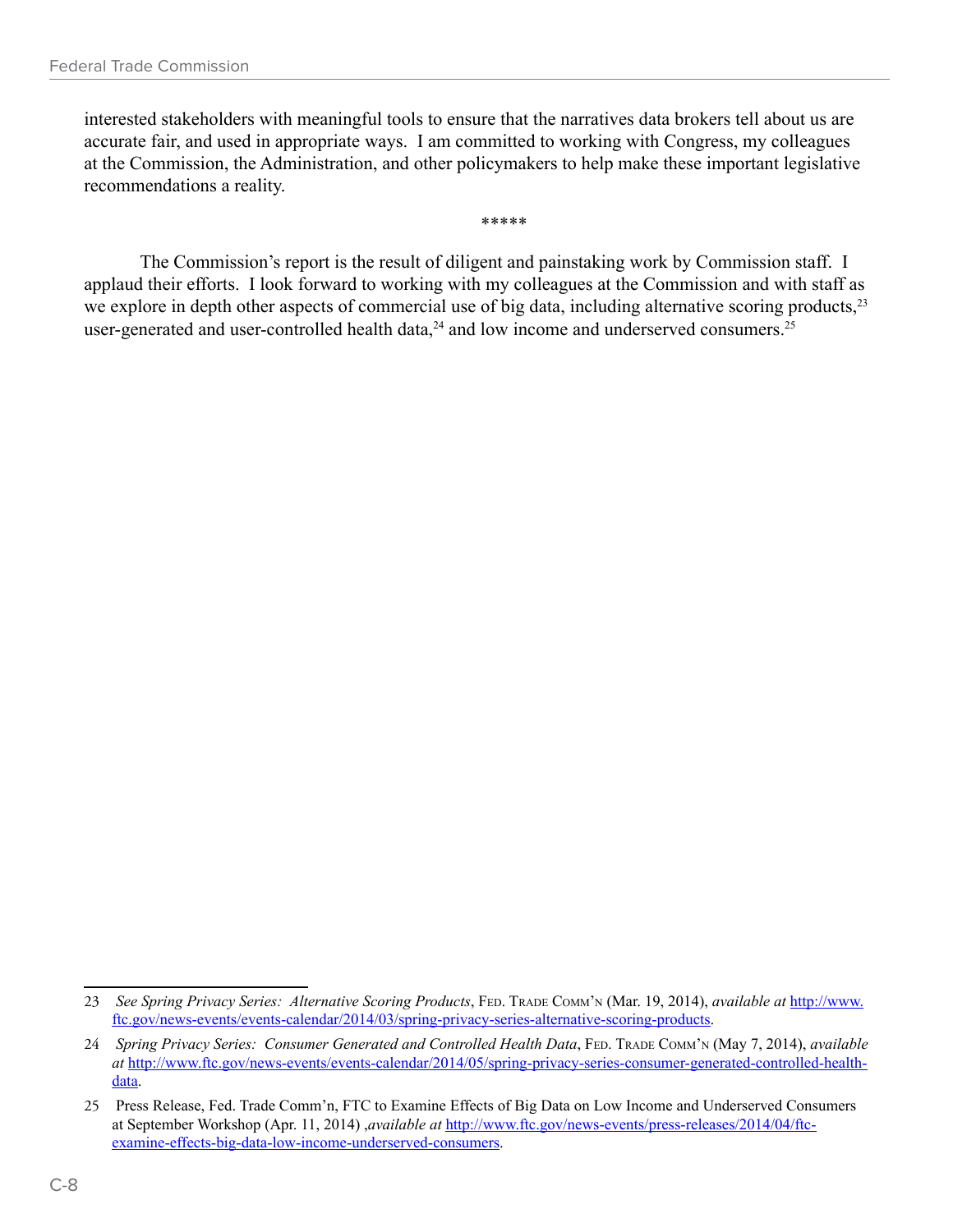interested stakeholders with meaningful tools to ensure that the narratives data brokers tell about us are accurate fair, and used in appropriate ways. I am committed to working with Congress, my colleagues at the Commission, the Administration, and other policymakers to help make these important legislative recommendations a reality.

*****

The Commission's report is the result of diligent and painstaking work by Commission staff. I applaud their efforts. I look forward to working with my colleagues at the Commission and with staff as we explore in depth other aspects of commercial use of big data, including alternative scoring products,[23] user-generated and user-controlled health data,[24] and low income and underserved consumers.[25]

---

23 *See Spring Privacy Series: Alternative Scoring Products*, Fed. Trade Comm'n (Mar. 19, 2014), *available at* http://www.ftc.gov/news-events/events-calendar/2014/03/spring-privacy-series-alternative-scoring-products.

24 *Spring Privacy Series: Consumer Generated and Controlled Health Data*, Fed. Trade Comm'n (May 7, 2014), *available at* http://www.ftc.gov/news-events/events-calendar/2014/05/spring-privacy-series-consumer-generated-controlled-health-data.

25 Press Release, Fed. Trade Comm'n, FTC to Examine Effects of Big Data on Low Income and Underserved Consumers at September Workshop (Apr. 11, 2014) ,*available at* http://www.ftc.gov/news-events/press-releases/2014/04/ftc-examine-effects-big-data-low-income-underserved-consumers.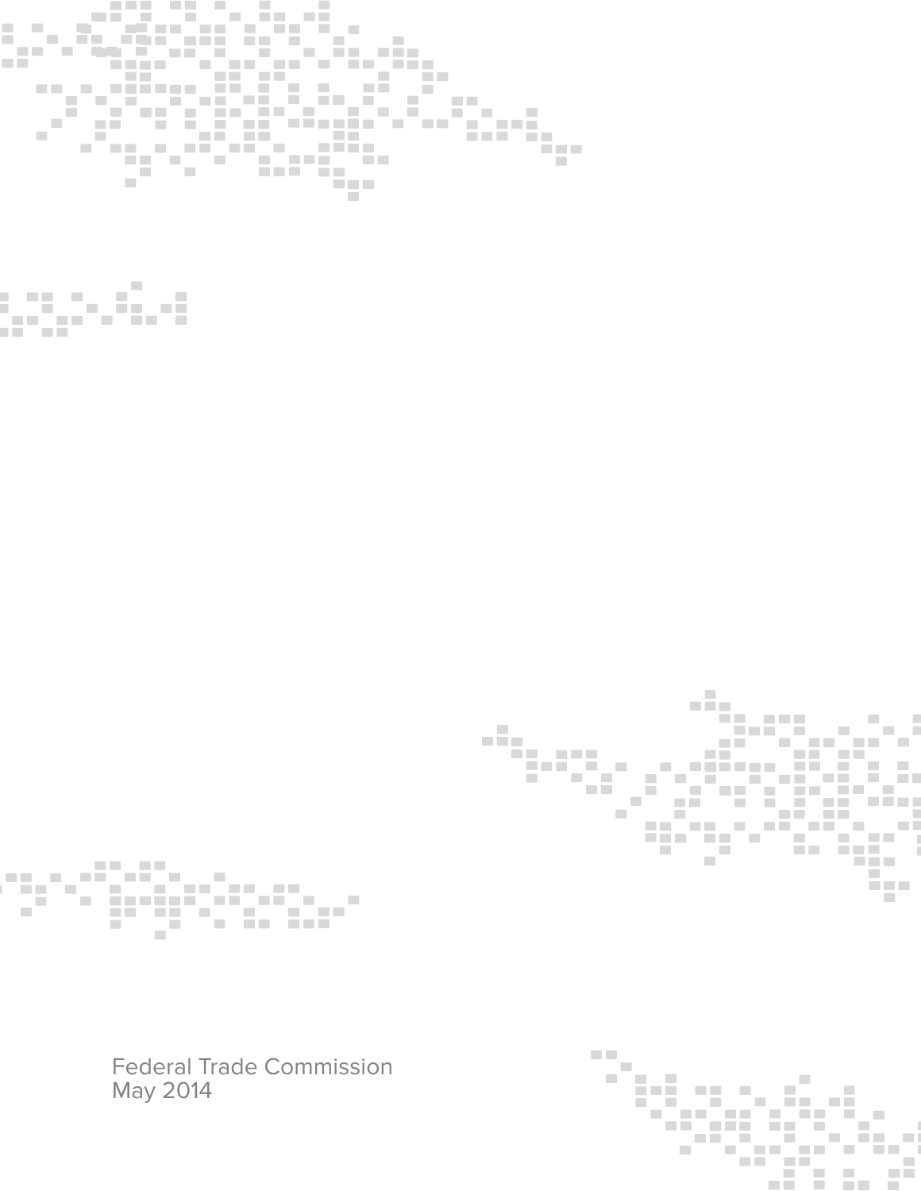Federal Trade Commission
May 2014